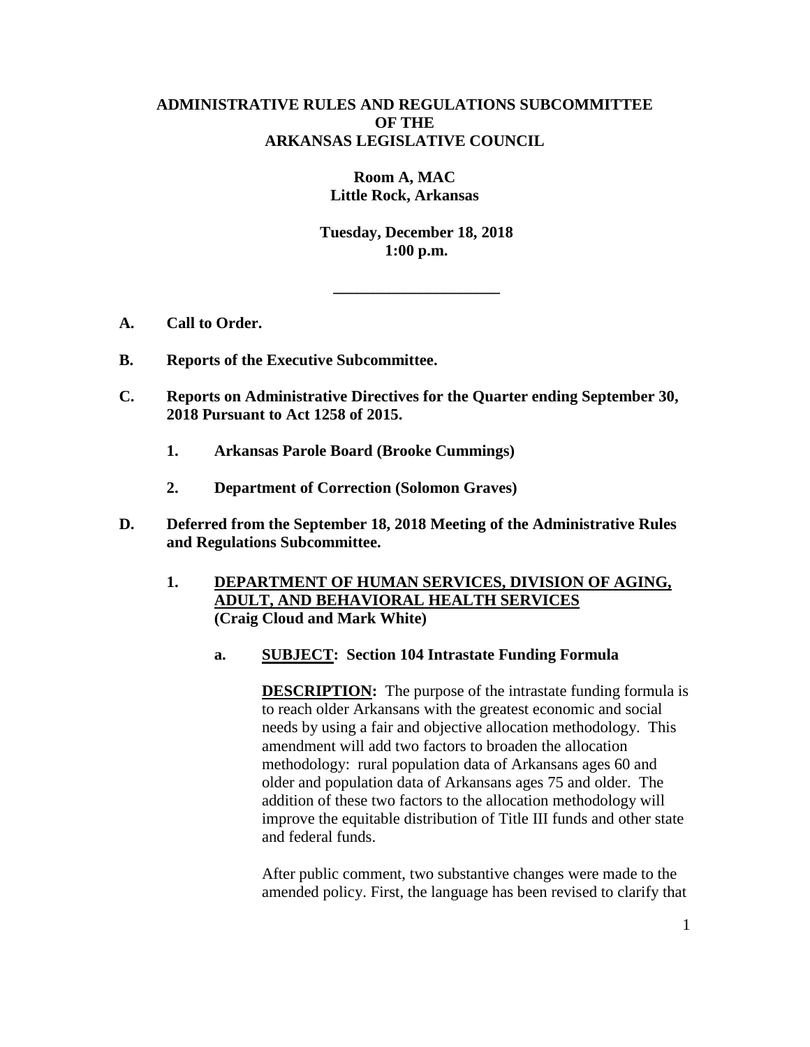# ADMINISTRATIVE RULES AND REGULATIONS SUBCOMMITTEE OF THE ARKANSAS LEGISLATIVE COUNCIL

**Room A, MAC**
**Little Rock, Arkansas**

**Tuesday, December 18, 2018**
**1:00 p.m.**

---

**A. Call to Order.**

**B. Reports of the Executive Subcommittee.**

**C. Reports on Administrative Directives for the Quarter ending September 30, 2018 Pursuant to Act 1258 of 2015.**

1. **Arkansas Parole Board (Brooke Cummings)**

2. **Department of Correction (Solomon Graves)**

**D. Deferred from the September 18, 2018 Meeting of the Administrative Rules and Regulations Subcommittee.**

1. **DEPARTMENT OF HUMAN SERVICES, DIVISION OF AGING, ADULT, AND BEHAVIORAL HEALTH SERVICES (Craig Cloud and Mark White)**

   a. **SUBJECT: Section 104 Intrastate Funding Formula**

   **DESCRIPTION:** The purpose of the intrastate funding formula is to reach older Arkansans with the greatest economic and social needs by using a fair and objective allocation methodology. This amendment will add two factors to broaden the allocation methodology: rural population data of Arkansans ages 60 and older and population data of Arkansans ages 75 and older. The addition of these two factors to the allocation methodology will improve the equitable distribution of Title III funds and other state and federal funds.

   After public comment, two substantive changes were made to the amended policy. First, the language has been revised to clarify that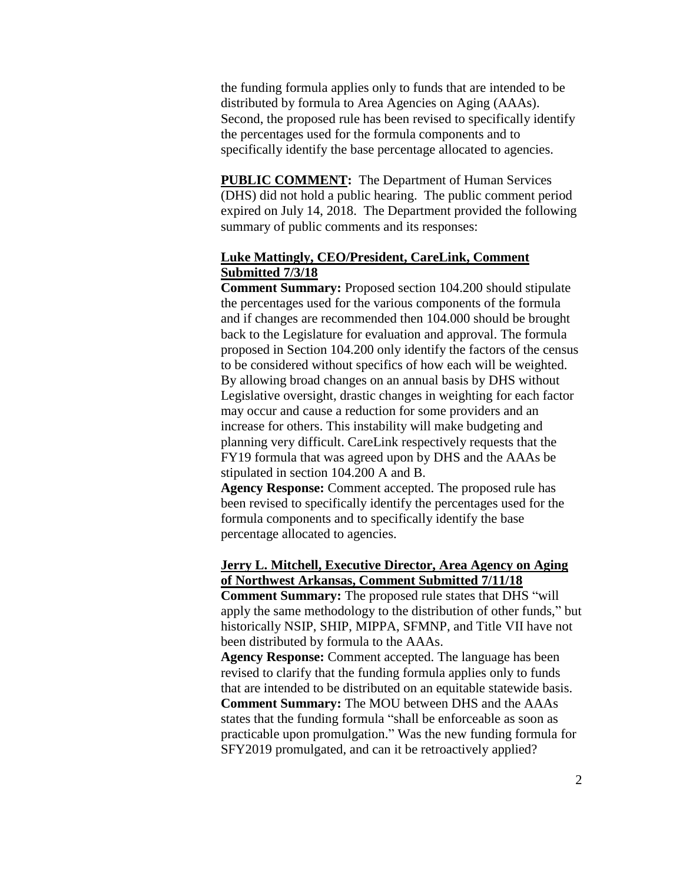the funding formula applies only to funds that are intended to be distributed by formula to Area Agencies on Aging (AAAs). Second, the proposed rule has been revised to specifically identify the percentages used for the formula components and to specifically identify the base percentage allocated to agencies.

**PUBLIC COMMENT:** The Department of Human Services (DHS) did not hold a public hearing. The public comment period expired on July 14, 2018. The Department provided the following summary of public comments and its responses:

**Luke Mattingly, CEO/President, CareLink, Comment Submitted 7/3/18**

**Comment Summary:** Proposed section 104.200 should stipulate the percentages used for the various components of the formula and if changes are recommended then 104.000 should be brought back to the Legislature for evaluation and approval. The formula proposed in Section 104.200 only identify the factors of the census to be considered without specifics of how each will be weighted. By allowing broad changes on an annual basis by DHS without Legislative oversight, drastic changes in weighting for each factor may occur and cause a reduction for some providers and an increase for others. This instability will make budgeting and planning very difficult. CareLink respectively requests that the FY19 formula that was agreed upon by DHS and the AAAs be stipulated in section 104.200 A and B.

**Agency Response:** Comment accepted. The proposed rule has been revised to specifically identify the percentages used for the formula components and to specifically identify the base percentage allocated to agencies.

**Jerry L. Mitchell, Executive Director, Area Agency on Aging of Northwest Arkansas, Comment Submitted 7/11/18**

**Comment Summary:** The proposed rule states that DHS "will apply the same methodology to the distribution of other funds," but historically NSIP, SHIP, MIPPA, SFMNP, and Title VII have not been distributed by formula to the AAAs.

**Agency Response:** Comment accepted. The language has been revised to clarify that the funding formula applies only to funds that are intended to be distributed on an equitable statewide basis.

**Comment Summary:** The MOU between DHS and the AAAs states that the funding formula "shall be enforceable as soon as practicable upon promulgation." Was the new funding formula for SFY2019 promulgated, and can it be retroactively applied?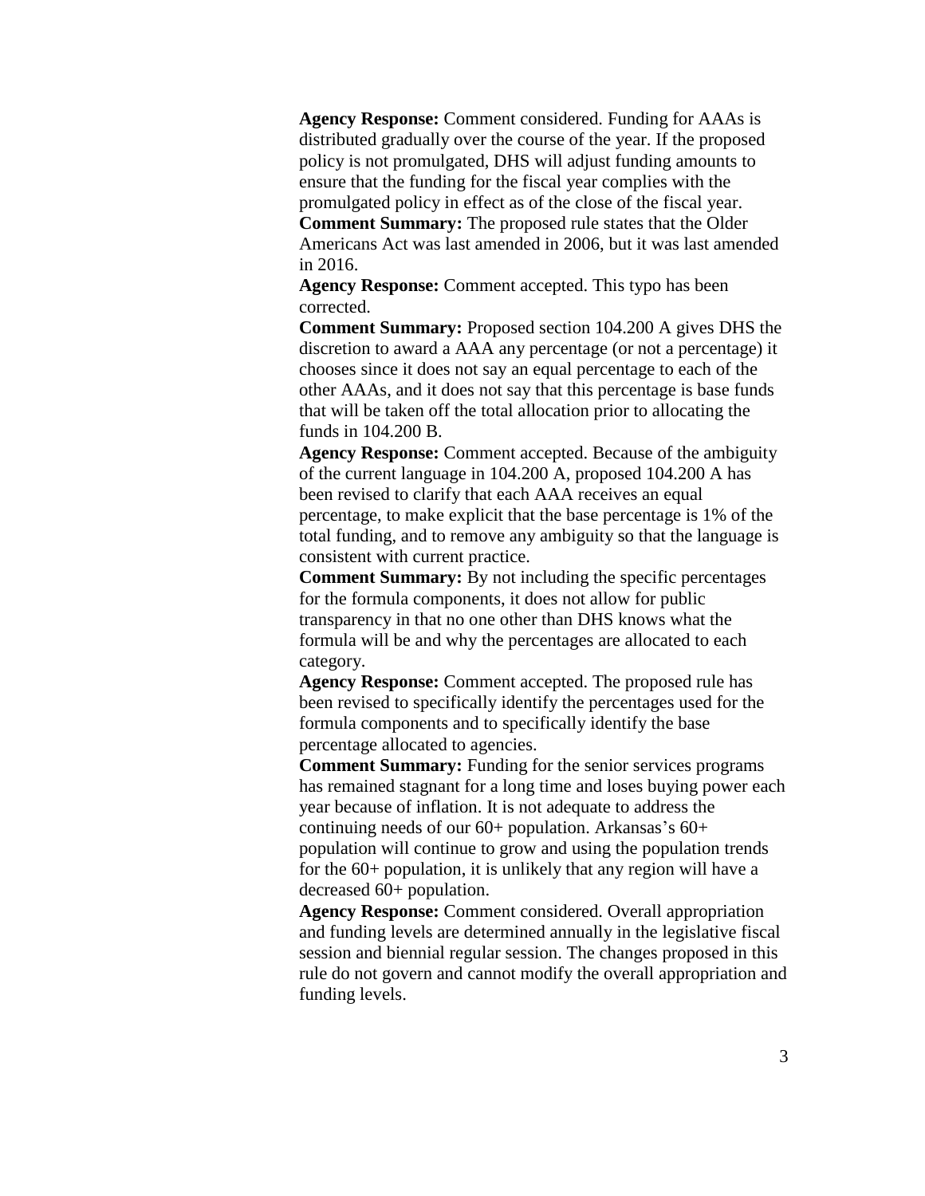**Agency Response:** Comment considered. Funding for AAAs is distributed gradually over the course of the year. If the proposed policy is not promulgated, DHS will adjust funding amounts to ensure that the funding for the fiscal year complies with the promulgated policy in effect as of the close of the fiscal year.

**Comment Summary:** The proposed rule states that the Older Americans Act was last amended in 2006, but it was last amended in 2016.

**Agency Response:** Comment accepted. This typo has been corrected.

**Comment Summary:** Proposed section 104.200 A gives DHS the discretion to award a AAA any percentage (or not a percentage) it chooses since it does not say an equal percentage to each of the other AAAs, and it does not say that this percentage is base funds that will be taken off the total allocation prior to allocating the funds in 104.200 B.

**Agency Response:** Comment accepted. Because of the ambiguity of the current language in 104.200 A, proposed 104.200 A has been revised to clarify that each AAA receives an equal percentage, to make explicit that the base percentage is 1% of the total funding, and to remove any ambiguity so that the language is consistent with current practice.

**Comment Summary:** By not including the specific percentages for the formula components, it does not allow for public transparency in that no one other than DHS knows what the formula will be and why the percentages are allocated to each category.

**Agency Response:** Comment accepted. The proposed rule has been revised to specifically identify the percentages used for the formula components and to specifically identify the base percentage allocated to agencies.

**Comment Summary:** Funding for the senior services programs has remained stagnant for a long time and loses buying power each year because of inflation. It is not adequate to address the continuing needs of our 60+ population. Arkansas's 60+ population will continue to grow and using the population trends for the 60+ population, it is unlikely that any region will have a decreased 60+ population.

**Agency Response:** Comment considered. Overall appropriation and funding levels are determined annually in the legislative fiscal session and biennial regular session. The changes proposed in this rule do not govern and cannot modify the overall appropriation and funding levels.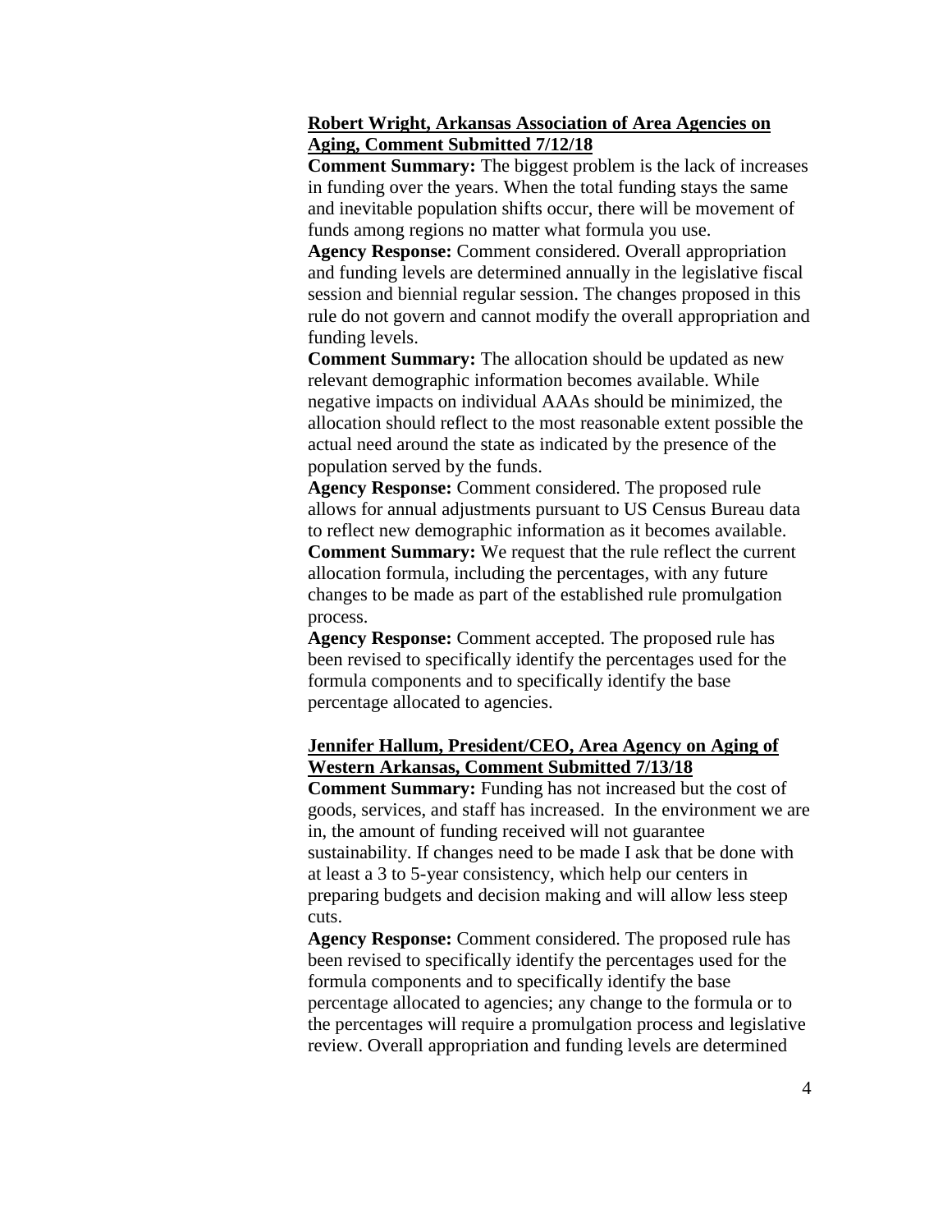**Robert Wright, Arkansas Association of Area Agencies on Aging, Comment Submitted 7/12/18**

**Comment Summary:** The biggest problem is the lack of increases in funding over the years. When the total funding stays the same and inevitable population shifts occur, there will be movement of funds among regions no matter what formula you use.

**Agency Response:** Comment considered. Overall appropriation and funding levels are determined annually in the legislative fiscal session and biennial regular session. The changes proposed in this rule do not govern and cannot modify the overall appropriation and funding levels.

**Comment Summary:** The allocation should be updated as new relevant demographic information becomes available. While negative impacts on individual AAAs should be minimized, the allocation should reflect to the most reasonable extent possible the actual need around the state as indicated by the presence of the population served by the funds.

**Agency Response:** Comment considered. The proposed rule allows for annual adjustments pursuant to US Census Bureau data to reflect new demographic information as it becomes available.

**Comment Summary:** We request that the rule reflect the current allocation formula, including the percentages, with any future changes to be made as part of the established rule promulgation process.

**Agency Response:** Comment accepted. The proposed rule has been revised to specifically identify the percentages used for the formula components and to specifically identify the base percentage allocated to agencies.

**Jennifer Hallum, President/CEO, Area Agency on Aging of Western Arkansas, Comment Submitted 7/13/18**

**Comment Summary:** Funding has not increased but the cost of goods, services, and staff has increased. In the environment we are in, the amount of funding received will not guarantee sustainability. If changes need to be made I ask that be done with at least a 3 to 5-year consistency, which help our centers in preparing budgets and decision making and will allow less steep cuts.

**Agency Response:** Comment considered. The proposed rule has been revised to specifically identify the percentages used for the formula components and to specifically identify the base percentage allocated to agencies; any change to the formula or to the percentages will require a promulgation process and legislative review. Overall appropriation and funding levels are determined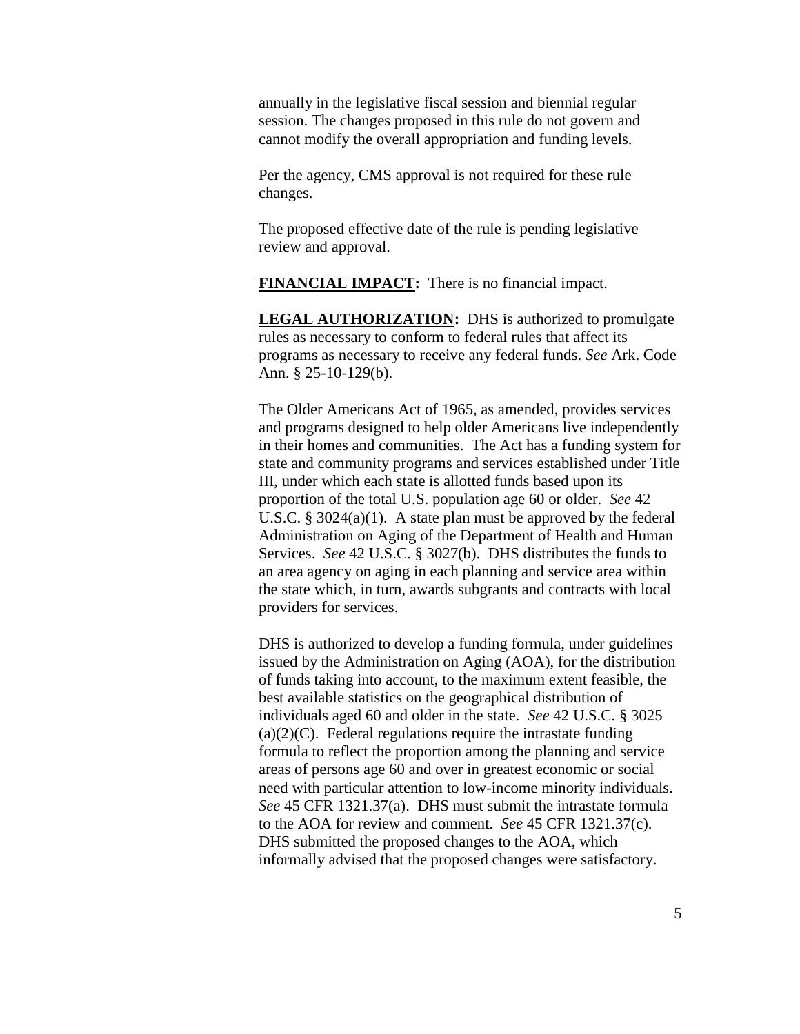annually in the legislative fiscal session and biennial regular session. The changes proposed in this rule do not govern and cannot modify the overall appropriation and funding levels.

Per the agency, CMS approval is not required for these rule changes.

The proposed effective date of the rule is pending legislative review and approval.

**FINANCIAL IMPACT:** There is no financial impact.

**LEGAL AUTHORIZATION:** DHS is authorized to promulgate rules as necessary to conform to federal rules that affect its programs as necessary to receive any federal funds. *See* Ark. Code Ann. § 25-10-129(b).

The Older Americans Act of 1965, as amended, provides services and programs designed to help older Americans live independently in their homes and communities. The Act has a funding system for state and community programs and services established under Title III, under which each state is allotted funds based upon its proportion of the total U.S. population age 60 or older. *See* 42 U.S.C. § 3024(a)(1). A state plan must be approved by the federal Administration on Aging of the Department of Health and Human Services. *See* 42 U.S.C. § 3027(b). DHS distributes the funds to an area agency on aging in each planning and service area within the state which, in turn, awards subgrants and contracts with local providers for services.

DHS is authorized to develop a funding formula, under guidelines issued by the Administration on Aging (AOA), for the distribution of funds taking into account, to the maximum extent feasible, the best available statistics on the geographical distribution of individuals aged 60 and older in the state. *See* 42 U.S.C. § 3025 (a)(2)(C). Federal regulations require the intrastate funding formula to reflect the proportion among the planning and service areas of persons age 60 and over in greatest economic or social need with particular attention to low-income minority individuals. *See* 45 CFR 1321.37(a). DHS must submit the intrastate formula to the AOA for review and comment. *See* 45 CFR 1321.37(c). DHS submitted the proposed changes to the AOA, which informally advised that the proposed changes were satisfactory.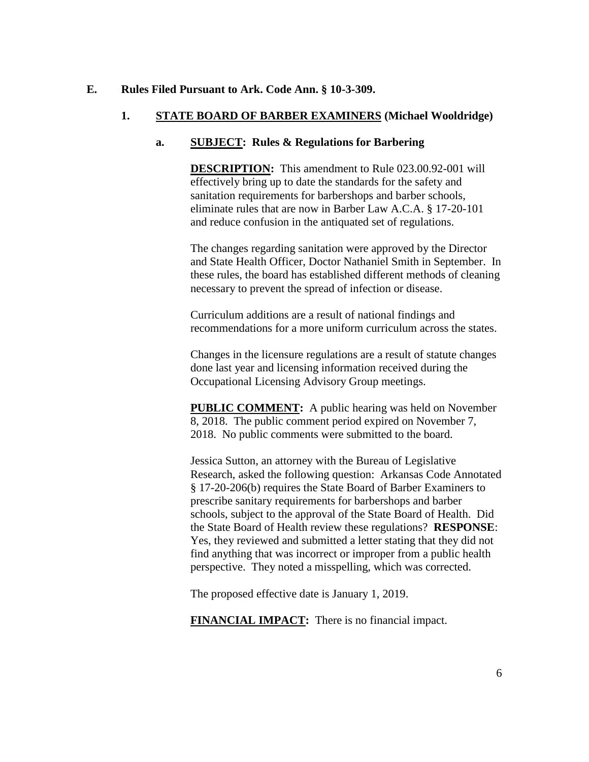**E. Rules Filed Pursuant to Ark. Code Ann. § 10-3-309.**

**1. <u>STATE BOARD OF BARBER EXAMINERS</u> (Michael Wooldridge)**

**a. <u>SUBJECT</u>: Rules & Regulations for Barbering**

**<u>DESCRIPTION</u>:** This amendment to Rule 023.00.92-001 will effectively bring up to date the standards for the safety and sanitation requirements for barbershops and barber schools, eliminate rules that are now in Barber Law A.C.A. § 17-20-101 and reduce confusion in the antiquated set of regulations.

The changes regarding sanitation were approved by the Director and State Health Officer, Doctor Nathaniel Smith in September. In these rules, the board has established different methods of cleaning necessary to prevent the spread of infection or disease.

Curriculum additions are a result of national findings and recommendations for a more uniform curriculum across the states.

Changes in the licensure regulations are a result of statute changes done last year and licensing information received during the Occupational Licensing Advisory Group meetings.

**<u>PUBLIC COMMENT</u>:** A public hearing was held on November 8, 2018. The public comment period expired on November 7, 2018. No public comments were submitted to the board.

Jessica Sutton, an attorney with the Bureau of Legislative Research, asked the following question: Arkansas Code Annotated § 17-20-206(b) requires the State Board of Barber Examiners to prescribe sanitary requirements for barbershops and barber schools, subject to the approval of the State Board of Health. Did the State Board of Health review these regulations? **RESPONSE**: Yes, they reviewed and submitted a letter stating that they did not find anything that was incorrect or improper from a public health perspective. They noted a misspelling, which was corrected.

The proposed effective date is January 1, 2019.

**<u>FINANCIAL IMPACT</u>:** There is no financial impact.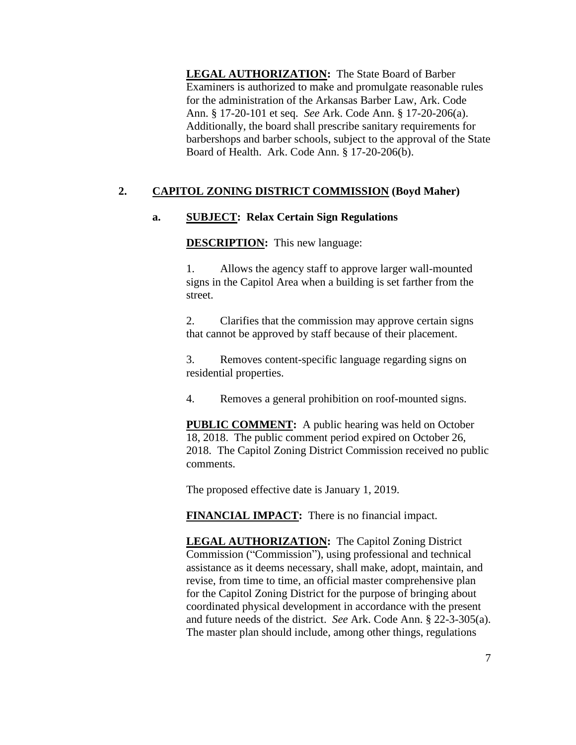**LEGAL AUTHORIZATION:** The State Board of Barber Examiners is authorized to make and promulgate reasonable rules for the administration of the Arkansas Barber Law, Ark. Code Ann. § 17-20-101 et seq. *See* Ark. Code Ann. § 17-20-206(a). Additionally, the board shall prescribe sanitary requirements for barbershops and barber schools, subject to the approval of the State Board of Health. Ark. Code Ann. § 17-20-206(b).

## 2. CAPITOL ZONING DISTRICT COMMISSION (Boyd Maher)

### a. SUBJECT: Relax Certain Sign Regulations

**DESCRIPTION:** This new language:

1. Allows the agency staff to approve larger wall-mounted signs in the Capitol Area when a building is set farther from the street.

2. Clarifies that the commission may approve certain signs that cannot be approved by staff because of their placement.

3. Removes content-specific language regarding signs on residential properties.

4. Removes a general prohibition on roof-mounted signs.

**PUBLIC COMMENT:** A public hearing was held on October 18, 2018. The public comment period expired on October 26, 2018. The Capitol Zoning District Commission received no public comments.

The proposed effective date is January 1, 2019.

**FINANCIAL IMPACT:** There is no financial impact.

**LEGAL AUTHORIZATION:** The Capitol Zoning District Commission ("Commission"), using professional and technical assistance as it deems necessary, shall make, adopt, maintain, and revise, from time to time, an official master comprehensive plan for the Capitol Zoning District for the purpose of bringing about coordinated physical development in accordance with the present and future needs of the district. *See* Ark. Code Ann. § 22-3-305(a). The master plan should include, among other things, regulations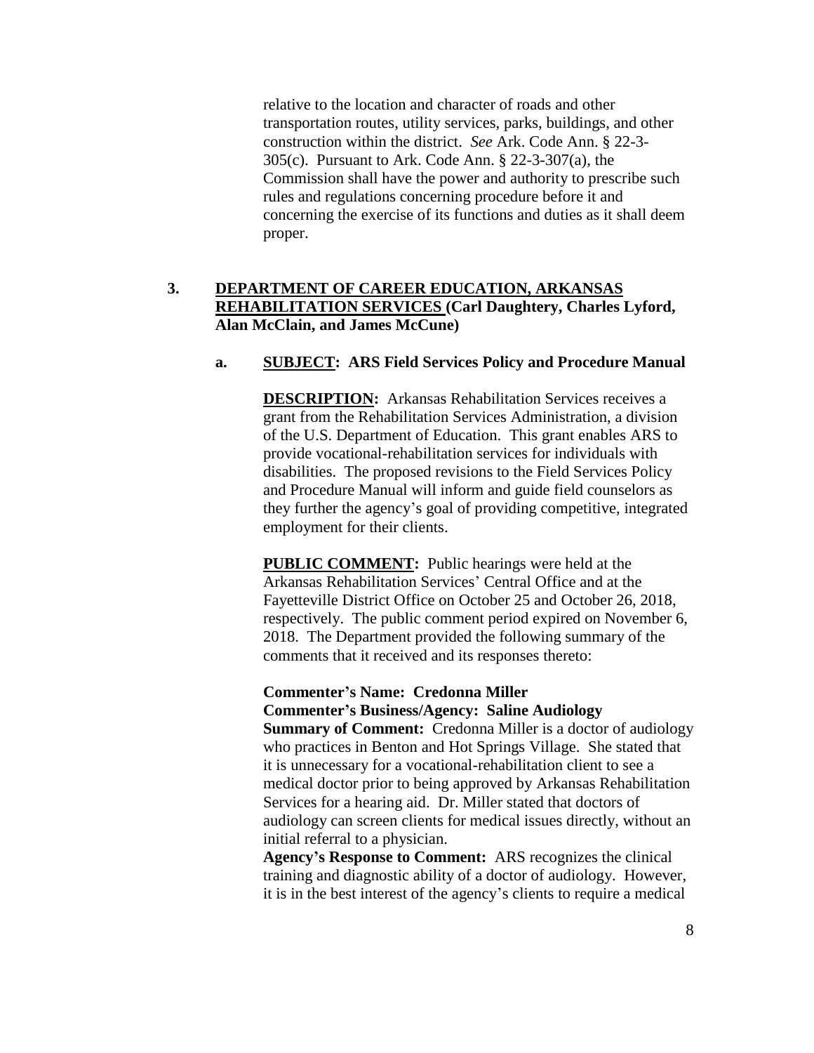relative to the location and character of roads and other transportation routes, utility services, parks, buildings, and other construction within the district. *See* Ark. Code Ann. § 22-3-305(c). Pursuant to Ark. Code Ann. § 22-3-307(a), the Commission shall have the power and authority to prescribe such rules and regulations concerning procedure before it and concerning the exercise of its functions and duties as it shall deem proper.

**3. DEPARTMENT OF CAREER EDUCATION, ARKANSAS REHABILITATION SERVICES (Carl Daughtery, Charles Lyford, Alan McClain, and James McCune)**

**a. SUBJECT: ARS Field Services Policy and Procedure Manual**

**DESCRIPTION:** Arkansas Rehabilitation Services receives a grant from the Rehabilitation Services Administration, a division of the U.S. Department of Education. This grant enables ARS to provide vocational-rehabilitation services for individuals with disabilities. The proposed revisions to the Field Services Policy and Procedure Manual will inform and guide field counselors as they further the agency's goal of providing competitive, integrated employment for their clients.

**PUBLIC COMMENT:** Public hearings were held at the Arkansas Rehabilitation Services' Central Office and at the Fayetteville District Office on October 25 and October 26, 2018, respectively. The public comment period expired on November 6, 2018. The Department provided the following summary of the comments that it received and its responses thereto:

**Commenter's Name: Credonna Miller**
**Commenter's Business/Agency: Saline Audiology**
**Summary of Comment:** Credonna Miller is a doctor of audiology who practices in Benton and Hot Springs Village. She stated that it is unnecessary for a vocational-rehabilitation client to see a medical doctor prior to being approved by Arkansas Rehabilitation Services for a hearing aid. Dr. Miller stated that doctors of audiology can screen clients for medical issues directly, without an initial referral to a physician.
**Agency's Response to Comment:** ARS recognizes the clinical training and diagnostic ability of a doctor of audiology. However, it is in the best interest of the agency's clients to require a medical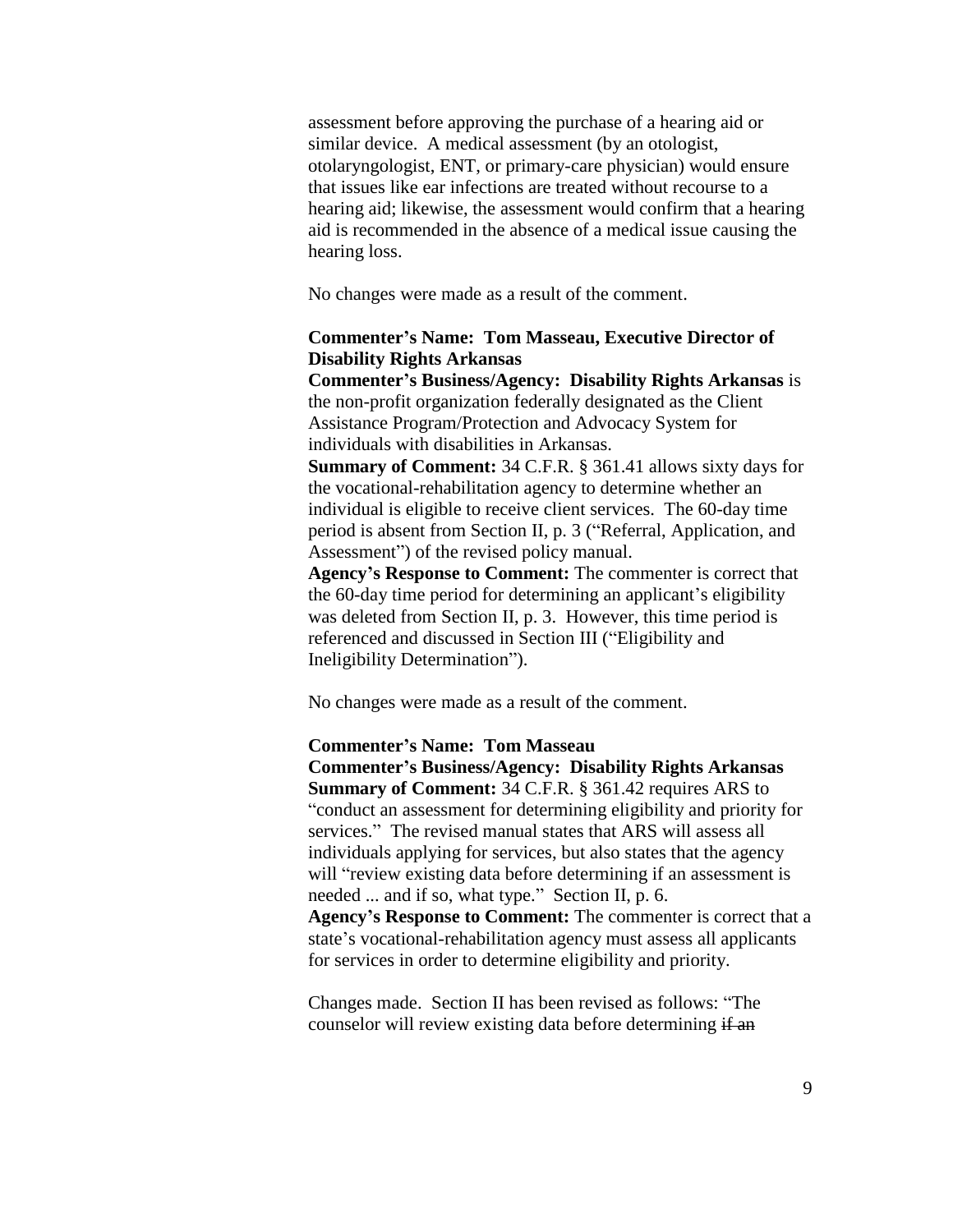assessment before approving the purchase of a hearing aid or similar device. A medical assessment (by an otologist, otolaryngologist, ENT, or primary-care physician) would ensure that issues like ear infections are treated without recourse to a hearing aid; likewise, the assessment would confirm that a hearing aid is recommended in the absence of a medical issue causing the hearing loss.

No changes were made as a result of the comment.

**Commenter's Name: Tom Masseau, Executive Director of Disability Rights Arkansas**
**Commenter's Business/Agency: Disability Rights Arkansas** is the non-profit organization federally designated as the Client Assistance Program/Protection and Advocacy System for individuals with disabilities in Arkansas.
**Summary of Comment:** 34 C.F.R. § 361.41 allows sixty days for the vocational-rehabilitation agency to determine whether an individual is eligible to receive client services. The 60-day time period is absent from Section II, p. 3 ("Referral, Application, and Assessment") of the revised policy manual.
**Agency's Response to Comment:** The commenter is correct that the 60-day time period for determining an applicant's eligibility was deleted from Section II, p. 3. However, this time period is referenced and discussed in Section III ("Eligibility and Ineligibility Determination").

No changes were made as a result of the comment.

**Commenter's Name: Tom Masseau**
**Commenter's Business/Agency: Disability Rights Arkansas**
**Summary of Comment:** 34 C.F.R. § 361.42 requires ARS to "conduct an assessment for determining eligibility and priority for services." The revised manual states that ARS will assess all individuals applying for services, but also states that the agency will "review existing data before determining if an assessment is needed ... and if so, what type." Section II, p. 6.
**Agency's Response to Comment:** The commenter is correct that a state's vocational-rehabilitation agency must assess all applicants for services in order to determine eligibility and priority.

Changes made. Section II has been revised as follows: "The counselor will review existing data before determining ~~if an~~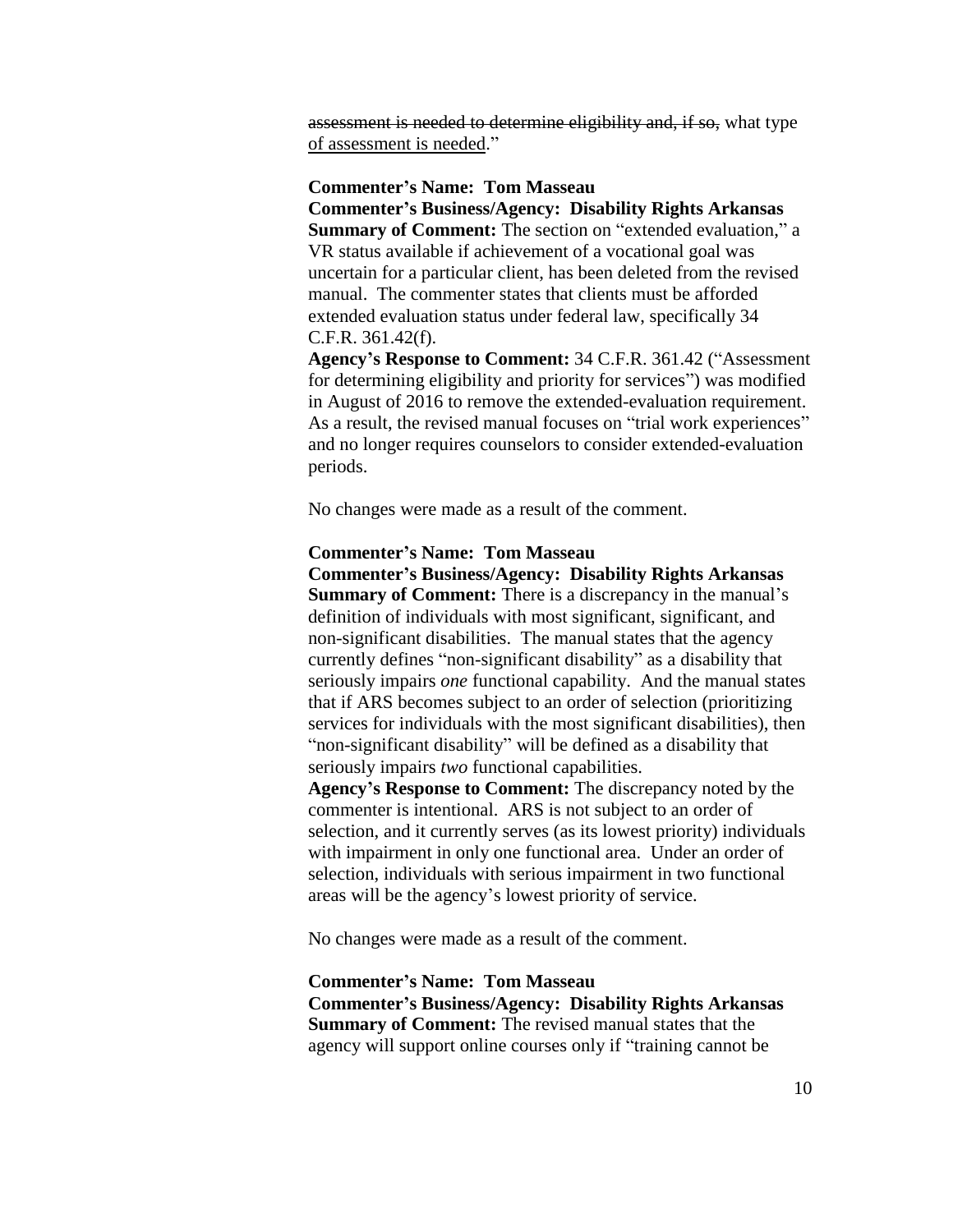~~assessment is needed to determine eligibility and, if so,~~ what type <u>of assessment is needed</u>."

**Commenter's Name: Tom Masseau**
**Commenter's Business/Agency: Disability Rights Arkansas**
**Summary of Comment:** The section on "extended evaluation," a VR status available if achievement of a vocational goal was uncertain for a particular client, has been deleted from the revised manual. The commenter states that clients must be afforded extended evaluation status under federal law, specifically 34 C.F.R. 361.42(f).
**Agency's Response to Comment:** 34 C.F.R. 361.42 ("Assessment for determining eligibility and priority for services") was modified in August of 2016 to remove the extended-evaluation requirement. As a result, the revised manual focuses on "trial work experiences" and no longer requires counselors to consider extended-evaluation periods.

No changes were made as a result of the comment.

**Commenter's Name: Tom Masseau**
**Commenter's Business/Agency: Disability Rights Arkansas**
**Summary of Comment:** There is a discrepancy in the manual's definition of individuals with most significant, significant, and non-significant disabilities. The manual states that the agency currently defines "non-significant disability" as a disability that seriously impairs *one* functional capability. And the manual states that if ARS becomes subject to an order of selection (prioritizing services for individuals with the most significant disabilities), then "non-significant disability" will be defined as a disability that seriously impairs *two* functional capabilities.
**Agency's Response to Comment:** The discrepancy noted by the commenter is intentional. ARS is not subject to an order of selection, and it currently serves (as its lowest priority) individuals with impairment in only one functional area. Under an order of selection, individuals with serious impairment in two functional areas will be the agency's lowest priority of service.

No changes were made as a result of the comment.

**Commenter's Name: Tom Masseau**
**Commenter's Business/Agency: Disability Rights Arkansas**
**Summary of Comment:** The revised manual states that the agency will support online courses only if "training cannot be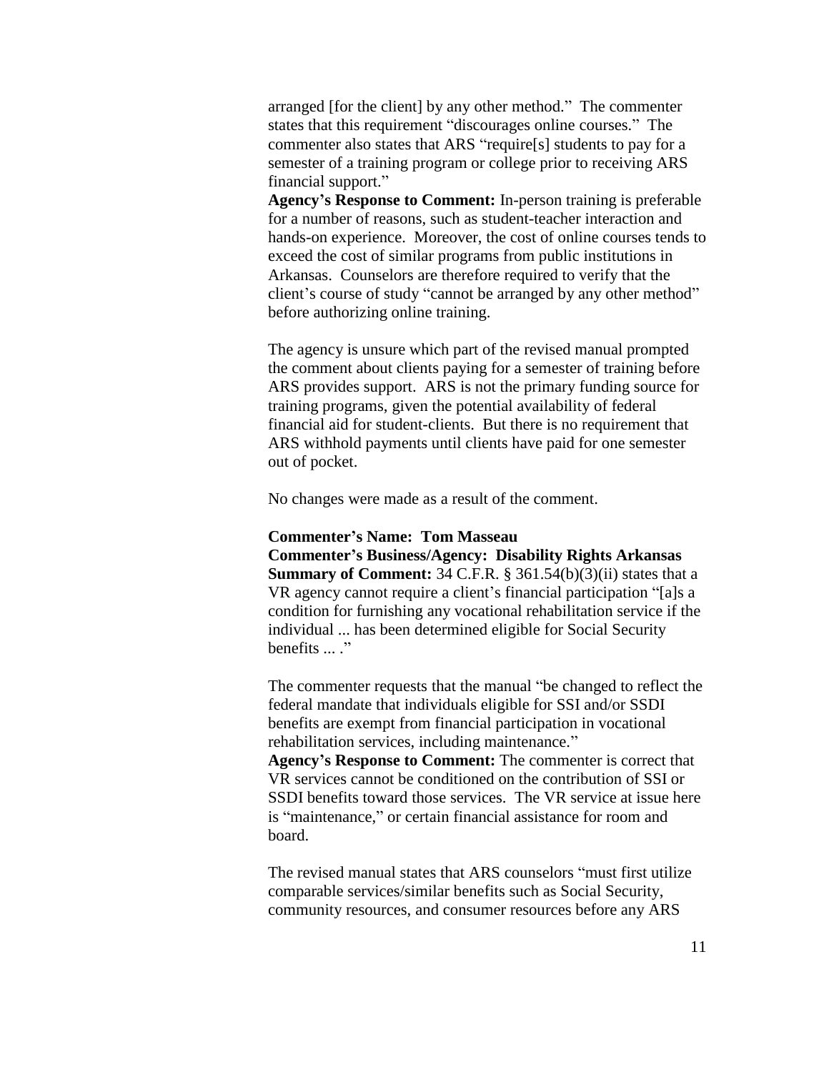arranged [for the client] by any other method." The commenter states that this requirement "discourages online courses." The commenter also states that ARS "require[s] students to pay for a semester of a training program or college prior to receiving ARS financial support."

**Agency's Response to Comment:** In-person training is preferable for a number of reasons, such as student-teacher interaction and hands-on experience. Moreover, the cost of online courses tends to exceed the cost of similar programs from public institutions in Arkansas. Counselors are therefore required to verify that the client's course of study "cannot be arranged by any other method" before authorizing online training.

The agency is unsure which part of the revised manual prompted the comment about clients paying for a semester of training before ARS provides support. ARS is not the primary funding source for training programs, given the potential availability of federal financial aid for student-clients. But there is no requirement that ARS withhold payments until clients have paid for one semester out of pocket.

No changes were made as a result of the comment.

**Commenter's Name: Tom Masseau**
**Commenter's Business/Agency: Disability Rights Arkansas**
**Summary of Comment:** 34 C.F.R. § 361.54(b)(3)(ii) states that a VR agency cannot require a client's financial participation "[a]s a condition for furnishing any vocational rehabilitation service if the individual ... has been determined eligible for Social Security benefits ... ."

The commenter requests that the manual "be changed to reflect the federal mandate that individuals eligible for SSI and/or SSDI benefits are exempt from financial participation in vocational rehabilitation services, including maintenance."

**Agency's Response to Comment:** The commenter is correct that VR services cannot be conditioned on the contribution of SSI or SSDI benefits toward those services. The VR service at issue here is "maintenance," or certain financial assistance for room and board.

The revised manual states that ARS counselors "must first utilize comparable services/similar benefits such as Social Security, community resources, and consumer resources before any ARS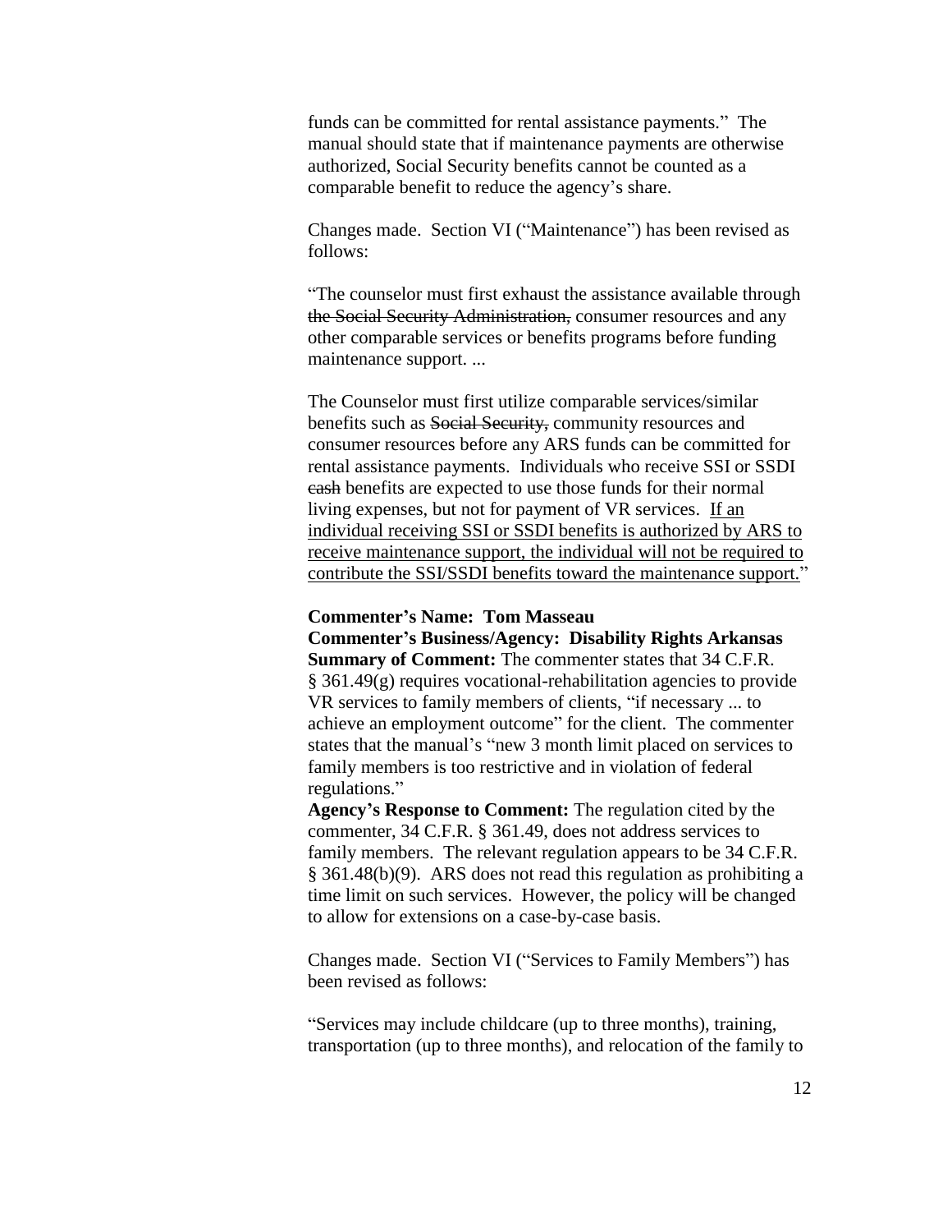funds can be committed for rental assistance payments." The manual should state that if maintenance payments are otherwise authorized, Social Security benefits cannot be counted as a comparable benefit to reduce the agency's share.

Changes made. Section VI ("Maintenance") has been revised as follows:

"The counselor must first exhaust the assistance available through ~~the Social Security Administration,~~ consumer resources and any other comparable services or benefits programs before funding maintenance support. ...

The Counselor must first utilize comparable services/similar benefits such as ~~Social Security,~~ community resources and consumer resources before any ARS funds can be committed for rental assistance payments. Individuals who receive SSI or SSDI ~~cash~~ benefits are expected to use those funds for their normal living expenses, but not for payment of VR services. <u>If an individual receiving SSI or SSDI benefits is authorized by ARS to receive maintenance support, the individual will not be required to contribute the SSI/SSDI benefits toward the maintenance support.</u>"

**Commenter's Name: Tom Masseau**
**Commenter's Business/Agency: Disability Rights Arkansas**
**Summary of Comment:** The commenter states that 34 C.F.R. § 361.49(g) requires vocational-rehabilitation agencies to provide VR services to family members of clients, "if necessary ... to achieve an employment outcome" for the client. The commenter states that the manual's "new 3 month limit placed on services to family members is too restrictive and in violation of federal regulations."
**Agency's Response to Comment:** The regulation cited by the commenter, 34 C.F.R. § 361.49, does not address services to family members. The relevant regulation appears to be 34 C.F.R. § 361.48(b)(9). ARS does not read this regulation as prohibiting a time limit on such services. However, the policy will be changed to allow for extensions on a case-by-case basis.

Changes made. Section VI ("Services to Family Members") has been revised as follows:

"Services may include childcare (up to three months), training, transportation (up to three months), and relocation of the family to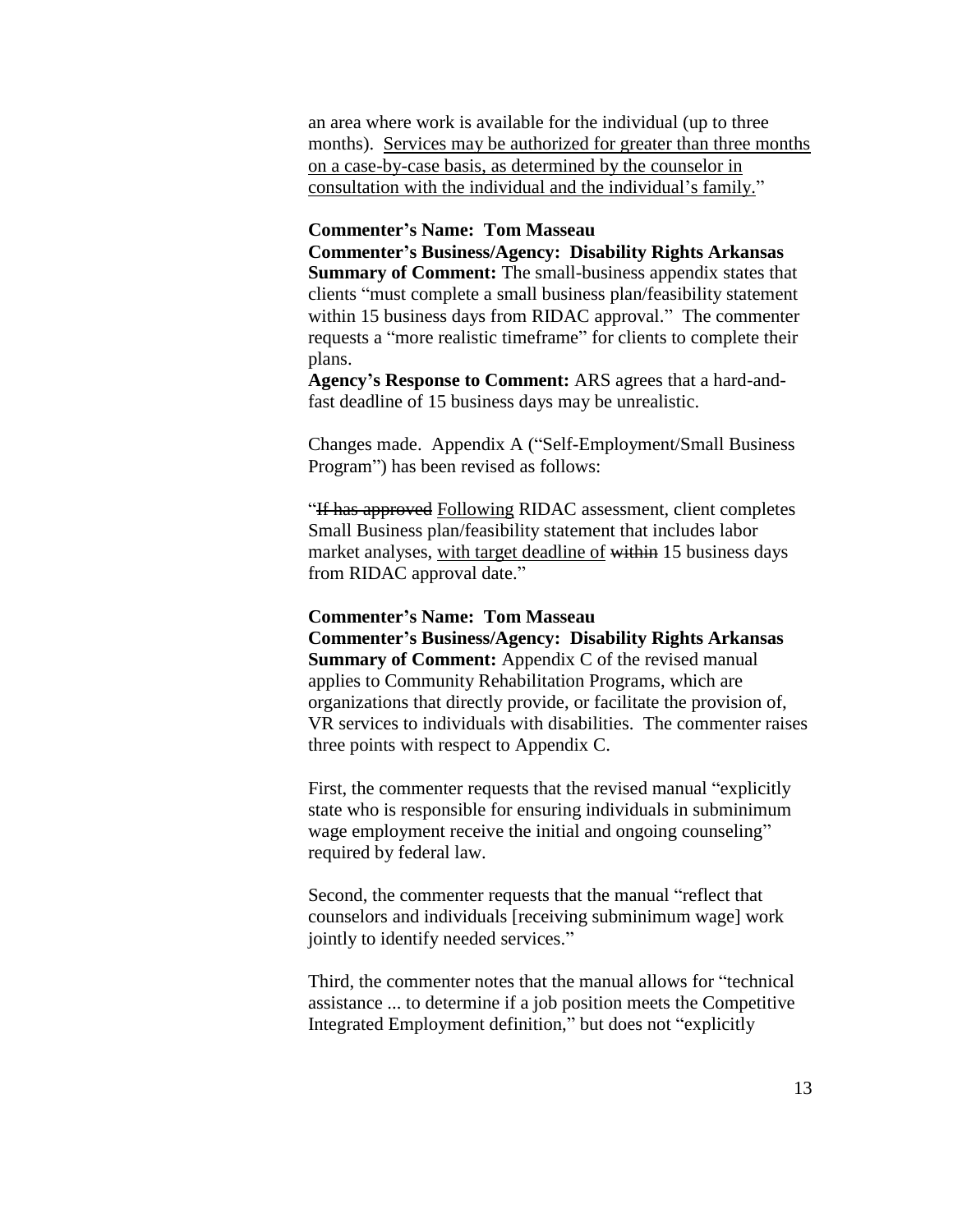an area where work is available for the individual (up to three months). <u>Services may be authorized for greater than three months on a case-by-case basis, as determined by the counselor in consultation with the individual and the individual's family.</u>"

**Commenter's Name: Tom Masseau**
**Commenter's Business/Agency: Disability Rights Arkansas**
**Summary of Comment:** The small-business appendix states that clients "must complete a small business plan/feasibility statement within 15 business days from RIDAC approval." The commenter requests a "more realistic timeframe" for clients to complete their plans.
**Agency's Response to Comment:** ARS agrees that a hard-and-fast deadline of 15 business days may be unrealistic.

Changes made. Appendix A ("Self-Employment/Small Business Program") has been revised as follows:

"~~If has approved~~ <u>Following</u> RIDAC assessment, client completes Small Business plan/feasibility statement that includes labor market analyses, <u>with target deadline of</u> ~~within~~ 15 business days from RIDAC approval date."

**Commenter's Name: Tom Masseau**
**Commenter's Business/Agency: Disability Rights Arkansas**
**Summary of Comment:** Appendix C of the revised manual applies to Community Rehabilitation Programs, which are organizations that directly provide, or facilitate the provision of, VR services to individuals with disabilities. The commenter raises three points with respect to Appendix C.

First, the commenter requests that the revised manual "explicitly state who is responsible for ensuring individuals in subminimum wage employment receive the initial and ongoing counseling" required by federal law.

Second, the commenter requests that the manual "reflect that counselors and individuals [receiving subminimum wage] work jointly to identify needed services."

Third, the commenter notes that the manual allows for "technical assistance ... to determine if a job position meets the Competitive Integrated Employment definition," but does not "explicitly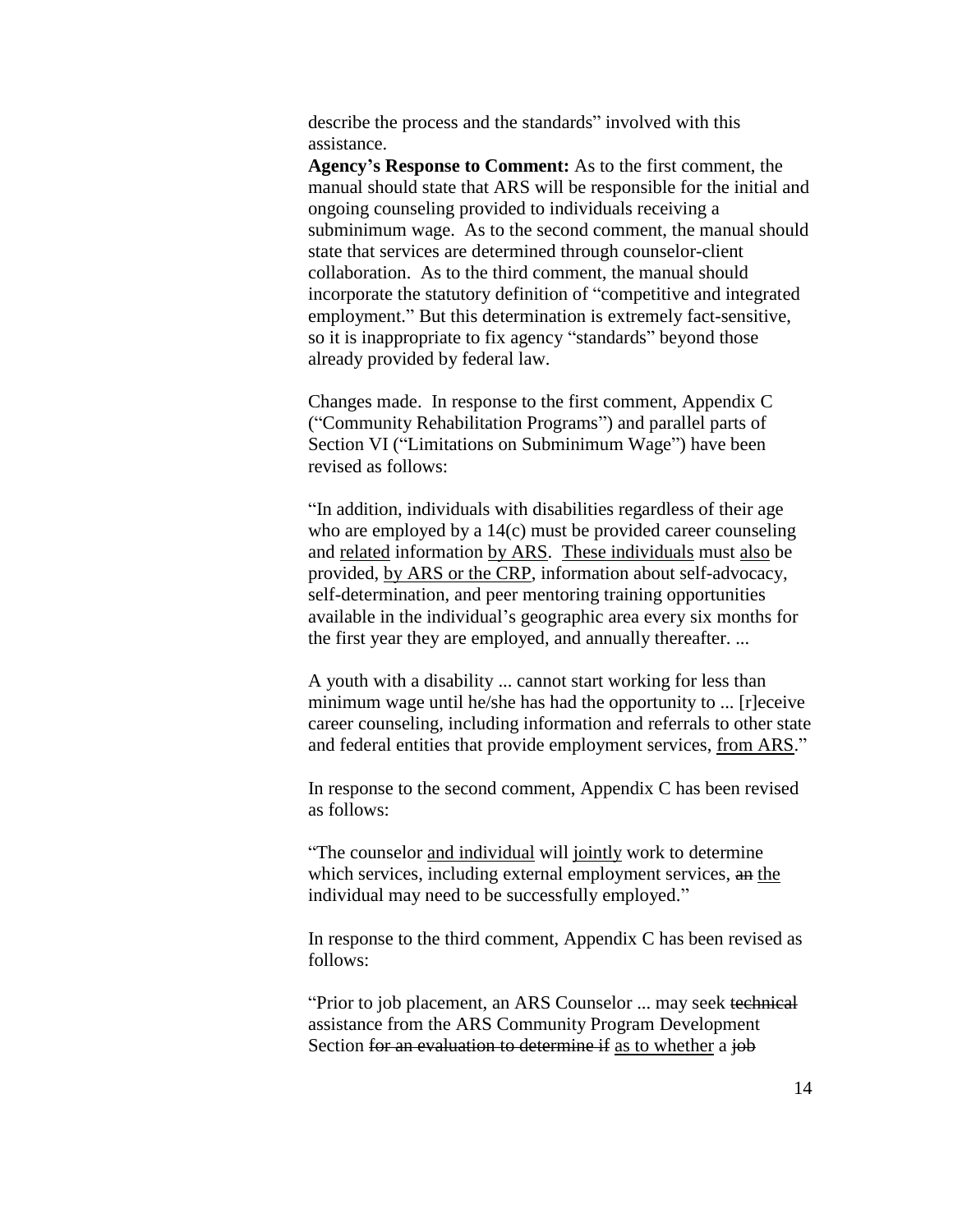describe the process and the standards" involved with this assistance.

**Agency's Response to Comment:** As to the first comment, the manual should state that ARS will be responsible for the initial and ongoing counseling provided to individuals receiving a subminimum wage. As to the second comment, the manual should state that services are determined through counselor-client collaboration. As to the third comment, the manual should incorporate the statutory definition of "competitive and integrated employment." But this determination is extremely fact-sensitive, so it is inappropriate to fix agency "standards" beyond those already provided by federal law.

Changes made. In response to the first comment, Appendix C ("Community Rehabilitation Programs") and parallel parts of Section VI ("Limitations on Subminimum Wage") have been revised as follows:

"In addition, individuals with disabilities regardless of their age who are employed by a 14(c) must be provided career counseling and <u>related</u> information <u>by ARS</u>. <u>These individuals</u> must <u>also</u> be provided, <u>by ARS or the CRP</u>, information about self-advocacy, self-determination, and peer mentoring training opportunities available in the individual's geographic area every six months for the first year they are employed, and annually thereafter. ...

A youth with a disability ... cannot start working for less than minimum wage until he/she has had the opportunity to ... [r]eceive career counseling, including information and referrals to other state and federal entities that provide employment services, <u>from ARS</u>."

In response to the second comment, Appendix C has been revised as follows:

"The counselor <u>and individual</u> will <u>jointly</u> work to determine which services, including external employment services, ~~an~~ <u>the</u> individual may need to be successfully employed."

In response to the third comment, Appendix C has been revised as follows:

"Prior to job placement, an ARS Counselor ... may seek ~~technical~~ assistance from the ARS Community Program Development Section ~~for an evaluation to determine if~~ <u>as to whether</u> a ~~job~~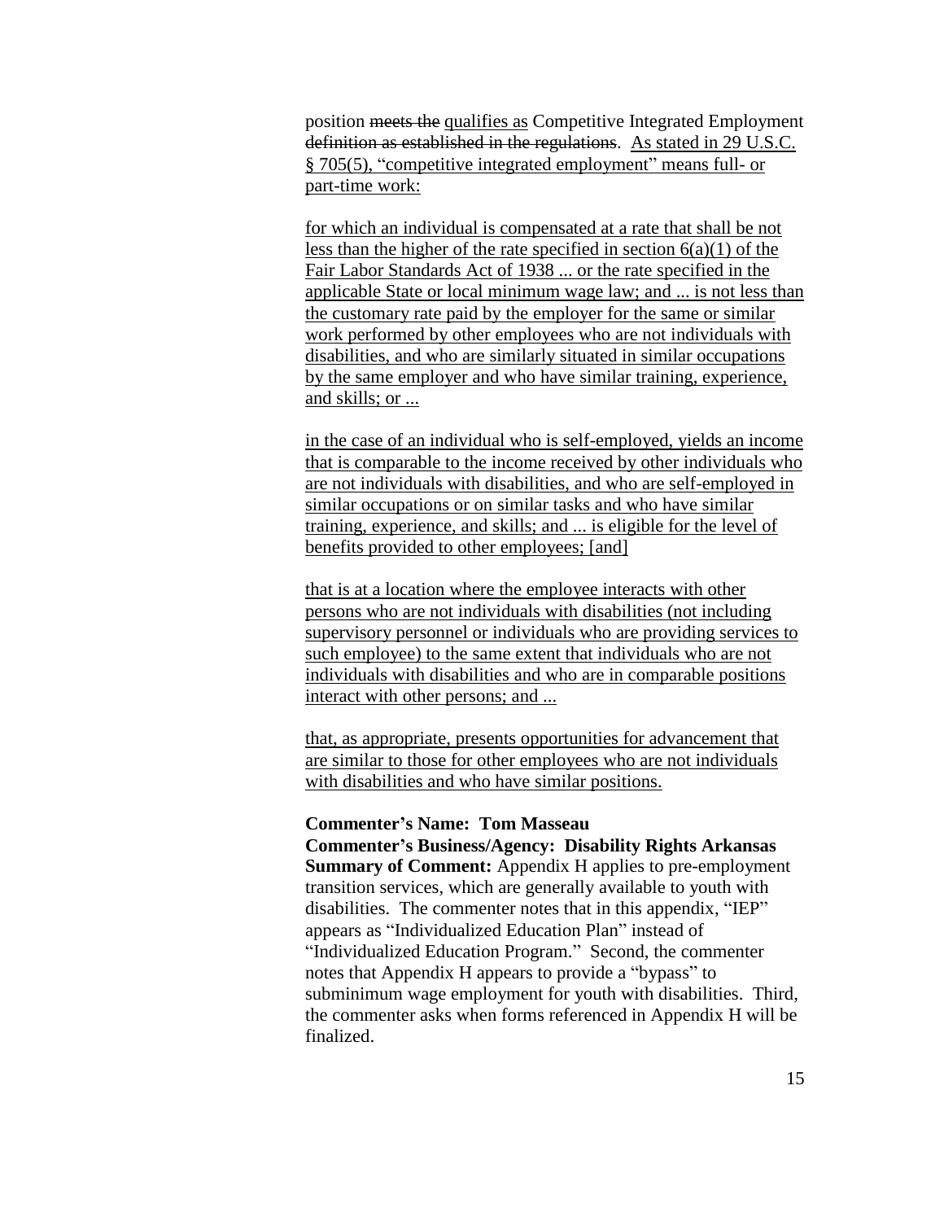position ~~meets the~~ <u>qualifies as</u> Competitive Integrated Employment ~~definition as established in the regulations~~. <u>As stated in 29 U.S.C. § 705(5), "competitive integrated employment" means full- or part-time work:</u>

<u>for which an individual is compensated at a rate that shall be not less than the higher of the rate specified in section 6(a)(1) of the Fair Labor Standards Act of 1938 ... or the rate specified in the applicable State or local minimum wage law; and ... is not less than the customary rate paid by the employer for the same or similar work performed by other employees who are not individuals with disabilities, and who are similarly situated in similar occupations by the same employer and who have similar training, experience, and skills; or ...</u>

<u>in the case of an individual who is self-employed, yields an income that is comparable to the income received by other individuals who are not individuals with disabilities, and who are self-employed in similar occupations or on similar tasks and who have similar training, experience, and skills; and ... is eligible for the level of benefits provided to other employees; [and]</u>

<u>that is at a location where the employee interacts with other persons who are not individuals with disabilities (not including supervisory personnel or individuals who are providing services to such employee) to the same extent that individuals who are not individuals with disabilities and who are in comparable positions interact with other persons; and ...</u>

<u>that, as appropriate, presents opportunities for advancement that are similar to those for other employees who are not individuals with disabilities and who have similar positions.</u>

**Commenter's Name: Tom Masseau**
**Commenter's Business/Agency: Disability Rights Arkansas**
**Summary of Comment:** Appendix H applies to pre-employment transition services, which are generally available to youth with disabilities. The commenter notes that in this appendix, "IEP" appears as "Individualized Education Plan" instead of "Individualized Education Program." Second, the commenter notes that Appendix H appears to provide a "bypass" to subminimum wage employment for youth with disabilities. Third, the commenter asks when forms referenced in Appendix H will be finalized.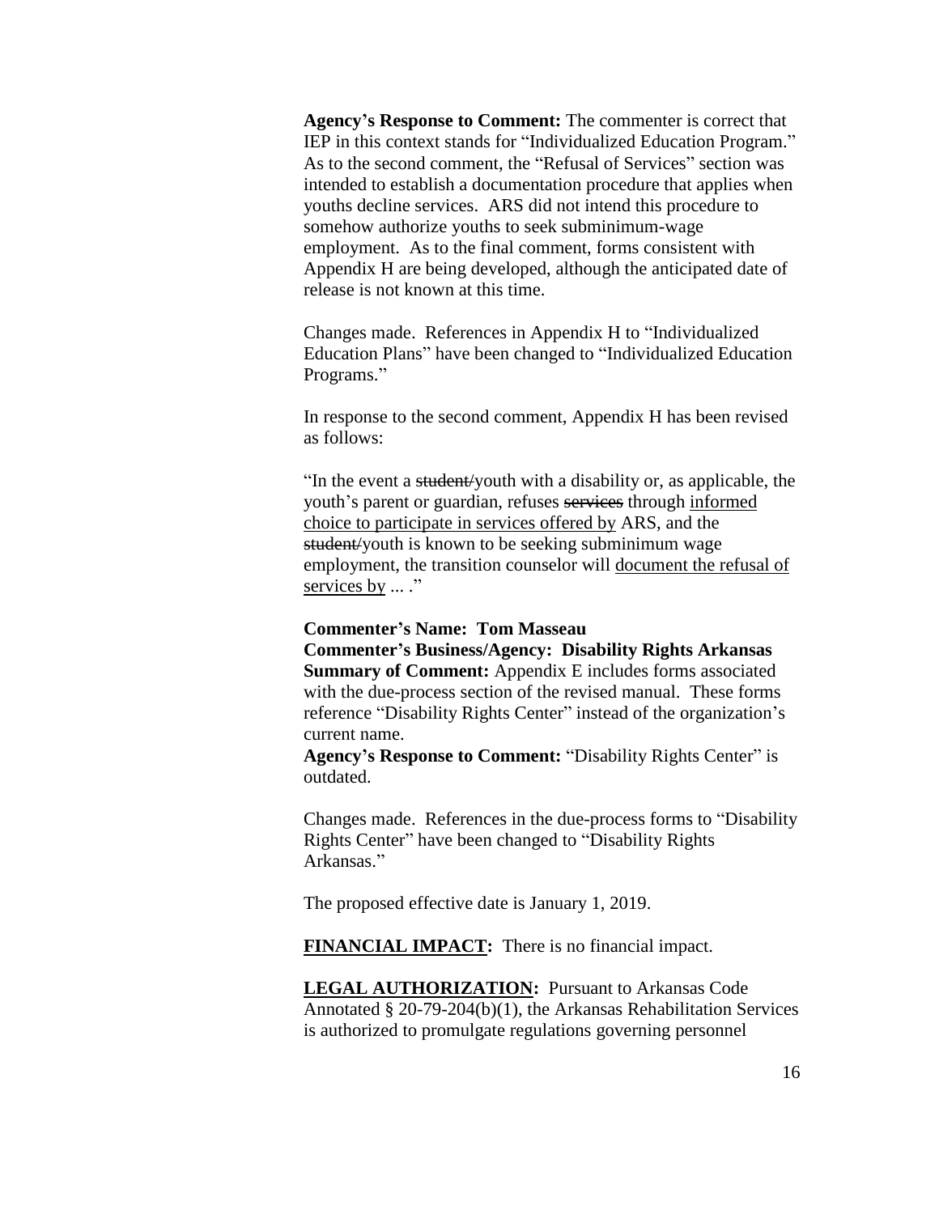**Agency's Response to Comment:** The commenter is correct that IEP in this context stands for "Individualized Education Program." As to the second comment, the "Refusal of Services" section was intended to establish a documentation procedure that applies when youths decline services. ARS did not intend this procedure to somehow authorize youths to seek subminimum-wage employment. As to the final comment, forms consistent with Appendix H are being developed, although the anticipated date of release is not known at this time.

Changes made. References in Appendix H to "Individualized Education Plans" have been changed to "Individualized Education Programs."

In response to the second comment, Appendix H has been revised as follows:

"In the event a ~~student/~~youth with a disability or, as applicable, the youth's parent or guardian, refuses ~~services~~ through <u>informed choice to participate in services offered by</u> ARS, and the ~~student/~~youth is known to be seeking subminimum wage employment, the transition counselor will <u>document the refusal of services by</u> ... ."

**Commenter's Name: Tom Masseau**
**Commenter's Business/Agency: Disability Rights Arkansas**
**Summary of Comment:** Appendix E includes forms associated with the due-process section of the revised manual. These forms reference "Disability Rights Center" instead of the organization's current name.
**Agency's Response to Comment:** "Disability Rights Center" is outdated.

Changes made. References in the due-process forms to "Disability Rights Center" have been changed to "Disability Rights Arkansas."

The proposed effective date is January 1, 2019.

**<u>FINANCIAL IMPACT</u>:** There is no financial impact.

**<u>LEGAL AUTHORIZATION</u>:** Pursuant to Arkansas Code Annotated § 20-79-204(b)(1), the Arkansas Rehabilitation Services is authorized to promulgate regulations governing personnel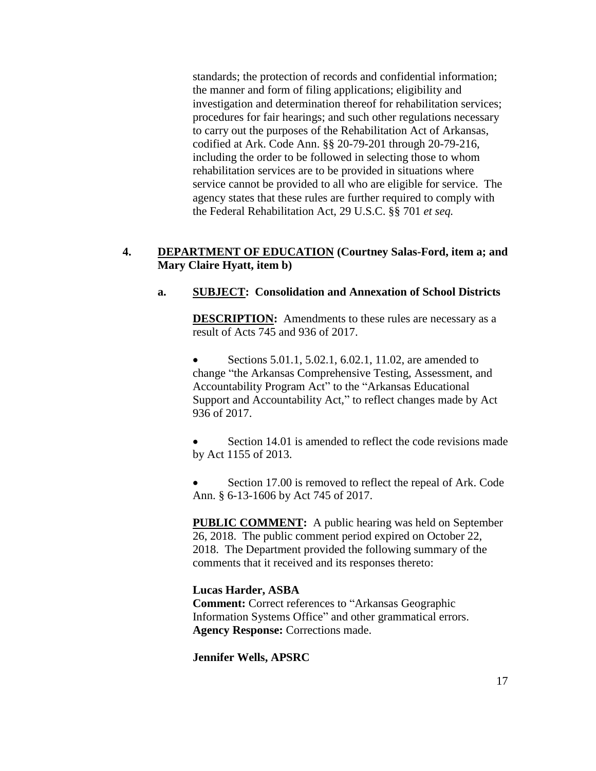standards; the protection of records and confidential information; the manner and form of filing applications; eligibility and investigation and determination thereof for rehabilitation services; procedures for fair hearings; and such other regulations necessary to carry out the purposes of the Rehabilitation Act of Arkansas, codified at Ark. Code Ann. §§ 20-79-201 through 20-79-216, including the order to be followed in selecting those to whom rehabilitation services are to be provided in situations where service cannot be provided to all who are eligible for service. The agency states that these rules are further required to comply with the Federal Rehabilitation Act, 29 U.S.C. §§ 701 *et seq.*

**4. DEPARTMENT OF EDUCATION (Courtney Salas-Ford, item a; and Mary Claire Hyatt, item b)**

**a. SUBJECT: Consolidation and Annexation of School Districts**

**DESCRIPTION:** Amendments to these rules are necessary as a result of Acts 745 and 936 of 2017.

- Sections 5.01.1, 5.02.1, 6.02.1, 11.02, are amended to change "the Arkansas Comprehensive Testing, Assessment, and Accountability Program Act" to the "Arkansas Educational Support and Accountability Act," to reflect changes made by Act 936 of 2017.

- Section 14.01 is amended to reflect the code revisions made by Act 1155 of 2013.

- Section 17.00 is removed to reflect the repeal of Ark. Code Ann. § 6-13-1606 by Act 745 of 2017.

**PUBLIC COMMENT:** A public hearing was held on September 26, 2018. The public comment period expired on October 22, 2018. The Department provided the following summary of the comments that it received and its responses thereto:

**Lucas Harder, ASBA**
**Comment:** Correct references to "Arkansas Geographic Information Systems Office" and other grammatical errors.
**Agency Response:** Corrections made.

**Jennifer Wells, APSRC**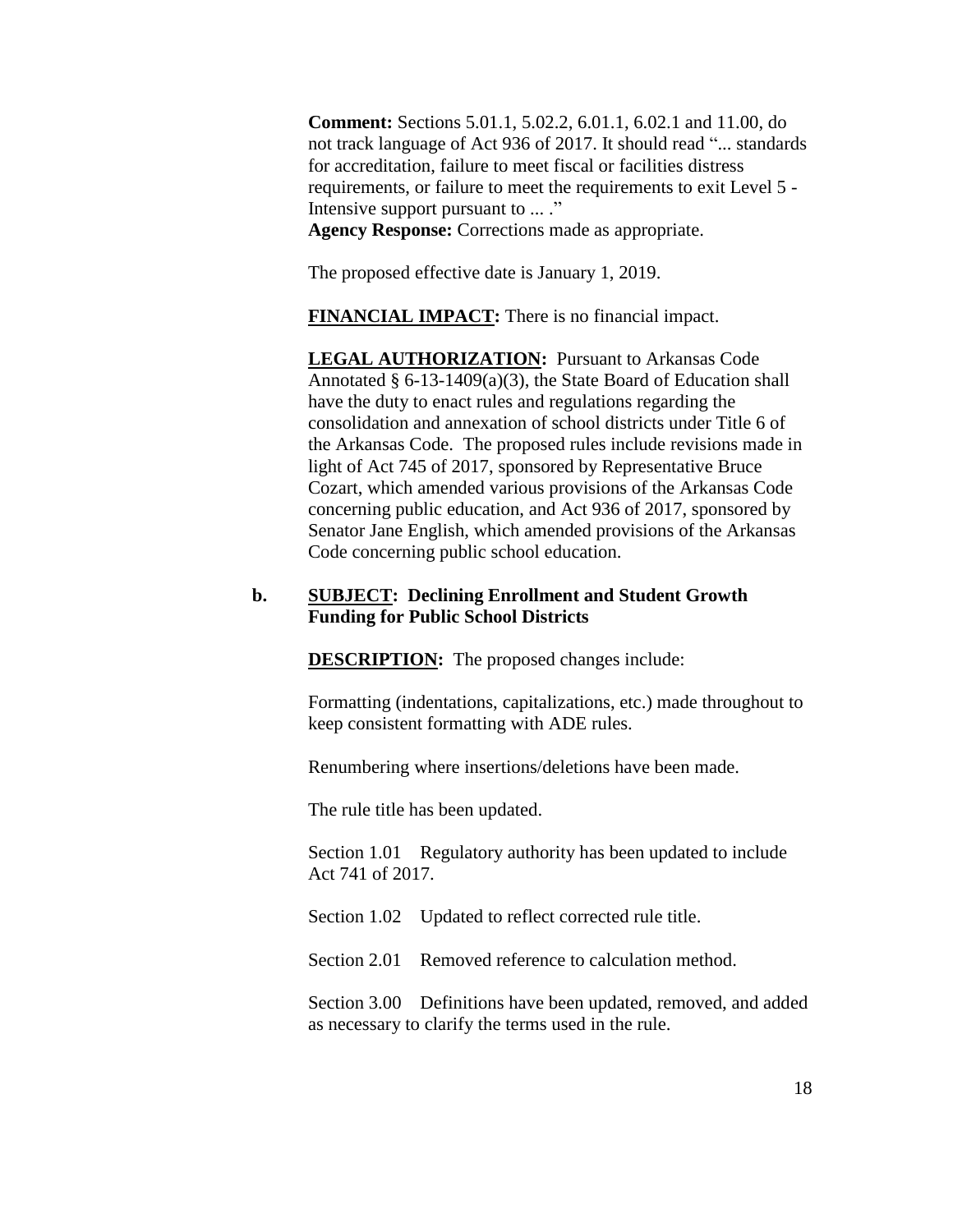**Comment:** Sections 5.01.1, 5.02.2, 6.01.1, 6.02.1 and 11.00, do not track language of Act 936 of 2017. It should read "... standards for accreditation, failure to meet fiscal or facilities distress requirements, or failure to meet the requirements to exit Level 5 - Intensive support pursuant to ... ."
**Agency Response:** Corrections made as appropriate.

The proposed effective date is January 1, 2019.

**FINANCIAL IMPACT:** There is no financial impact.

**LEGAL AUTHORIZATION:** Pursuant to Arkansas Code Annotated § 6-13-1409(a)(3), the State Board of Education shall have the duty to enact rules and regulations regarding the consolidation and annexation of school districts under Title 6 of the Arkansas Code. The proposed rules include revisions made in light of Act 745 of 2017, sponsored by Representative Bruce Cozart, which amended various provisions of the Arkansas Code concerning public education, and Act 936 of 2017, sponsored by Senator Jane English, which amended provisions of the Arkansas Code concerning public school education.

**b. SUBJECT: Declining Enrollment and Student Growth Funding for Public School Districts**

**DESCRIPTION:** The proposed changes include:

Formatting (indentations, capitalizations, etc.) made throughout to keep consistent formatting with ADE rules.

Renumbering where insertions/deletions have been made.

The rule title has been updated.

Section 1.01 Regulatory authority has been updated to include Act 741 of 2017.

Section 1.02 Updated to reflect corrected rule title.

Section 2.01 Removed reference to calculation method.

Section 3.00 Definitions have been updated, removed, and added as necessary to clarify the terms used in the rule.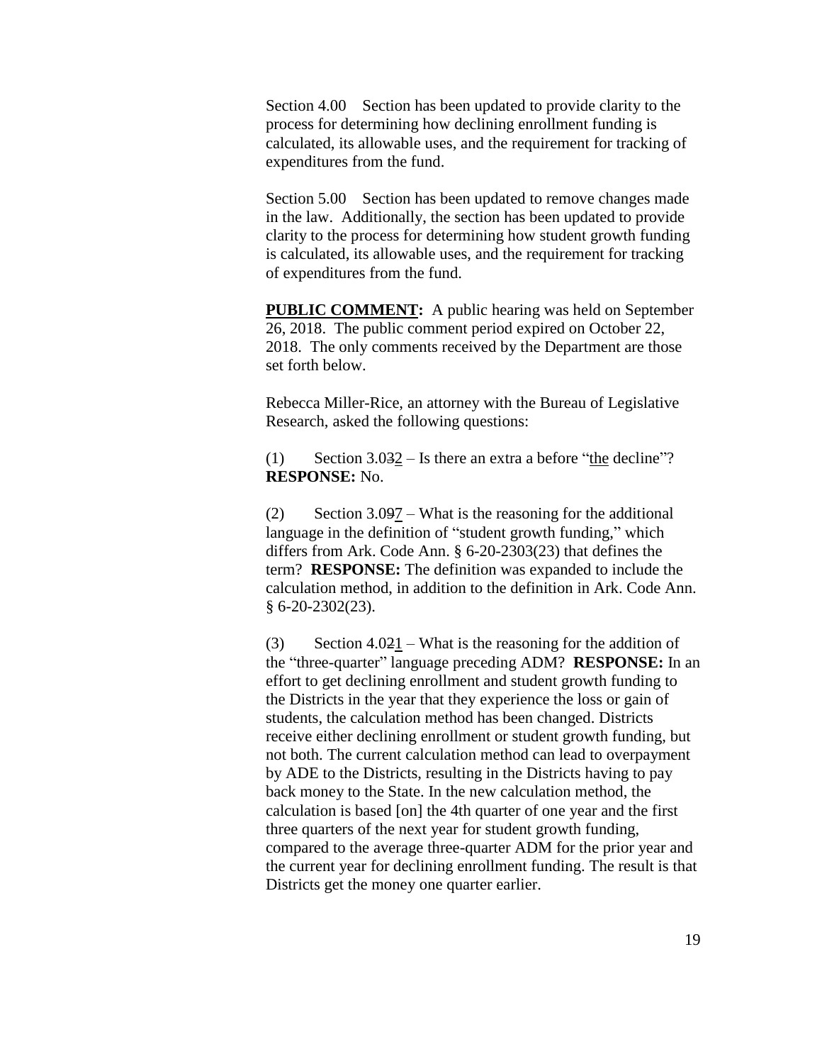Section 4.00 Section has been updated to provide clarity to the process for determining how declining enrollment funding is calculated, its allowable uses, and the requirement for tracking of expenditures from the fund.

Section 5.00 Section has been updated to remove changes made in the law. Additionally, the section has been updated to provide clarity to the process for determining how student growth funding is calculated, its allowable uses, and the requirement for tracking of expenditures from the fund.

<u>**PUBLIC COMMENT**</u>**:** A public hearing was held on September 26, 2018. The public comment period expired on October 22, 2018. The only comments received by the Department are those set forth below.

Rebecca Miller-Rice, an attorney with the Bureau of Legislative Research, asked the following questions:

(1) Section 3.0~~3~~<u>2</u> – Is there an extra a before "<u>the</u> decline"? **RESPONSE:** No.

(2) Section 3.0~~9~~<u>7</u> – What is the reasoning for the additional language in the definition of "student growth funding," which differs from Ark. Code Ann. § 6-20-2303(23) that defines the term? **RESPONSE:** The definition was expanded to include the calculation method, in addition to the definition in Ark. Code Ann. § 6-20-2302(23).

(3) Section 4.0~~2~~<u>1</u> – What is the reasoning for the addition of the "three-quarter" language preceding ADM? **RESPONSE:** In an effort to get declining enrollment and student growth funding to the Districts in the year that they experience the loss or gain of students, the calculation method has been changed. Districts receive either declining enrollment or student growth funding, but not both. The current calculation method can lead to overpayment by ADE to the Districts, resulting in the Districts having to pay back money to the State. In the new calculation method, the calculation is based [on] the 4th quarter of one year and the first three quarters of the next year for student growth funding, compared to the average three-quarter ADM for the prior year and the current year for declining enrollment funding. The result is that Districts get the money one quarter earlier.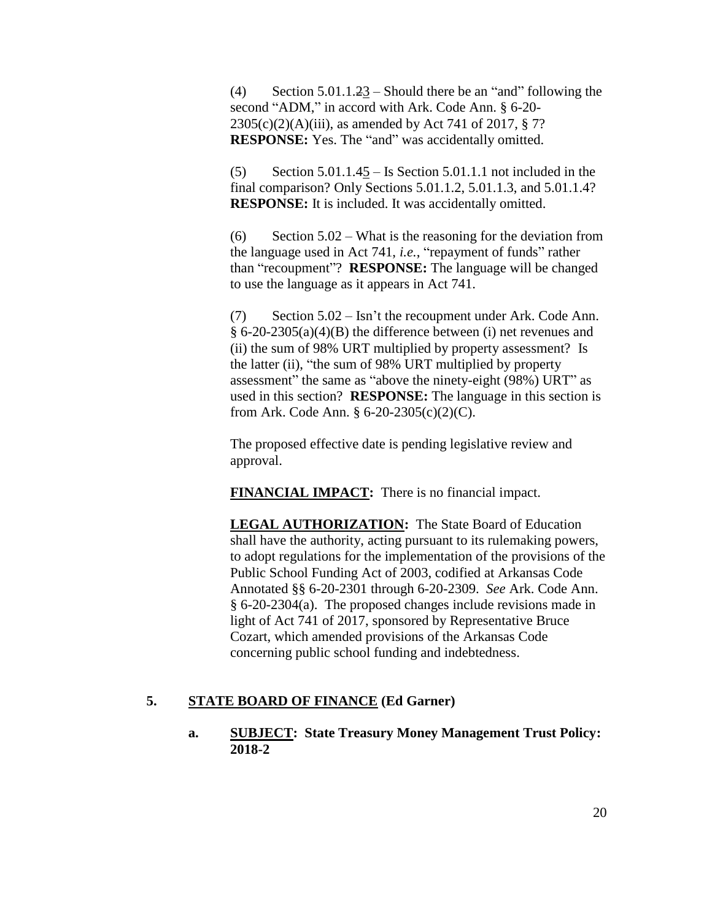(4) Section 5.01.1.~~2~~3 – Should there be an "and" following the second "ADM," in accord with Ark. Code Ann. § 6-20-2305(c)(2)(A)(iii), as amended by Act 741 of 2017, § 7? **RESPONSE:** Yes. The "and" was accidentally omitted.

(5) Section 5.01.1.~~4~~5 – Is Section 5.01.1.1 not included in the final comparison? Only Sections 5.01.1.2, 5.01.1.3, and 5.01.1.4? **RESPONSE:** It is included. It was accidentally omitted.

(6) Section 5.02 – What is the reasoning for the deviation from the language used in Act 741, *i.e.*, "repayment of funds" rather than "recoupment"? **RESPONSE:** The language will be changed to use the language as it appears in Act 741.

(7) Section 5.02 – Isn't the recoupment under Ark. Code Ann. § 6-20-2305(a)(4)(B) the difference between (i) net revenues and (ii) the sum of 98% URT multiplied by property assessment? Is the latter (ii), "the sum of 98% URT multiplied by property assessment" the same as "above the ninety-eight (98%) URT" as used in this section? **RESPONSE:** The language in this section is from Ark. Code Ann. § 6-20-2305(c)(2)(C).

The proposed effective date is pending legislative review and approval.

**FINANCIAL IMPACT:** There is no financial impact.

**LEGAL AUTHORIZATION:** The State Board of Education shall have the authority, acting pursuant to its rulemaking powers, to adopt regulations for the implementation of the provisions of the Public School Funding Act of 2003, codified at Arkansas Code Annotated §§ 6-20-2301 through 6-20-2309. *See* Ark. Code Ann. § 6-20-2304(a). The proposed changes include revisions made in light of Act 741 of 2017, sponsored by Representative Bruce Cozart, which amended provisions of the Arkansas Code concerning public school funding and indebtedness.

## 5. STATE BOARD OF FINANCE (Ed Garner)

### a. SUBJECT: State Treasury Money Management Trust Policy: 2018-2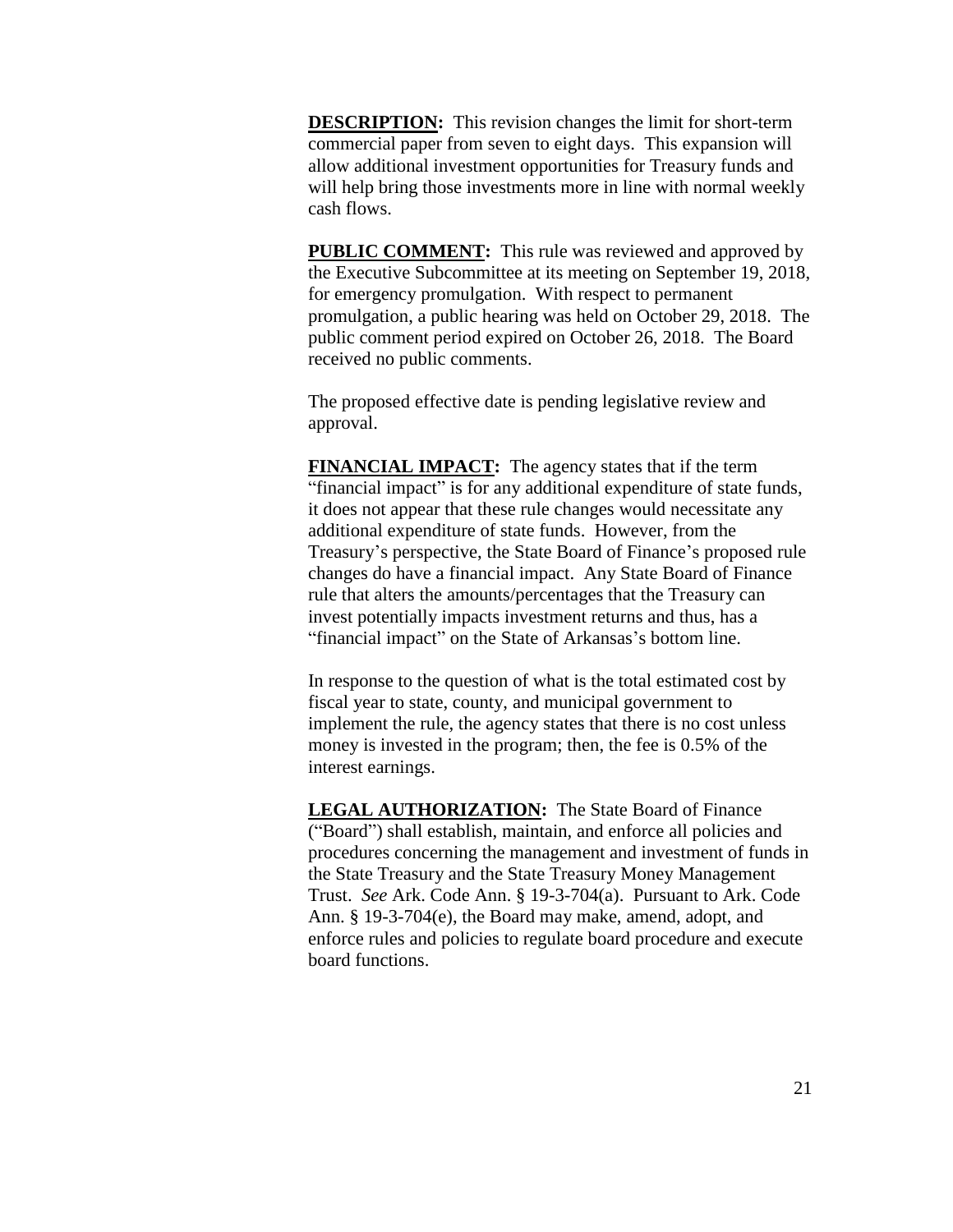**DESCRIPTION:** This revision changes the limit for short-term commercial paper from seven to eight days. This expansion will allow additional investment opportunities for Treasury funds and will help bring those investments more in line with normal weekly cash flows.

**PUBLIC COMMENT:** This rule was reviewed and approved by the Executive Subcommittee at its meeting on September 19, 2018, for emergency promulgation. With respect to permanent promulgation, a public hearing was held on October 29, 2018. The public comment period expired on October 26, 2018. The Board received no public comments.

The proposed effective date is pending legislative review and approval.

**FINANCIAL IMPACT:** The agency states that if the term "financial impact" is for any additional expenditure of state funds, it does not appear that these rule changes would necessitate any additional expenditure of state funds. However, from the Treasury's perspective, the State Board of Finance's proposed rule changes do have a financial impact. Any State Board of Finance rule that alters the amounts/percentages that the Treasury can invest potentially impacts investment returns and thus, has a "financial impact" on the State of Arkansas's bottom line.

In response to the question of what is the total estimated cost by fiscal year to state, county, and municipal government to implement the rule, the agency states that there is no cost unless money is invested in the program; then, the fee is 0.5% of the interest earnings.

**LEGAL AUTHORIZATION:** The State Board of Finance ("Board") shall establish, maintain, and enforce all policies and procedures concerning the management and investment of funds in the State Treasury and the State Treasury Money Management Trust. *See* Ark. Code Ann. § 19-3-704(a). Pursuant to Ark. Code Ann. § 19-3-704(e), the Board may make, amend, adopt, and enforce rules and policies to regulate board procedure and execute board functions.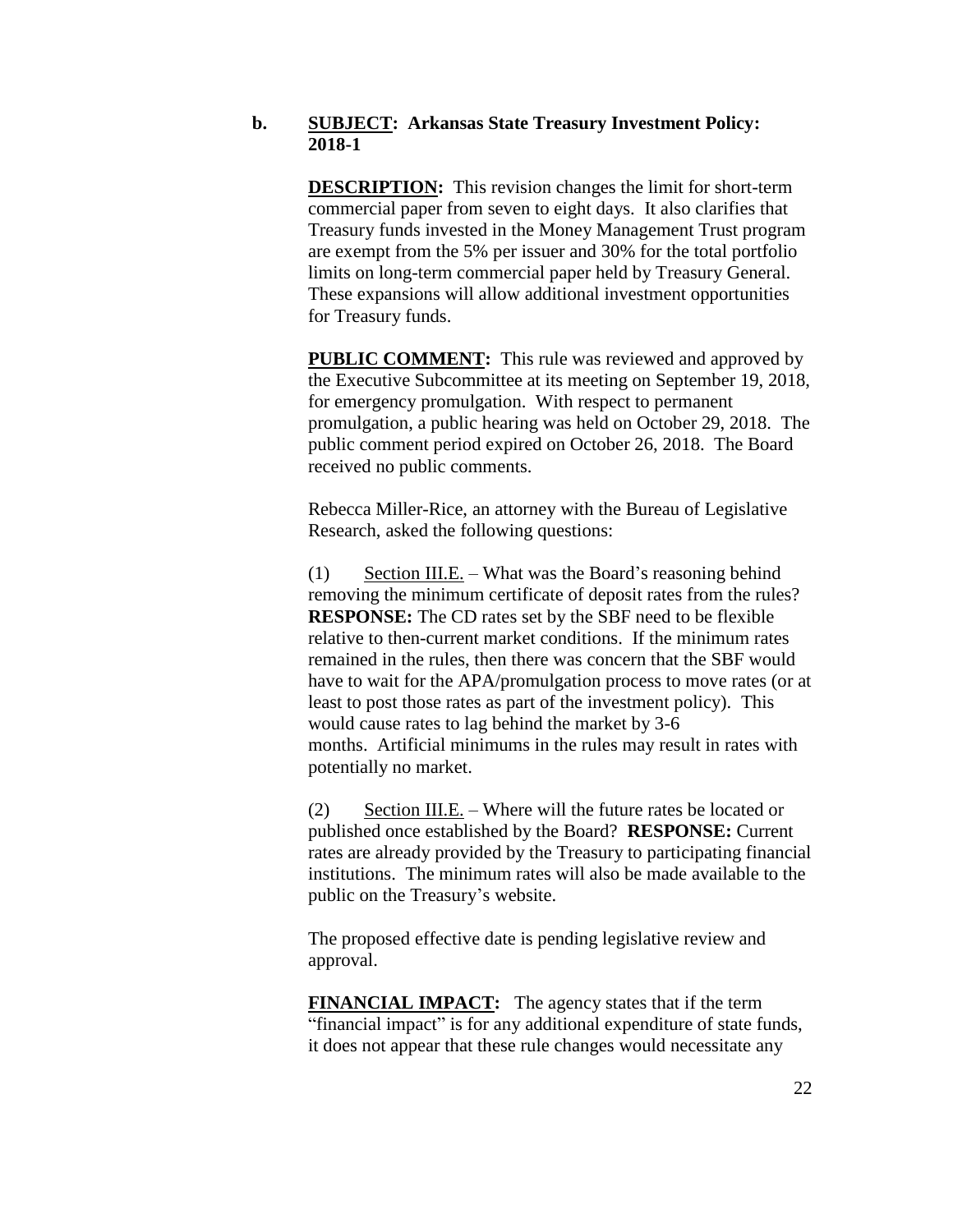**b. SUBJECT: Arkansas State Treasury Investment Policy: 2018-1**

**DESCRIPTION:** This revision changes the limit for short-term commercial paper from seven to eight days. It also clarifies that Treasury funds invested in the Money Management Trust program are exempt from the 5% per issuer and 30% for the total portfolio limits on long-term commercial paper held by Treasury General. These expansions will allow additional investment opportunities for Treasury funds.

**PUBLIC COMMENT:** This rule was reviewed and approved by the Executive Subcommittee at its meeting on September 19, 2018, for emergency promulgation. With respect to permanent promulgation, a public hearing was held on October 29, 2018. The public comment period expired on October 26, 2018. The Board received no public comments.

Rebecca Miller-Rice, an attorney with the Bureau of Legislative Research, asked the following questions:

(1) Section III.E. – What was the Board's reasoning behind removing the minimum certificate of deposit rates from the rules? **RESPONSE:** The CD rates set by the SBF need to be flexible relative to then-current market conditions. If the minimum rates remained in the rules, then there was concern that the SBF would have to wait for the APA/promulgation process to move rates (or at least to post those rates as part of the investment policy). This would cause rates to lag behind the market by 3-6 months. Artificial minimums in the rules may result in rates with potentially no market.

(2) Section III.E. – Where will the future rates be located or published once established by the Board? **RESPONSE:** Current rates are already provided by the Treasury to participating financial institutions. The minimum rates will also be made available to the public on the Treasury's website.

The proposed effective date is pending legislative review and approval.

**FINANCIAL IMPACT:** The agency states that if the term "financial impact" is for any additional expenditure of state funds, it does not appear that these rule changes would necessitate any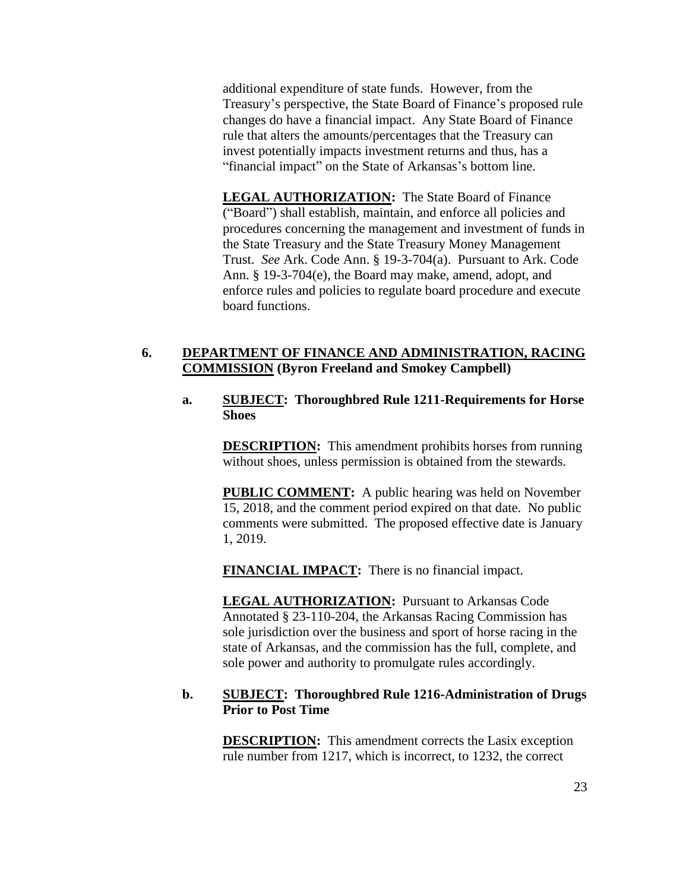additional expenditure of state funds. However, from the Treasury's perspective, the State Board of Finance's proposed rule changes do have a financial impact. Any State Board of Finance rule that alters the amounts/percentages that the Treasury can invest potentially impacts investment returns and thus, has a "financial impact" on the State of Arkansas's bottom line.

**LEGAL AUTHORIZATION:** The State Board of Finance ("Board") shall establish, maintain, and enforce all policies and procedures concerning the management and investment of funds in the State Treasury and the State Treasury Money Management Trust. *See* Ark. Code Ann. § 19-3-704(a). Pursuant to Ark. Code Ann. § 19-3-704(e), the Board may make, amend, adopt, and enforce rules and policies to regulate board procedure and execute board functions.

**6. DEPARTMENT OF FINANCE AND ADMINISTRATION, RACING COMMISSION (Byron Freeland and Smokey Campbell)**

**a. SUBJECT: Thoroughbred Rule 1211-Requirements for Horse Shoes**

**DESCRIPTION:** This amendment prohibits horses from running without shoes, unless permission is obtained from the stewards.

**PUBLIC COMMENT:** A public hearing was held on November 15, 2018, and the comment period expired on that date. No public comments were submitted. The proposed effective date is January 1, 2019.

**FINANCIAL IMPACT:** There is no financial impact.

**LEGAL AUTHORIZATION:** Pursuant to Arkansas Code Annotated § 23-110-204, the Arkansas Racing Commission has sole jurisdiction over the business and sport of horse racing in the state of Arkansas, and the commission has the full, complete, and sole power and authority to promulgate rules accordingly.

**b. SUBJECT: Thoroughbred Rule 1216-Administration of Drugs Prior to Post Time**

**DESCRIPTION:** This amendment corrects the Lasix exception rule number from 1217, which is incorrect, to 1232, the correct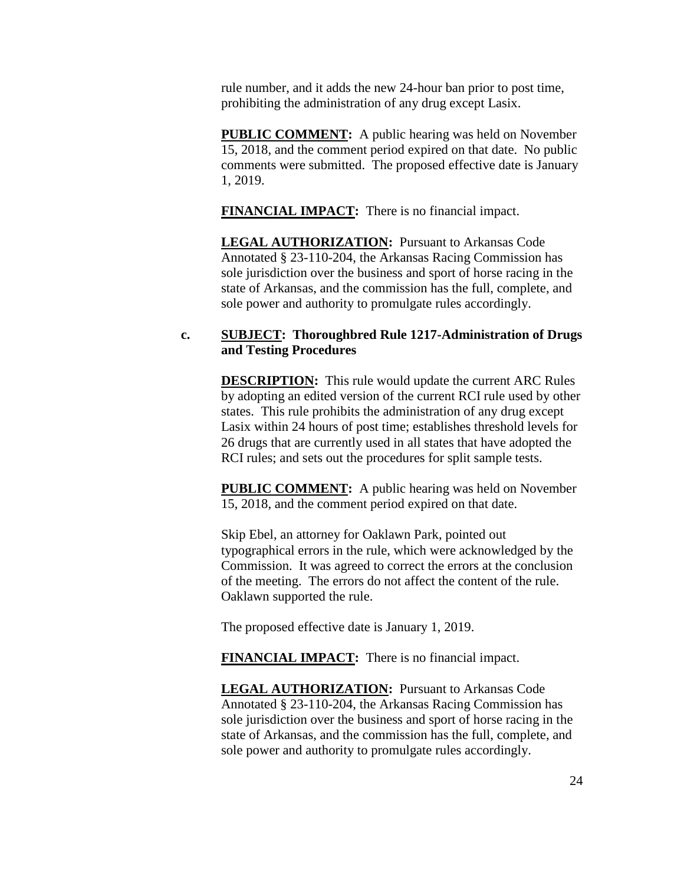rule number, and it adds the new 24-hour ban prior to post time, prohibiting the administration of any drug except Lasix.

**PUBLIC COMMENT:** A public hearing was held on November 15, 2018, and the comment period expired on that date. No public comments were submitted. The proposed effective date is January 1, 2019.

**FINANCIAL IMPACT:** There is no financial impact.

**LEGAL AUTHORIZATION:** Pursuant to Arkansas Code Annotated § 23-110-204, the Arkansas Racing Commission has sole jurisdiction over the business and sport of horse racing in the state of Arkansas, and the commission has the full, complete, and sole power and authority to promulgate rules accordingly.

**c. SUBJECT: Thoroughbred Rule 1217-Administration of Drugs and Testing Procedures**

**DESCRIPTION:** This rule would update the current ARC Rules by adopting an edited version of the current RCI rule used by other states. This rule prohibits the administration of any drug except Lasix within 24 hours of post time; establishes threshold levels for 26 drugs that are currently used in all states that have adopted the RCI rules; and sets out the procedures for split sample tests.

**PUBLIC COMMENT:** A public hearing was held on November 15, 2018, and the comment period expired on that date.

Skip Ebel, an attorney for Oaklawn Park, pointed out typographical errors in the rule, which were acknowledged by the Commission. It was agreed to correct the errors at the conclusion of the meeting. The errors do not affect the content of the rule. Oaklawn supported the rule.

The proposed effective date is January 1, 2019.

**FINANCIAL IMPACT:** There is no financial impact.

**LEGAL AUTHORIZATION:** Pursuant to Arkansas Code Annotated § 23-110-204, the Arkansas Racing Commission has sole jurisdiction over the business and sport of horse racing in the state of Arkansas, and the commission has the full, complete, and sole power and authority to promulgate rules accordingly.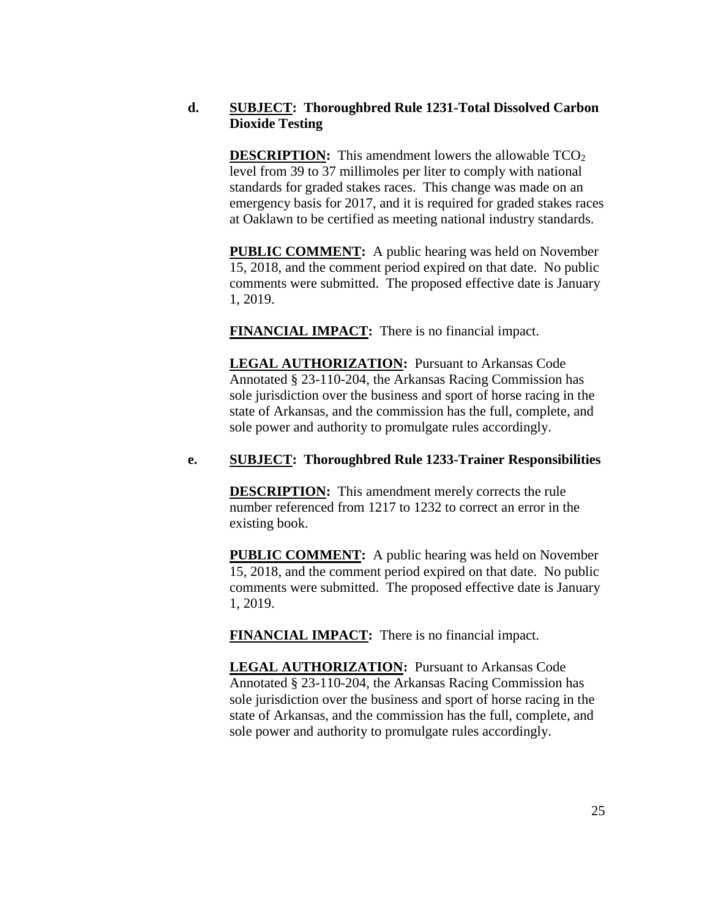**d. <u>SUBJECT</u>: Thoroughbred Rule 1231-Total Dissolved Carbon Dioxide Testing**

**<u>DESCRIPTION</u>:** This amendment lowers the allowable $TCO_2$ level from 39 to 37 millimoles per liter to comply with national standards for graded stakes races. This change was made on an emergency basis for 2017, and it is required for graded stakes races at Oaklawn to be certified as meeting national industry standards.

**<u>PUBLIC COMMENT</u>:** A public hearing was held on November 15, 2018, and the comment period expired on that date. No public comments were submitted. The proposed effective date is January 1, 2019.

**<u>FINANCIAL IMPACT</u>:** There is no financial impact.

**<u>LEGAL AUTHORIZATION</u>:** Pursuant to Arkansas Code Annotated § 23-110-204, the Arkansas Racing Commission has sole jurisdiction over the business and sport of horse racing in the state of Arkansas, and the commission has the full, complete, and sole power and authority to promulgate rules accordingly.

**e. <u>SUBJECT</u>: Thoroughbred Rule 1233-Trainer Responsibilities**

**<u>DESCRIPTION</u>:** This amendment merely corrects the rule number referenced from 1217 to 1232 to correct an error in the existing book.

**<u>PUBLIC COMMENT</u>:** A public hearing was held on November 15, 2018, and the comment period expired on that date. No public comments were submitted. The proposed effective date is January 1, 2019.

**<u>FINANCIAL IMPACT</u>:** There is no financial impact.

**<u>LEGAL AUTHORIZATION</u>:** Pursuant to Arkansas Code Annotated § 23-110-204, the Arkansas Racing Commission has sole jurisdiction over the business and sport of horse racing in the state of Arkansas, and the commission has the full, complete, and sole power and authority to promulgate rules accordingly.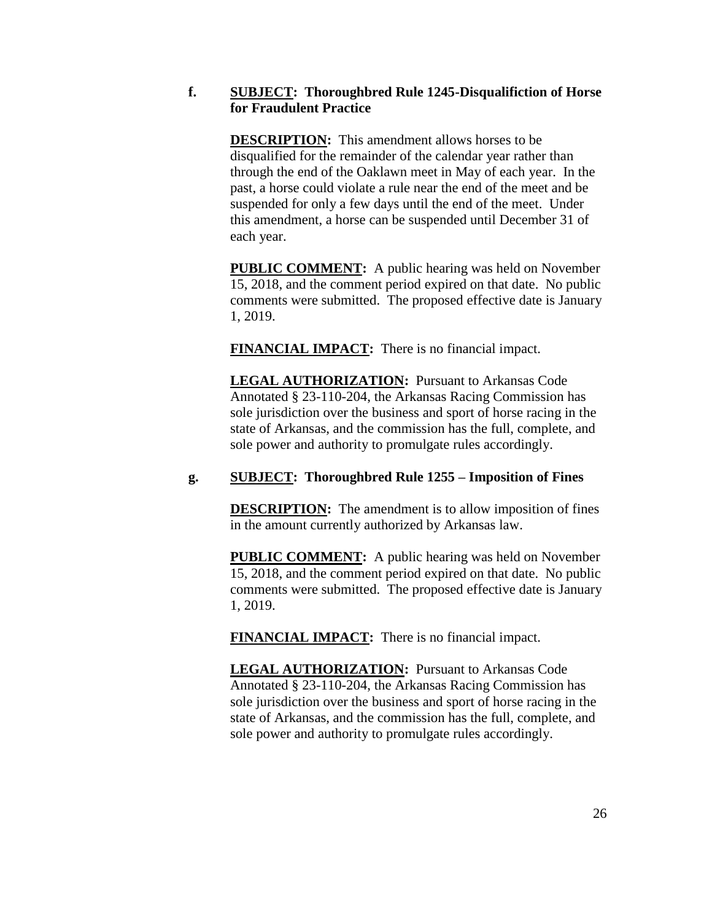f. **<u>SUBJECT</u>: Thoroughbred Rule 1245-Disqualifiction of Horse for Fraudulent Practice**

**<u>DESCRIPTION</u>:** This amendment allows horses to be disqualified for the remainder of the calendar year rather than through the end of the Oaklawn meet in May of each year. In the past, a horse could violate a rule near the end of the meet and be suspended for only a few days until the end of the meet. Under this amendment, a horse can be suspended until December 31 of each year.

**<u>PUBLIC COMMENT</u>:** A public hearing was held on November 15, 2018, and the comment period expired on that date. No public comments were submitted. The proposed effective date is January 1, 2019.

**<u>FINANCIAL IMPACT</u>:** There is no financial impact.

**<u>LEGAL AUTHORIZATION</u>:** Pursuant to Arkansas Code Annotated § 23-110-204, the Arkansas Racing Commission has sole jurisdiction over the business and sport of horse racing in the state of Arkansas, and the commission has the full, complete, and sole power and authority to promulgate rules accordingly.

g. **<u>SUBJECT</u>: Thoroughbred Rule 1255 – Imposition of Fines**

**<u>DESCRIPTION</u>:** The amendment is to allow imposition of fines in the amount currently authorized by Arkansas law.

**<u>PUBLIC COMMENT</u>:** A public hearing was held on November 15, 2018, and the comment period expired on that date. No public comments were submitted. The proposed effective date is January 1, 2019.

**<u>FINANCIAL IMPACT</u>:** There is no financial impact.

**<u>LEGAL AUTHORIZATION</u>:** Pursuant to Arkansas Code Annotated § 23-110-204, the Arkansas Racing Commission has sole jurisdiction over the business and sport of horse racing in the state of Arkansas, and the commission has the full, complete, and sole power and authority to promulgate rules accordingly.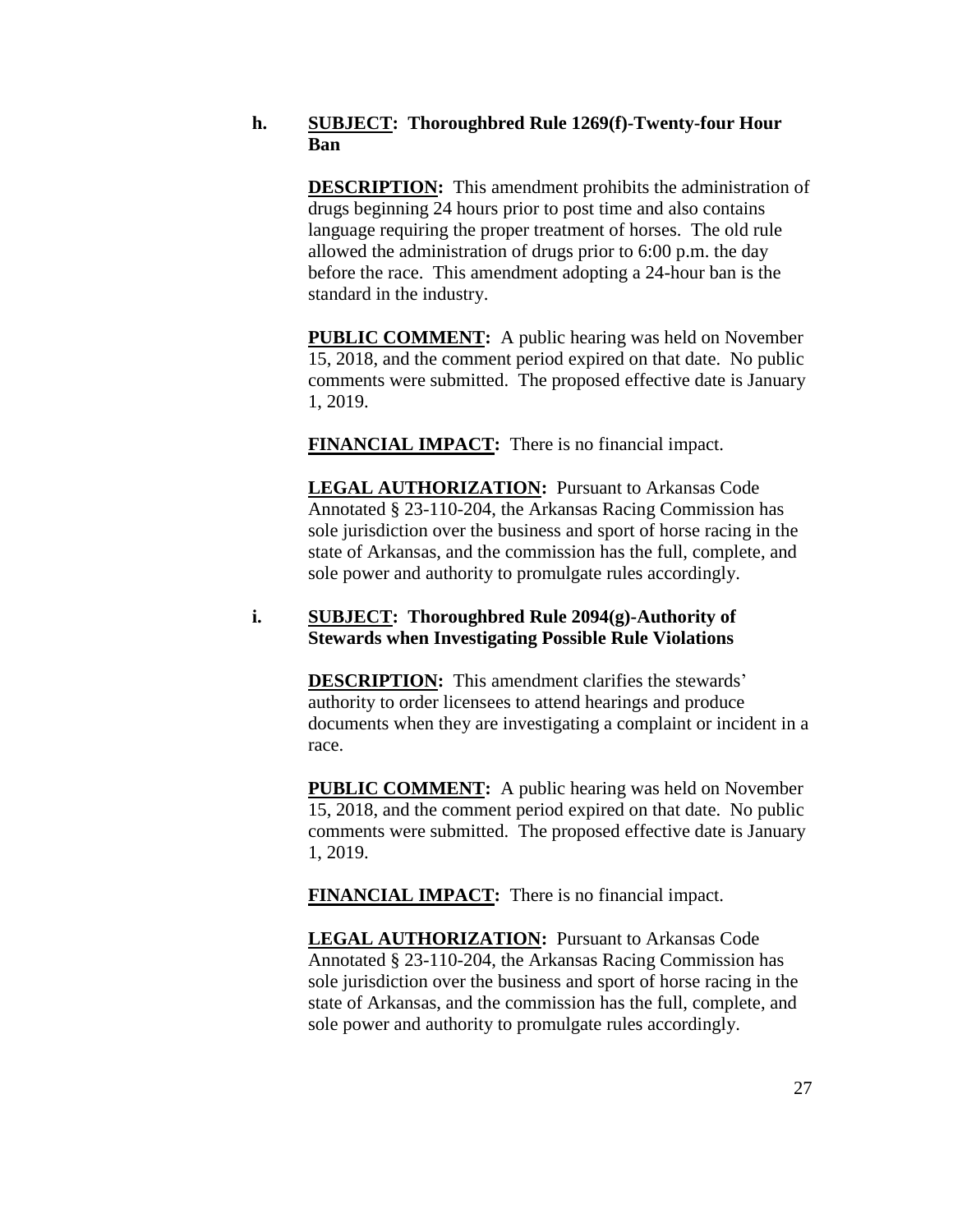**h. SUBJECT: Thoroughbred Rule 1269(f)-Twenty-four Hour Ban**

**DESCRIPTION:** This amendment prohibits the administration of drugs beginning 24 hours prior to post time and also contains language requiring the proper treatment of horses. The old rule allowed the administration of drugs prior to 6:00 p.m. the day before the race. This amendment adopting a 24-hour ban is the standard in the industry.

**PUBLIC COMMENT:** A public hearing was held on November 15, 2018, and the comment period expired on that date. No public comments were submitted. The proposed effective date is January 1, 2019.

**FINANCIAL IMPACT:** There is no financial impact.

**LEGAL AUTHORIZATION:** Pursuant to Arkansas Code Annotated § 23-110-204, the Arkansas Racing Commission has sole jurisdiction over the business and sport of horse racing in the state of Arkansas, and the commission has the full, complete, and sole power and authority to promulgate rules accordingly.

**i. SUBJECT: Thoroughbred Rule 2094(g)-Authority of Stewards when Investigating Possible Rule Violations**

**DESCRIPTION:** This amendment clarifies the stewards' authority to order licensees to attend hearings and produce documents when they are investigating a complaint or incident in a race.

**PUBLIC COMMENT:** A public hearing was held on November 15, 2018, and the comment period expired on that date. No public comments were submitted. The proposed effective date is January 1, 2019.

**FINANCIAL IMPACT:** There is no financial impact.

**LEGAL AUTHORIZATION:** Pursuant to Arkansas Code Annotated § 23-110-204, the Arkansas Racing Commission has sole jurisdiction over the business and sport of horse racing in the state of Arkansas, and the commission has the full, complete, and sole power and authority to promulgate rules accordingly.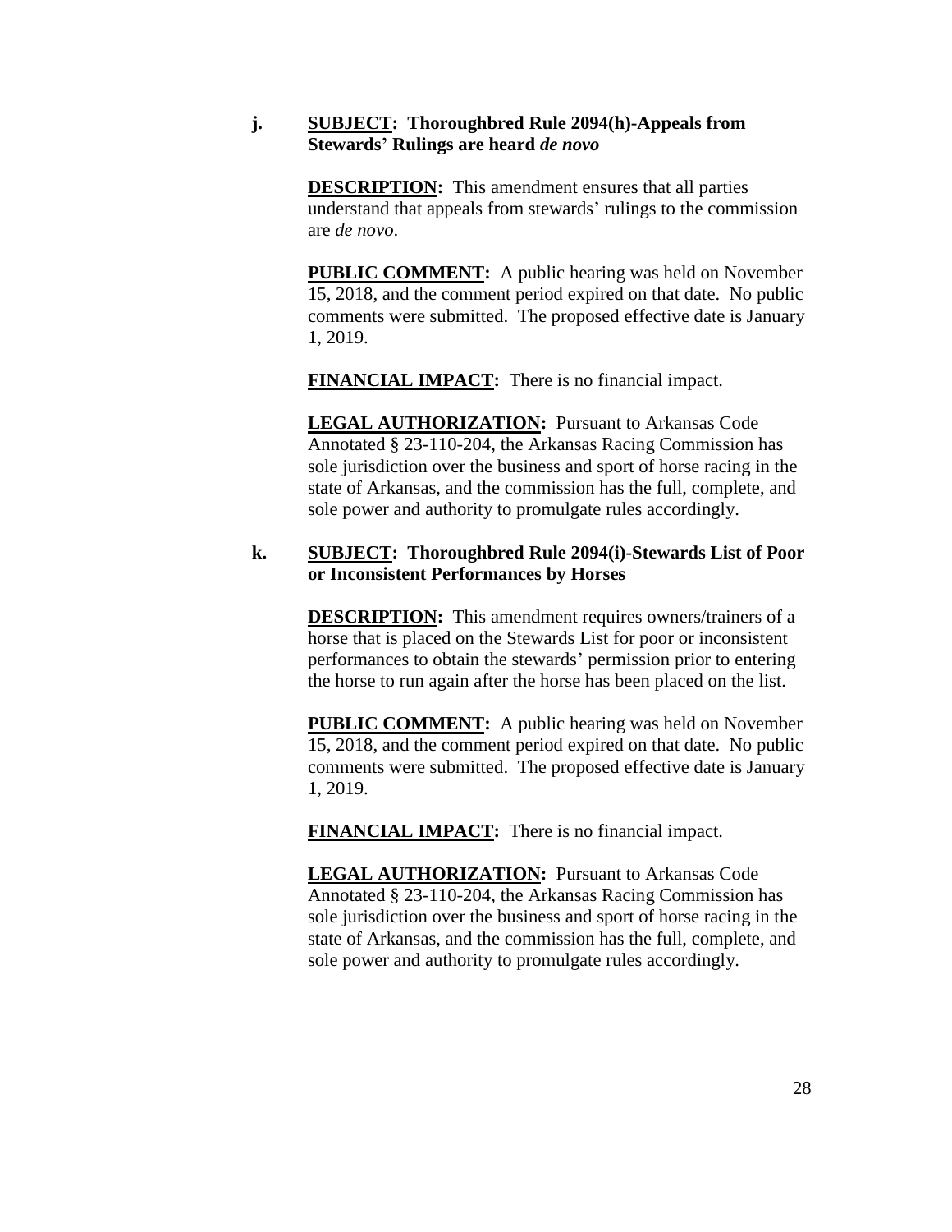**j.** **SUBJECT: Thoroughbred Rule 2094(h)-Appeals from Stewards' Rulings are heard *de novo***

**DESCRIPTION:** This amendment ensures that all parties understand that appeals from stewards' rulings to the commission are *de novo*.

**PUBLIC COMMENT:** A public hearing was held on November 15, 2018, and the comment period expired on that date. No public comments were submitted. The proposed effective date is January 1, 2019.

**FINANCIAL IMPACT:** There is no financial impact.

**LEGAL AUTHORIZATION:** Pursuant to Arkansas Code Annotated § 23-110-204, the Arkansas Racing Commission has sole jurisdiction over the business and sport of horse racing in the state of Arkansas, and the commission has the full, complete, and sole power and authority to promulgate rules accordingly.

**k.** **SUBJECT: Thoroughbred Rule 2094(i)-Stewards List of Poor or Inconsistent Performances by Horses**

**DESCRIPTION:** This amendment requires owners/trainers of a horse that is placed on the Stewards List for poor or inconsistent performances to obtain the stewards' permission prior to entering the horse to run again after the horse has been placed on the list.

**PUBLIC COMMENT:** A public hearing was held on November 15, 2018, and the comment period expired on that date. No public comments were submitted. The proposed effective date is January 1, 2019.

**FINANCIAL IMPACT:** There is no financial impact.

**LEGAL AUTHORIZATION:** Pursuant to Arkansas Code Annotated § 23-110-204, the Arkansas Racing Commission has sole jurisdiction over the business and sport of horse racing in the state of Arkansas, and the commission has the full, complete, and sole power and authority to promulgate rules accordingly.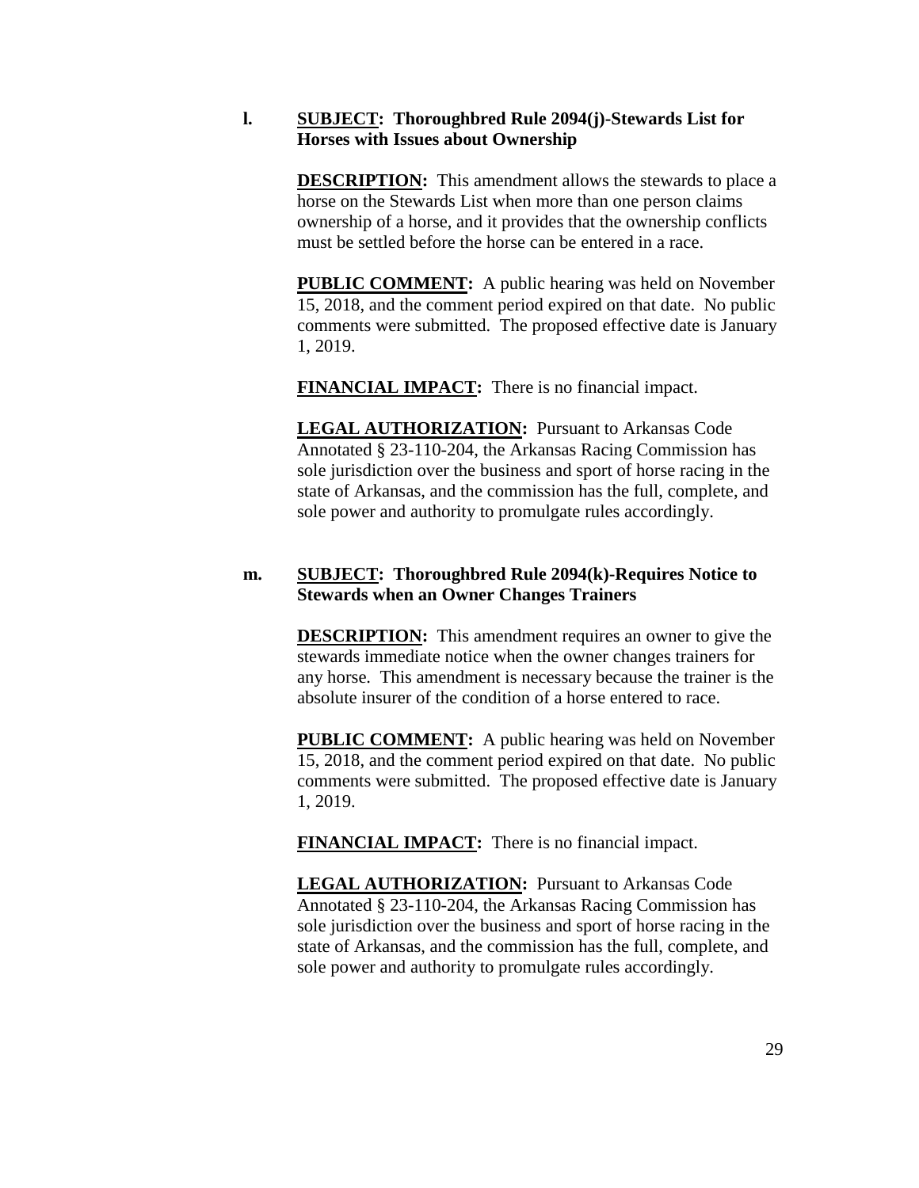**l.** **SUBJECT: Thoroughbred Rule 2094(j)-Stewards List for Horses with Issues about Ownership**

**DESCRIPTION:** This amendment allows the stewards to place a horse on the Stewards List when more than one person claims ownership of a horse, and it provides that the ownership conflicts must be settled before the horse can be entered in a race.

**PUBLIC COMMENT:** A public hearing was held on November 15, 2018, and the comment period expired on that date. No public comments were submitted. The proposed effective date is January 1, 2019.

**FINANCIAL IMPACT:** There is no financial impact.

**LEGAL AUTHORIZATION:** Pursuant to Arkansas Code Annotated § 23-110-204, the Arkansas Racing Commission has sole jurisdiction over the business and sport of horse racing in the state of Arkansas, and the commission has the full, complete, and sole power and authority to promulgate rules accordingly.

**m.** **SUBJECT: Thoroughbred Rule 2094(k)-Requires Notice to Stewards when an Owner Changes Trainers**

**DESCRIPTION:** This amendment requires an owner to give the stewards immediate notice when the owner changes trainers for any horse. This amendment is necessary because the trainer is the absolute insurer of the condition of a horse entered to race.

**PUBLIC COMMENT:** A public hearing was held on November 15, 2018, and the comment period expired on that date. No public comments were submitted. The proposed effective date is January 1, 2019.

**FINANCIAL IMPACT:** There is no financial impact.

**LEGAL AUTHORIZATION:** Pursuant to Arkansas Code Annotated § 23-110-204, the Arkansas Racing Commission has sole jurisdiction over the business and sport of horse racing in the state of Arkansas, and the commission has the full, complete, and sole power and authority to promulgate rules accordingly.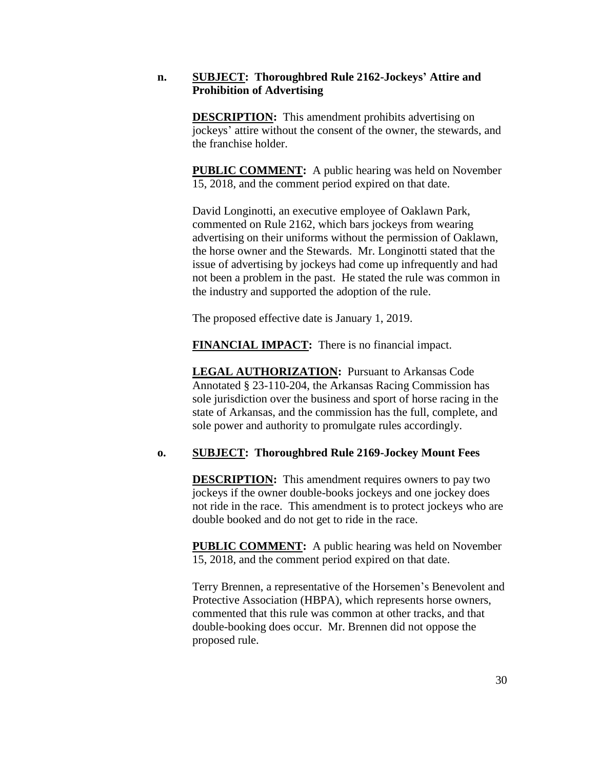**n. <u>SUBJECT</u>: Thoroughbred Rule 2162-Jockeys' Attire and Prohibition of Advertising**

**<u>DESCRIPTION</u>:** This amendment prohibits advertising on jockeys' attire without the consent of the owner, the stewards, and the franchise holder.

**<u>PUBLIC COMMENT</u>:** A public hearing was held on November 15, 2018, and the comment period expired on that date.

David Longinotti, an executive employee of Oaklawn Park, commented on Rule 2162, which bars jockeys from wearing advertising on their uniforms without the permission of Oaklawn, the horse owner and the Stewards. Mr. Longinotti stated that the issue of advertising by jockeys had come up infrequently and had not been a problem in the past. He stated the rule was common in the industry and supported the adoption of the rule.

The proposed effective date is January 1, 2019.

**<u>FINANCIAL IMPACT</u>:** There is no financial impact.

**<u>LEGAL AUTHORIZATION</u>:** Pursuant to Arkansas Code Annotated § 23-110-204, the Arkansas Racing Commission has sole jurisdiction over the business and sport of horse racing in the state of Arkansas, and the commission has the full, complete, and sole power and authority to promulgate rules accordingly.

**o. <u>SUBJECT</u>: Thoroughbred Rule 2169-Jockey Mount Fees**

**<u>DESCRIPTION</u>:** This amendment requires owners to pay two jockeys if the owner double-books jockeys and one jockey does not ride in the race. This amendment is to protect jockeys who are double booked and do not get to ride in the race.

**<u>PUBLIC COMMENT</u>:** A public hearing was held on November 15, 2018, and the comment period expired on that date.

Terry Brennen, a representative of the Horsemen's Benevolent and Protective Association (HBPA), which represents horse owners, commented that this rule was common at other tracks, and that double-booking does occur. Mr. Brennen did not oppose the proposed rule.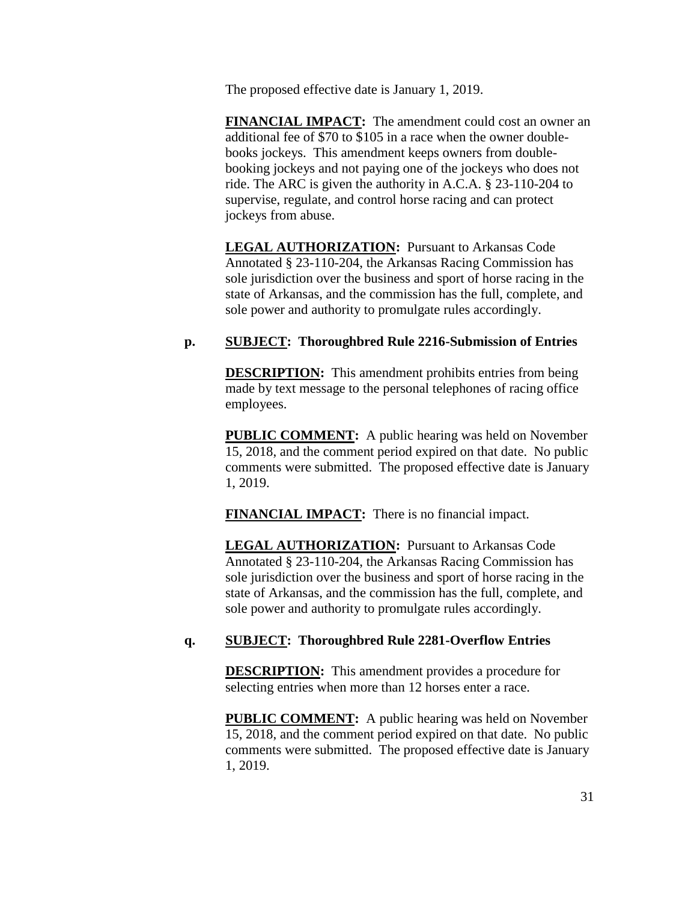The proposed effective date is January 1, 2019.

**FINANCIAL IMPACT:** The amendment could cost an owner an additional fee of $70 to $105 in a race when the owner double-books jockeys. This amendment keeps owners from double-booking jockeys and not paying one of the jockeys who does not ride. The ARC is given the authority in A.C.A. § 23-110-204 to supervise, regulate, and control horse racing and can protect jockeys from abuse.

**LEGAL AUTHORIZATION:** Pursuant to Arkansas Code Annotated § 23-110-204, the Arkansas Racing Commission has sole jurisdiction over the business and sport of horse racing in the state of Arkansas, and the commission has the full, complete, and sole power and authority to promulgate rules accordingly.

**p. SUBJECT: Thoroughbred Rule 2216-Submission of Entries**

**DESCRIPTION:** This amendment prohibits entries from being made by text message to the personal telephones of racing office employees.

**PUBLIC COMMENT:** A public hearing was held on November 15, 2018, and the comment period expired on that date. No public comments were submitted. The proposed effective date is January 1, 2019.

**FINANCIAL IMPACT:** There is no financial impact.

**LEGAL AUTHORIZATION:** Pursuant to Arkansas Code Annotated § 23-110-204, the Arkansas Racing Commission has sole jurisdiction over the business and sport of horse racing in the state of Arkansas, and the commission has the full, complete, and sole power and authority to promulgate rules accordingly.

**q. SUBJECT: Thoroughbred Rule 2281-Overflow Entries**

**DESCRIPTION:** This amendment provides a procedure for selecting entries when more than 12 horses enter a race.

**PUBLIC COMMENT:** A public hearing was held on November 15, 2018, and the comment period expired on that date. No public comments were submitted. The proposed effective date is January 1, 2019.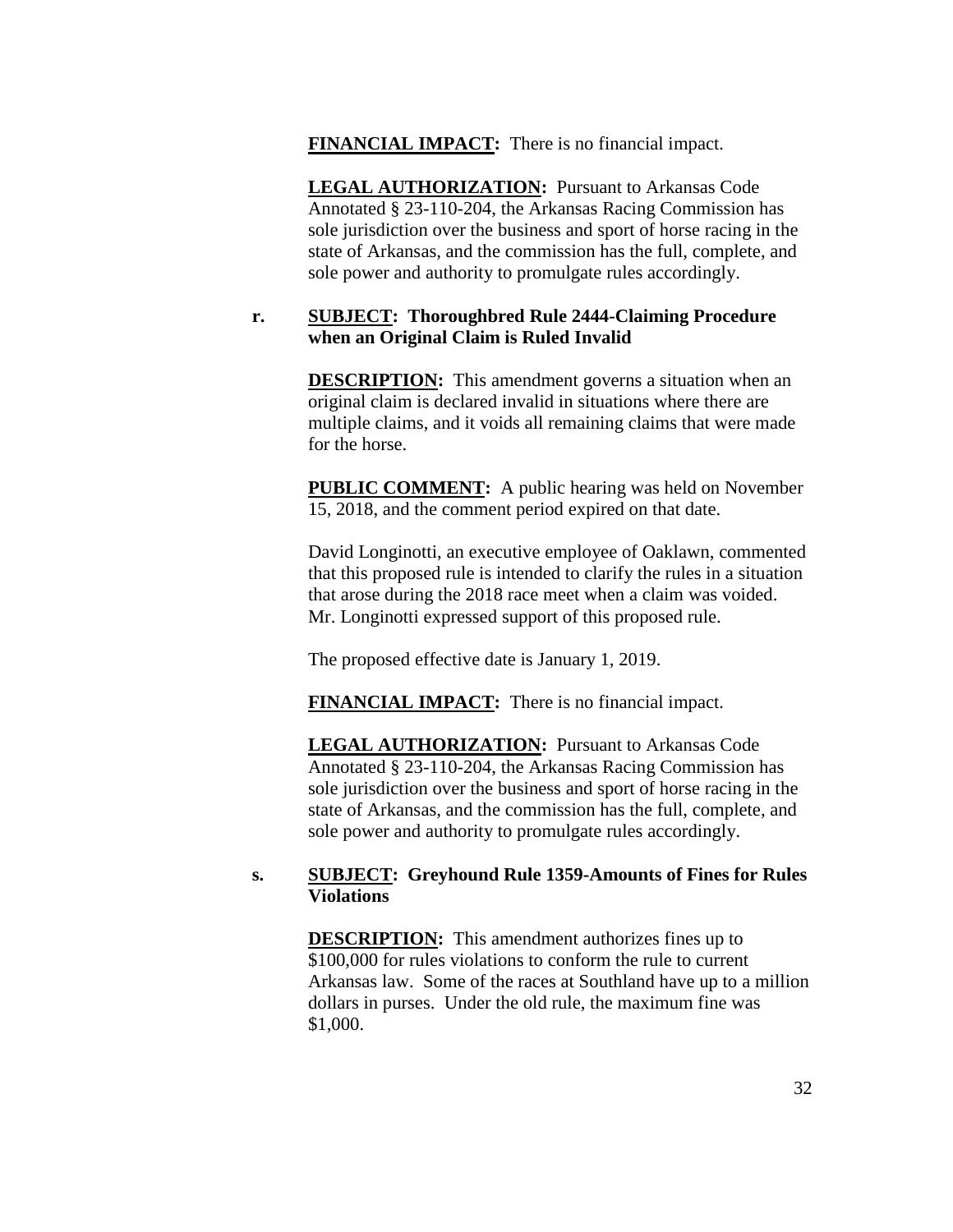**FINANCIAL IMPACT:** There is no financial impact.

**LEGAL AUTHORIZATION:** Pursuant to Arkansas Code Annotated § 23-110-204, the Arkansas Racing Commission has sole jurisdiction over the business and sport of horse racing in the state of Arkansas, and the commission has the full, complete, and sole power and authority to promulgate rules accordingly.

r. **SUBJECT: Thoroughbred Rule 2444-Claiming Procedure when an Original Claim is Ruled Invalid**

**DESCRIPTION:** This amendment governs a situation when an original claim is declared invalid in situations where there are multiple claims, and it voids all remaining claims that were made for the horse.

**PUBLIC COMMENT:** A public hearing was held on November 15, 2018, and the comment period expired on that date.

David Longinotti, an executive employee of Oaklawn, commented that this proposed rule is intended to clarify the rules in a situation that arose during the 2018 race meet when a claim was voided. Mr. Longinotti expressed support of this proposed rule.

The proposed effective date is January 1, 2019.

**FINANCIAL IMPACT:** There is no financial impact.

**LEGAL AUTHORIZATION:** Pursuant to Arkansas Code Annotated § 23-110-204, the Arkansas Racing Commission has sole jurisdiction over the business and sport of horse racing in the state of Arkansas, and the commission has the full, complete, and sole power and authority to promulgate rules accordingly.

s. **SUBJECT: Greyhound Rule 1359-Amounts of Fines for Rules Violations**

**DESCRIPTION:** This amendment authorizes fines up to $100,000 for rules violations to conform the rule to current Arkansas law. Some of the races at Southland have up to a million dollars in purses. Under the old rule, the maximum fine was $1,000.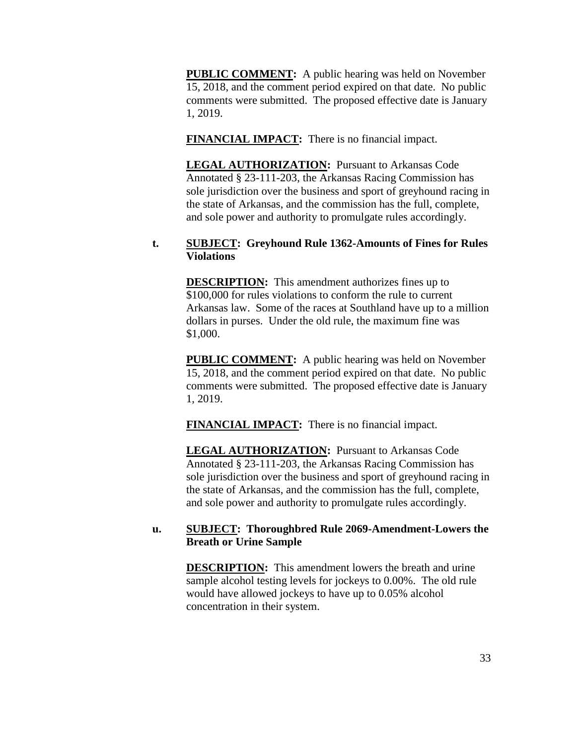**PUBLIC COMMENT:** A public hearing was held on November 15, 2018, and the comment period expired on that date. No public comments were submitted. The proposed effective date is January 1, 2019.

**FINANCIAL IMPACT:** There is no financial impact.

**LEGAL AUTHORIZATION:** Pursuant to Arkansas Code Annotated § 23-111-203, the Arkansas Racing Commission has sole jurisdiction over the business and sport of greyhound racing in the state of Arkansas, and the commission has the full, complete, and sole power and authority to promulgate rules accordingly.

**t. SUBJECT: Greyhound Rule 1362-Amounts of Fines for Rules Violations**

**DESCRIPTION:** This amendment authorizes fines up to $100,000 for rules violations to conform the rule to current Arkansas law. Some of the races at Southland have up to a million dollars in purses. Under the old rule, the maximum fine was $1,000.

**PUBLIC COMMENT:** A public hearing was held on November 15, 2018, and the comment period expired on that date. No public comments were submitted. The proposed effective date is January 1, 2019.

**FINANCIAL IMPACT:** There is no financial impact.

**LEGAL AUTHORIZATION:** Pursuant to Arkansas Code Annotated § 23-111-203, the Arkansas Racing Commission has sole jurisdiction over the business and sport of greyhound racing in the state of Arkansas, and the commission has the full, complete, and sole power and authority to promulgate rules accordingly.

**u. SUBJECT: Thoroughbred Rule 2069-Amendment-Lowers the Breath or Urine Sample**

**DESCRIPTION:** This amendment lowers the breath and urine sample alcohol testing levels for jockeys to 0.00%. The old rule would have allowed jockeys to have up to 0.05% alcohol concentration in their system.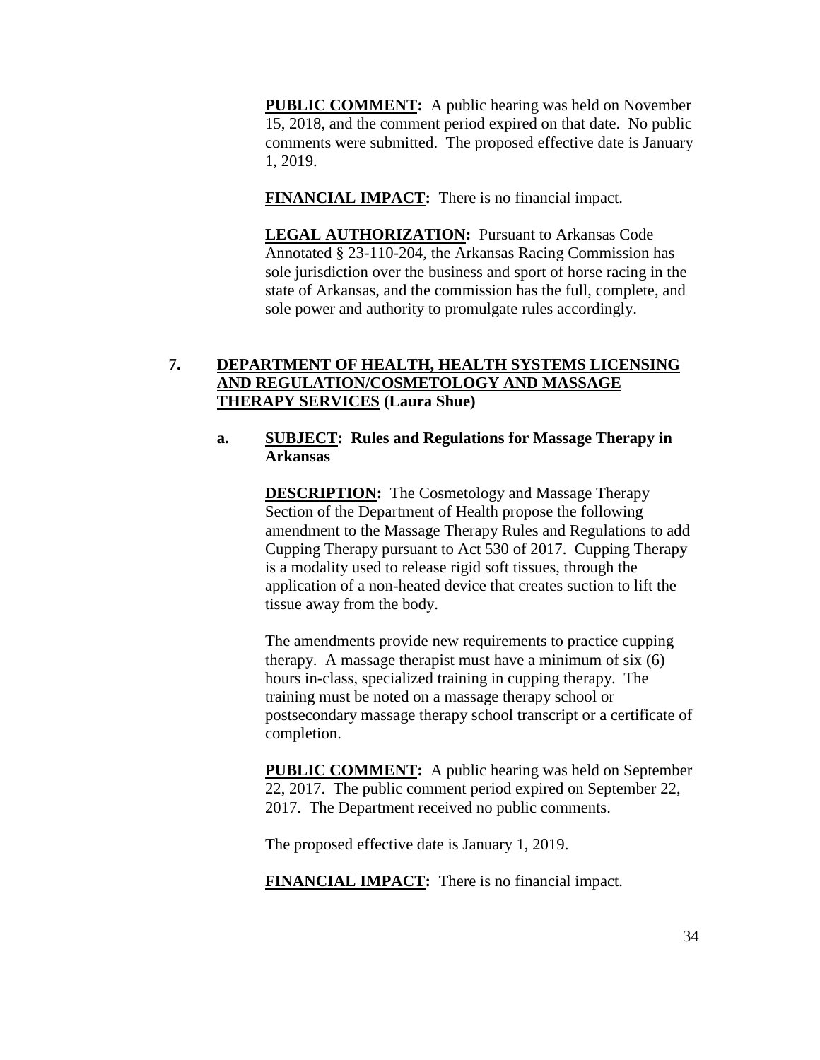**PUBLIC COMMENT:** A public hearing was held on November 15, 2018, and the comment period expired on that date. No public comments were submitted. The proposed effective date is January 1, 2019.

**FINANCIAL IMPACT:** There is no financial impact.

**LEGAL AUTHORIZATION:** Pursuant to Arkansas Code Annotated § 23-110-204, the Arkansas Racing Commission has sole jurisdiction over the business and sport of horse racing in the state of Arkansas, and the commission has the full, complete, and sole power and authority to promulgate rules accordingly.

**7. DEPARTMENT OF HEALTH, HEALTH SYSTEMS LICENSING AND REGULATION/COSMETOLOGY AND MASSAGE THERAPY SERVICES (Laura Shue)**

**a. SUBJECT: Rules and Regulations for Massage Therapy in Arkansas**

**DESCRIPTION:** The Cosmetology and Massage Therapy Section of the Department of Health propose the following amendment to the Massage Therapy Rules and Regulations to add Cupping Therapy pursuant to Act 530 of 2017. Cupping Therapy is a modality used to release rigid soft tissues, through the application of a non-heated device that creates suction to lift the tissue away from the body.

The amendments provide new requirements to practice cupping therapy. A massage therapist must have a minimum of six (6) hours in-class, specialized training in cupping therapy. The training must be noted on a massage therapy school or postsecondary massage therapy school transcript or a certificate of completion.

**PUBLIC COMMENT:** A public hearing was held on September 22, 2017. The public comment period expired on September 22, 2017. The Department received no public comments.

The proposed effective date is January 1, 2019.

**FINANCIAL IMPACT:** There is no financial impact.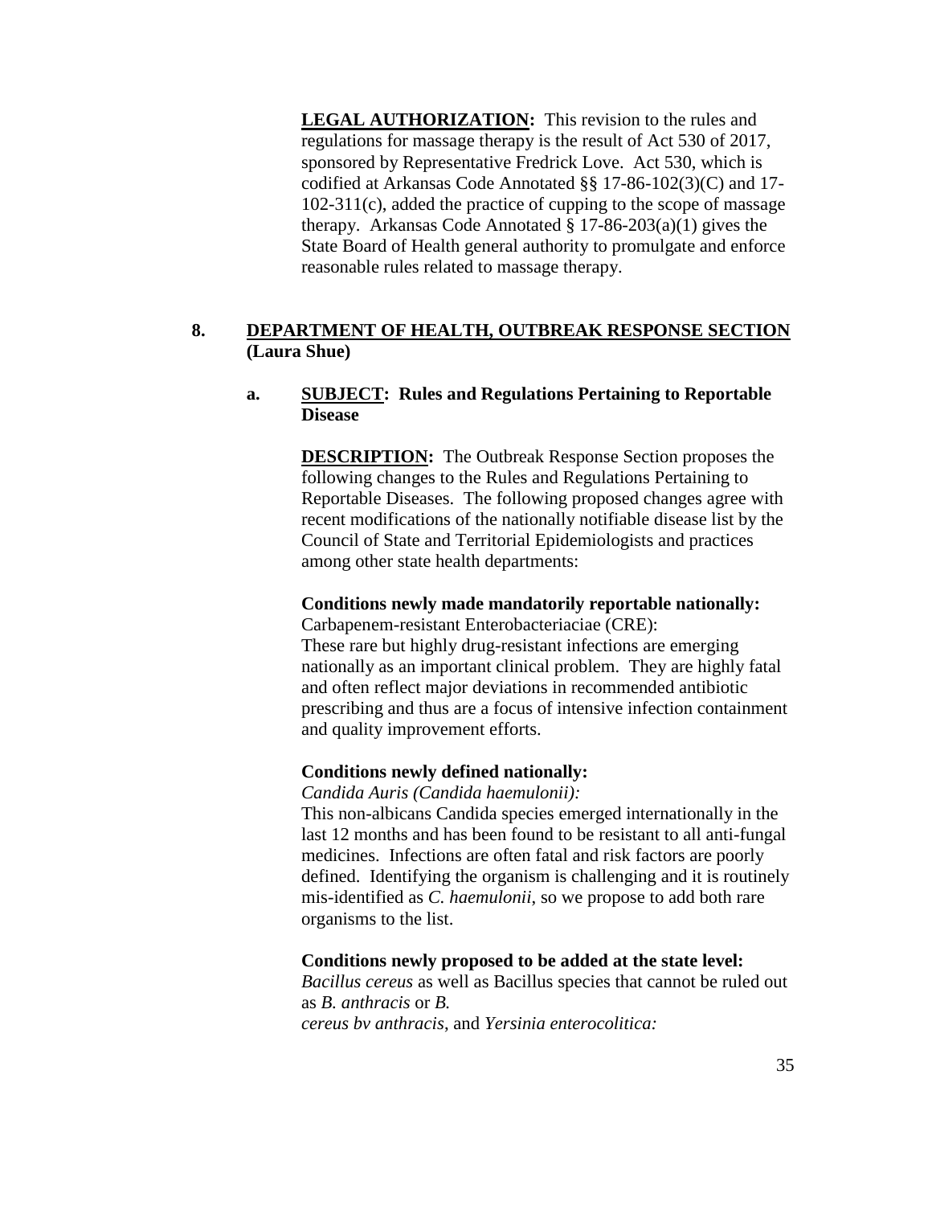**LEGAL AUTHORIZATION:** This revision to the rules and regulations for massage therapy is the result of Act 530 of 2017, sponsored by Representative Fredrick Love. Act 530, which is codified at Arkansas Code Annotated §§ 17-86-102(3)(C) and 17-102-311(c), added the practice of cupping to the scope of massage therapy. Arkansas Code Annotated § 17-86-203(a)(1) gives the State Board of Health general authority to promulgate and enforce reasonable rules related to massage therapy.

## 8. DEPARTMENT OF HEALTH, OUTBREAK RESPONSE SECTION (Laura Shue)

### a. SUBJECT: Rules and Regulations Pertaining to Reportable Disease

**DESCRIPTION:** The Outbreak Response Section proposes the following changes to the Rules and Regulations Pertaining to Reportable Diseases. The following proposed changes agree with recent modifications of the nationally notifiable disease list by the Council of State and Territorial Epidemiologists and practices among other state health departments:

**Conditions newly made mandatorily reportable nationally:**

Carbapenem-resistant Enterobacteriaciae (CRE):
These rare but highly drug-resistant infections are emerging nationally as an important clinical problem. They are highly fatal and often reflect major deviations in recommended antibiotic prescribing and thus are a focus of intensive infection containment and quality improvement efforts.

**Conditions newly defined nationally:**

*Candida Auris (Candida haemulonii):*
This non-albicans Candida species emerged internationally in the last 12 months and has been found to be resistant to all anti-fungal medicines. Infections are often fatal and risk factors are poorly defined. Identifying the organism is challenging and it is routinely mis-identified as *C. haemulonii*, so we propose to add both rare organisms to the list.

**Conditions newly proposed to be added at the state level:**

*Bacillus cereus* as well as Bacillus species that cannot be ruled out as *B. anthracis* or *B. cereus bv anthracis*, and *Yersinia enterocolitica:*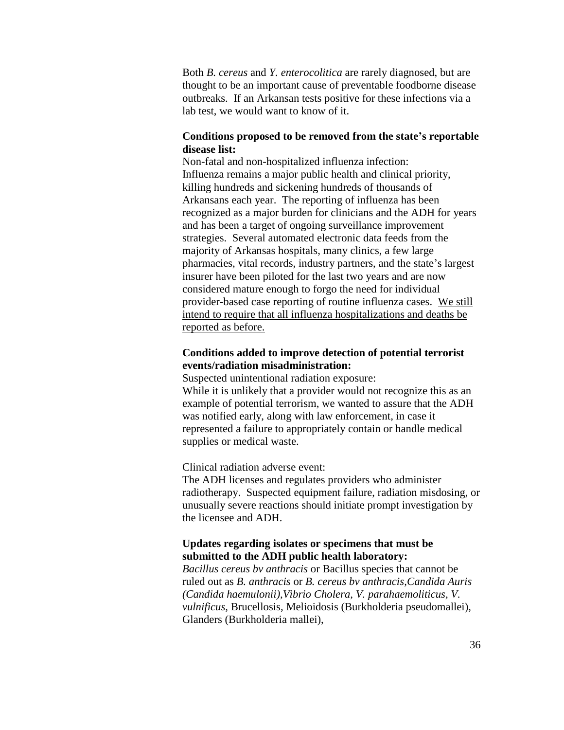Both *B. cereus* and *Y. enterocolitica* are rarely diagnosed, but are thought to be an important cause of preventable foodborne disease outbreaks. If an Arkansan tests positive for these infections via a lab test, we would want to know of it.

**Conditions proposed to be removed from the state's reportable disease list:**

Non-fatal and non-hospitalized influenza infection:
Influenza remains a major public health and clinical priority, killing hundreds and sickening hundreds of thousands of Arkansans each year. The reporting of influenza has been recognized as a major burden for clinicians and the ADH for years and has been a target of ongoing surveillance improvement strategies. Several automated electronic data feeds from the majority of Arkansas hospitals, many clinics, a few large pharmacies, vital records, industry partners, and the state's largest insurer have been piloted for the last two years and are now considered mature enough to forgo the need for individual provider-based case reporting of routine influenza cases. <u>We still intend to require that all influenza hospitalizations and deaths be reported as before.</u>

**Conditions added to improve detection of potential terrorist events/radiation misadministration:**

Suspected unintentional radiation exposure:
While it is unlikely that a provider would not recognize this as an example of potential terrorism, we wanted to assure that the ADH was notified early, along with law enforcement, in case it represented a failure to appropriately contain or handle medical supplies or medical waste.

Clinical radiation adverse event:
The ADH licenses and regulates providers who administer radiotherapy. Suspected equipment failure, radiation misdosing, or unusually severe reactions should initiate prompt investigation by the licensee and ADH.

**Updates regarding isolates or specimens that must be submitted to the ADH public health laboratory:**

*Bacillus cereus bv anthracis* or Bacillus species that cannot be ruled out as *B. anthracis* or *B. cereus bv anthracis*,*Candida Auris (Candida haemulonii)*,*Vibrio Cholera, V. parahaemoliticus, V. vulnificus,* Brucellosis, Melioidosis (Burkholderia pseudomallei), Glanders (Burkholderia mallei),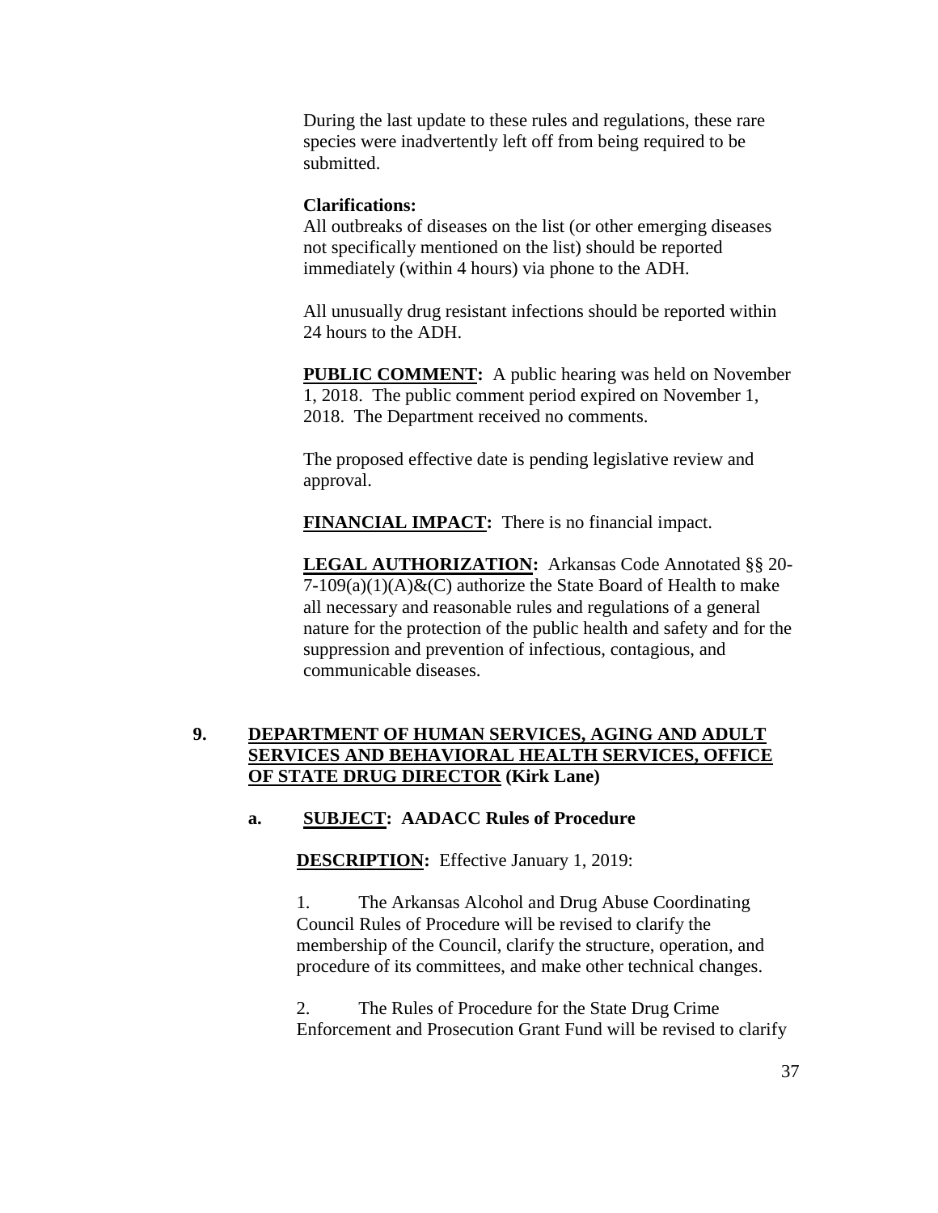During the last update to these rules and regulations, these rare species were inadvertently left off from being required to be submitted.

**Clarifications:**
All outbreaks of diseases on the list (or other emerging diseases not specifically mentioned on the list) should be reported immediately (within 4 hours) via phone to the ADH.

All unusually drug resistant infections should be reported within 24 hours to the ADH.

**PUBLIC COMMENT:** A public hearing was held on November 1, 2018. The public comment period expired on November 1, 2018. The Department received no comments.

The proposed effective date is pending legislative review and approval.

**FINANCIAL IMPACT:** There is no financial impact.

**LEGAL AUTHORIZATION:** Arkansas Code Annotated §§ 20-7-109(a)(1)(A)&(C) authorize the State Board of Health to make all necessary and reasonable rules and regulations of a general nature for the protection of the public health and safety and for the suppression and prevention of infectious, contagious, and communicable diseases.

**9. DEPARTMENT OF HUMAN SERVICES, AGING AND ADULT SERVICES AND BEHAVIORAL HEALTH SERVICES, OFFICE OF STATE DRUG DIRECTOR (Kirk Lane)**

**a. SUBJECT: AADACC Rules of Procedure**

**DESCRIPTION:** Effective January 1, 2019:

1. The Arkansas Alcohol and Drug Abuse Coordinating Council Rules of Procedure will be revised to clarify the membership of the Council, clarify the structure, operation, and procedure of its committees, and make other technical changes.

2. The Rules of Procedure for the State Drug Crime Enforcement and Prosecution Grant Fund will be revised to clarify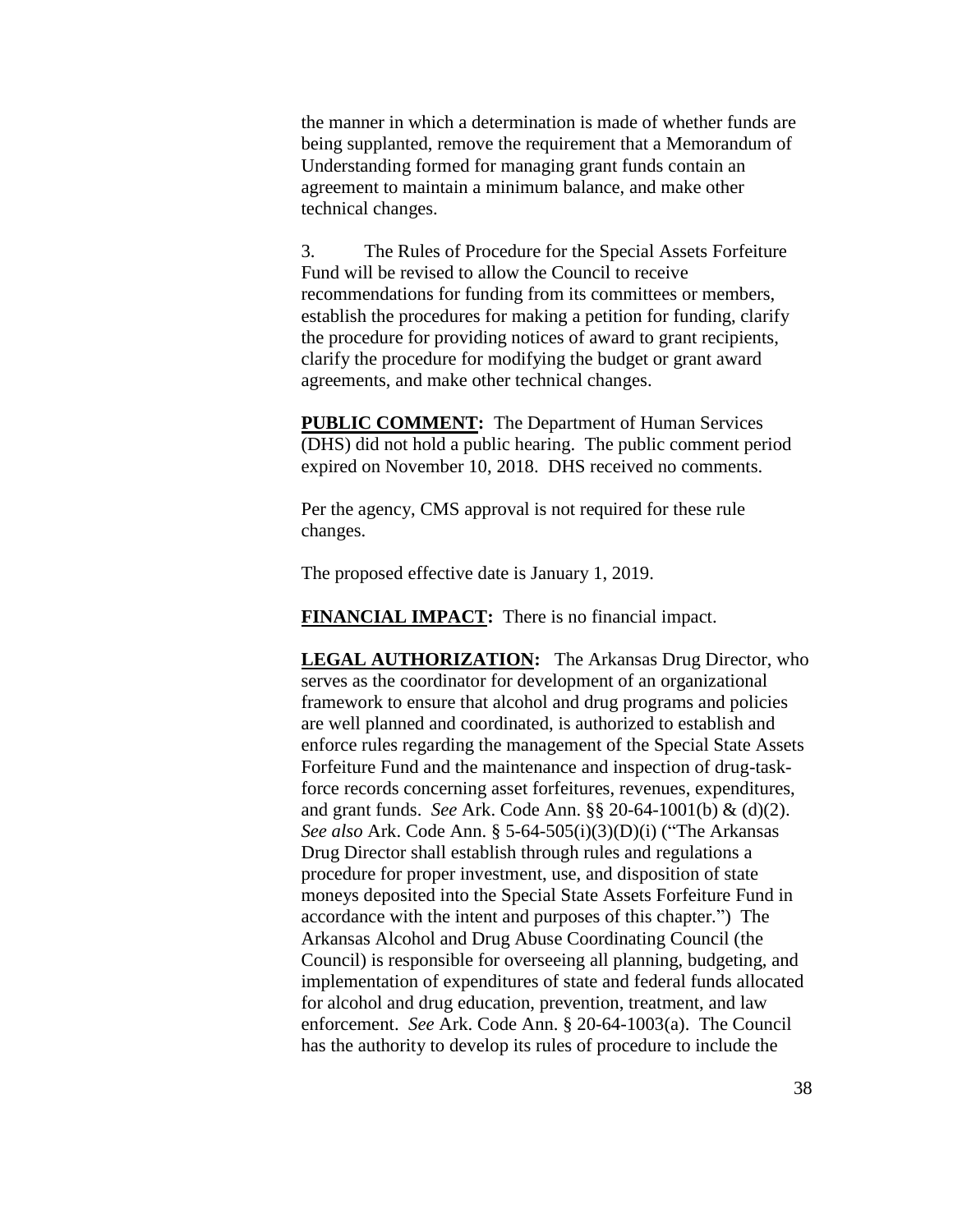the manner in which a determination is made of whether funds are being supplanted, remove the requirement that a Memorandum of Understanding formed for managing grant funds contain an agreement to maintain a minimum balance, and make other technical changes.

3. The Rules of Procedure for the Special Assets Forfeiture Fund will be revised to allow the Council to receive recommendations for funding from its committees or members, establish the procedures for making a petition for funding, clarify the procedure for providing notices of award to grant recipients, clarify the procedure for modifying the budget or grant award agreements, and make other technical changes.

**PUBLIC COMMENT:** The Department of Human Services (DHS) did not hold a public hearing. The public comment period expired on November 10, 2018. DHS received no comments.

Per the agency, CMS approval is not required for these rule changes.

The proposed effective date is January 1, 2019.

**FINANCIAL IMPACT:** There is no financial impact.

**LEGAL AUTHORIZATION:** The Arkansas Drug Director, who serves as the coordinator for development of an organizational framework to ensure that alcohol and drug programs and policies are well planned and coordinated, is authorized to establish and enforce rules regarding the management of the Special State Assets Forfeiture Fund and the maintenance and inspection of drug-task-force records concerning asset forfeitures, revenues, expenditures, and grant funds. *See* Ark. Code Ann. §§ 20-64-1001(b) & (d)(2). *See also* Ark. Code Ann. § 5-64-505(i)(3)(D)(i) ("The Arkansas Drug Director shall establish through rules and regulations a procedure for proper investment, use, and disposition of state moneys deposited into the Special State Assets Forfeiture Fund in accordance with the intent and purposes of this chapter.") The Arkansas Alcohol and Drug Abuse Coordinating Council (the Council) is responsible for overseeing all planning, budgeting, and implementation of expenditures of state and federal funds allocated for alcohol and drug education, prevention, treatment, and law enforcement. *See* Ark. Code Ann. § 20-64-1003(a). The Council has the authority to develop its rules of procedure to include the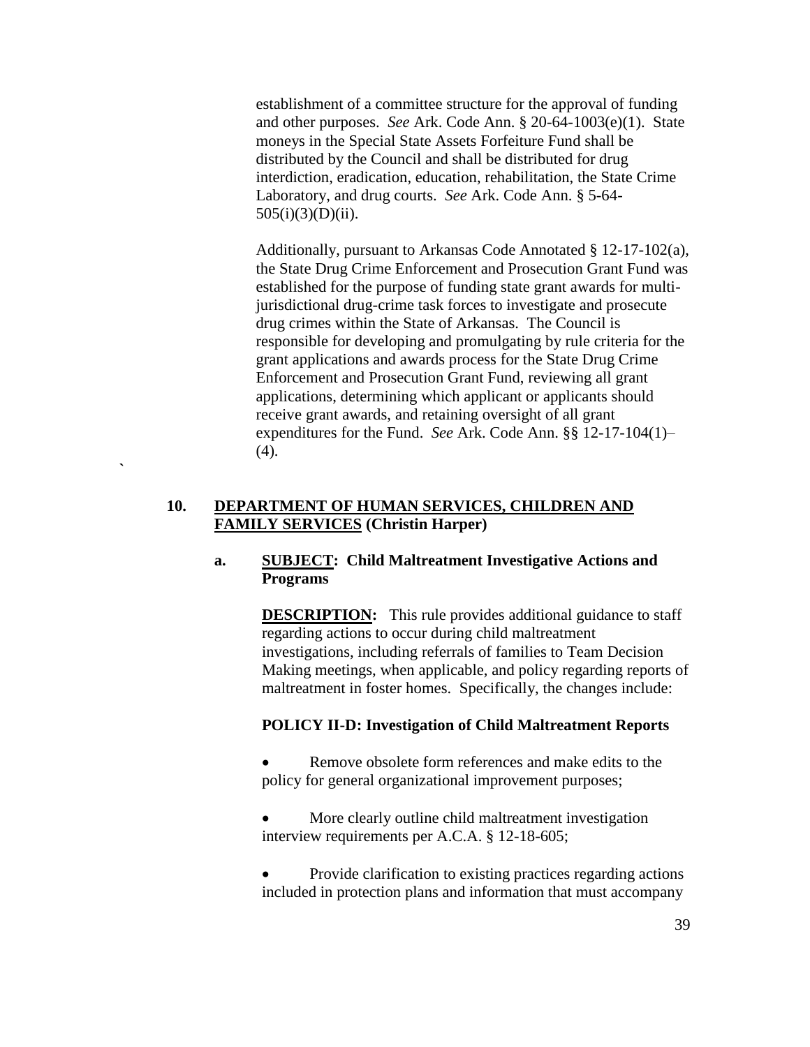establishment of a committee structure for the approval of funding and other purposes. *See* Ark. Code Ann. § 20-64-1003(e)(1). State moneys in the Special State Assets Forfeiture Fund shall be distributed by the Council and shall be distributed for drug interdiction, eradication, education, rehabilitation, the State Crime Laboratory, and drug courts. *See* Ark. Code Ann. § 5-64-505(i)(3)(D)(ii).

Additionally, pursuant to Arkansas Code Annotated § 12-17-102(a), the State Drug Crime Enforcement and Prosecution Grant Fund was established for the purpose of funding state grant awards for multi-jurisdictional drug-crime task forces to investigate and prosecute drug crimes within the State of Arkansas. The Council is responsible for developing and promulgating by rule criteria for the grant applications and awards process for the State Drug Crime Enforcement and Prosecution Grant Fund, reviewing all grant applications, determining which applicant or applicants should receive grant awards, and retaining oversight of all grant expenditures for the Fund. *See* Ark. Code Ann. §§ 12-17-104(1)–(4).

`

**10. <u>DEPARTMENT OF HUMAN SERVICES, CHILDREN AND FAMILY SERVICES</u> (Christin Harper)**

**a. <u>SUBJECT</u>: Child Maltreatment Investigative Actions and Programs**

**<u>DESCRIPTION</u>:** This rule provides additional guidance to staff regarding actions to occur during child maltreatment investigations, including referrals of families to Team Decision Making meetings, when applicable, and policy regarding reports of maltreatment in foster homes. Specifically, the changes include:

**POLICY II-D: Investigation of Child Maltreatment Reports**

- Remove obsolete form references and make edits to the policy for general organizational improvement purposes;
- More clearly outline child maltreatment investigation interview requirements per A.C.A. § 12-18-605;
- Provide clarification to existing practices regarding actions included in protection plans and information that must accompany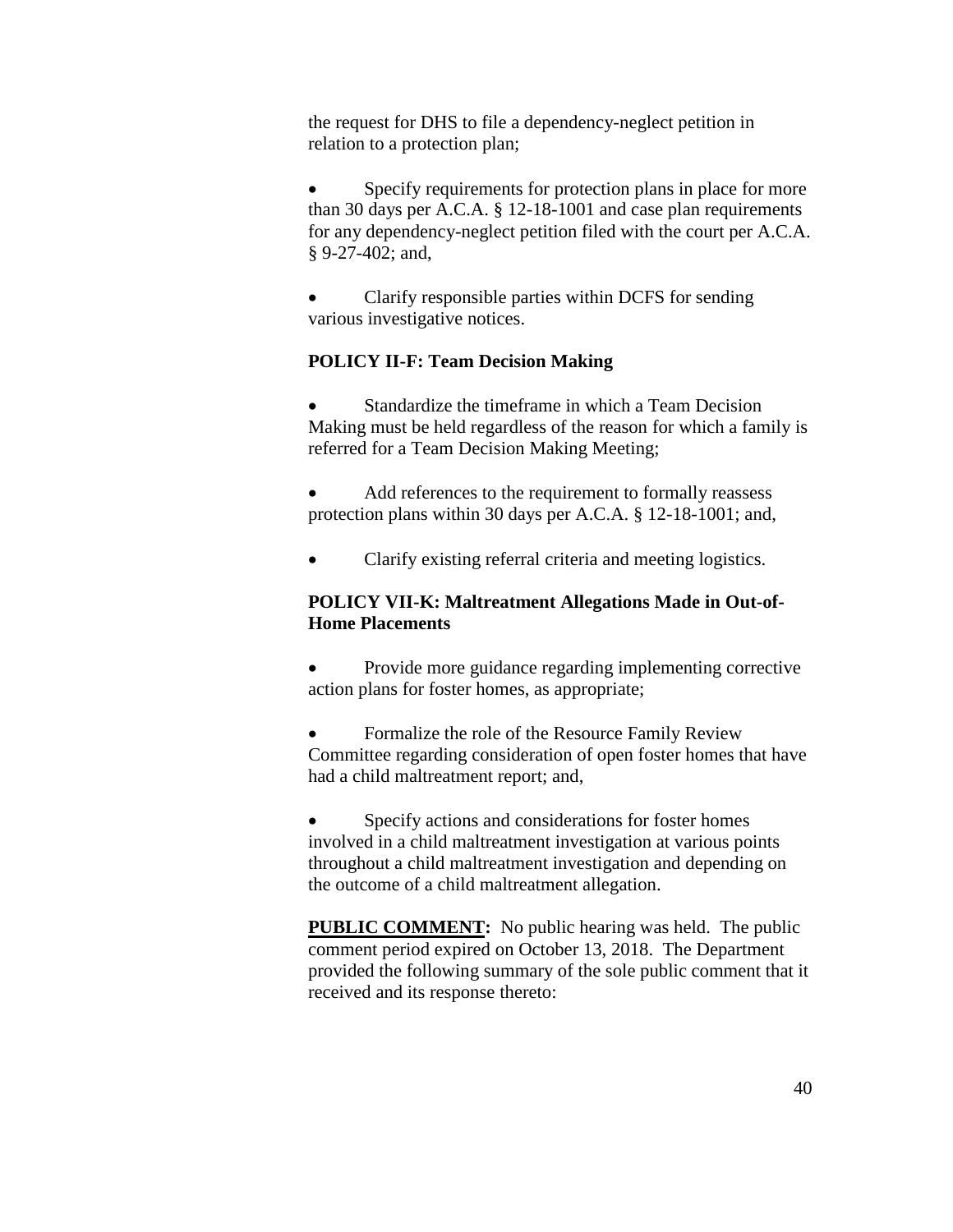the request for DHS to file a dependency-neglect petition in relation to a protection plan;

- Specify requirements for protection plans in place for more than 30 days per A.C.A. § 12-18-1001 and case plan requirements for any dependency-neglect petition filed with the court per A.C.A. § 9-27-402; and,

- Clarify responsible parties within DCFS for sending various investigative notices.

**POLICY II-F: Team Decision Making**

- Standardize the timeframe in which a Team Decision Making must be held regardless of the reason for which a family is referred for a Team Decision Making Meeting;

- Add references to the requirement to formally reassess protection plans within 30 days per A.C.A. § 12-18-1001; and,

- Clarify existing referral criteria and meeting logistics.

**POLICY VII-K: Maltreatment Allegations Made in Out-of-Home Placements**

- Provide more guidance regarding implementing corrective action plans for foster homes, as appropriate;

- Formalize the role of the Resource Family Review Committee regarding consideration of open foster homes that have had a child maltreatment report; and,

- Specify actions and considerations for foster homes involved in a child maltreatment investigation at various points throughout a child maltreatment investigation and depending on the outcome of a child maltreatment allegation.

**PUBLIC COMMENT:** No public hearing was held. The public comment period expired on October 13, 2018. The Department provided the following summary of the sole public comment that it received and its response thereto: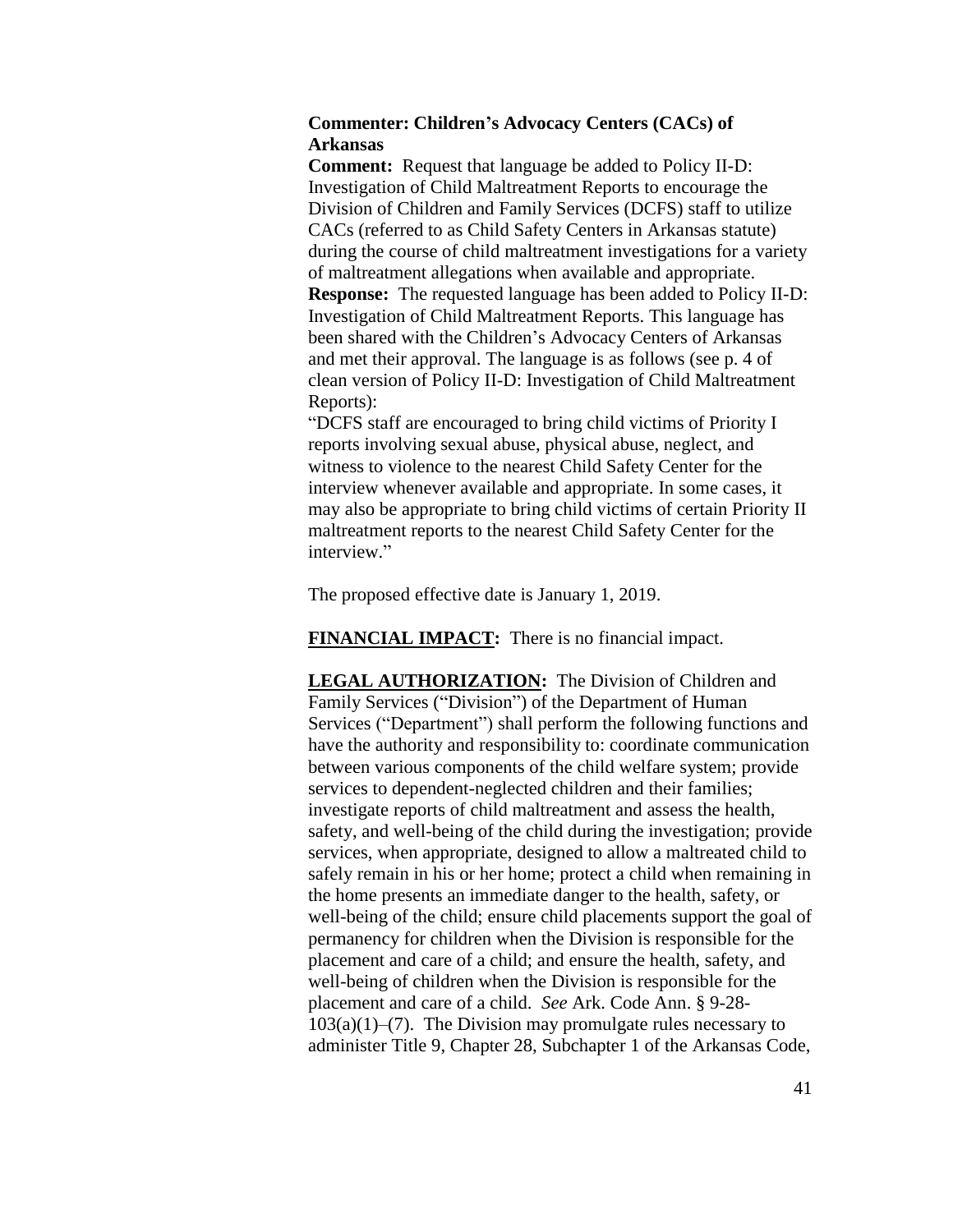**Commenter: Children's Advocacy Centers (CACs) of Arkansas**

**Comment:** Request that language be added to Policy II-D: Investigation of Child Maltreatment Reports to encourage the Division of Children and Family Services (DCFS) staff to utilize CACs (referred to as Child Safety Centers in Arkansas statute) during the course of child maltreatment investigations for a variety of maltreatment allegations when available and appropriate.

**Response:** The requested language has been added to Policy II-D: Investigation of Child Maltreatment Reports. This language has been shared with the Children's Advocacy Centers of Arkansas and met their approval. The language is as follows (see p. 4 of clean version of Policy II-D: Investigation of Child Maltreatment Reports):

"DCFS staff are encouraged to bring child victims of Priority I reports involving sexual abuse, physical abuse, neglect, and witness to violence to the nearest Child Safety Center for the interview whenever available and appropriate. In some cases, it may also be appropriate to bring child victims of certain Priority II maltreatment reports to the nearest Child Safety Center for the interview."

The proposed effective date is January 1, 2019.

**FINANCIAL IMPACT:** There is no financial impact.

**LEGAL AUTHORIZATION:** The Division of Children and Family Services ("Division") of the Department of Human Services ("Department") shall perform the following functions and have the authority and responsibility to: coordinate communication between various components of the child welfare system; provide services to dependent-neglected children and their families; investigate reports of child maltreatment and assess the health, safety, and well-being of the child during the investigation; provide services, when appropriate, designed to allow a maltreated child to safely remain in his or her home; protect a child when remaining in the home presents an immediate danger to the health, safety, or well-being of the child; ensure child placements support the goal of permanency for children when the Division is responsible for the placement and care of a child; and ensure the health, safety, and well-being of children when the Division is responsible for the placement and care of a child. *See* Ark. Code Ann. § 9-28-103(a)(1)–(7). The Division may promulgate rules necessary to administer Title 9, Chapter 28, Subchapter 1 of the Arkansas Code,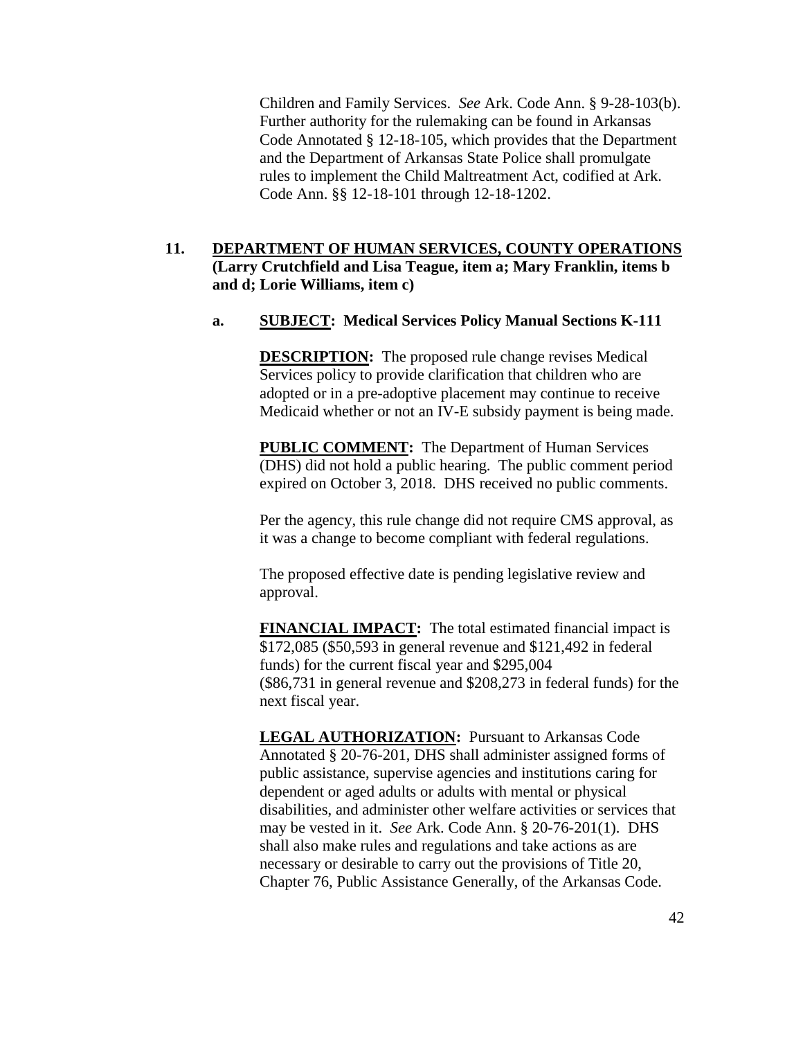Children and Family Services. *See* Ark. Code Ann. § 9-28-103(b). Further authority for the rulemaking can be found in Arkansas Code Annotated § 12-18-105, which provides that the Department and the Department of Arkansas State Police shall promulgate rules to implement the Child Maltreatment Act, codified at Ark. Code Ann. §§ 12-18-101 through 12-18-1202.

**11. <u>DEPARTMENT OF HUMAN SERVICES, COUNTY OPERATIONS</u> (Larry Crutchfield and Lisa Teague, item a; Mary Franklin, items b and d; Lorie Williams, item c)**

**a. <u>SUBJECT</u>: Medical Services Policy Manual Sections K-111**

**<u>DESCRIPTION</u>:** The proposed rule change revises Medical Services policy to provide clarification that children who are adopted or in a pre-adoptive placement may continue to receive Medicaid whether or not an IV-E subsidy payment is being made.

**<u>PUBLIC COMMENT</u>:** The Department of Human Services (DHS) did not hold a public hearing. The public comment period expired on October 3, 2018. DHS received no public comments.

Per the agency, this rule change did not require CMS approval, as it was a change to become compliant with federal regulations.

The proposed effective date is pending legislative review and approval.

**<u>FINANCIAL IMPACT</u>:** The total estimated financial impact is $172,085 ($50,593 in general revenue and $121,492 in federal funds) for the current fiscal year and $295,004 ($86,731 in general revenue and $208,273 in federal funds) for the next fiscal year.

**<u>LEGAL AUTHORIZATION</u>:** Pursuant to Arkansas Code Annotated § 20-76-201, DHS shall administer assigned forms of public assistance, supervise agencies and institutions caring for dependent or aged adults or adults with mental or physical disabilities, and administer other welfare activities or services that may be vested in it. *See* Ark. Code Ann. § 20-76-201(1). DHS shall also make rules and regulations and take actions as are necessary or desirable to carry out the provisions of Title 20, Chapter 76, Public Assistance Generally, of the Arkansas Code.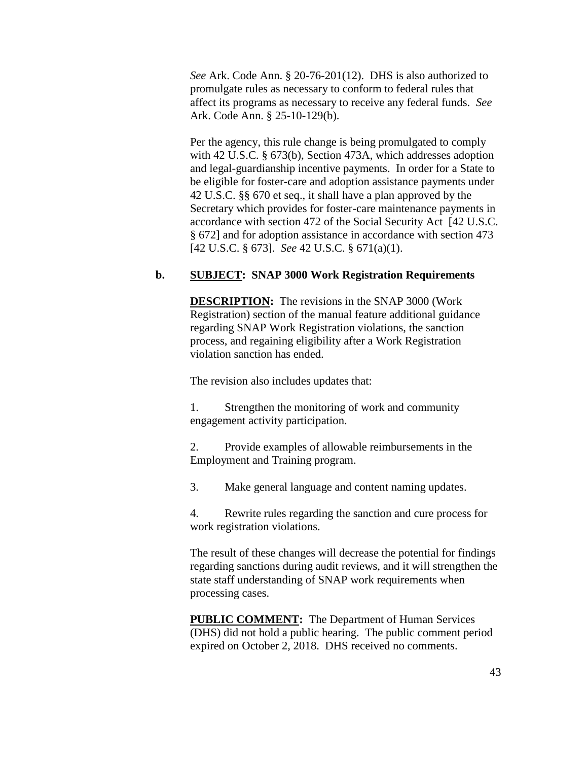*See* Ark. Code Ann. § 20-76-201(12). DHS is also authorized to promulgate rules as necessary to conform to federal rules that affect its programs as necessary to receive any federal funds. *See* Ark. Code Ann. § 25-10-129(b).

Per the agency, this rule change is being promulgated to comply with 42 U.S.C. § 673(b), Section 473A, which addresses adoption and legal-guardianship incentive payments. In order for a State to be eligible for foster-care and adoption assistance payments under 42 U.S.C. §§ 670 et seq., it shall have a plan approved by the Secretary which provides for foster-care maintenance payments in accordance with section 472 of the Social Security Act [42 U.S.C. § 672] and for adoption assistance in accordance with section 473 [42 U.S.C. § 673]. *See* 42 U.S.C. § 671(a)(1).

**b. <u>SUBJECT</u>: SNAP 3000 Work Registration Requirements**

**<u>DESCRIPTION</u>:** The revisions in the SNAP 3000 (Work Registration) section of the manual feature additional guidance regarding SNAP Work Registration violations, the sanction process, and regaining eligibility after a Work Registration violation sanction has ended.

The revision also includes updates that:

1. Strengthen the monitoring of work and community engagement activity participation.

2. Provide examples of allowable reimbursements in the Employment and Training program.

3. Make general language and content naming updates.

4. Rewrite rules regarding the sanction and cure process for work registration violations.

The result of these changes will decrease the potential for findings regarding sanctions during audit reviews, and it will strengthen the state staff understanding of SNAP work requirements when processing cases.

**<u>PUBLIC COMMENT</u>:** The Department of Human Services (DHS) did not hold a public hearing. The public comment period expired on October 2, 2018. DHS received no comments.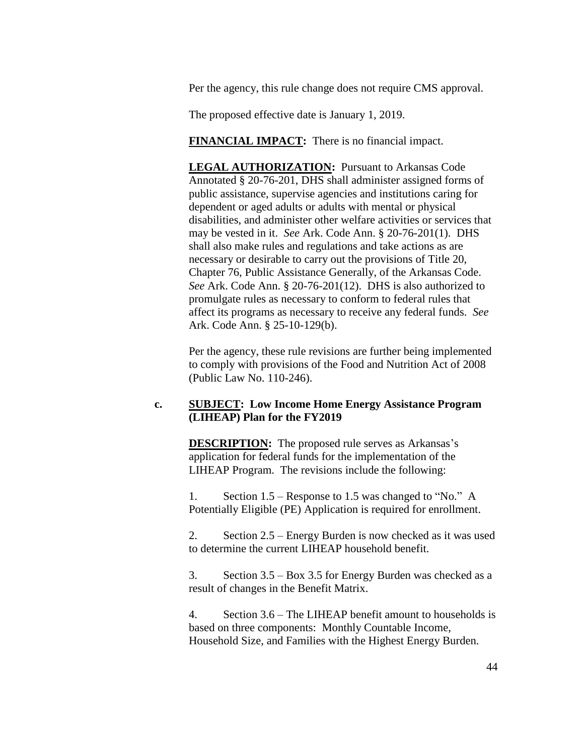Per the agency, this rule change does not require CMS approval.

The proposed effective date is January 1, 2019.

**FINANCIAL IMPACT:** There is no financial impact.

**LEGAL AUTHORIZATION:** Pursuant to Arkansas Code Annotated § 20-76-201, DHS shall administer assigned forms of public assistance, supervise agencies and institutions caring for dependent or aged adults or adults with mental or physical disabilities, and administer other welfare activities or services that may be vested in it. *See* Ark. Code Ann. § 20-76-201(1). DHS shall also make rules and regulations and take actions as are necessary or desirable to carry out the provisions of Title 20, Chapter 76, Public Assistance Generally, of the Arkansas Code. *See* Ark. Code Ann. § 20-76-201(12). DHS is also authorized to promulgate rules as necessary to conform to federal rules that affect its programs as necessary to receive any federal funds. *See* Ark. Code Ann. § 25-10-129(b).

Per the agency, these rule revisions are further being implemented to comply with provisions of the Food and Nutrition Act of 2008 (Public Law No. 110-246).

**c. SUBJECT: Low Income Home Energy Assistance Program (LIHEAP) Plan for the FY2019**

**DESCRIPTION:** The proposed rule serves as Arkansas's application for federal funds for the implementation of the LIHEAP Program. The revisions include the following:

1. Section 1.5 – Response to 1.5 was changed to "No." A Potentially Eligible (PE) Application is required for enrollment.

2. Section 2.5 – Energy Burden is now checked as it was used to determine the current LIHEAP household benefit.

3. Section 3.5 – Box 3.5 for Energy Burden was checked as a result of changes in the Benefit Matrix.

4. Section 3.6 – The LIHEAP benefit amount to households is based on three components: Monthly Countable Income, Household Size, and Families with the Highest Energy Burden.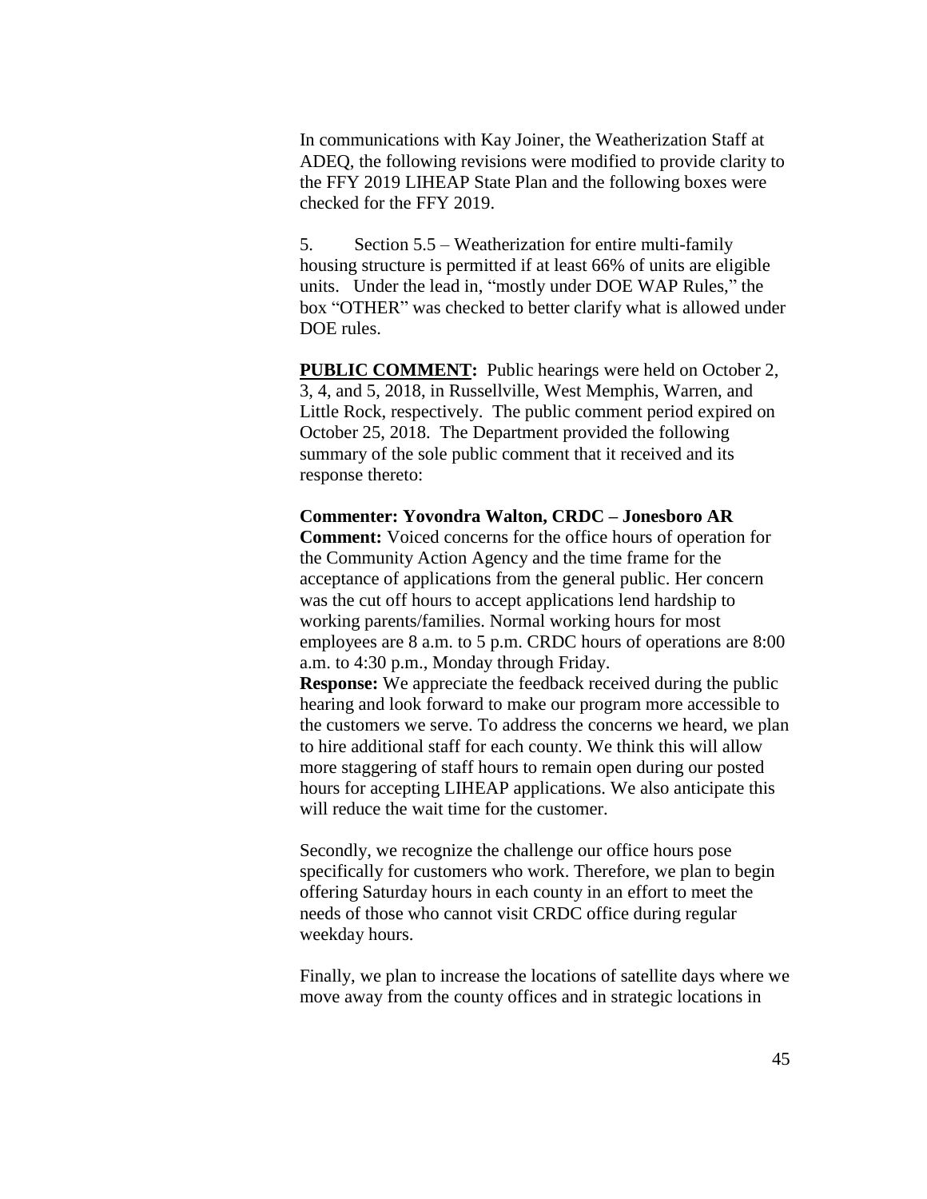In communications with Kay Joiner, the Weatherization Staff at ADEQ, the following revisions were modified to provide clarity to the FFY 2019 LIHEAP State Plan and the following boxes were checked for the FFY 2019.

5. Section 5.5 – Weatherization for entire multi-family housing structure is permitted if at least 66% of units are eligible units. Under the lead in, "mostly under DOE WAP Rules," the box "OTHER" was checked to better clarify what is allowed under DOE rules.

**PUBLIC COMMENT:** Public hearings were held on October 2, 3, 4, and 5, 2018, in Russellville, West Memphis, Warren, and Little Rock, respectively. The public comment period expired on October 25, 2018. The Department provided the following summary of the sole public comment that it received and its response thereto:

**Commenter: Yovondra Walton, CRDC – Jonesboro AR**
**Comment:** Voiced concerns for the office hours of operation for the Community Action Agency and the time frame for the acceptance of applications from the general public. Her concern was the cut off hours to accept applications lend hardship to working parents/families. Normal working hours for most employees are 8 a.m. to 5 p.m. CRDC hours of operations are 8:00 a.m. to 4:30 p.m., Monday through Friday.
**Response:** We appreciate the feedback received during the public hearing and look forward to make our program more accessible to the customers we serve. To address the concerns we heard, we plan to hire additional staff for each county. We think this will allow more staggering of staff hours to remain open during our posted hours for accepting LIHEAP applications. We also anticipate this will reduce the wait time for the customer.

Secondly, we recognize the challenge our office hours pose specifically for customers who work. Therefore, we plan to begin offering Saturday hours in each county in an effort to meet the needs of those who cannot visit CRDC office during regular weekday hours.

Finally, we plan to increase the locations of satellite days where we move away from the county offices and in strategic locations in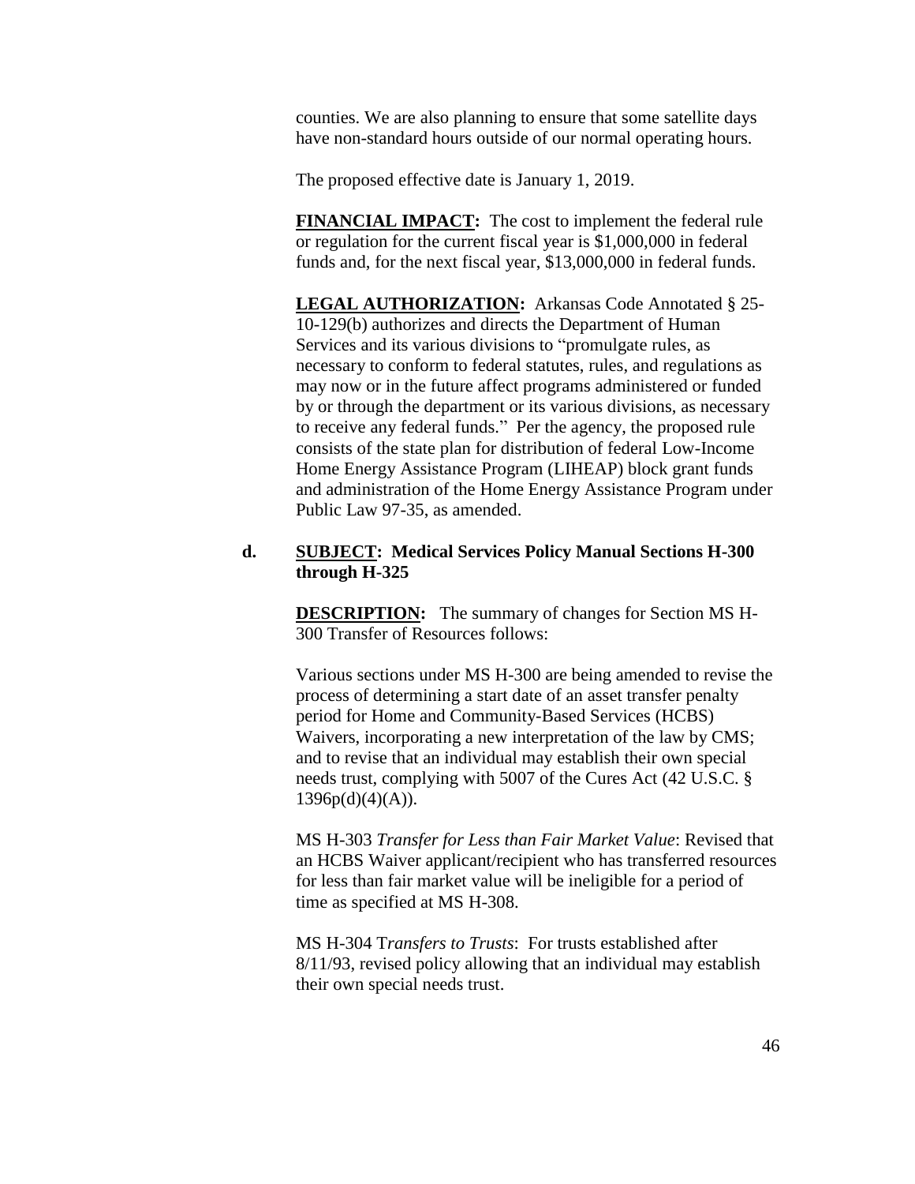counties. We are also planning to ensure that some satellite days have non-standard hours outside of our normal operating hours.

The proposed effective date is January 1, 2019.

**FINANCIAL IMPACT:** The cost to implement the federal rule or regulation for the current fiscal year is $1,000,000 in federal funds and, for the next fiscal year, $13,000,000 in federal funds.

**LEGAL AUTHORIZATION:** Arkansas Code Annotated § 25-10-129(b) authorizes and directs the Department of Human Services and its various divisions to "promulgate rules, as necessary to conform to federal statutes, rules, and regulations as may now or in the future affect programs administered or funded by or through the department or its various divisions, as necessary to receive any federal funds." Per the agency, the proposed rule consists of the state plan for distribution of federal Low-Income Home Energy Assistance Program (LIHEAP) block grant funds and administration of the Home Energy Assistance Program under Public Law 97-35, as amended.

**d. SUBJECT: Medical Services Policy Manual Sections H-300 through H-325**

**DESCRIPTION:** The summary of changes for Section MS H-300 Transfer of Resources follows:

Various sections under MS H-300 are being amended to revise the process of determining a start date of an asset transfer penalty period for Home and Community-Based Services (HCBS) Waivers, incorporating a new interpretation of the law by CMS; and to revise that an individual may establish their own special needs trust, complying with 5007 of the Cures Act (42 U.S.C. § 1396p(d)(4)(A)).

MS H-303 *Transfer for Less than Fair Market Value*: Revised that an HCBS Waiver applicant/recipient who has transferred resources for less than fair market value will be ineligible for a period of time as specified at MS H-308.

MS H-304 T*ransfers to Trusts*: For trusts established after 8/11/93, revised policy allowing that an individual may establish their own special needs trust.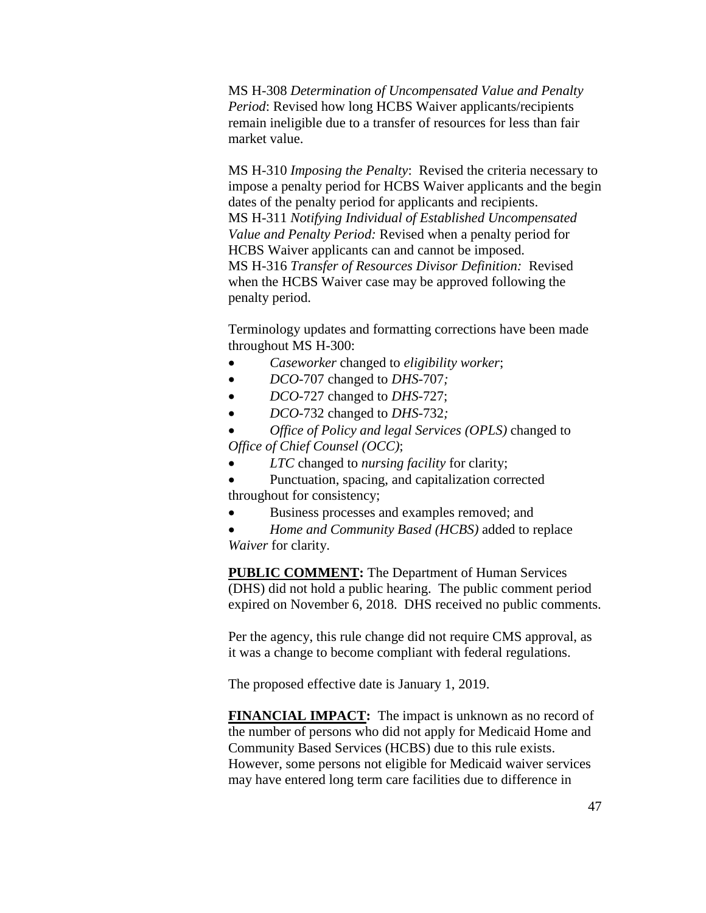MS H-308 *Determination of Uncompensated Value and Penalty Period*: Revised how long HCBS Waiver applicants/recipients remain ineligible due to a transfer of resources for less than fair market value.

MS H-310 *Imposing the Penalty*: Revised the criteria necessary to impose a penalty period for HCBS Waiver applicants and the begin dates of the penalty period for applicants and recipients.
MS H-311 *Notifying Individual of Established Uncompensated Value and Penalty Period:* Revised when a penalty period for HCBS Waiver applicants can and cannot be imposed.
MS H-316 *Transfer of Resources Divisor Definition:* Revised when the HCBS Waiver case may be approved following the penalty period.

Terminology updates and formatting corrections have been made throughout MS H-300:

- *Caseworker* changed to *eligibility worker*;
- *DCO*-707 changed to *DHS*-707*;*
- *DCO*-727 changed to *DHS*-727;
- *DCO*-732 changed to *DHS*-732*;*
- *Office of Policy and legal Services (OPLS)* changed to *Office of Chief Counsel (OCC)*;
- *LTC* changed to *nursing facility* for clarity;
- Punctuation, spacing, and capitalization corrected throughout for consistency;
- Business processes and examples removed; and
- *Home and Community Based (HCBS)* added to replace *Waiver* for clarity.

**PUBLIC COMMENT:** The Department of Human Services (DHS) did not hold a public hearing. The public comment period expired on November 6, 2018. DHS received no public comments.

Per the agency, this rule change did not require CMS approval, as it was a change to become compliant with federal regulations.

The proposed effective date is January 1, 2019.

**FINANCIAL IMPACT:** The impact is unknown as no record of the number of persons who did not apply for Medicaid Home and Community Based Services (HCBS) due to this rule exists. However, some persons not eligible for Medicaid waiver services may have entered long term care facilities due to difference in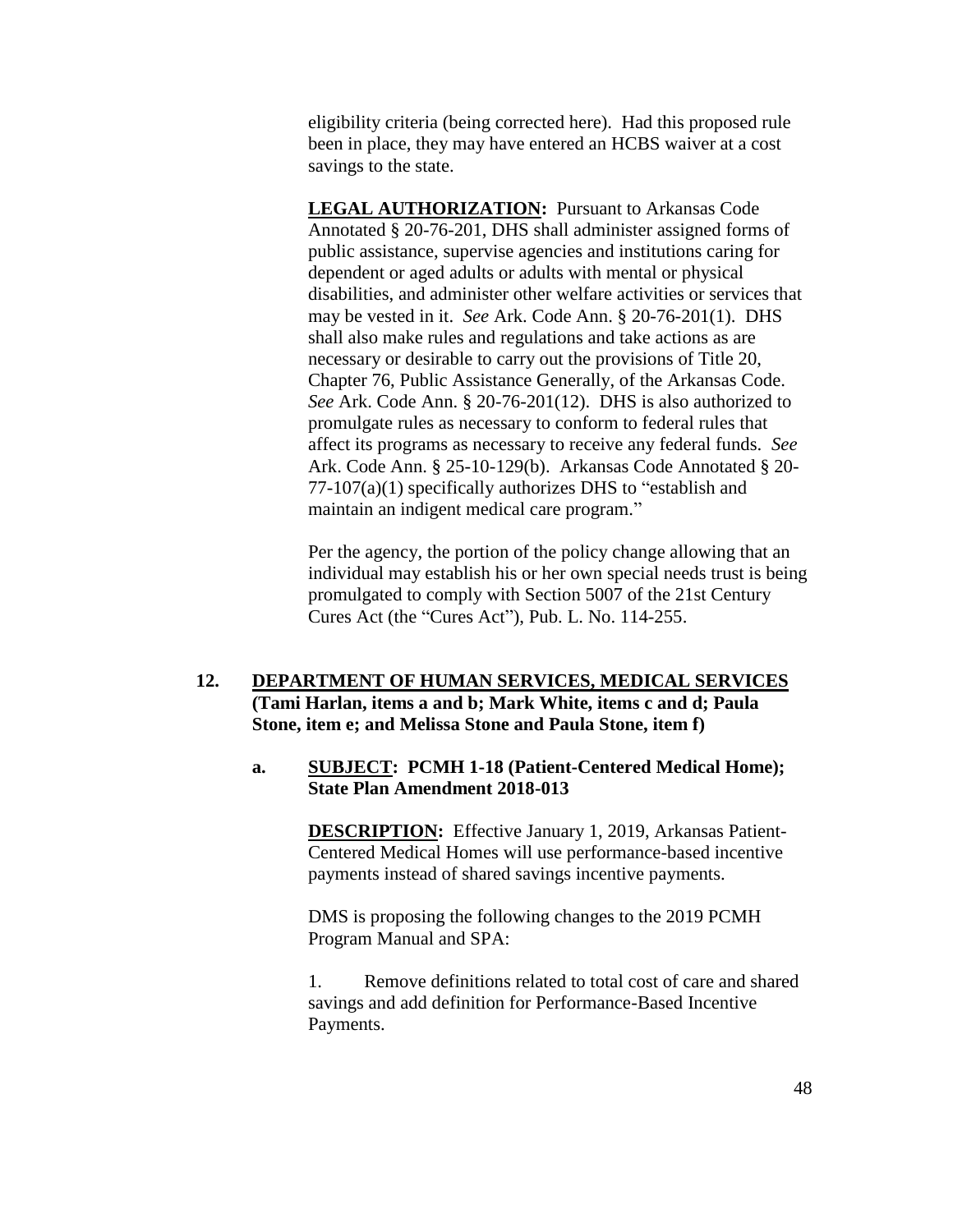eligibility criteria (being corrected here). Had this proposed rule been in place, they may have entered an HCBS waiver at a cost savings to the state.

**LEGAL AUTHORIZATION:** Pursuant to Arkansas Code Annotated § 20-76-201, DHS shall administer assigned forms of public assistance, supervise agencies and institutions caring for dependent or aged adults or adults with mental or physical disabilities, and administer other welfare activities or services that may be vested in it. *See* Ark. Code Ann. § 20-76-201(1). DHS shall also make rules and regulations and take actions as are necessary or desirable to carry out the provisions of Title 20, Chapter 76, Public Assistance Generally, of the Arkansas Code. *See* Ark. Code Ann. § 20-76-201(12). DHS is also authorized to promulgate rules as necessary to conform to federal rules that affect its programs as necessary to receive any federal funds. *See* Ark. Code Ann. § 25-10-129(b). Arkansas Code Annotated § 20-77-107(a)(1) specifically authorizes DHS to "establish and maintain an indigent medical care program."

Per the agency, the portion of the policy change allowing that an individual may establish his or her own special needs trust is being promulgated to comply with Section 5007 of the 21st Century Cures Act (the "Cures Act"), Pub. L. No. 114-255.

## 12. DEPARTMENT OF HUMAN SERVICES, MEDICAL SERVICES (Tami Harlan, items a and b; Mark White, items c and d; Paula Stone, item e; and Melissa Stone and Paula Stone, item f)

### a. SUBJECT: PCMH 1-18 (Patient-Centered Medical Home); State Plan Amendment 2018-013

**DESCRIPTION:** Effective January 1, 2019, Arkansas Patient-Centered Medical Homes will use performance-based incentive payments instead of shared savings incentive payments.

DMS is proposing the following changes to the 2019 PCMH Program Manual and SPA:

1. Remove definitions related to total cost of care and shared savings and add definition for Performance-Based Incentive Payments.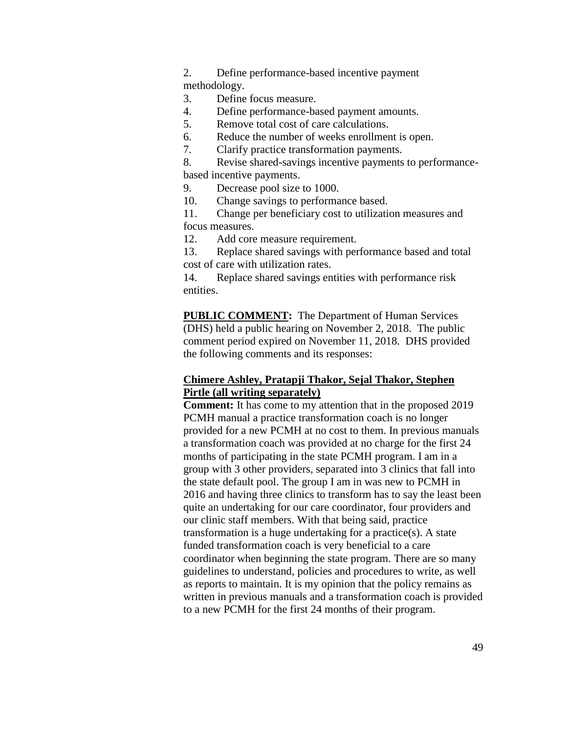2. Define performance-based incentive payment methodology.
3. Define focus measure.
4. Define performance-based payment amounts.
5. Remove total cost of care calculations.
6. Reduce the number of weeks enrollment is open.
7. Clarify practice transformation payments.
8. Revise shared-savings incentive payments to performance-based incentive payments.
9. Decrease pool size to 1000.
10. Change savings to performance based.
11. Change per beneficiary cost to utilization measures and focus measures.
12. Add core measure requirement.
13. Replace shared savings with performance based and total cost of care with utilization rates.
14. Replace shared savings entities with performance risk entities.

**PUBLIC COMMENT:** The Department of Human Services (DHS) held a public hearing on November 2, 2018. The public comment period expired on November 11, 2018. DHS provided the following comments and its responses:

**Chimere Ashley, Pratapji Thakor, Sejal Thakor, Stephen Pirtle (all writing separately)**

**Comment:** It has come to my attention that in the proposed 2019 PCMH manual a practice transformation coach is no longer provided for a new PCMH at no cost to them. In previous manuals a transformation coach was provided at no charge for the first 24 months of participating in the state PCMH program. I am in a group with 3 other providers, separated into 3 clinics that fall into the state default pool. The group I am in was new to PCMH in 2016 and having three clinics to transform has to say the least been quite an undertaking for our care coordinator, four providers and our clinic staff members. With that being said, practice transformation is a huge undertaking for a practice(s). A state funded transformation coach is very beneficial to a care coordinator when beginning the state program. There are so many guidelines to understand, policies and procedures to write, as well as reports to maintain. It is my opinion that the policy remains as written in previous manuals and a transformation coach is provided to a new PCMH for the first 24 months of their program.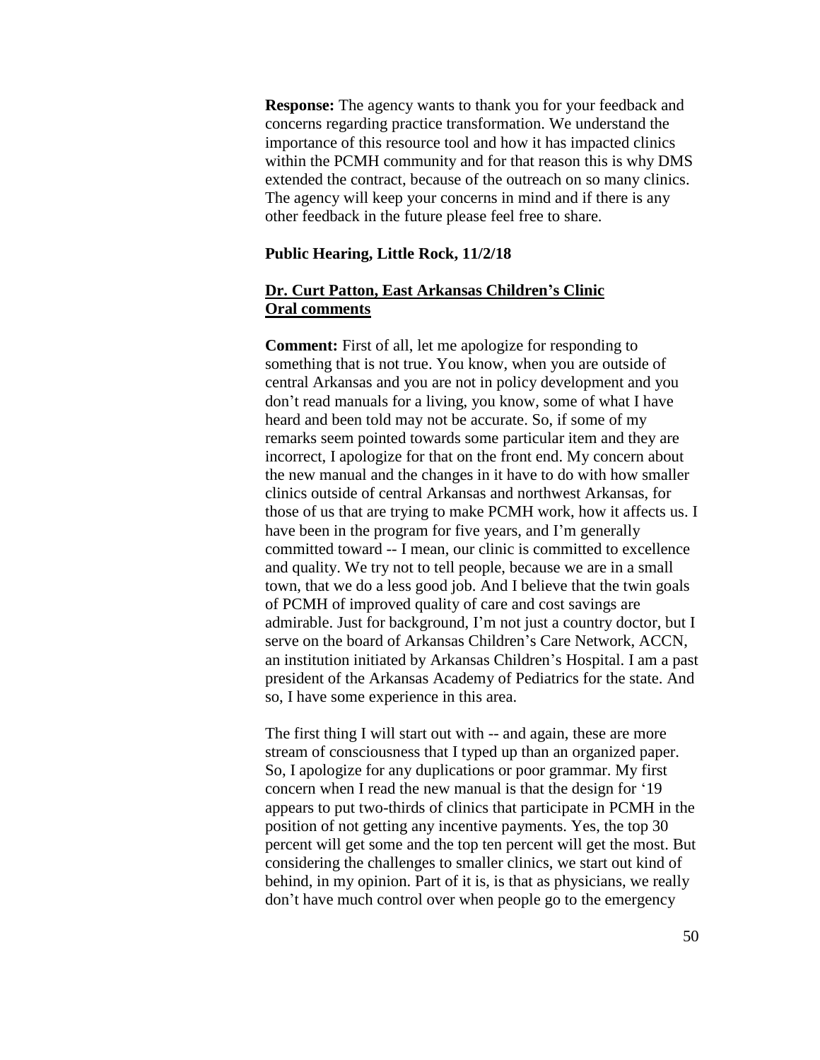**Response:** The agency wants to thank you for your feedback and concerns regarding practice transformation. We understand the importance of this resource tool and how it has impacted clinics within the PCMH community and for that reason this is why DMS extended the contract, because of the outreach on so many clinics. The agency will keep your concerns in mind and if there is any other feedback in the future please feel free to share.

**Public Hearing, Little Rock, 11/2/18**

**Dr. Curt Patton, East Arkansas Children's Clinic**
**Oral comments**

**Comment:** First of all, let me apologize for responding to something that is not true. You know, when you are outside of central Arkansas and you are not in policy development and you don't read manuals for a living, you know, some of what I have heard and been told may not be accurate. So, if some of my remarks seem pointed towards some particular item and they are incorrect, I apologize for that on the front end. My concern about the new manual and the changes in it have to do with how smaller clinics outside of central Arkansas and northwest Arkansas, for those of us that are trying to make PCMH work, how it affects us. I have been in the program for five years, and I'm generally committed toward -- I mean, our clinic is committed to excellence and quality. We try not to tell people, because we are in a small town, that we do a less good job. And I believe that the twin goals of PCMH of improved quality of care and cost savings are admirable. Just for background, I'm not just a country doctor, but I serve on the board of Arkansas Children's Care Network, ACCN, an institution initiated by Arkansas Children's Hospital. I am a past president of the Arkansas Academy of Pediatrics for the state. And so, I have some experience in this area.

The first thing I will start out with -- and again, these are more stream of consciousness that I typed up than an organized paper. So, I apologize for any duplications or poor grammar. My first concern when I read the new manual is that the design for '19 appears to put two-thirds of clinics that participate in PCMH in the position of not getting any incentive payments. Yes, the top 30 percent will get some and the top ten percent will get the most. But considering the challenges to smaller clinics, we start out kind of behind, in my opinion. Part of it is, is that as physicians, we really don't have much control over when people go to the emergency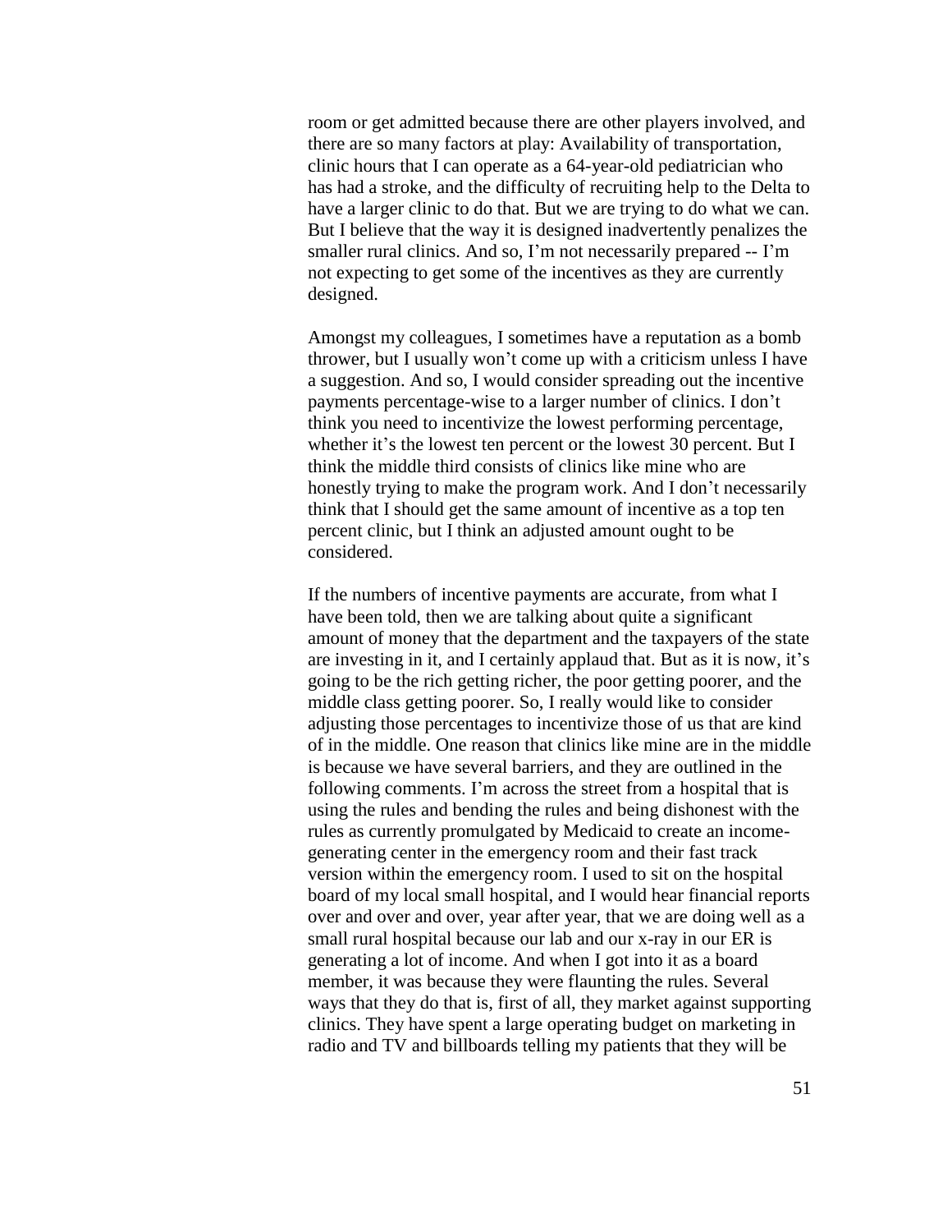room or get admitted because there are other players involved, and there are so many factors at play: Availability of transportation, clinic hours that I can operate as a 64-year-old pediatrician who has had a stroke, and the difficulty of recruiting help to the Delta to have a larger clinic to do that. But we are trying to do what we can. But I believe that the way it is designed inadvertently penalizes the smaller rural clinics. And so, I'm not necessarily prepared -- I'm not expecting to get some of the incentives as they are currently designed.

Amongst my colleagues, I sometimes have a reputation as a bomb thrower, but I usually won't come up with a criticism unless I have a suggestion. And so, I would consider spreading out the incentive payments percentage-wise to a larger number of clinics. I don't think you need to incentivize the lowest performing percentage, whether it's the lowest ten percent or the lowest 30 percent. But I think the middle third consists of clinics like mine who are honestly trying to make the program work. And I don't necessarily think that I should get the same amount of incentive as a top ten percent clinic, but I think an adjusted amount ought to be considered.

If the numbers of incentive payments are accurate, from what I have been told, then we are talking about quite a significant amount of money that the department and the taxpayers of the state are investing in it, and I certainly applaud that. But as it is now, it's going to be the rich getting richer, the poor getting poorer, and the middle class getting poorer. So, I really would like to consider adjusting those percentages to incentivize those of us that are kind of in the middle. One reason that clinics like mine are in the middle is because we have several barriers, and they are outlined in the following comments. I'm across the street from a hospital that is using the rules and bending the rules and being dishonest with the rules as currently promulgated by Medicaid to create an income-generating center in the emergency room and their fast track version within the emergency room. I used to sit on the hospital board of my local small hospital, and I would hear financial reports over and over and over, year after year, that we are doing well as a small rural hospital because our lab and our x-ray in our ER is generating a lot of income. And when I got into it as a board member, it was because they were flaunting the rules. Several ways that they do that is, first of all, they market against supporting clinics. They have spent a large operating budget on marketing in radio and TV and billboards telling my patients that they will be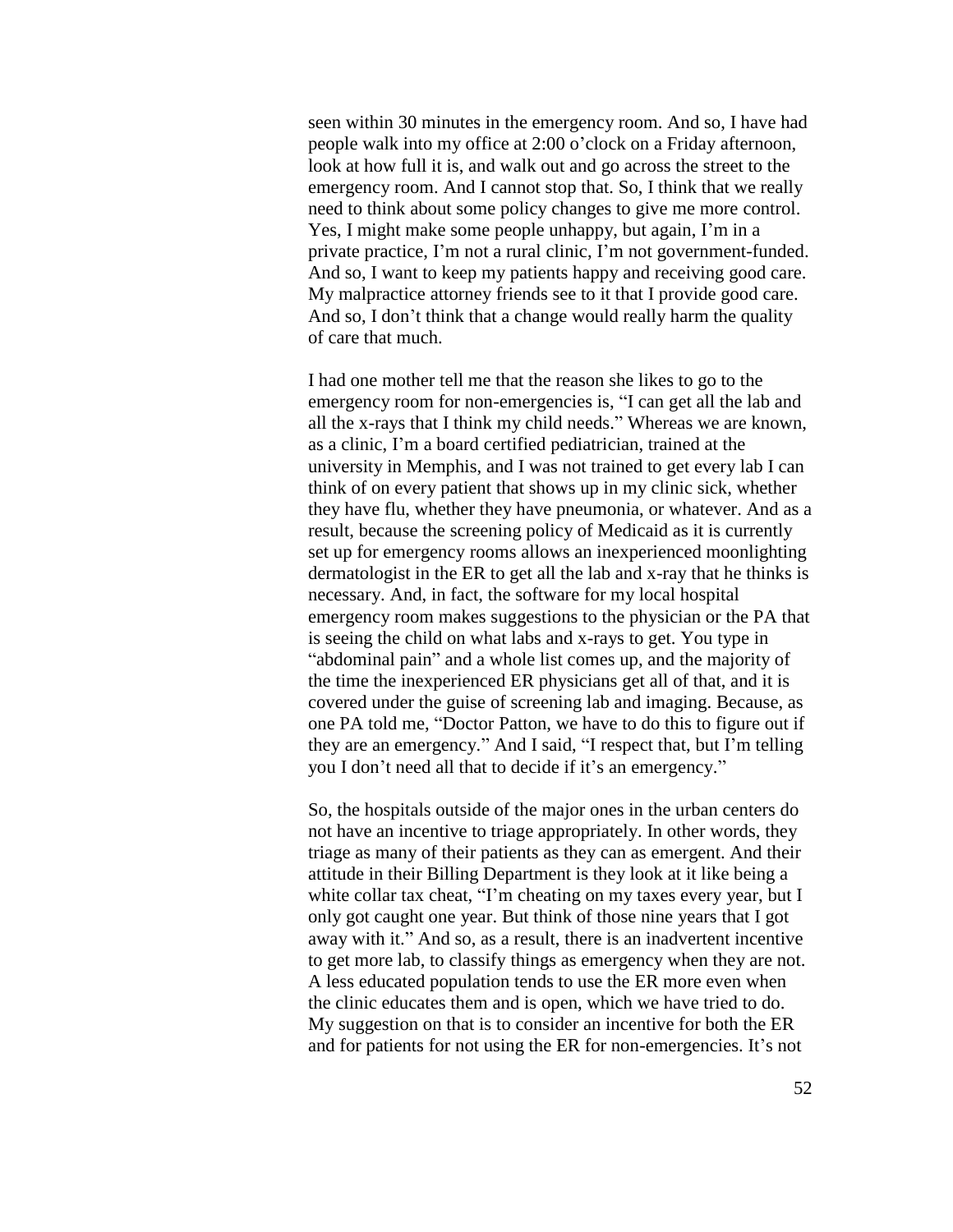seen within 30 minutes in the emergency room. And so, I have had people walk into my office at 2:00 o'clock on a Friday afternoon, look at how full it is, and walk out and go across the street to the emergency room. And I cannot stop that. So, I think that we really need to think about some policy changes to give me more control. Yes, I might make some people unhappy, but again, I'm in a private practice, I'm not a rural clinic, I'm not government-funded. And so, I want to keep my patients happy and receiving good care. My malpractice attorney friends see to it that I provide good care. And so, I don't think that a change would really harm the quality of care that much.

I had one mother tell me that the reason she likes to go to the emergency room for non-emergencies is, "I can get all the lab and all the x-rays that I think my child needs." Whereas we are known, as a clinic, I'm a board certified pediatrician, trained at the university in Memphis, and I was not trained to get every lab I can think of on every patient that shows up in my clinic sick, whether they have flu, whether they have pneumonia, or whatever. And as a result, because the screening policy of Medicaid as it is currently set up for emergency rooms allows an inexperienced moonlighting dermatologist in the ER to get all the lab and x-ray that he thinks is necessary. And, in fact, the software for my local hospital emergency room makes suggestions to the physician or the PA that is seeing the child on what labs and x-rays to get. You type in "abdominal pain" and a whole list comes up, and the majority of the time the inexperienced ER physicians get all of that, and it is covered under the guise of screening lab and imaging. Because, as one PA told me, "Doctor Patton, we have to do this to figure out if they are an emergency." And I said, "I respect that, but I'm telling you I don't need all that to decide if it's an emergency."

So, the hospitals outside of the major ones in the urban centers do not have an incentive to triage appropriately. In other words, they triage as many of their patients as they can as emergent. And their attitude in their Billing Department is they look at it like being a white collar tax cheat, "I'm cheating on my taxes every year, but I only got caught one year. But think of those nine years that I got away with it." And so, as a result, there is an inadvertent incentive to get more lab, to classify things as emergency when they are not. A less educated population tends to use the ER more even when the clinic educates them and is open, which we have tried to do. My suggestion on that is to consider an incentive for both the ER and for patients for not using the ER for non-emergencies. It's not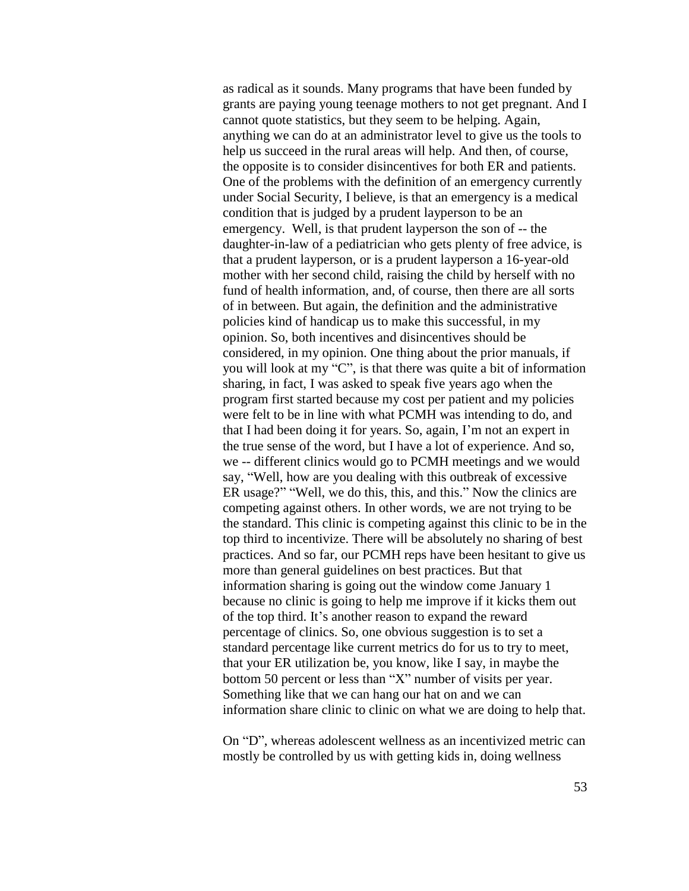as radical as it sounds. Many programs that have been funded by grants are paying young teenage mothers to not get pregnant. And I cannot quote statistics, but they seem to be helping. Again, anything we can do at an administrator level to give us the tools to help us succeed in the rural areas will help. And then, of course, the opposite is to consider disincentives for both ER and patients. One of the problems with the definition of an emergency currently under Social Security, I believe, is that an emergency is a medical condition that is judged by a prudent layperson to be an emergency. Well, is that prudent layperson the son of -- the daughter-in-law of a pediatrician who gets plenty of free advice, is that a prudent layperson, or is a prudent layperson a 16-year-old mother with her second child, raising the child by herself with no fund of health information, and, of course, then there are all sorts of in between. But again, the definition and the administrative policies kind of handicap us to make this successful, in my opinion. So, both incentives and disincentives should be considered, in my opinion. One thing about the prior manuals, if you will look at my "C", is that there was quite a bit of information sharing, in fact, I was asked to speak five years ago when the program first started because my cost per patient and my policies were felt to be in line with what PCMH was intending to do, and that I had been doing it for years. So, again, I'm not an expert in the true sense of the word, but I have a lot of experience. And so, we -- different clinics would go to PCMH meetings and we would say, "Well, how are you dealing with this outbreak of excessive ER usage?" "Well, we do this, this, and this." Now the clinics are competing against others. In other words, we are not trying to be the standard. This clinic is competing against this clinic to be in the top third to incentivize. There will be absolutely no sharing of best practices. And so far, our PCMH reps have been hesitant to give us more than general guidelines on best practices. But that information sharing is going out the window come January 1 because no clinic is going to help me improve if it kicks them out of the top third. It's another reason to expand the reward percentage of clinics. So, one obvious suggestion is to set a standard percentage like current metrics do for us to try to meet, that your ER utilization be, you know, like I say, in maybe the bottom 50 percent or less than "X" number of visits per year. Something like that we can hang our hat on and we can information share clinic to clinic on what we are doing to help that.

On "D", whereas adolescent wellness as an incentivized metric can mostly be controlled by us with getting kids in, doing wellness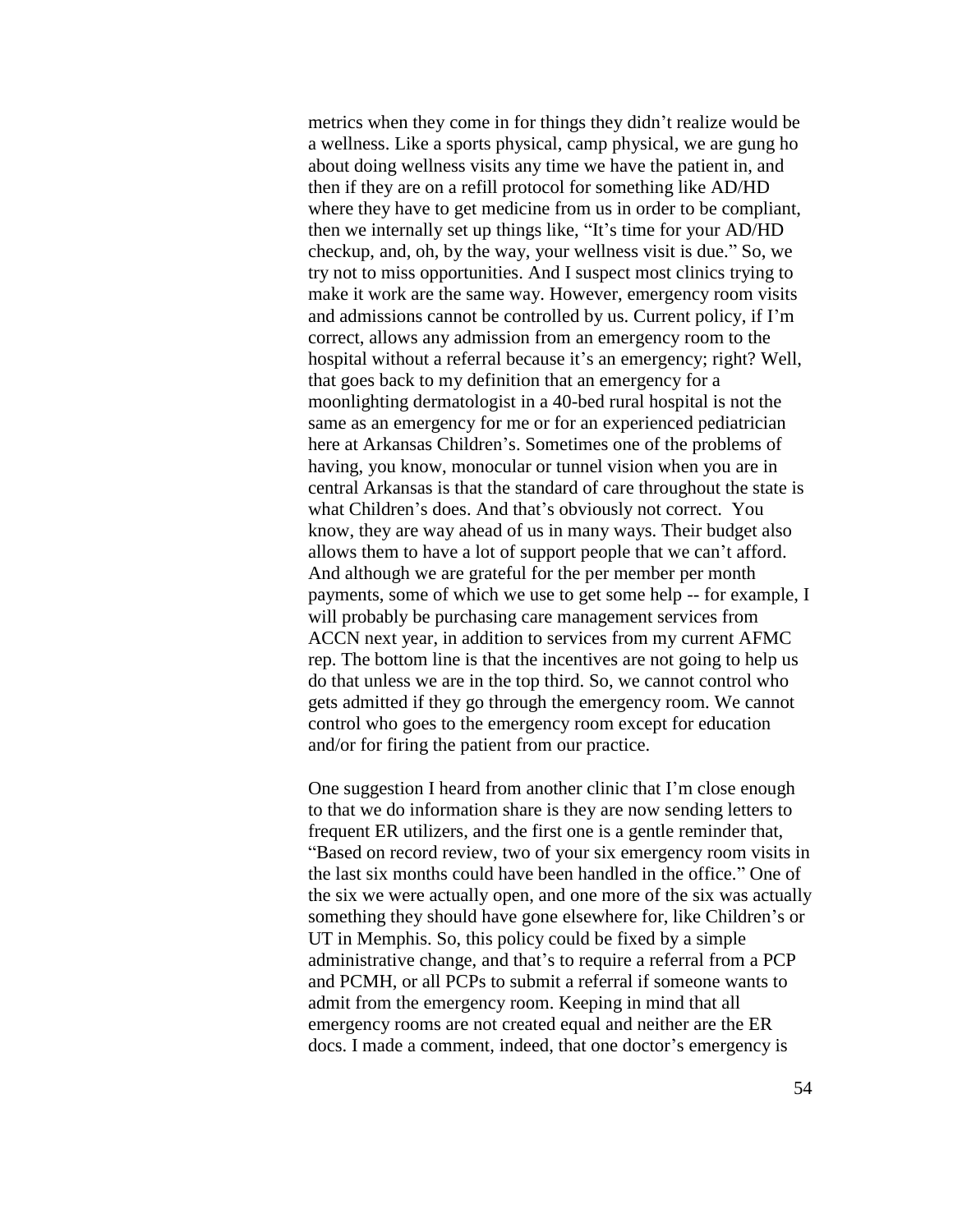metrics when they come in for things they didn't realize would be a wellness. Like a sports physical, camp physical, we are gung ho about doing wellness visits any time we have the patient in, and then if they are on a refill protocol for something like AD/HD where they have to get medicine from us in order to be compliant, then we internally set up things like, "It's time for your AD/HD checkup, and, oh, by the way, your wellness visit is due." So, we try not to miss opportunities. And I suspect most clinics trying to make it work are the same way. However, emergency room visits and admissions cannot be controlled by us. Current policy, if I'm correct, allows any admission from an emergency room to the hospital without a referral because it's an emergency; right? Well, that goes back to my definition that an emergency for a moonlighting dermatologist in a 40-bed rural hospital is not the same as an emergency for me or for an experienced pediatrician here at Arkansas Children's. Sometimes one of the problems of having, you know, monocular or tunnel vision when you are in central Arkansas is that the standard of care throughout the state is what Children's does. And that's obviously not correct. You know, they are way ahead of us in many ways. Their budget also allows them to have a lot of support people that we can't afford. And although we are grateful for the per member per month payments, some of which we use to get some help -- for example, I will probably be purchasing care management services from ACCN next year, in addition to services from my current AFMC rep. The bottom line is that the incentives are not going to help us do that unless we are in the top third. So, we cannot control who gets admitted if they go through the emergency room. We cannot control who goes to the emergency room except for education and/or for firing the patient from our practice.

One suggestion I heard from another clinic that I'm close enough to that we do information share is they are now sending letters to frequent ER utilizers, and the first one is a gentle reminder that, "Based on record review, two of your six emergency room visits in the last six months could have been handled in the office." One of the six we were actually open, and one more of the six was actually something they should have gone elsewhere for, like Children's or UT in Memphis. So, this policy could be fixed by a simple administrative change, and that's to require a referral from a PCP and PCMH, or all PCPs to submit a referral if someone wants to admit from the emergency room. Keeping in mind that all emergency rooms are not created equal and neither are the ER docs. I made a comment, indeed, that one doctor's emergency is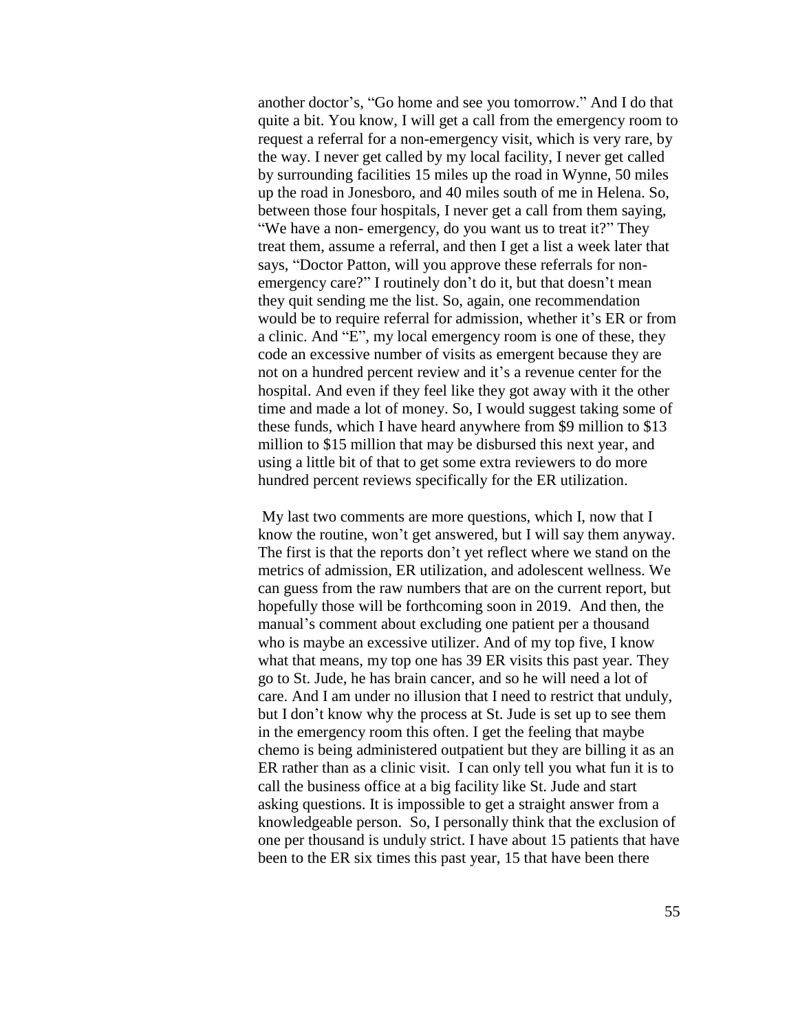another doctor's, "Go home and see you tomorrow." And I do that quite a bit. You know, I will get a call from the emergency room to request a referral for a non-emergency visit, which is very rare, by the way. I never get called by my local facility, I never get called by surrounding facilities 15 miles up the road in Wynne, 50 miles up the road in Jonesboro, and 40 miles south of me in Helena. So, between those four hospitals, I never get a call from them saying, "We have a non- emergency, do you want us to treat it?" They treat them, assume a referral, and then I get a list a week later that says, "Doctor Patton, will you approve these referrals for non-emergency care?" I routinely don't do it, but that doesn't mean they quit sending me the list. So, again, one recommendation would be to require referral for admission, whether it's ER or from a clinic. And "E", my local emergency room is one of these, they code an excessive number of visits as emergent because they are not on a hundred percent review and it's a revenue center for the hospital. And even if they feel like they got away with it the other time and made a lot of money. So, I would suggest taking some of these funds, which I have heard anywhere from $9 million to $13 million to $15 million that may be disbursed this next year, and using a little bit of that to get some extra reviewers to do more hundred percent reviews specifically for the ER utilization.

My last two comments are more questions, which I, now that I know the routine, won't get answered, but I will say them anyway. The first is that the reports don't yet reflect where we stand on the metrics of admission, ER utilization, and adolescent wellness. We can guess from the raw numbers that are on the current report, but hopefully those will be forthcoming soon in 2019. And then, the manual's comment about excluding one patient per a thousand who is maybe an excessive utilizer. And of my top five, I know what that means, my top one has 39 ER visits this past year. They go to St. Jude, he has brain cancer, and so he will need a lot of care. And I am under no illusion that I need to restrict that unduly, but I don't know why the process at St. Jude is set up to see them in the emergency room this often. I get the feeling that maybe chemo is being administered outpatient but they are billing it as an ER rather than as a clinic visit. I can only tell you what fun it is to call the business office at a big facility like St. Jude and start asking questions. It is impossible to get a straight answer from a knowledgeable person. So, I personally think that the exclusion of one per thousand is unduly strict. I have about 15 patients that have been to the ER six times this past year, 15 that have been there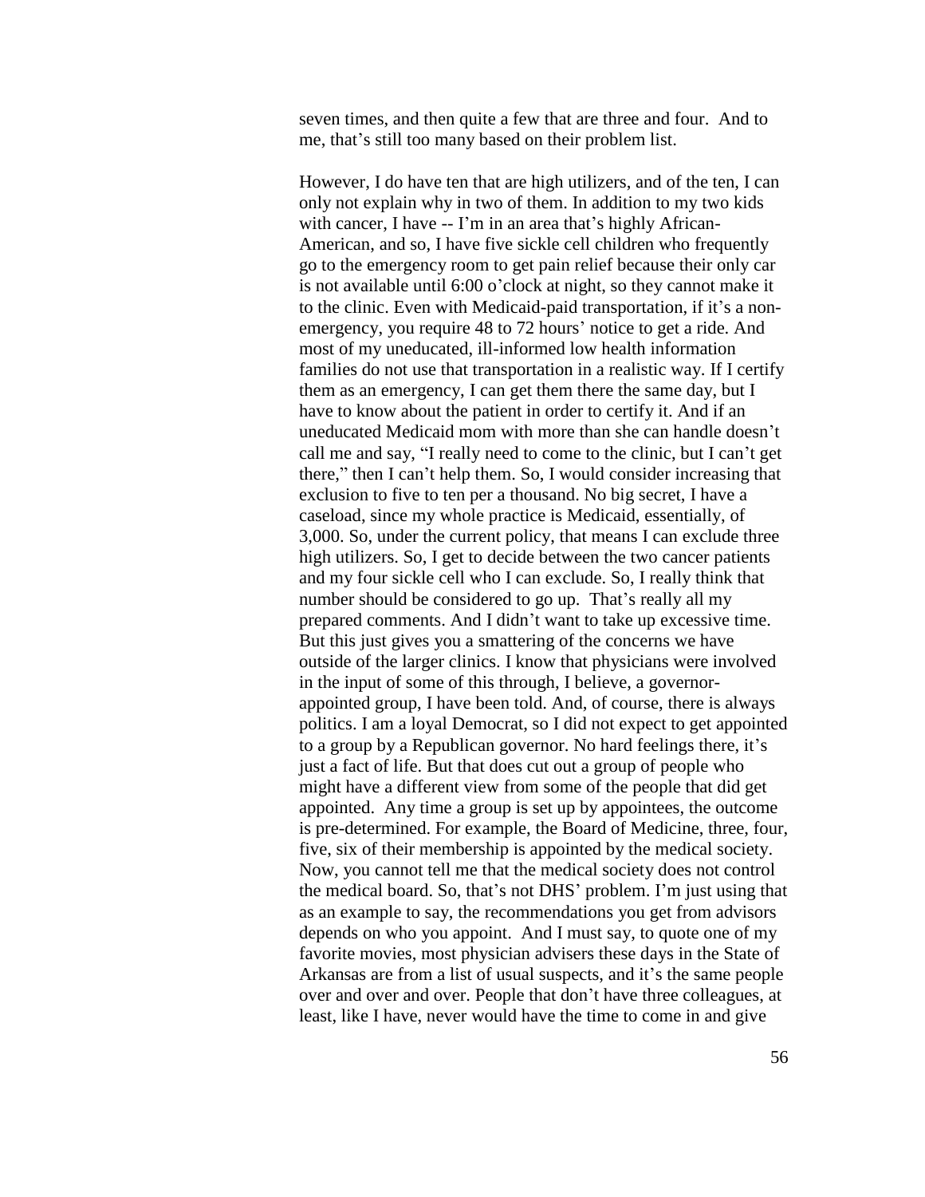seven times, and then quite a few that are three and four. And to me, that's still too many based on their problem list.

However, I do have ten that are high utilizers, and of the ten, I can only not explain why in two of them. In addition to my two kids with cancer, I have -- I'm in an area that's highly African-American, and so, I have five sickle cell children who frequently go to the emergency room to get pain relief because their only car is not available until 6:00 o'clock at night, so they cannot make it to the clinic. Even with Medicaid-paid transportation, if it's a non-emergency, you require 48 to 72 hours' notice to get a ride. And most of my uneducated, ill-informed low health information families do not use that transportation in a realistic way. If I certify them as an emergency, I can get them there the same day, but I have to know about the patient in order to certify it. And if an uneducated Medicaid mom with more than she can handle doesn't call me and say, "I really need to come to the clinic, but I can't get there," then I can't help them. So, I would consider increasing that exclusion to five to ten per a thousand. No big secret, I have a caseload, since my whole practice is Medicaid, essentially, of 3,000. So, under the current policy, that means I can exclude three high utilizers. So, I get to decide between the two cancer patients and my four sickle cell who I can exclude. So, I really think that number should be considered to go up. That's really all my prepared comments. And I didn't want to take up excessive time. But this just gives you a smattering of the concerns we have outside of the larger clinics. I know that physicians were involved in the input of some of this through, I believe, a governor-appointed group, I have been told. And, of course, there is always politics. I am a loyal Democrat, so I did not expect to get appointed to a group by a Republican governor. No hard feelings there, it's just a fact of life. But that does cut out a group of people who might have a different view from some of the people that did get appointed. Any time a group is set up by appointees, the outcome is pre-determined. For example, the Board of Medicine, three, four, five, six of their membership is appointed by the medical society. Now, you cannot tell me that the medical society does not control the medical board. So, that's not DHS' problem. I'm just using that as an example to say, the recommendations you get from advisors depends on who you appoint. And I must say, to quote one of my favorite movies, most physician advisers these days in the State of Arkansas are from a list of usual suspects, and it's the same people over and over and over. People that don't have three colleagues, at least, like I have, never would have the time to come in and give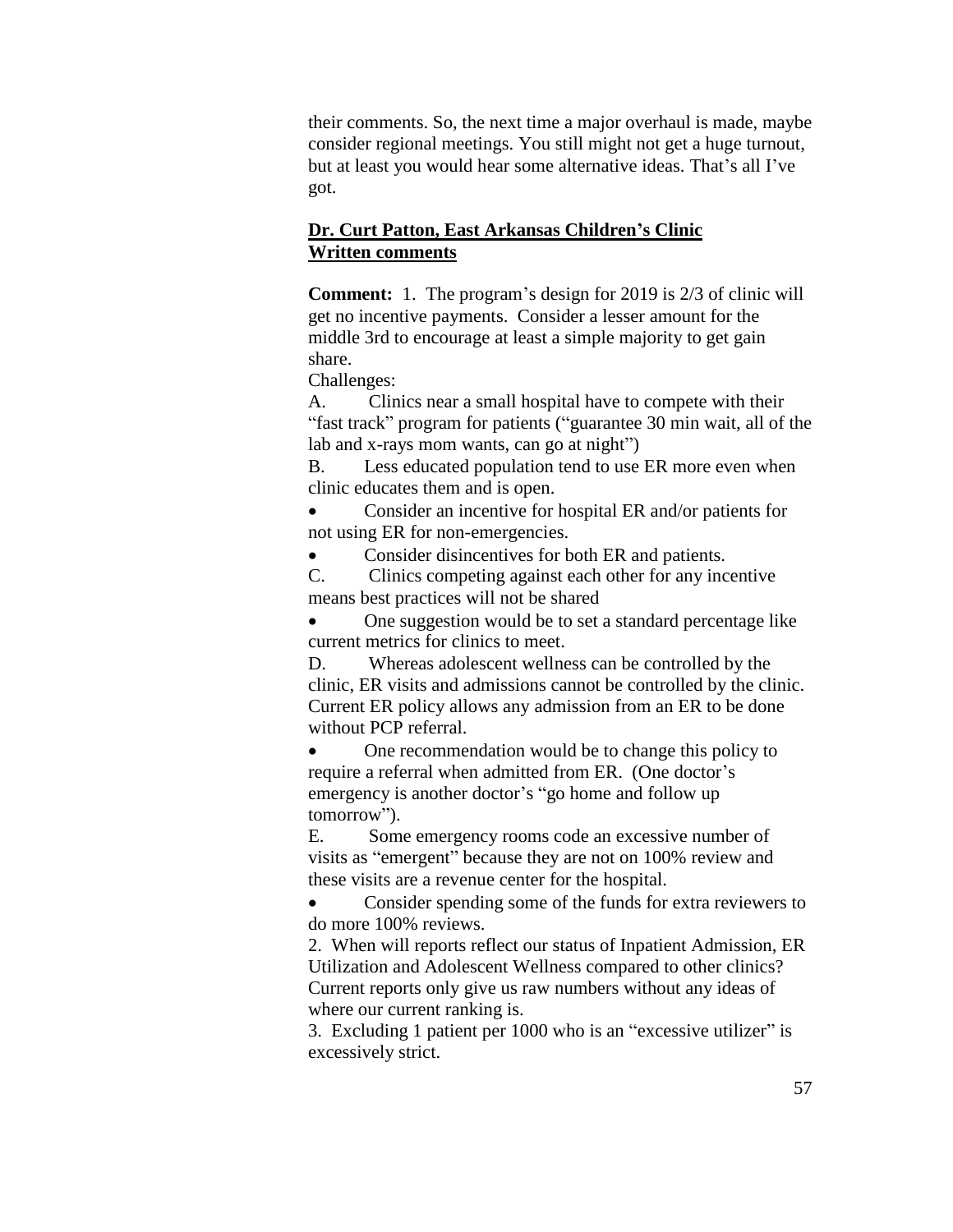their comments. So, the next time a major overhaul is made, maybe consider regional meetings. You still might not get a huge turnout, but at least you would hear some alternative ideas. That's all I've got.

**Dr. Curt Patton, East Arkansas Children's Clinic**
**Written comments**

**Comment:** 1. The program's design for 2019 is 2/3 of clinic will get no incentive payments. Consider a lesser amount for the middle 3rd to encourage at least a simple majority to get gain share.

Challenges:

A. Clinics near a small hospital have to compete with their "fast track" program for patients ("guarantee 30 min wait, all of the lab and x-rays mom wants, can go at night")

B. Less educated population tend to use ER more even when clinic educates them and is open.

- Consider an incentive for hospital ER and/or patients for not using ER for non-emergencies.
- Consider disincentives for both ER and patients.

C. Clinics competing against each other for any incentive means best practices will not be shared

- One suggestion would be to set a standard percentage like current metrics for clinics to meet.

D. Whereas adolescent wellness can be controlled by the clinic, ER visits and admissions cannot be controlled by the clinic. Current ER policy allows any admission from an ER to be done without PCP referral.

- One recommendation would be to change this policy to require a referral when admitted from ER. (One doctor's emergency is another doctor's "go home and follow up tomorrow").

E. Some emergency rooms code an excessive number of visits as "emergent" because they are not on 100% review and these visits are a revenue center for the hospital.

- Consider spending some of the funds for extra reviewers to do more 100% reviews.

2. When will reports reflect our status of Inpatient Admission, ER Utilization and Adolescent Wellness compared to other clinics? Current reports only give us raw numbers without any ideas of where our current ranking is.

3. Excluding 1 patient per 1000 who is an "excessive utilizer" is excessively strict.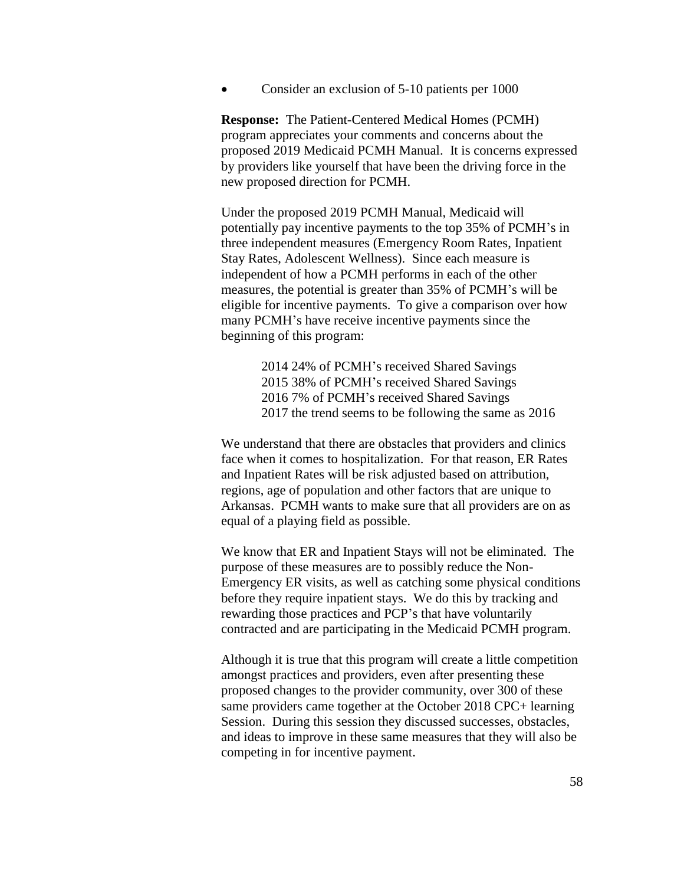- Consider an exclusion of 5-10 patients per 1000

**Response:** The Patient-Centered Medical Homes (PCMH) program appreciates your comments and concerns about the proposed 2019 Medicaid PCMH Manual. It is concerns expressed by providers like yourself that have been the driving force in the new proposed direction for PCMH.

Under the proposed 2019 PCMH Manual, Medicaid will potentially pay incentive payments to the top 35% of PCMH's in three independent measures (Emergency Room Rates, Inpatient Stay Rates, Adolescent Wellness). Since each measure is independent of how a PCMH performs in each of the other measures, the potential is greater than 35% of PCMH's will be eligible for incentive payments. To give a comparison over how many PCMH's have receive incentive payments since the beginning of this program:

> 2014 24% of PCMH's received Shared Savings
> 2015 38% of PCMH's received Shared Savings
> 2016 7% of PCMH's received Shared Savings
> 2017 the trend seems to be following the same as 2016

We understand that there are obstacles that providers and clinics face when it comes to hospitalization. For that reason, ER Rates and Inpatient Rates will be risk adjusted based on attribution, regions, age of population and other factors that are unique to Arkansas. PCMH wants to make sure that all providers are on as equal of a playing field as possible.

We know that ER and Inpatient Stays will not be eliminated. The purpose of these measures are to possibly reduce the Non-Emergency ER visits, as well as catching some physical conditions before they require inpatient stays. We do this by tracking and rewarding those practices and PCP's that have voluntarily contracted and are participating in the Medicaid PCMH program.

Although it is true that this program will create a little competition amongst practices and providers, even after presenting these proposed changes to the provider community, over 300 of these same providers came together at the October 2018 CPC+ learning Session. During this session they discussed successes, obstacles, and ideas to improve in these same measures that they will also be competing in for incentive payment.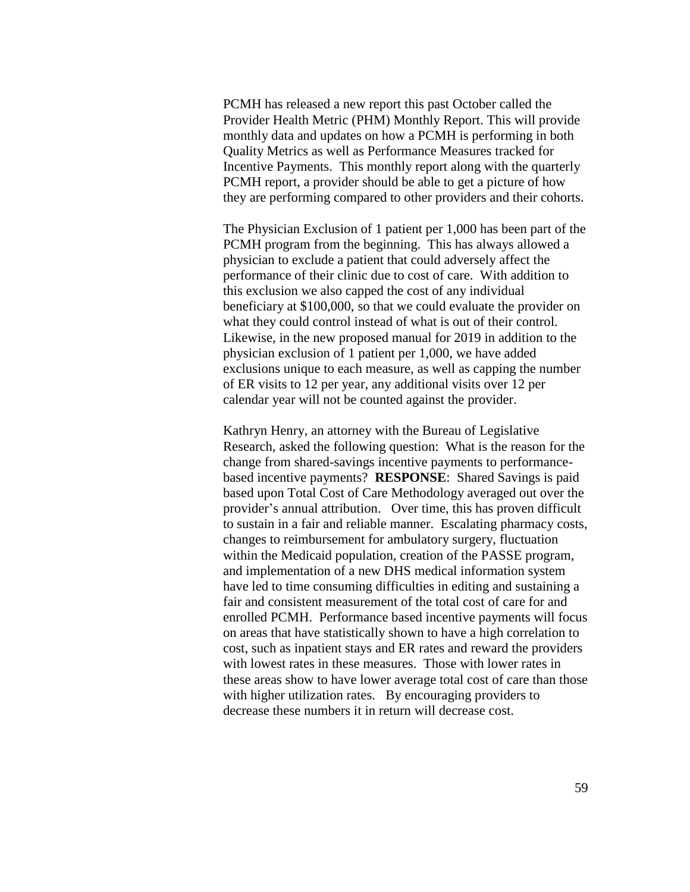PCMH has released a new report this past October called the Provider Health Metric (PHM) Monthly Report. This will provide monthly data and updates on how a PCMH is performing in both Quality Metrics as well as Performance Measures tracked for Incentive Payments. This monthly report along with the quarterly PCMH report, a provider should be able to get a picture of how they are performing compared to other providers and their cohorts.

The Physician Exclusion of 1 patient per 1,000 has been part of the PCMH program from the beginning. This has always allowed a physician to exclude a patient that could adversely affect the performance of their clinic due to cost of care. With addition to this exclusion we also capped the cost of any individual beneficiary at $100,000, so that we could evaluate the provider on what they could control instead of what is out of their control. Likewise, in the new proposed manual for 2019 in addition to the physician exclusion of 1 patient per 1,000, we have added exclusions unique to each measure, as well as capping the number of ER visits to 12 per year, any additional visits over 12 per calendar year will not be counted against the provider.

Kathryn Henry, an attorney with the Bureau of Legislative Research, asked the following question: What is the reason for the change from shared-savings incentive payments to performance-based incentive payments? **RESPONSE**: Shared Savings is paid based upon Total Cost of Care Methodology averaged out over the provider's annual attribution. Over time, this has proven difficult to sustain in a fair and reliable manner. Escalating pharmacy costs, changes to reimbursement for ambulatory surgery, fluctuation within the Medicaid population, creation of the PASSE program, and implementation of a new DHS medical information system have led to time consuming difficulties in editing and sustaining a fair and consistent measurement of the total cost of care for and enrolled PCMH. Performance based incentive payments will focus on areas that have statistically shown to have a high correlation to cost, such as inpatient stays and ER rates and reward the providers with lowest rates in these measures. Those with lower rates in these areas show to have lower average total cost of care than those with higher utilization rates. By encouraging providers to decrease these numbers it in return will decrease cost.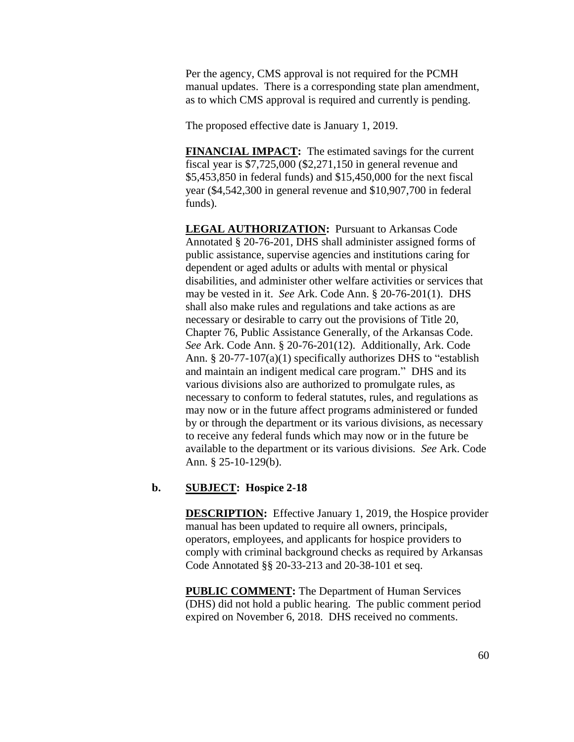Per the agency, CMS approval is not required for the PCMH manual updates. There is a corresponding state plan amendment, as to which CMS approval is required and currently is pending.

The proposed effective date is January 1, 2019.

**FINANCIAL IMPACT:** The estimated savings for the current fiscal year is $7,725,000 ($2,271,150 in general revenue and $5,453,850 in federal funds) and $15,450,000 for the next fiscal year ($4,542,300 in general revenue and $10,907,700 in federal funds).

**LEGAL AUTHORIZATION:** Pursuant to Arkansas Code Annotated § 20-76-201, DHS shall administer assigned forms of public assistance, supervise agencies and institutions caring for dependent or aged adults or adults with mental or physical disabilities, and administer other welfare activities or services that may be vested in it. *See* Ark. Code Ann. § 20-76-201(1). DHS shall also make rules and regulations and take actions as are necessary or desirable to carry out the provisions of Title 20, Chapter 76, Public Assistance Generally, of the Arkansas Code. *See* Ark. Code Ann. § 20-76-201(12). Additionally, Ark. Code Ann. § 20-77-107(a)(1) specifically authorizes DHS to "establish and maintain an indigent medical care program." DHS and its various divisions also are authorized to promulgate rules, as necessary to conform to federal statutes, rules, and regulations as may now or in the future affect programs administered or funded by or through the department or its various divisions, as necessary to receive any federal funds which may now or in the future be available to the department or its various divisions. *See* Ark. Code Ann. § 25-10-129(b).

**b. SUBJECT: Hospice 2-18**

**DESCRIPTION:** Effective January 1, 2019, the Hospice provider manual has been updated to require all owners, principals, operators, employees, and applicants for hospice providers to comply with criminal background checks as required by Arkansas Code Annotated §§ 20-33-213 and 20-38-101 et seq.

**PUBLIC COMMENT:** The Department of Human Services (DHS) did not hold a public hearing. The public comment period expired on November 6, 2018. DHS received no comments.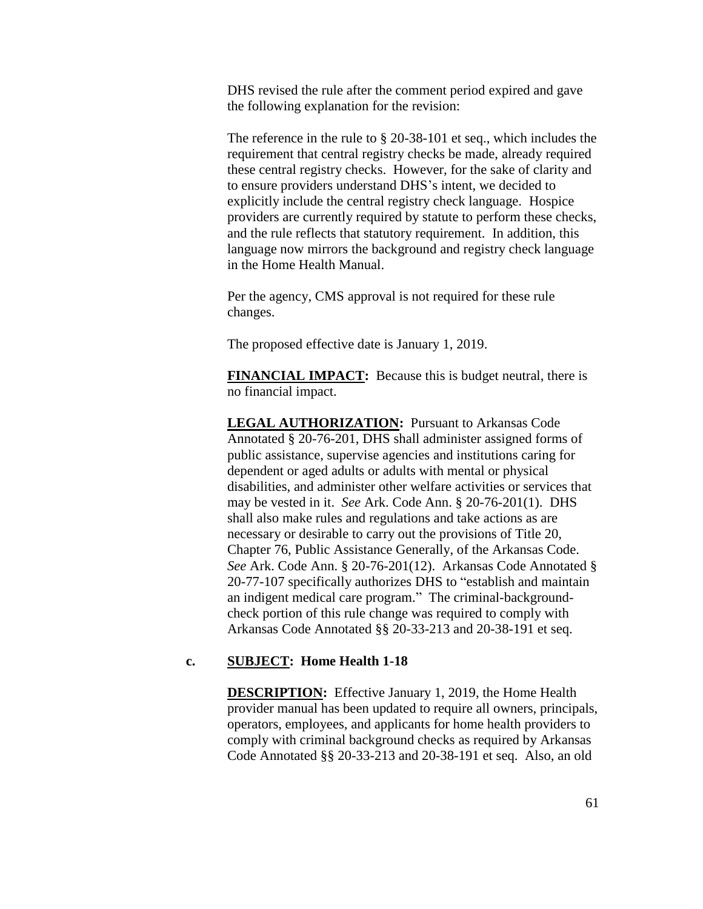DHS revised the rule after the comment period expired and gave the following explanation for the revision:

The reference in the rule to § 20-38-101 et seq., which includes the requirement that central registry checks be made, already required these central registry checks. However, for the sake of clarity and to ensure providers understand DHS's intent, we decided to explicitly include the central registry check language. Hospice providers are currently required by statute to perform these checks, and the rule reflects that statutory requirement. In addition, this language now mirrors the background and registry check language in the Home Health Manual.

Per the agency, CMS approval is not required for these rule changes.

The proposed effective date is January 1, 2019.

**FINANCIAL IMPACT:** Because this is budget neutral, there is no financial impact.

**LEGAL AUTHORIZATION:** Pursuant to Arkansas Code Annotated § 20-76-201, DHS shall administer assigned forms of public assistance, supervise agencies and institutions caring for dependent or aged adults or adults with mental or physical disabilities, and administer other welfare activities or services that may be vested in it. *See* Ark. Code Ann. § 20-76-201(1). DHS shall also make rules and regulations and take actions as are necessary or desirable to carry out the provisions of Title 20, Chapter 76, Public Assistance Generally, of the Arkansas Code. *See* Ark. Code Ann. § 20-76-201(12). Arkansas Code Annotated § 20-77-107 specifically authorizes DHS to "establish and maintain an indigent medical care program." The criminal-background-check portion of this rule change was required to comply with Arkansas Code Annotated §§ 20-33-213 and 20-38-191 et seq.

**c. SUBJECT: Home Health 1-18**

**DESCRIPTION:** Effective January 1, 2019, the Home Health provider manual has been updated to require all owners, principals, operators, employees, and applicants for home health providers to comply with criminal background checks as required by Arkansas Code Annotated §§ 20-33-213 and 20-38-191 et seq. Also, an old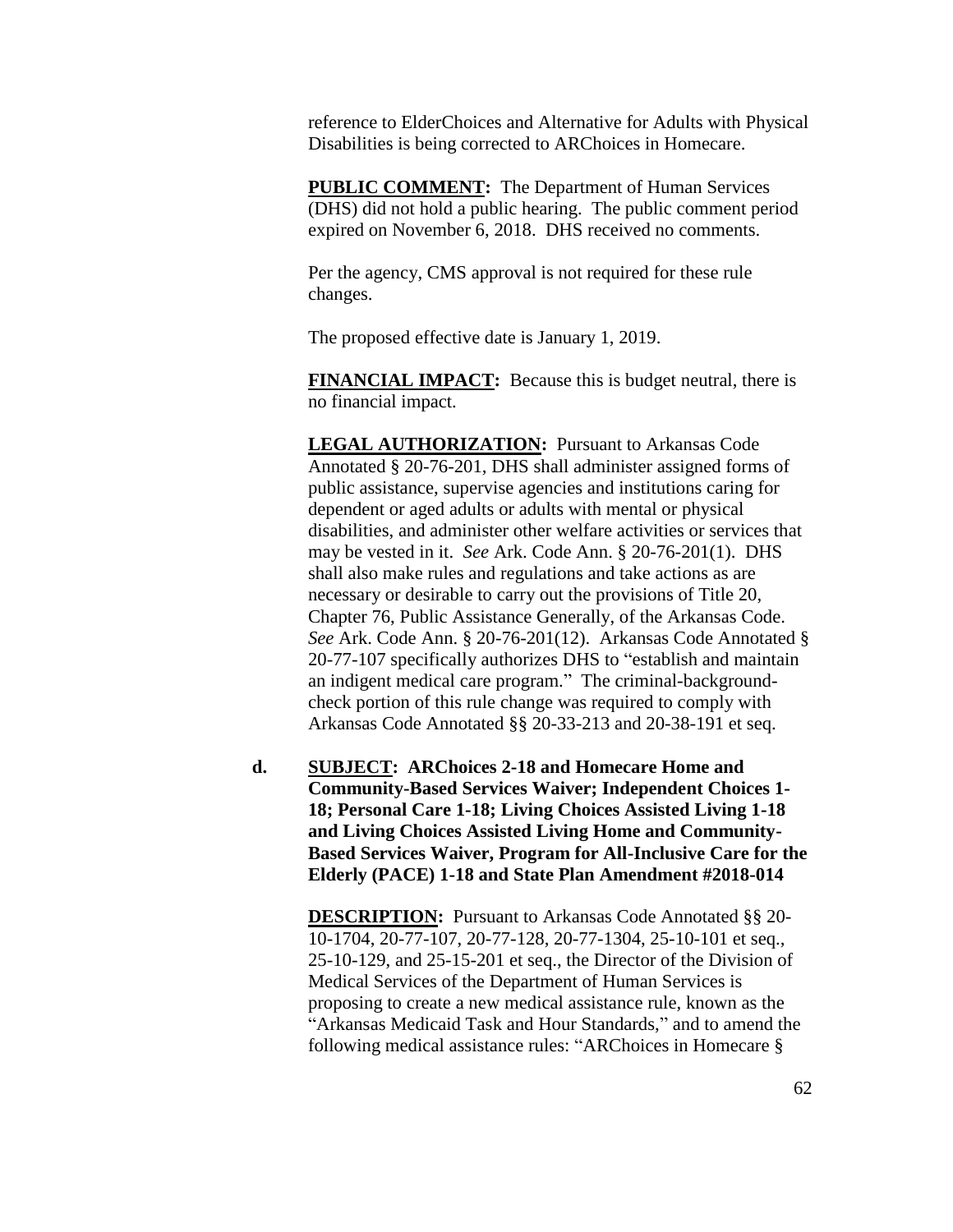reference to ElderChoices and Alternative for Adults with Physical Disabilities is being corrected to ARChoices in Homecare.

**PUBLIC COMMENT:** The Department of Human Services (DHS) did not hold a public hearing. The public comment period expired on November 6, 2018. DHS received no comments.

Per the agency, CMS approval is not required for these rule changes.

The proposed effective date is January 1, 2019.

**FINANCIAL IMPACT:** Because this is budget neutral, there is no financial impact.

**LEGAL AUTHORIZATION:** Pursuant to Arkansas Code Annotated § 20-76-201, DHS shall administer assigned forms of public assistance, supervise agencies and institutions caring for dependent or aged adults or adults with mental or physical disabilities, and administer other welfare activities or services that may be vested in it. *See* Ark. Code Ann. § 20-76-201(1). DHS shall also make rules and regulations and take actions as are necessary or desirable to carry out the provisions of Title 20, Chapter 76, Public Assistance Generally, of the Arkansas Code. *See* Ark. Code Ann. § 20-76-201(12). Arkansas Code Annotated § 20-77-107 specifically authorizes DHS to "establish and maintain an indigent medical care program." The criminal-background-check portion of this rule change was required to comply with Arkansas Code Annotated §§ 20-33-213 and 20-38-191 et seq.

**d. SUBJECT: ARChoices 2-18 and Homecare Home and Community-Based Services Waiver; Independent Choices 1-18; Personal Care 1-18; Living Choices Assisted Living 1-18 and Living Choices Assisted Living Home and Community-Based Services Waiver, Program for All-Inclusive Care for the Elderly (PACE) 1-18 and State Plan Amendment #2018-014**

**DESCRIPTION:** Pursuant to Arkansas Code Annotated §§ 20-10-1704, 20-77-107, 20-77-128, 20-77-1304, 25-10-101 et seq., 25-10-129, and 25-15-201 et seq., the Director of the Division of Medical Services of the Department of Human Services is proposing to create a new medical assistance rule, known as the "Arkansas Medicaid Task and Hour Standards," and to amend the following medical assistance rules: "ARChoices in Homecare §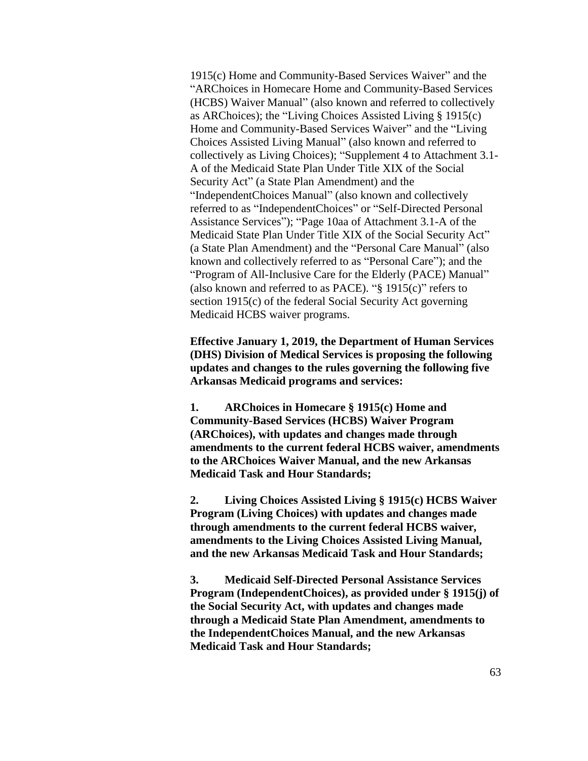1915(c) Home and Community-Based Services Waiver" and the "ARChoices in Homecare Home and Community-Based Services (HCBS) Waiver Manual" (also known and referred to collectively as ARChoices); the "Living Choices Assisted Living § 1915(c) Home and Community-Based Services Waiver" and the "Living Choices Assisted Living Manual" (also known and referred to collectively as Living Choices); "Supplement 4 to Attachment 3.1-A of the Medicaid State Plan Under Title XIX of the Social Security Act" (a State Plan Amendment) and the "IndependentChoices Manual" (also known and collectively referred to as "IndependentChoices" or "Self-Directed Personal Assistance Services"); "Page 10aa of Attachment 3.1-A of the Medicaid State Plan Under Title XIX of the Social Security Act" (a State Plan Amendment) and the "Personal Care Manual" (also known and collectively referred to as "Personal Care"); and the "Program of All-Inclusive Care for the Elderly (PACE) Manual" (also known and referred to as PACE). "§ 1915(c)" refers to section 1915(c) of the federal Social Security Act governing Medicaid HCBS waiver programs.

**Effective January 1, 2019, the Department of Human Services (DHS) Division of Medical Services is proposing the following updates and changes to the rules governing the following five Arkansas Medicaid programs and services:**

**1. ARChoices in Homecare § 1915(c) Home and Community-Based Services (HCBS) Waiver Program (ARChoices), with updates and changes made through amendments to the current federal HCBS waiver, amendments to the ARChoices Waiver Manual, and the new Arkansas Medicaid Task and Hour Standards;**

**2. Living Choices Assisted Living § 1915(c) HCBS Waiver Program (Living Choices) with updates and changes made through amendments to the current federal HCBS waiver, amendments to the Living Choices Assisted Living Manual, and the new Arkansas Medicaid Task and Hour Standards;**

**3. Medicaid Self-Directed Personal Assistance Services Program (IndependentChoices), as provided under § 1915(j) of the Social Security Act, with updates and changes made through a Medicaid State Plan Amendment, amendments to the IndependentChoices Manual, and the new Arkansas Medicaid Task and Hour Standards;**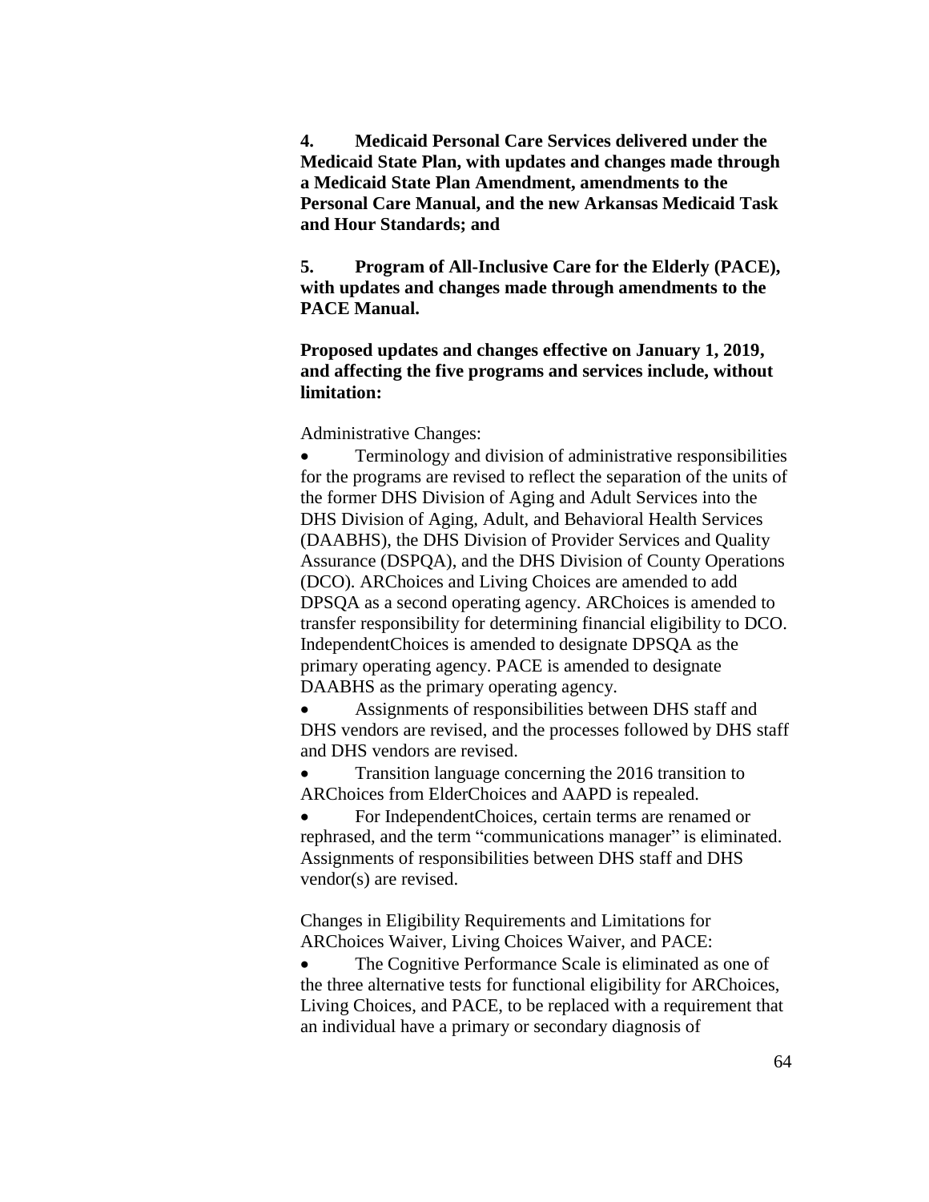**4. Medicaid Personal Care Services delivered under the Medicaid State Plan, with updates and changes made through a Medicaid State Plan Amendment, amendments to the Personal Care Manual, and the new Arkansas Medicaid Task and Hour Standards; and**

**5. Program of All-Inclusive Care for the Elderly (PACE), with updates and changes made through amendments to the PACE Manual.**

**Proposed updates and changes effective on January 1, 2019, and affecting the five programs and services include, without limitation:**

Administrative Changes:

- Terminology and division of administrative responsibilities for the programs are revised to reflect the separation of the units of the former DHS Division of Aging and Adult Services into the DHS Division of Aging, Adult, and Behavioral Health Services (DAABHS), the DHS Division of Provider Services and Quality Assurance (DSPQA), and the DHS Division of County Operations (DCO). ARChoices and Living Choices are amended to add DPSQA as a second operating agency. ARChoices is amended to transfer responsibility for determining financial eligibility to DCO. IndependentChoices is amended to designate DPSQA as the primary operating agency. PACE is amended to designate DAABHS as the primary operating agency.
- Assignments of responsibilities between DHS staff and DHS vendors are revised, and the processes followed by DHS staff and DHS vendors are revised.
- Transition language concerning the 2016 transition to ARChoices from ElderChoices and AAPD is repealed.
- For IndependentChoices, certain terms are renamed or rephrased, and the term "communications manager" is eliminated. Assignments of responsibilities between DHS staff and DHS vendor(s) are revised.

Changes in Eligibility Requirements and Limitations for ARChoices Waiver, Living Choices Waiver, and PACE:

- The Cognitive Performance Scale is eliminated as one of the three alternative tests for functional eligibility for ARChoices, Living Choices, and PACE, to be replaced with a requirement that an individual have a primary or secondary diagnosis of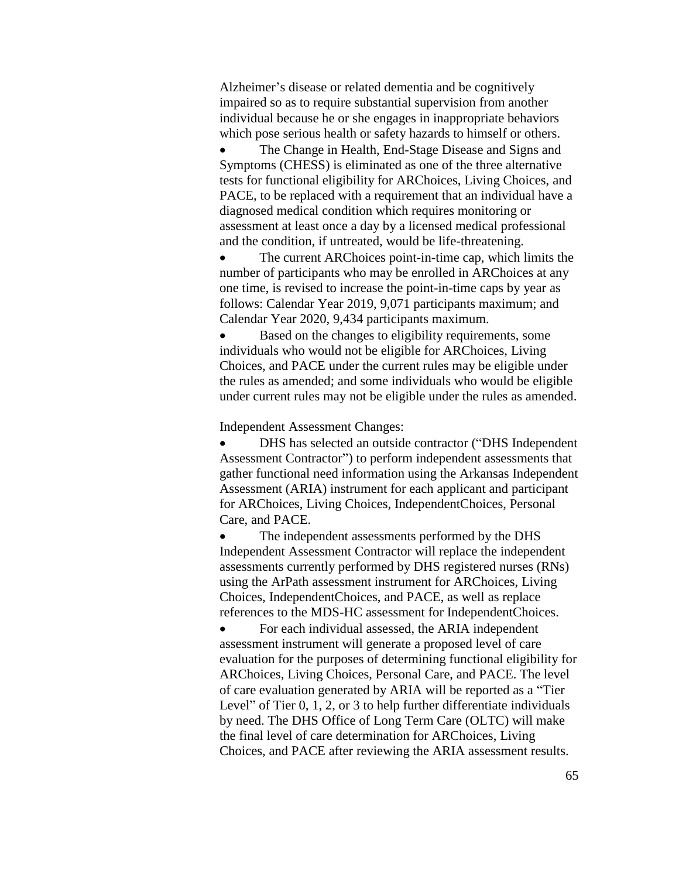Alzheimer's disease or related dementia and be cognitively impaired so as to require substantial supervision from another individual because he or she engages in inappropriate behaviors which pose serious health or safety hazards to himself or others.

- The Change in Health, End-Stage Disease and Signs and Symptoms (CHESS) is eliminated as one of the three alternative tests for functional eligibility for ARChoices, Living Choices, and PACE, to be replaced with a requirement that an individual have a diagnosed medical condition which requires monitoring or assessment at least once a day by a licensed medical professional and the condition, if untreated, would be life-threatening.
- The current ARChoices point-in-time cap, which limits the number of participants who may be enrolled in ARChoices at any one time, is revised to increase the point-in-time caps by year as follows: Calendar Year 2019, 9,071 participants maximum; and Calendar Year 2020, 9,434 participants maximum.
- Based on the changes to eligibility requirements, some individuals who would not be eligible for ARChoices, Living Choices, and PACE under the current rules may be eligible under the rules as amended; and some individuals who would be eligible under current rules may not be eligible under the rules as amended.

Independent Assessment Changes:

- DHS has selected an outside contractor ("DHS Independent Assessment Contractor") to perform independent assessments that gather functional need information using the Arkansas Independent Assessment (ARIA) instrument for each applicant and participant for ARChoices, Living Choices, IndependentChoices, Personal Care, and PACE.
- The independent assessments performed by the DHS Independent Assessment Contractor will replace the independent assessments currently performed by DHS registered nurses (RNs) using the ArPath assessment instrument for ARChoices, Living Choices, IndependentChoices, and PACE, as well as replace references to the MDS-HC assessment for IndependentChoices.
- For each individual assessed, the ARIA independent assessment instrument will generate a proposed level of care evaluation for the purposes of determining functional eligibility for ARChoices, Living Choices, Personal Care, and PACE. The level of care evaluation generated by ARIA will be reported as a "Tier Level" of Tier 0, 1, 2, or 3 to help further differentiate individuals by need. The DHS Office of Long Term Care (OLTC) will make the final level of care determination for ARChoices, Living Choices, and PACE after reviewing the ARIA assessment results.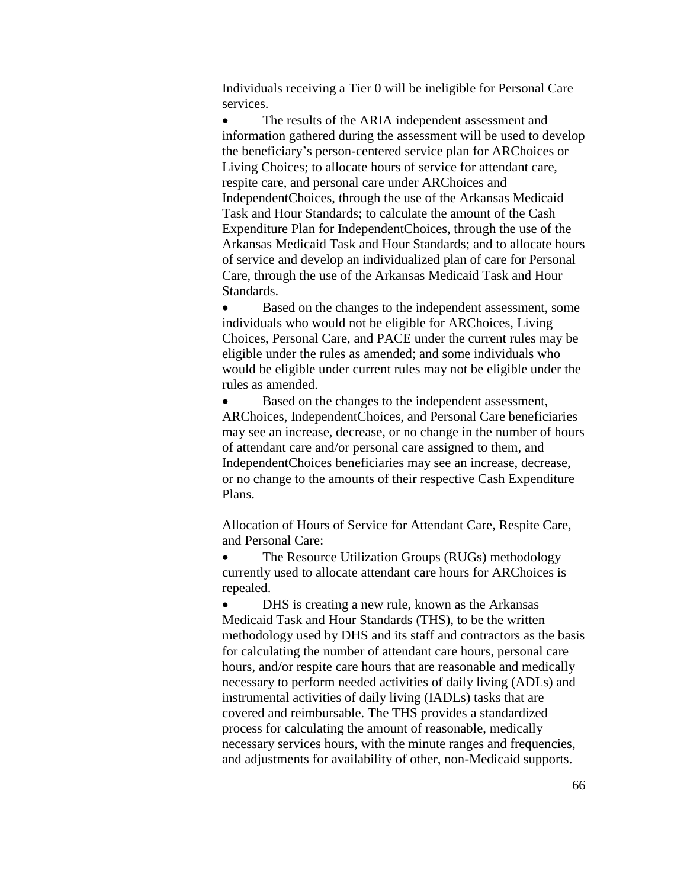Individuals receiving a Tier 0 will be ineligible for Personal Care services.

- The results of the ARIA independent assessment and information gathered during the assessment will be used to develop the beneficiary's person-centered service plan for ARChoices or Living Choices; to allocate hours of service for attendant care, respite care, and personal care under ARChoices and IndependentChoices, through the use of the Arkansas Medicaid Task and Hour Standards; to calculate the amount of the Cash Expenditure Plan for IndependentChoices, through the use of the Arkansas Medicaid Task and Hour Standards; and to allocate hours of service and develop an individualized plan of care for Personal Care, through the use of the Arkansas Medicaid Task and Hour Standards.
- Based on the changes to the independent assessment, some individuals who would not be eligible for ARChoices, Living Choices, Personal Care, and PACE under the current rules may be eligible under the rules as amended; and some individuals who would be eligible under current rules may not be eligible under the rules as amended.
- Based on the changes to the independent assessment, ARChoices, IndependentChoices, and Personal Care beneficiaries may see an increase, decrease, or no change in the number of hours of attendant care and/or personal care assigned to them, and IndependentChoices beneficiaries may see an increase, decrease, or no change to the amounts of their respective Cash Expenditure Plans.

Allocation of Hours of Service for Attendant Care, Respite Care, and Personal Care:

- The Resource Utilization Groups (RUGs) methodology currently used to allocate attendant care hours for ARChoices is repealed.
- DHS is creating a new rule, known as the Arkansas Medicaid Task and Hour Standards (THS), to be the written methodology used by DHS and its staff and contractors as the basis for calculating the number of attendant care hours, personal care hours, and/or respite care hours that are reasonable and medically necessary to perform needed activities of daily living (ADLs) and instrumental activities of daily living (IADLs) tasks that are covered and reimbursable. The THS provides a standardized process for calculating the amount of reasonable, medically necessary services hours, with the minute ranges and frequencies, and adjustments for availability of other, non-Medicaid supports.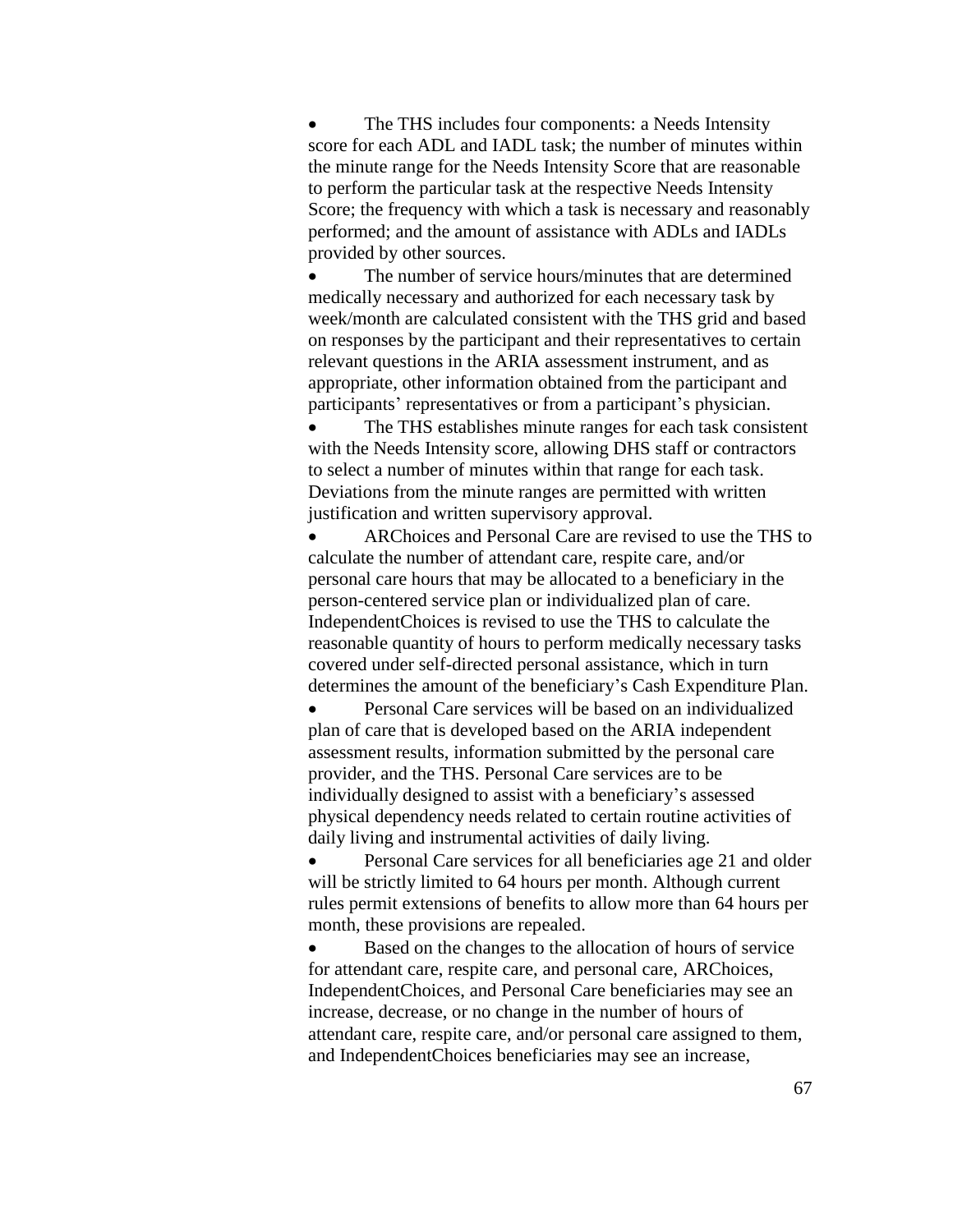- The THS includes four components: a Needs Intensity score for each ADL and IADL task; the number of minutes within the minute range for the Needs Intensity Score that are reasonable to perform the particular task at the respective Needs Intensity Score; the frequency with which a task is necessary and reasonably performed; and the amount of assistance with ADLs and IADLs provided by other sources.
- The number of service hours/minutes that are determined medically necessary and authorized for each necessary task by week/month are calculated consistent with the THS grid and based on responses by the participant and their representatives to certain relevant questions in the ARIA assessment instrument, and as appropriate, other information obtained from the participant and participants' representatives or from a participant's physician.
- The THS establishes minute ranges for each task consistent with the Needs Intensity score, allowing DHS staff or contractors to select a number of minutes within that range for each task. Deviations from the minute ranges are permitted with written justification and written supervisory approval.
- ARChoices and Personal Care are revised to use the THS to calculate the number of attendant care, respite care, and/or personal care hours that may be allocated to a beneficiary in the person-centered service plan or individualized plan of care. IndependentChoices is revised to use the THS to calculate the reasonable quantity of hours to perform medically necessary tasks covered under self-directed personal assistance, which in turn determines the amount of the beneficiary's Cash Expenditure Plan.
- Personal Care services will be based on an individualized plan of care that is developed based on the ARIA independent assessment results, information submitted by the personal care provider, and the THS. Personal Care services are to be individually designed to assist with a beneficiary's assessed physical dependency needs related to certain routine activities of daily living and instrumental activities of daily living.
- Personal Care services for all beneficiaries age 21 and older will be strictly limited to 64 hours per month. Although current rules permit extensions of benefits to allow more than 64 hours per month, these provisions are repealed.
- Based on the changes to the allocation of hours of service for attendant care, respite care, and personal care, ARChoices, IndependentChoices, and Personal Care beneficiaries may see an increase, decrease, or no change in the number of hours of attendant care, respite care, and/or personal care assigned to them, and IndependentChoices beneficiaries may see an increase,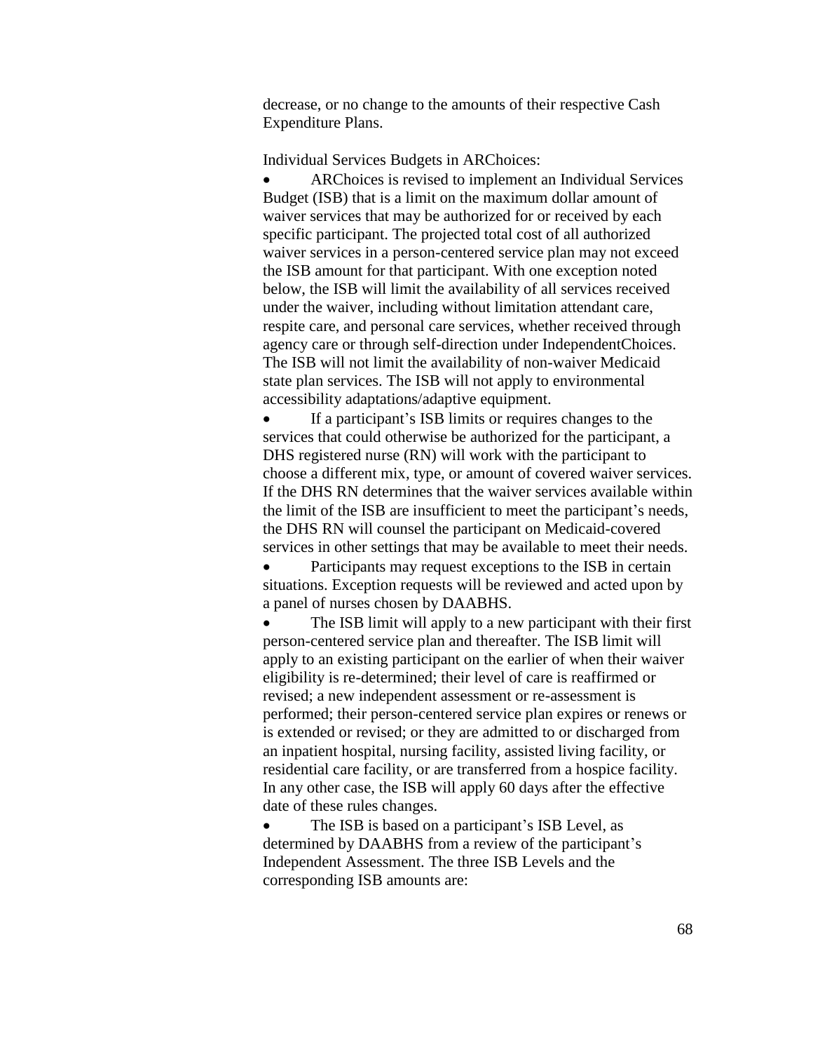decrease, or no change to the amounts of their respective Cash Expenditure Plans.

Individual Services Budgets in ARChoices:

- ARChoices is revised to implement an Individual Services Budget (ISB) that is a limit on the maximum dollar amount of waiver services that may be authorized for or received by each specific participant. The projected total cost of all authorized waiver services in a person-centered service plan may not exceed the ISB amount for that participant. With one exception noted below, the ISB will limit the availability of all services received under the waiver, including without limitation attendant care, respite care, and personal care services, whether received through agency care or through self-direction under IndependentChoices. The ISB will not limit the availability of non-waiver Medicaid state plan services. The ISB will not apply to environmental accessibility adaptations/adaptive equipment.
- If a participant's ISB limits or requires changes to the services that could otherwise be authorized for the participant, a DHS registered nurse (RN) will work with the participant to choose a different mix, type, or amount of covered waiver services. If the DHS RN determines that the waiver services available within the limit of the ISB are insufficient to meet the participant's needs, the DHS RN will counsel the participant on Medicaid-covered services in other settings that may be available to meet their needs.
- Participants may request exceptions to the ISB in certain situations. Exception requests will be reviewed and acted upon by a panel of nurses chosen by DAABHS.
- The ISB limit will apply to a new participant with their first person-centered service plan and thereafter. The ISB limit will apply to an existing participant on the earlier of when their waiver eligibility is re-determined; their level of care is reaffirmed or revised; a new independent assessment or re-assessment is performed; their person-centered service plan expires or renews or is extended or revised; or they are admitted to or discharged from an inpatient hospital, nursing facility, assisted living facility, or residential care facility, or are transferred from a hospice facility. In any other case, the ISB will apply 60 days after the effective date of these rules changes.
- The ISB is based on a participant's ISB Level, as determined by DAABHS from a review of the participant's Independent Assessment. The three ISB Levels and the corresponding ISB amounts are: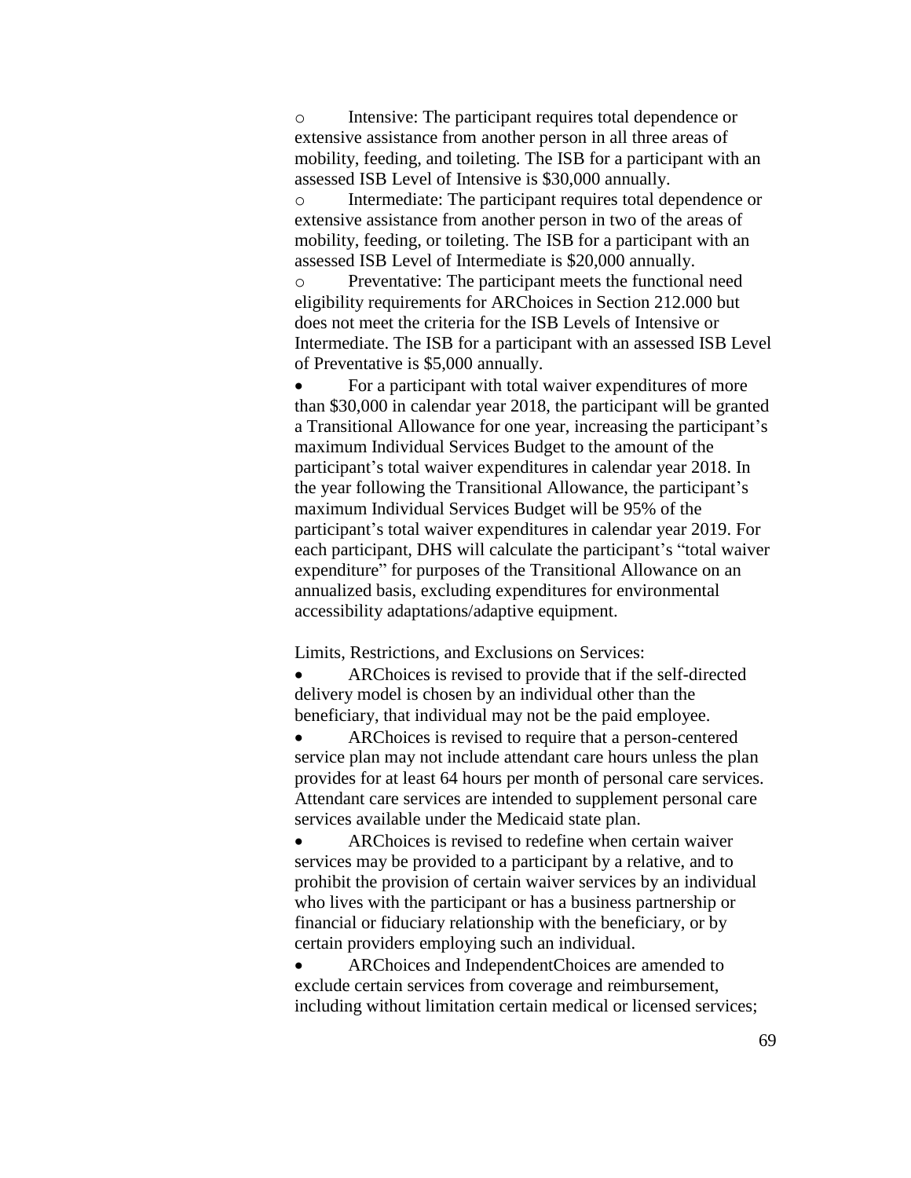- Intensive: The participant requires total dependence or extensive assistance from another person in all three areas of mobility, feeding, and toileting. The ISB for a participant with an assessed ISB Level of Intensive is $30,000 annually.
- Intermediate: The participant requires total dependence or extensive assistance from another person in two of the areas of mobility, feeding, or toileting. The ISB for a participant with an assessed ISB Level of Intermediate is $20,000 annually.
- Preventative: The participant meets the functional need eligibility requirements for ARChoices in Section 212.000 but does not meet the criteria for the ISB Levels of Intensive or Intermediate. The ISB for a participant with an assessed ISB Level of Preventative is $5,000 annually.

- For a participant with total waiver expenditures of more than $30,000 in calendar year 2018, the participant will be granted a Transitional Allowance for one year, increasing the participant's maximum Individual Services Budget to the amount of the participant's total waiver expenditures in calendar year 2018. In the year following the Transitional Allowance, the participant's maximum Individual Services Budget will be 95% of the participant's total waiver expenditures in calendar year 2019. For each participant, DHS will calculate the participant's "total waiver expenditure" for purposes of the Transitional Allowance on an annualized basis, excluding expenditures for environmental accessibility adaptations/adaptive equipment.

Limits, Restrictions, and Exclusions on Services:

- ARChoices is revised to provide that if the self-directed delivery model is chosen by an individual other than the beneficiary, that individual may not be the paid employee.
- ARChoices is revised to require that a person-centered service plan may not include attendant care hours unless the plan provides for at least 64 hours per month of personal care services. Attendant care services are intended to supplement personal care services available under the Medicaid state plan.
- ARChoices is revised to redefine when certain waiver services may be provided to a participant by a relative, and to prohibit the provision of certain waiver services by an individual who lives with the participant or has a business partnership or financial or fiduciary relationship with the beneficiary, or by certain providers employing such an individual.
- ARChoices and IndependentChoices are amended to exclude certain services from coverage and reimbursement, including without limitation certain medical or licensed services;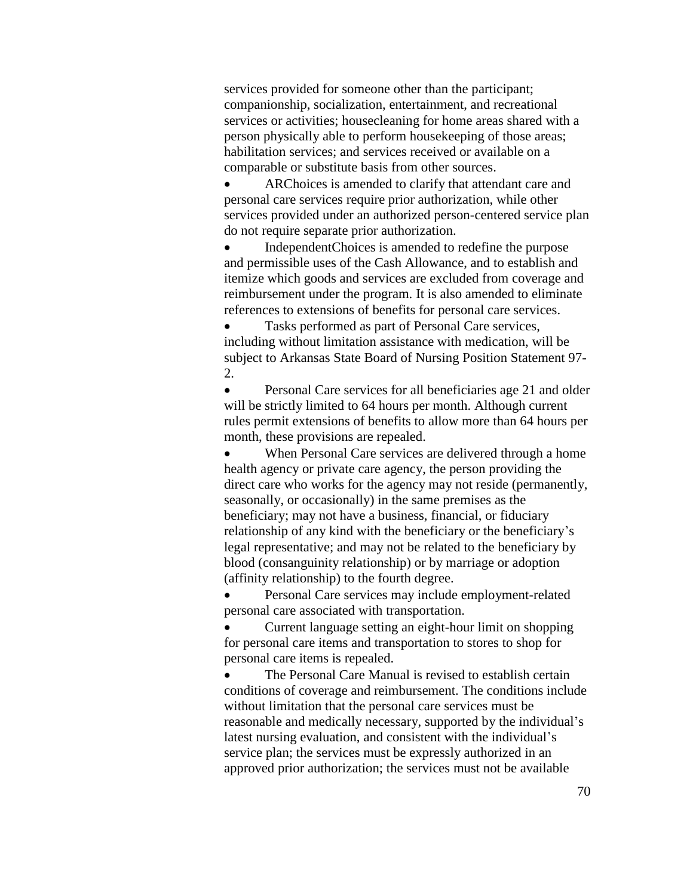services provided for someone other than the participant; companionship, socialization, entertainment, and recreational services or activities; housecleaning for home areas shared with a person physically able to perform housekeeping of those areas; habilitation services; and services received or available on a comparable or substitute basis from other sources.

- ARChoices is amended to clarify that attendant care and personal care services require prior authorization, while other services provided under an authorized person-centered service plan do not require separate prior authorization.
- IndependentChoices is amended to redefine the purpose and permissible uses of the Cash Allowance, and to establish and itemize which goods and services are excluded from coverage and reimbursement under the program. It is also amended to eliminate references to extensions of benefits for personal care services.
- Tasks performed as part of Personal Care services, including without limitation assistance with medication, will be subject to Arkansas State Board of Nursing Position Statement 97-2.
- Personal Care services for all beneficiaries age 21 and older will be strictly limited to 64 hours per month. Although current rules permit extensions of benefits to allow more than 64 hours per month, these provisions are repealed.
- When Personal Care services are delivered through a home health agency or private care agency, the person providing the direct care who works for the agency may not reside (permanently, seasonally, or occasionally) in the same premises as the beneficiary; may not have a business, financial, or fiduciary relationship of any kind with the beneficiary or the beneficiary's legal representative; and may not be related to the beneficiary by blood (consanguinity relationship) or by marriage or adoption (affinity relationship) to the fourth degree.
- Personal Care services may include employment-related personal care associated with transportation.
- Current language setting an eight-hour limit on shopping for personal care items and transportation to stores to shop for personal care items is repealed.
- The Personal Care Manual is revised to establish certain conditions of coverage and reimbursement. The conditions include without limitation that the personal care services must be reasonable and medically necessary, supported by the individual's latest nursing evaluation, and consistent with the individual's service plan; the services must be expressly authorized in an approved prior authorization; the services must not be available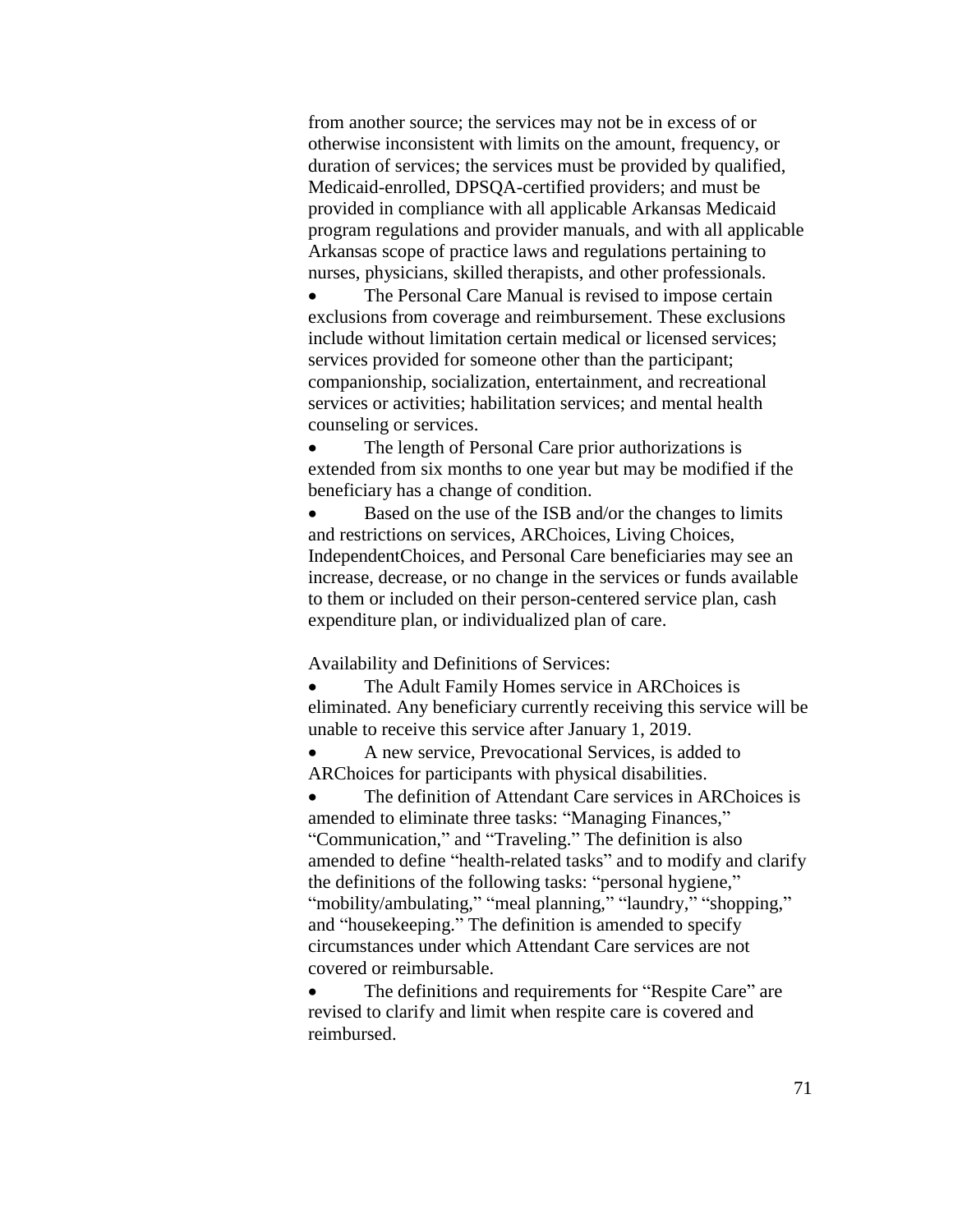from another source; the services may not be in excess of or otherwise inconsistent with limits on the amount, frequency, or duration of services; the services must be provided by qualified, Medicaid-enrolled, DPSQA-certified providers; and must be provided in compliance with all applicable Arkansas Medicaid program regulations and provider manuals, and with all applicable Arkansas scope of practice laws and regulations pertaining to nurses, physicians, skilled therapists, and other professionals.

- The Personal Care Manual is revised to impose certain exclusions from coverage and reimbursement. These exclusions include without limitation certain medical or licensed services; services provided for someone other than the participant; companionship, socialization, entertainment, and recreational services or activities; habilitation services; and mental health counseling or services.
- The length of Personal Care prior authorizations is extended from six months to one year but may be modified if the beneficiary has a change of condition.
- Based on the use of the ISB and/or the changes to limits and restrictions on services, ARChoices, Living Choices, IndependentChoices, and Personal Care beneficiaries may see an increase, decrease, or no change in the services or funds available to them or included on their person-centered service plan, cash expenditure plan, or individualized plan of care.

Availability and Definitions of Services:

- The Adult Family Homes service in ARChoices is eliminated. Any beneficiary currently receiving this service will be unable to receive this service after January 1, 2019.
- A new service, Prevocational Services, is added to ARChoices for participants with physical disabilities.
- The definition of Attendant Care services in ARChoices is amended to eliminate three tasks: "Managing Finances," "Communication," and "Traveling." The definition is also amended to define "health-related tasks" and to modify and clarify the definitions of the following tasks: "personal hygiene," "mobility/ambulating," "meal planning," "laundry," "shopping," and "housekeeping." The definition is amended to specify circumstances under which Attendant Care services are not covered or reimbursable.
- The definitions and requirements for "Respite Care" are revised to clarify and limit when respite care is covered and reimbursed.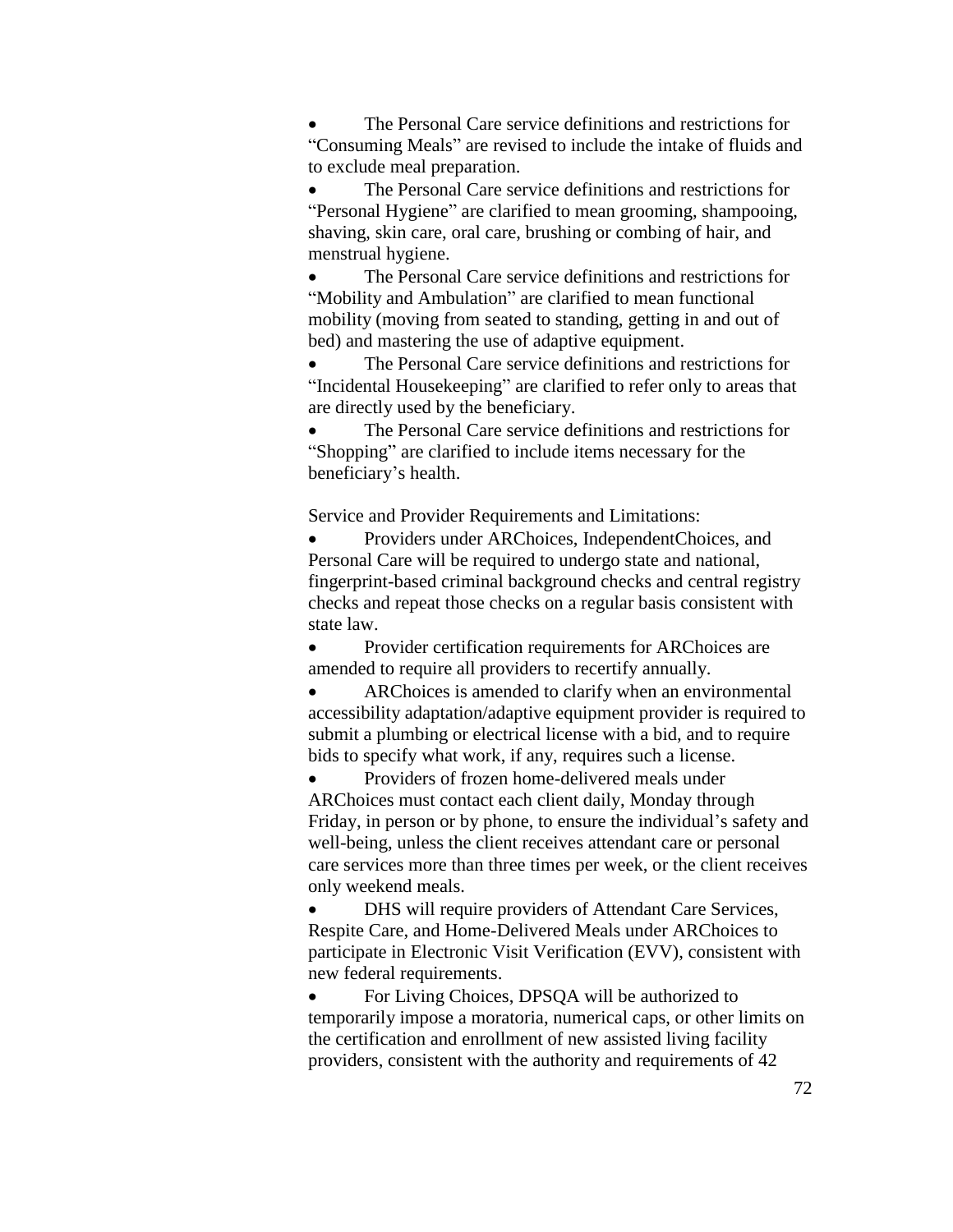- The Personal Care service definitions and restrictions for "Consuming Meals" are revised to include the intake of fluids and to exclude meal preparation.
- The Personal Care service definitions and restrictions for "Personal Hygiene" are clarified to mean grooming, shampooing, shaving, skin care, oral care, brushing or combing of hair, and menstrual hygiene.
- The Personal Care service definitions and restrictions for "Mobility and Ambulation" are clarified to mean functional mobility (moving from seated to standing, getting in and out of bed) and mastering the use of adaptive equipment.
- The Personal Care service definitions and restrictions for "Incidental Housekeeping" are clarified to refer only to areas that are directly used by the beneficiary.
- The Personal Care service definitions and restrictions for "Shopping" are clarified to include items necessary for the beneficiary's health.

Service and Provider Requirements and Limitations:

- Providers under ARChoices, IndependentChoices, and Personal Care will be required to undergo state and national, fingerprint-based criminal background checks and central registry checks and repeat those checks on a regular basis consistent with state law.
- Provider certification requirements for ARChoices are amended to require all providers to recertify annually.
- ARChoices is amended to clarify when an environmental accessibility adaptation/adaptive equipment provider is required to submit a plumbing or electrical license with a bid, and to require bids to specify what work, if any, requires such a license.
- Providers of frozen home-delivered meals under ARChoices must contact each client daily, Monday through Friday, in person or by phone, to ensure the individual's safety and well-being, unless the client receives attendant care or personal care services more than three times per week, or the client receives only weekend meals.
- DHS will require providers of Attendant Care Services, Respite Care, and Home-Delivered Meals under ARChoices to participate in Electronic Visit Verification (EVV), consistent with new federal requirements.
- For Living Choices, DPSQA will be authorized to temporarily impose a moratoria, numerical caps, or other limits on the certification and enrollment of new assisted living facility providers, consistent with the authority and requirements of 42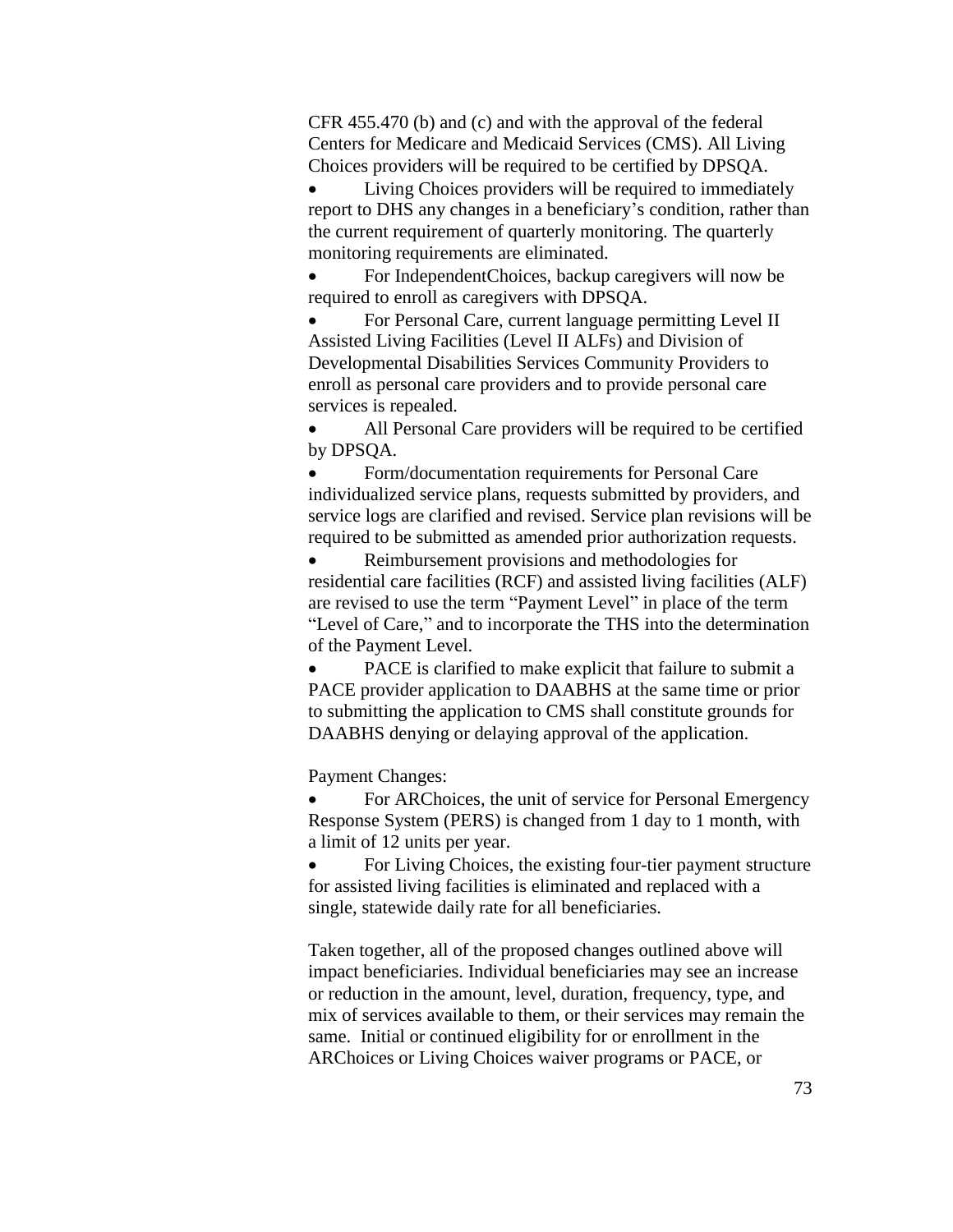CFR 455.470 (b) and (c) and with the approval of the federal Centers for Medicare and Medicaid Services (CMS). All Living Choices providers will be required to be certified by DPSQA.

- Living Choices providers will be required to immediately report to DHS any changes in a beneficiary's condition, rather than the current requirement of quarterly monitoring. The quarterly monitoring requirements are eliminated.
- For IndependentChoices, backup caregivers will now be required to enroll as caregivers with DPSQA.
- For Personal Care, current language permitting Level II Assisted Living Facilities (Level II ALFs) and Division of Developmental Disabilities Services Community Providers to enroll as personal care providers and to provide personal care services is repealed.
- All Personal Care providers will be required to be certified by DPSQA.
- Form/documentation requirements for Personal Care individualized service plans, requests submitted by providers, and service logs are clarified and revised. Service plan revisions will be required to be submitted as amended prior authorization requests.
- Reimbursement provisions and methodologies for residential care facilities (RCF) and assisted living facilities (ALF) are revised to use the term "Payment Level" in place of the term "Level of Care," and to incorporate the THS into the determination of the Payment Level.
- PACE is clarified to make explicit that failure to submit a PACE provider application to DAABHS at the same time or prior to submitting the application to CMS shall constitute grounds for DAABHS denying or delaying approval of the application.

Payment Changes:

- For ARChoices, the unit of service for Personal Emergency Response System (PERS) is changed from 1 day to 1 month, with a limit of 12 units per year.
- For Living Choices, the existing four-tier payment structure for assisted living facilities is eliminated and replaced with a single, statewide daily rate for all beneficiaries.

Taken together, all of the proposed changes outlined above will impact beneficiaries. Individual beneficiaries may see an increase or reduction in the amount, level, duration, frequency, type, and mix of services available to them, or their services may remain the same. Initial or continued eligibility for or enrollment in the ARChoices or Living Choices waiver programs or PACE, or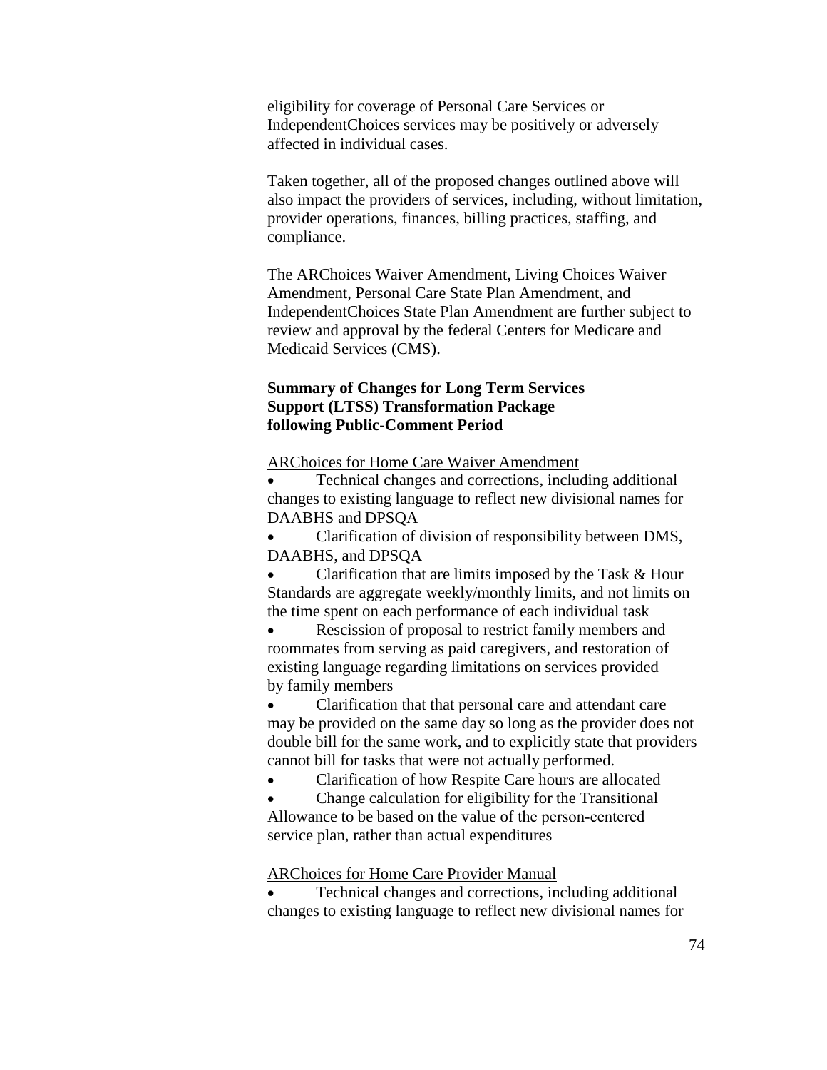eligibility for coverage of Personal Care Services or IndependentChoices services may be positively or adversely affected in individual cases.

Taken together, all of the proposed changes outlined above will also impact the providers of services, including, without limitation, provider operations, finances, billing practices, staffing, and compliance.

The ARChoices Waiver Amendment, Living Choices Waiver Amendment, Personal Care State Plan Amendment, and IndependentChoices State Plan Amendment are further subject to review and approval by the federal Centers for Medicare and Medicaid Services (CMS).

**Summary of Changes for Long Term Services Support (LTSS) Transformation Package following Public-Comment Period**

<u>ARChoices for Home Care Waiver Amendment</u>

- Technical changes and corrections, including additional changes to existing language to reflect new divisional names for DAABHS and DPSQA
- Clarification of division of responsibility between DMS, DAABHS, and DPSQA
- Clarification that are limits imposed by the Task & Hour Standards are aggregate weekly/monthly limits, and not limits on the time spent on each performance of each individual task
- Rescission of proposal to restrict family members and roommates from serving as paid caregivers, and restoration of existing language regarding limitations on services provided by family members
- Clarification that that personal care and attendant care may be provided on the same day so long as the provider does not double bill for the same work, and to explicitly state that providers cannot bill for tasks that were not actually performed.
- Clarification of how Respite Care hours are allocated
- Change calculation for eligibility for the Transitional Allowance to be based on the value of the person-centered service plan, rather than actual expenditures

<u>ARChoices for Home Care Provider Manual</u>

- Technical changes and corrections, including additional changes to existing language to reflect new divisional names for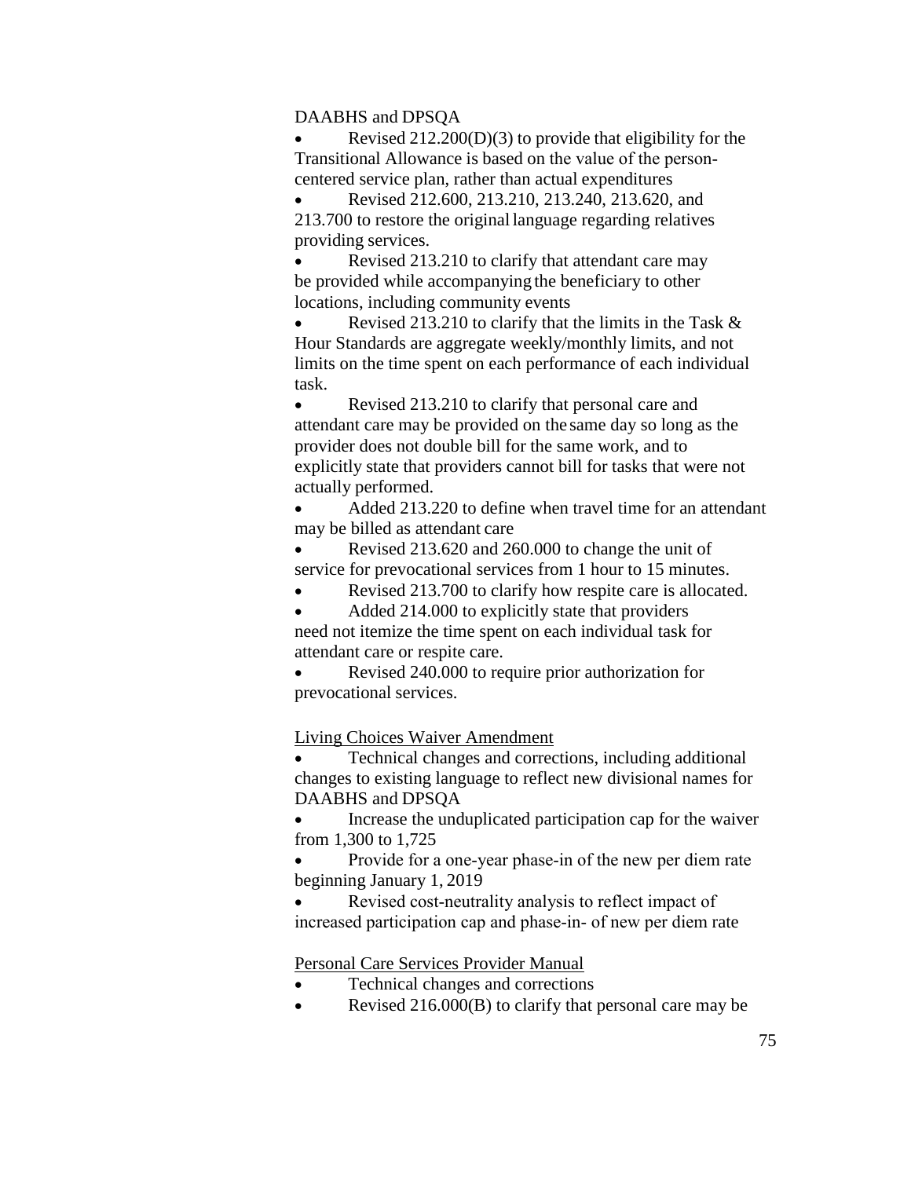DAABHS and DPSQA

- Revised 212.200(D)(3) to provide that eligibility for the Transitional Allowance is based on the value of the person-centered service plan, rather than actual expenditures
- Revised 212.600, 213.210, 213.240, 213.620, and 213.700 to restore the original language regarding relatives providing services.
- Revised 213.210 to clarify that attendant care may be provided while accompanying the beneficiary to other locations, including community events
- Revised 213.210 to clarify that the limits in the Task & Hour Standards are aggregate weekly/monthly limits, and not limits on the time spent on each performance of each individual task.
- Revised 213.210 to clarify that personal care and attendant care may be provided on the same day so long as the provider does not double bill for the same work, and to explicitly state that providers cannot bill for tasks that were not actually performed.
- Added 213.220 to define when travel time for an attendant may be billed as attendant care
- Revised 213.620 and 260.000 to change the unit of service for prevocational services from 1 hour to 15 minutes.
- Revised 213.700 to clarify how respite care is allocated.
- Added 214.000 to explicitly state that providers need not itemize the time spent on each individual task for attendant care or respite care.
- Revised 240.000 to require prior authorization for prevocational services.

<u>Living Choices Waiver Amendment</u>

- Technical changes and corrections, including additional changes to existing language to reflect new divisional names for DAABHS and DPSQA
- Increase the unduplicated participation cap for the waiver from 1,300 to 1,725
- Provide for a one-year phase-in of the new per diem rate beginning January 1, 2019
- Revised cost-neutrality analysis to reflect impact of increased participation cap and phase-in- of new per diem rate

<u>Personal Care Services Provider Manual</u>

- Technical changes and corrections
- Revised 216.000(B) to clarify that personal care may be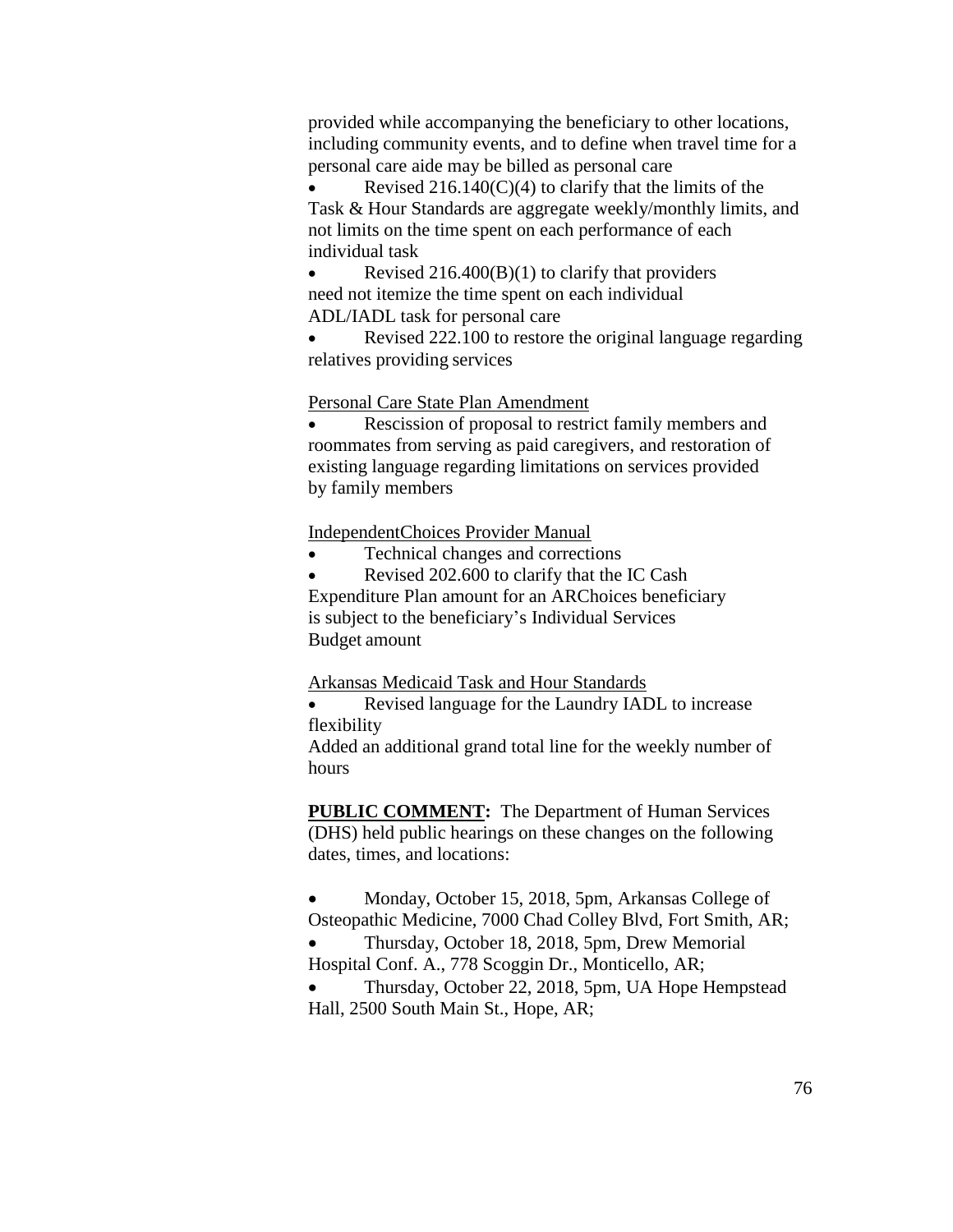provided while accompanying the beneficiary to other locations, including community events, and to define when travel time for a personal care aide may be billed as personal care

- Revised 216.140(C)(4) to clarify that the limits of the Task & Hour Standards are aggregate weekly/monthly limits, and not limits on the time spent on each performance of each individual task
- Revised 216.400(B)(1) to clarify that providers need not itemize the time spent on each individual ADL/IADL task for personal care
- Revised 222.100 to restore the original language regarding relatives providing services

<u>Personal Care State Plan Amendment</u>

- Rescission of proposal to restrict family members and roommates from serving as paid caregivers, and restoration of existing language regarding limitations on services provided by family members

<u>IndependentChoices Provider Manual</u>

- Technical changes and corrections
- Revised 202.600 to clarify that the IC Cash Expenditure Plan amount for an ARChoices beneficiary is subject to the beneficiary's Individual Services Budget amount

<u>Arkansas Medicaid Task and Hour Standards</u>

- Revised language for the Laundry IADL to increase flexibility

Added an additional grand total line for the weekly number of hours

**<u>PUBLIC COMMENT</u>:** The Department of Human Services (DHS) held public hearings on these changes on the following dates, times, and locations:

- Monday, October 15, 2018, 5pm, Arkansas College of Osteopathic Medicine, 7000 Chad Colley Blvd, Fort Smith, AR;
- Thursday, October 18, 2018, 5pm, Drew Memorial Hospital Conf. A., 778 Scoggin Dr., Monticello, AR;
- Thursday, October 22, 2018, 5pm, UA Hope Hempstead Hall, 2500 South Main St., Hope, AR;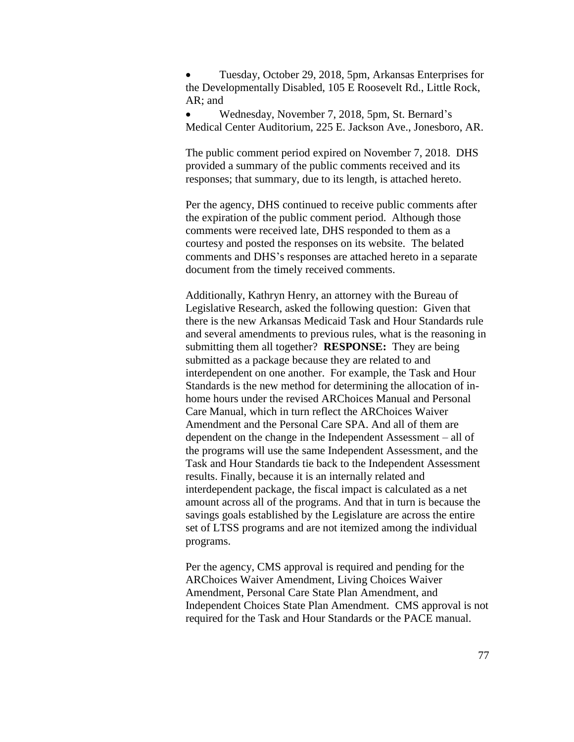- Tuesday, October 29, 2018, 5pm, Arkansas Enterprises for the Developmentally Disabled, 105 E Roosevelt Rd., Little Rock, AR; and
- Wednesday, November 7, 2018, 5pm, St. Bernard's Medical Center Auditorium, 225 E. Jackson Ave., Jonesboro, AR.

The public comment period expired on November 7, 2018. DHS provided a summary of the public comments received and its responses; that summary, due to its length, is attached hereto.

Per the agency, DHS continued to receive public comments after the expiration of the public comment period. Although those comments were received late, DHS responded to them as a courtesy and posted the responses on its website. The belated comments and DHS's responses are attached hereto in a separate document from the timely received comments.

Additionally, Kathryn Henry, an attorney with the Bureau of Legislative Research, asked the following question: Given that there is the new Arkansas Medicaid Task and Hour Standards rule and several amendments to previous rules, what is the reasoning in submitting them all together? **RESPONSE:** They are being submitted as a package because they are related to and interdependent on one another. For example, the Task and Hour Standards is the new method for determining the allocation of in-home hours under the revised ARChoices Manual and Personal Care Manual, which in turn reflect the ARChoices Waiver Amendment and the Personal Care SPA. And all of them are dependent on the change in the Independent Assessment – all of the programs will use the same Independent Assessment, and the Task and Hour Standards tie back to the Independent Assessment results. Finally, because it is an internally related and interdependent package, the fiscal impact is calculated as a net amount across all of the programs. And that in turn is because the savings goals established by the Legislature are across the entire set of LTSS programs and are not itemized among the individual programs.

Per the agency, CMS approval is required and pending for the ARChoices Waiver Amendment, Living Choices Waiver Amendment, Personal Care State Plan Amendment, and Independent Choices State Plan Amendment. CMS approval is not required for the Task and Hour Standards or the PACE manual.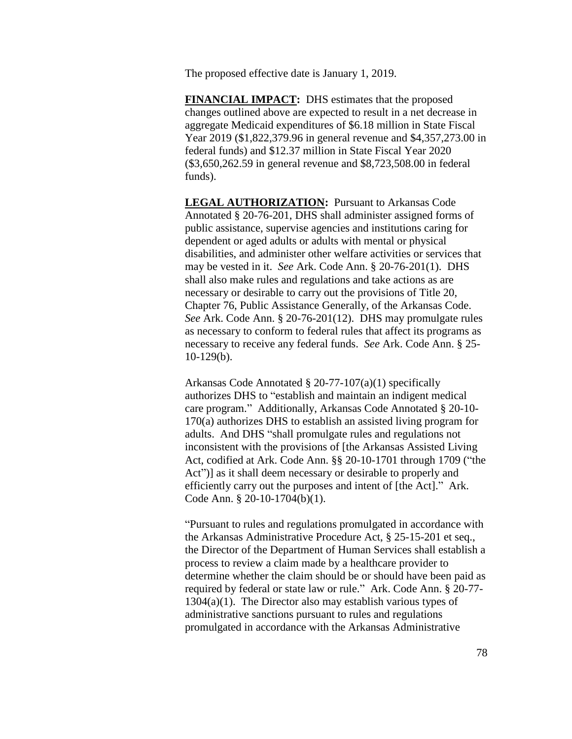The proposed effective date is January 1, 2019.

**FINANCIAL IMPACT:** DHS estimates that the proposed changes outlined above are expected to result in a net decrease in aggregate Medicaid expenditures of $6.18 million in State Fiscal Year 2019 ($1,822,379.96 in general revenue and $4,357,273.00 in federal funds) and $12.37 million in State Fiscal Year 2020 ($3,650,262.59 in general revenue and $8,723,508.00 in federal funds).

**LEGAL AUTHORIZATION:** Pursuant to Arkansas Code Annotated § 20-76-201, DHS shall administer assigned forms of public assistance, supervise agencies and institutions caring for dependent or aged adults or adults with mental or physical disabilities, and administer other welfare activities or services that may be vested in it. *See* Ark. Code Ann. § 20-76-201(1). DHS shall also make rules and regulations and take actions as are necessary or desirable to carry out the provisions of Title 20, Chapter 76, Public Assistance Generally, of the Arkansas Code. *See* Ark. Code Ann. § 20-76-201(12). DHS may promulgate rules as necessary to conform to federal rules that affect its programs as necessary to receive any federal funds. *See* Ark. Code Ann. § 25-10-129(b).

Arkansas Code Annotated § 20-77-107(a)(1) specifically authorizes DHS to "establish and maintain an indigent medical care program." Additionally, Arkansas Code Annotated § 20-10-170(a) authorizes DHS to establish an assisted living program for adults. And DHS "shall promulgate rules and regulations not inconsistent with the provisions of [the Arkansas Assisted Living Act, codified at Ark. Code Ann. §§ 20-10-1701 through 1709 ("the Act")] as it shall deem necessary or desirable to properly and efficiently carry out the purposes and intent of [the Act]." Ark. Code Ann. § 20-10-1704(b)(1).

"Pursuant to rules and regulations promulgated in accordance with the Arkansas Administrative Procedure Act, § 25-15-201 et seq., the Director of the Department of Human Services shall establish a process to review a claim made by a healthcare provider to determine whether the claim should be or should have been paid as required by federal or state law or rule." Ark. Code Ann. § 20-77-1304(a)(1). The Director also may establish various types of administrative sanctions pursuant to rules and regulations promulgated in accordance with the Arkansas Administrative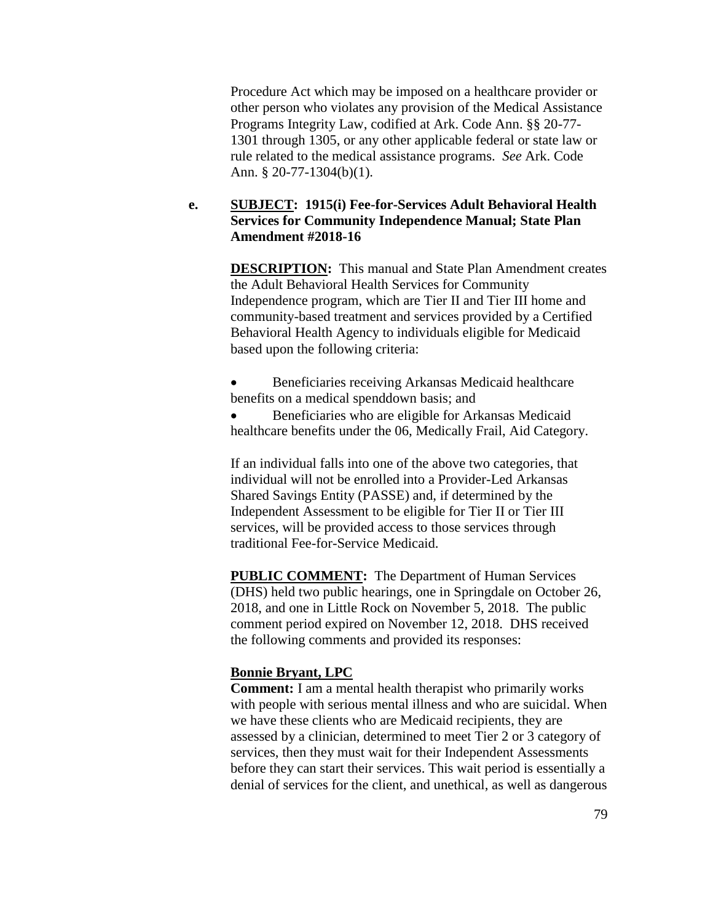Procedure Act which may be imposed on a healthcare provider or other person who violates any provision of the Medical Assistance Programs Integrity Law, codified at Ark. Code Ann. §§ 20-77-1301 through 1305, or any other applicable federal or state law or rule related to the medical assistance programs. *See* Ark. Code Ann. § 20-77-1304(b)(1).

**e. <u>SUBJECT</u>: 1915(i) Fee-for-Services Adult Behavioral Health Services for Community Independence Manual; State Plan Amendment #2018-16**

**<u>DESCRIPTION</u>:** This manual and State Plan Amendment creates the Adult Behavioral Health Services for Community Independence program, which are Tier II and Tier III home and community-based treatment and services provided by a Certified Behavioral Health Agency to individuals eligible for Medicaid based upon the following criteria:

- Beneficiaries receiving Arkansas Medicaid healthcare benefits on a medical spenddown basis; and
- Beneficiaries who are eligible for Arkansas Medicaid healthcare benefits under the 06, Medically Frail, Aid Category.

If an individual falls into one of the above two categories, that individual will not be enrolled into a Provider-Led Arkansas Shared Savings Entity (PASSE) and, if determined by the Independent Assessment to be eligible for Tier II or Tier III services, will be provided access to those services through traditional Fee-for-Service Medicaid.

**<u>PUBLIC COMMENT</u>:** The Department of Human Services (DHS) held two public hearings, one in Springdale on October 26, 2018, and one in Little Rock on November 5, 2018. The public comment period expired on November 12, 2018. DHS received the following comments and provided its responses:

**<u>Bonnie Bryant, LPC</u>**

**Comment:** I am a mental health therapist who primarily works with people with serious mental illness and who are suicidal. When we have these clients who are Medicaid recipients, they are assessed by a clinician, determined to meet Tier 2 or 3 category of services, then they must wait for their Independent Assessments before they can start their services. This wait period is essentially a denial of services for the client, and unethical, as well as dangerous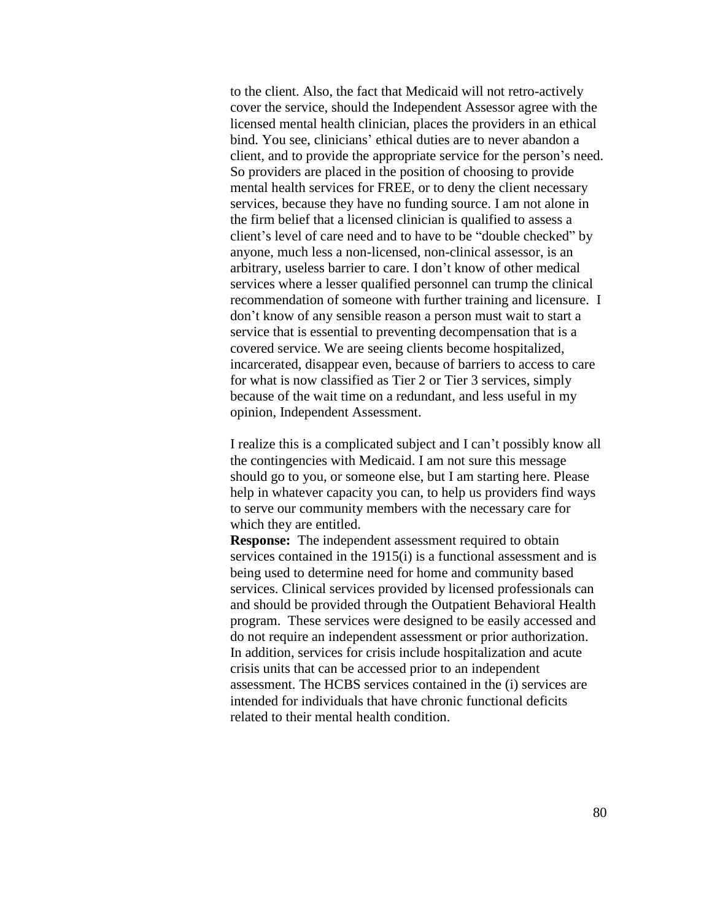to the client. Also, the fact that Medicaid will not retro-actively cover the service, should the Independent Assessor agree with the licensed mental health clinician, places the providers in an ethical bind. You see, clinicians' ethical duties are to never abandon a client, and to provide the appropriate service for the person's need. So providers are placed in the position of choosing to provide mental health services for FREE, or to deny the client necessary services, because they have no funding source. I am not alone in the firm belief that a licensed clinician is qualified to assess a client's level of care need and to have to be "double checked" by anyone, much less a non-licensed, non-clinical assessor, is an arbitrary, useless barrier to care. I don't know of other medical services where a lesser qualified personnel can trump the clinical recommendation of someone with further training and licensure. I don't know of any sensible reason a person must wait to start a service that is essential to preventing decompensation that is a covered service. We are seeing clients become hospitalized, incarcerated, disappear even, because of barriers to access to care for what is now classified as Tier 2 or Tier 3 services, simply because of the wait time on a redundant, and less useful in my opinion, Independent Assessment.

I realize this is a complicated subject and I can't possibly know all the contingencies with Medicaid. I am not sure this message should go to you, or someone else, but I am starting here. Please help in whatever capacity you can, to help us providers find ways to serve our community members with the necessary care for which they are entitled.

**Response:** The independent assessment required to obtain services contained in the 1915(i) is a functional assessment and is being used to determine need for home and community based services. Clinical services provided by licensed professionals can and should be provided through the Outpatient Behavioral Health program. These services were designed to be easily accessed and do not require an independent assessment or prior authorization. In addition, services for crisis include hospitalization and acute crisis units that can be accessed prior to an independent assessment. The HCBS services contained in the (i) services are intended for individuals that have chronic functional deficits related to their mental health condition.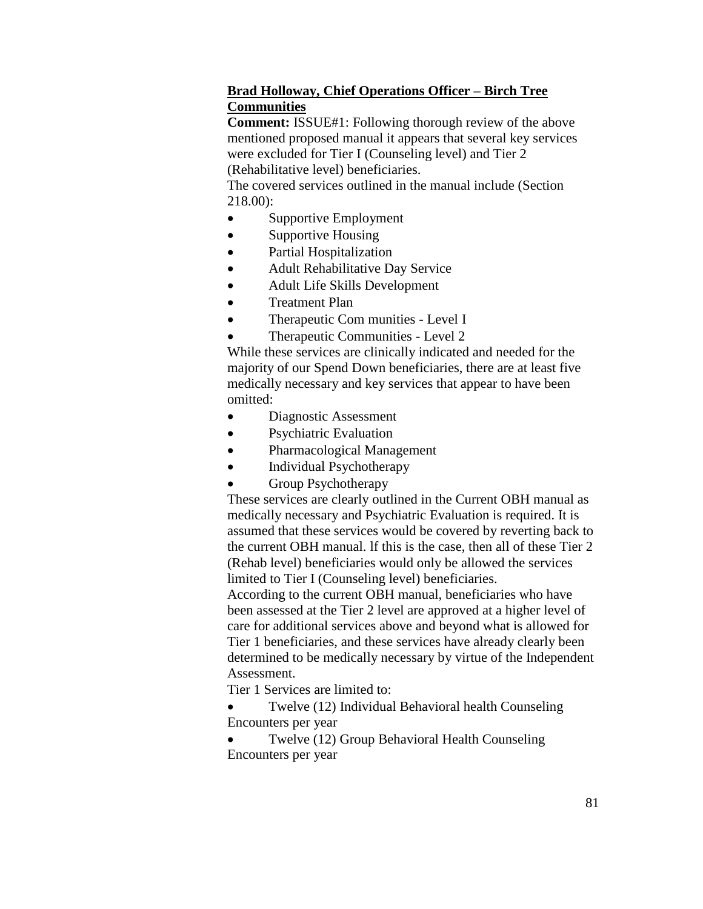**<u>Brad Holloway, Chief Operations Officer – Birch Tree Communities</u>**

**Comment:** ISSUE#1: Following thorough review of the above mentioned proposed manual it appears that several key services were excluded for Tier I (Counseling level) and Tier 2 (Rehabilitative level) beneficiaries.

The covered services outlined in the manual include (Section 218.00):

- Supportive Employment
- Supportive Housing
- Partial Hospitalization
- Adult Rehabilitative Day Service
- Adult Life Skills Development
- Treatment Plan
- Therapeutic Com munities - Level I
- Therapeutic Communities - Level 2

While these services are clinically indicated and needed for the majority of our Spend Down beneficiaries, there are at least five medically necessary and key services that appear to have been omitted:

- Diagnostic Assessment
- Psychiatric Evaluation
- Pharmacological Management
- Individual Psychotherapy
- Group Psychotherapy

These services are clearly outlined in the Current OBH manual as medically necessary and Psychiatric Evaluation is required. It is assumed that these services would be covered by reverting back to the current OBH manual. lf this is the case, then all of these Tier 2 (Rehab level) beneficiaries would only be allowed the services limited to Tier I (Counseling level) beneficiaries.

According to the current OBH manual, beneficiaries who have been assessed at the Tier 2 level are approved at a higher level of care for additional services above and beyond what is allowed for Tier 1 beneficiaries, and these services have already clearly been determined to be medically necessary by virtue of the Independent Assessment.

Tier 1 Services are limited to:

- Twelve (12) Individual Behavioral health Counseling Encounters per year
- Twelve (12) Group Behavioral Health Counseling Encounters per year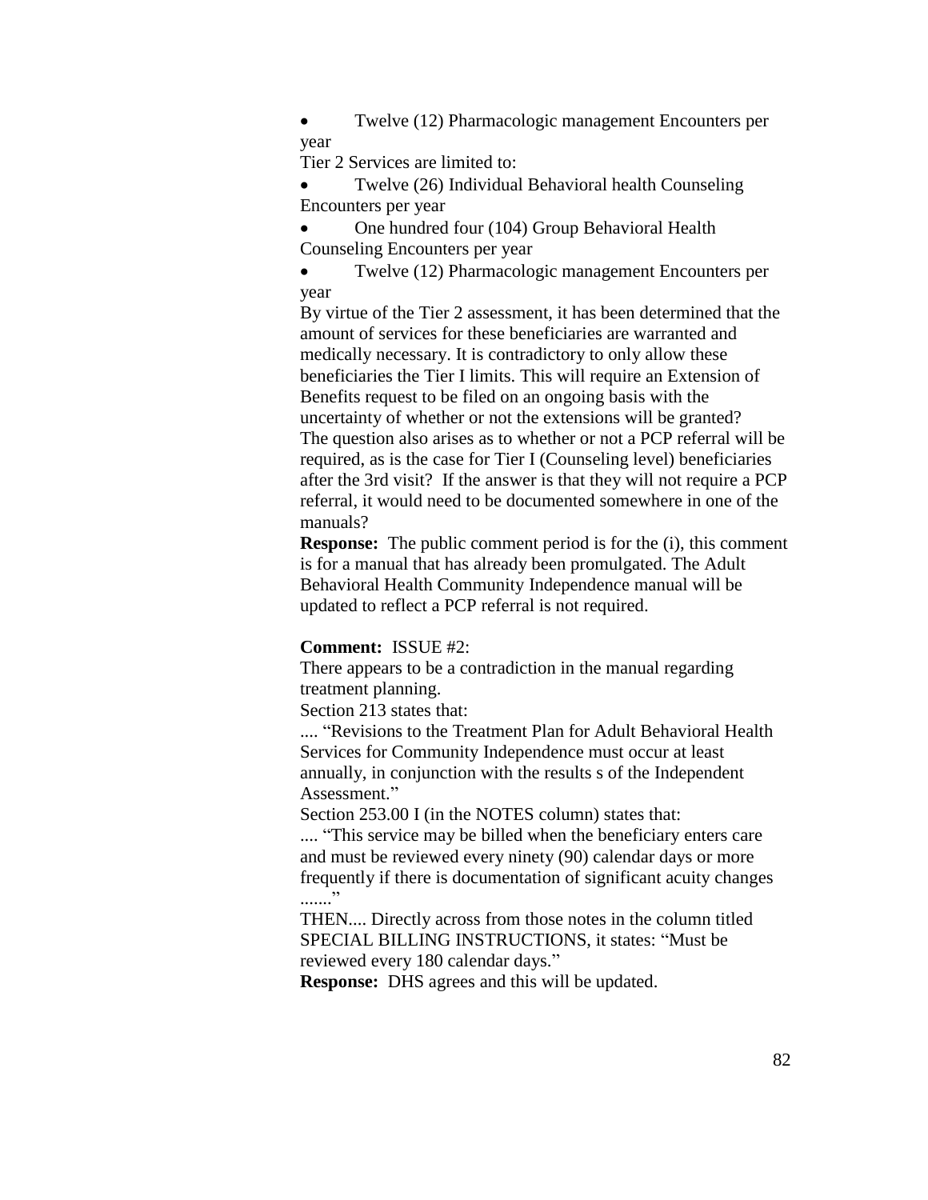- Twelve (12) Pharmacologic management Encounters per year

Tier 2 Services are limited to:

- Twelve (26) Individual Behavioral health Counseling Encounters per year
- One hundred four (104) Group Behavioral Health Counseling Encounters per year
- Twelve (12) Pharmacologic management Encounters per year

By virtue of the Tier 2 assessment, it has been determined that the amount of services for these beneficiaries are warranted and medically necessary. It is contradictory to only allow these beneficiaries the Tier I limits. This will require an Extension of Benefits request to be filed on an ongoing basis with the uncertainty of whether or not the extensions will be granted? The question also arises as to whether or not a PCP referral will be required, as is the case for Tier I (Counseling level) beneficiaries after the 3rd visit? If the answer is that they will not require a PCP referral, it would need to be documented somewhere in one of the manuals?

**Response:** The public comment period is for the (i), this comment is for a manual that has already been promulgated. The Adult Behavioral Health Community Independence manual will be updated to reflect a PCP referral is not required.

**Comment:** ISSUE #2:

There appears to be a contradiction in the manual regarding treatment planning.

Section 213 states that:

.... "Revisions to the Treatment Plan for Adult Behavioral Health Services for Community Independence must occur at least annually, in conjunction with the results s of the Independent Assessment."

Section 253.00 I (in the NOTES column) states that:

.... "This service may be billed when the beneficiary enters care and must be reviewed every ninety (90) calendar days or more frequently if there is documentation of significant acuity changes ......."

THEN.... Directly across from those notes in the column titled SPECIAL BILLING INSTRUCTIONS, it states: "Must be reviewed every 180 calendar days."

**Response:** DHS agrees and this will be updated.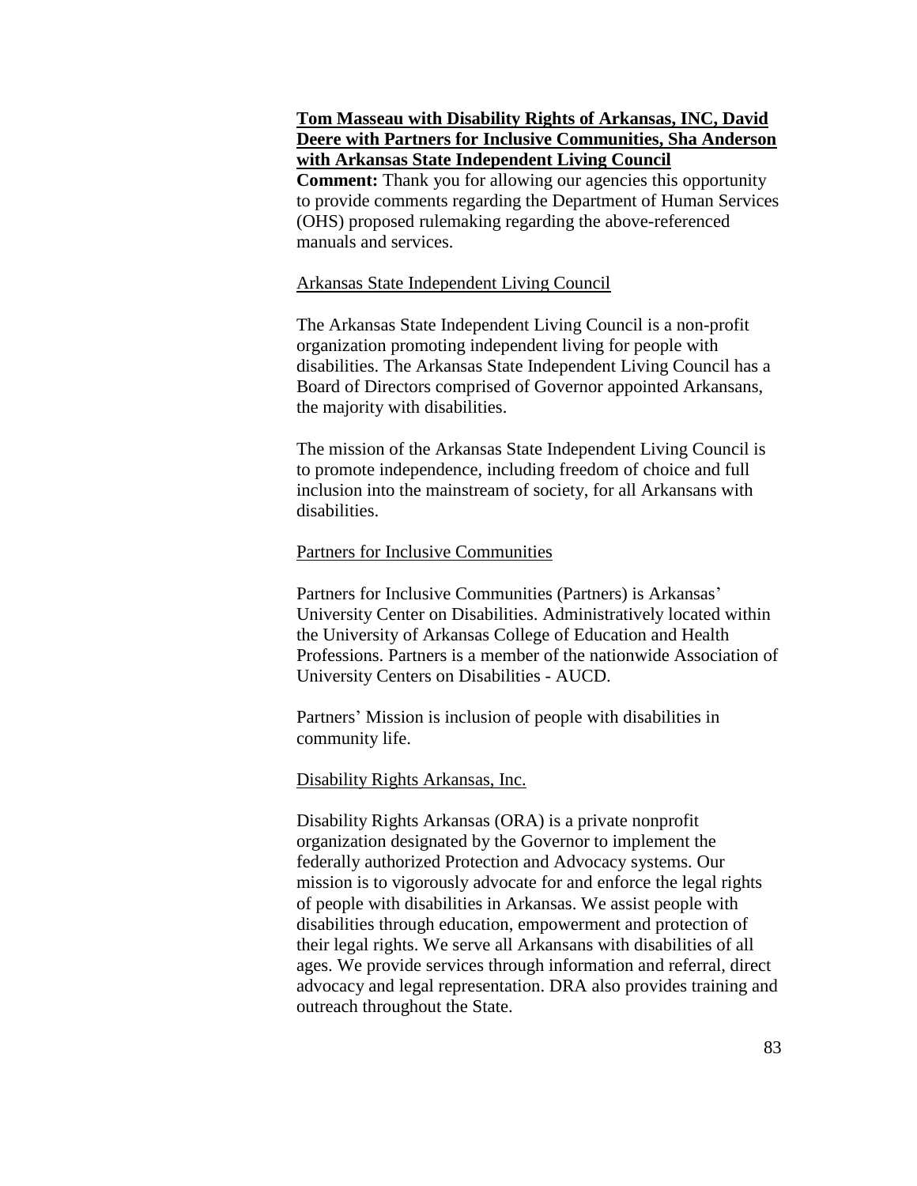**Tom Masseau with Disability Rights of Arkansas, INC, David Deere with Partners for Inclusive Communities, Sha Anderson with Arkansas State Independent Living Council**

**Comment:** Thank you for allowing our agencies this opportunity to provide comments regarding the Department of Human Services (OHS) proposed rulemaking regarding the above-referenced manuals and services.

Arkansas State Independent Living Council

The Arkansas State Independent Living Council is a non-profit organization promoting independent living for people with disabilities. The Arkansas State Independent Living Council has a Board of Directors comprised of Governor appointed Arkansans, the majority with disabilities.

The mission of the Arkansas State Independent Living Council is to promote independence, including freedom of choice and full inclusion into the mainstream of society, for all Arkansans with disabilities.

Partners for Inclusive Communities

Partners for Inclusive Communities (Partners) is Arkansas' University Center on Disabilities. Administratively located within the University of Arkansas College of Education and Health Professions. Partners is a member of the nationwide Association of University Centers on Disabilities - AUCD.

Partners' Mission is inclusion of people with disabilities in community life.

Disability Rights Arkansas, Inc.

Disability Rights Arkansas (ORA) is a private nonprofit organization designated by the Governor to implement the federally authorized Protection and Advocacy systems. Our mission is to vigorously advocate for and enforce the legal rights of people with disabilities in Arkansas. We assist people with disabilities through education, empowerment and protection of their legal rights. We serve all Arkansans with disabilities of all ages. We provide services through information and referral, direct advocacy and legal representation. DRA also provides training and outreach throughout the State.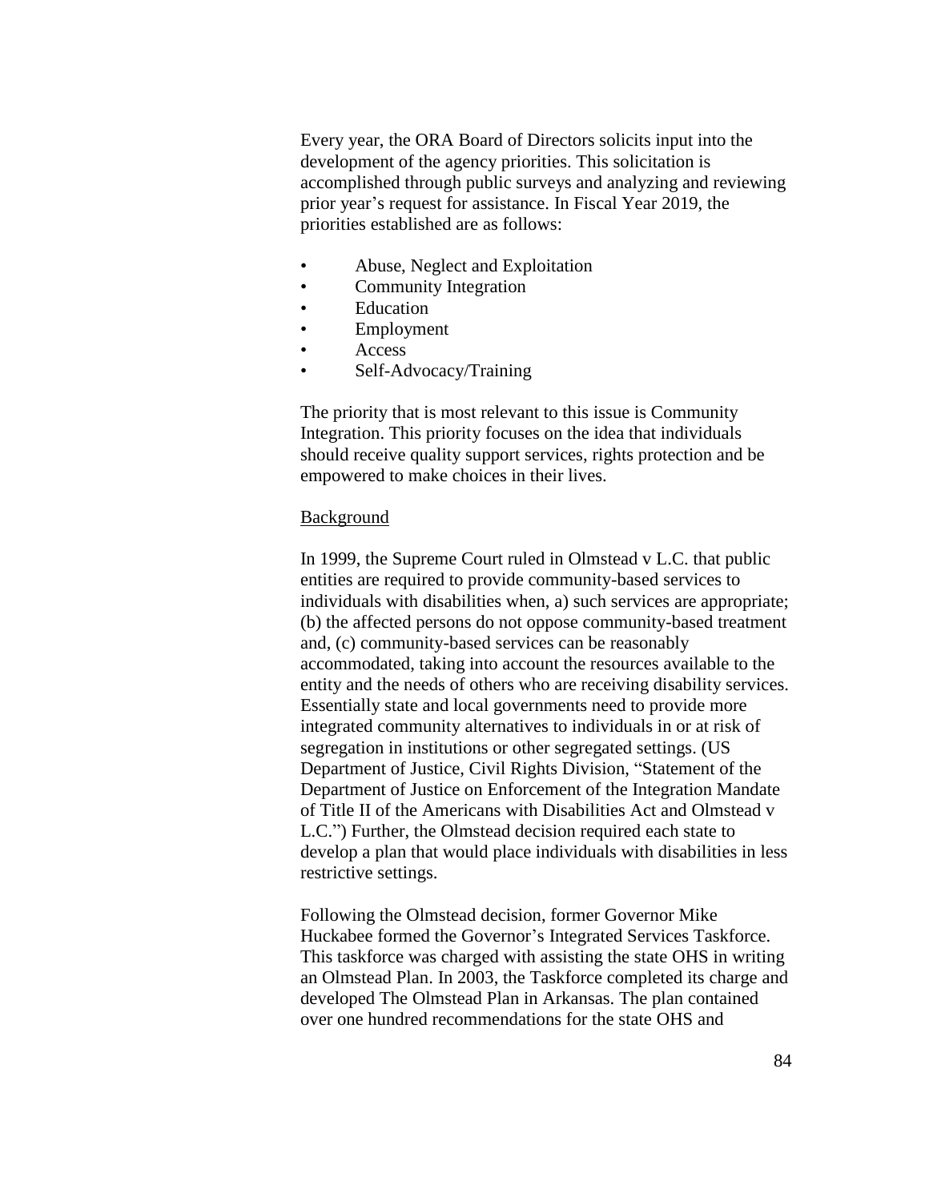Every year, the ORA Board of Directors solicits input into the development of the agency priorities. This solicitation is accomplished through public surveys and analyzing and reviewing prior year's request for assistance. In Fiscal Year 2019, the priorities established are as follows:

- Abuse, Neglect and Exploitation
- Community Integration
- Education
- Employment
- Access
- Self-Advocacy/Training

The priority that is most relevant to this issue is Community Integration. This priority focuses on the idea that individuals should receive quality support services, rights protection and be empowered to make choices in their lives.

Background

In 1999, the Supreme Court ruled in Olmstead v L.C. that public entities are required to provide community-based services to individuals with disabilities when, a) such services are appropriate; (b) the affected persons do not oppose community-based treatment and, (c) community-based services can be reasonably accommodated, taking into account the resources available to the entity and the needs of others who are receiving disability services. Essentially state and local governments need to provide more integrated community alternatives to individuals in or at risk of segregation in institutions or other segregated settings. (US Department of Justice, Civil Rights Division, "Statement of the Department of Justice on Enforcement of the Integration Mandate of Title II of the Americans with Disabilities Act and Olmstead v L.C.") Further, the Olmstead decision required each state to develop a plan that would place individuals with disabilities in less restrictive settings.

Following the Olmstead decision, former Governor Mike Huckabee formed the Governor's Integrated Services Taskforce. This taskforce was charged with assisting the state OHS in writing an Olmstead Plan. In 2003, the Taskforce completed its charge and developed The Olmstead Plan in Arkansas. The plan contained over one hundred recommendations for the state OHS and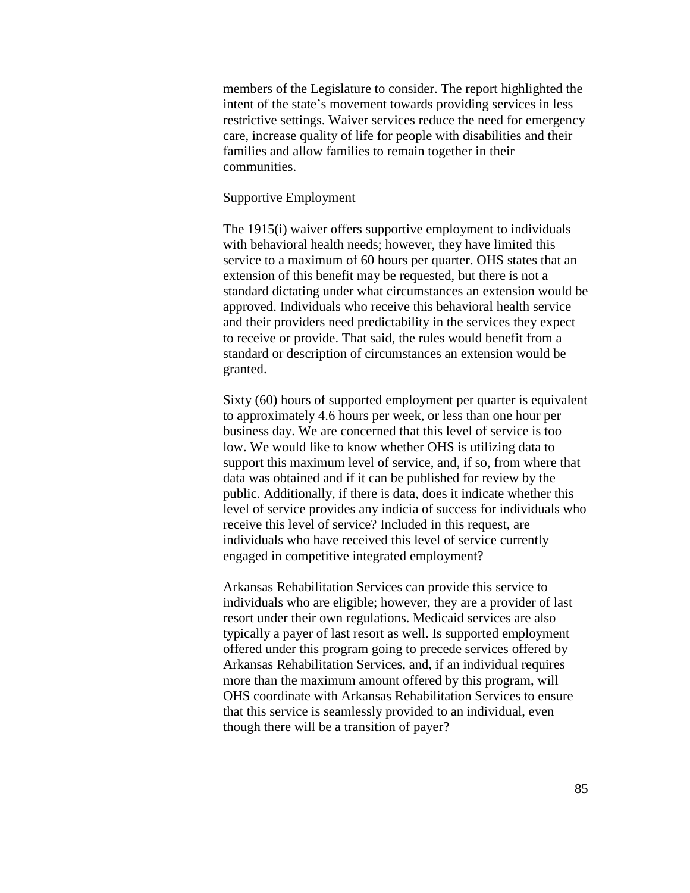members of the Legislature to consider. The report highlighted the intent of the state's movement towards providing services in less restrictive settings. Waiver services reduce the need for emergency care, increase quality of life for people with disabilities and their families and allow families to remain together in their communities.

<u>Supportive Employment</u>

The 1915(i) waiver offers supportive employment to individuals with behavioral health needs; however, they have limited this service to a maximum of 60 hours per quarter. OHS states that an extension of this benefit may be requested, but there is not a standard dictating under what circumstances an extension would be approved. Individuals who receive this behavioral health service and their providers need predictability in the services they expect to receive or provide. That said, the rules would benefit from a standard or description of circumstances an extension would be granted.

Sixty (60) hours of supported employment per quarter is equivalent to approximately 4.6 hours per week, or less than one hour per business day. We are concerned that this level of service is too low. We would like to know whether OHS is utilizing data to support this maximum level of service, and, if so, from where that data was obtained and if it can be published for review by the public. Additionally, if there is data, does it indicate whether this level of service provides any indicia of success for individuals who receive this level of service? Included in this request, are individuals who have received this level of service currently engaged in competitive integrated employment?

Arkansas Rehabilitation Services can provide this service to individuals who are eligible; however, they are a provider of last resort under their own regulations. Medicaid services are also typically a payer of last resort as well. Is supported employment offered under this program going to precede services offered by Arkansas Rehabilitation Services, and, if an individual requires more than the maximum amount offered by this program, will OHS coordinate with Arkansas Rehabilitation Services to ensure that this service is seamlessly provided to an individual, even though there will be a transition of payer?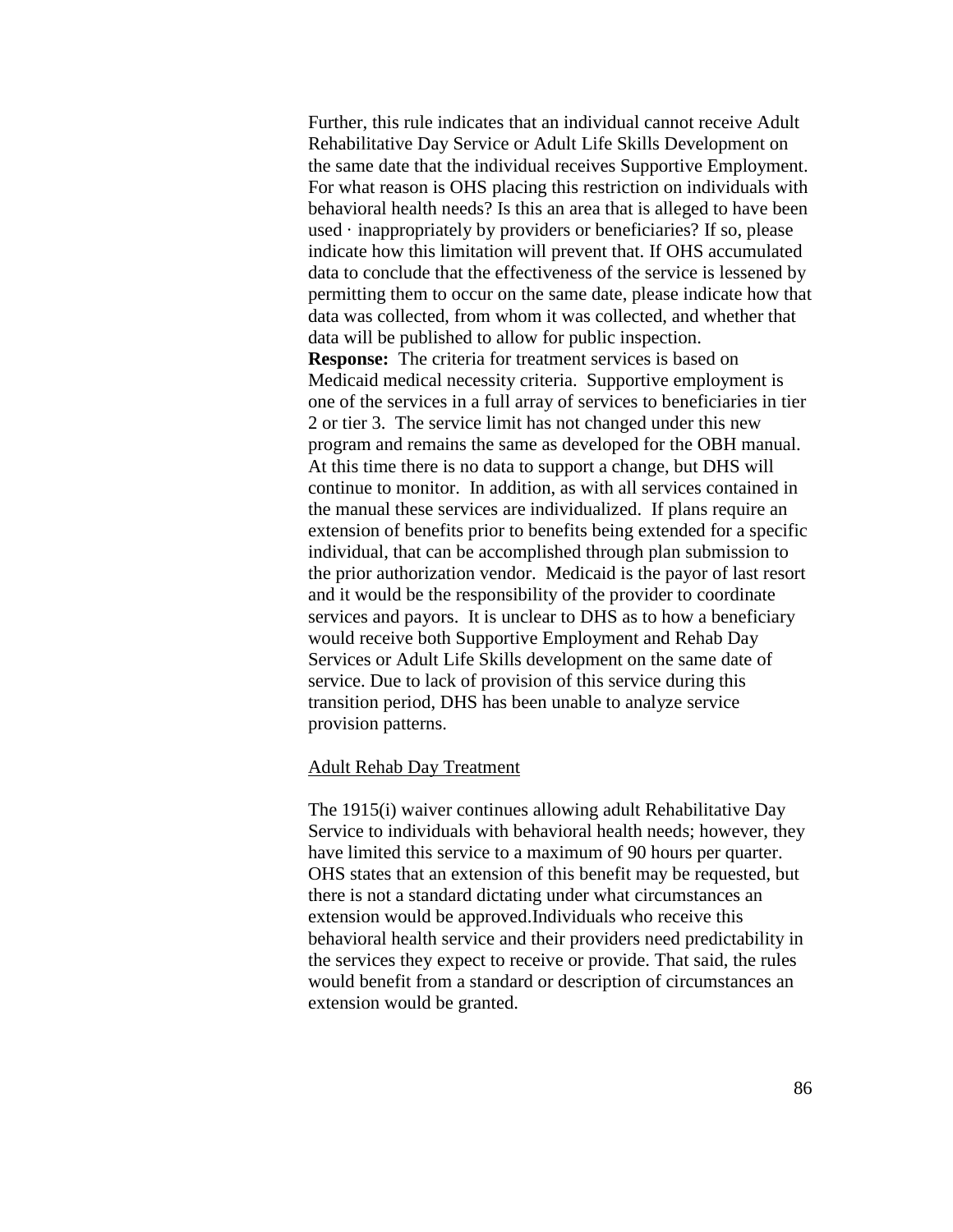Further, this rule indicates that an individual cannot receive Adult Rehabilitative Day Service or Adult Life Skills Development on the same date that the individual receives Supportive Employment. For what reason is OHS placing this restriction on individuals with behavioral health needs? Is this an area that is alleged to have been used · inappropriately by providers or beneficiaries? If so, please indicate how this limitation will prevent that. If OHS accumulated data to conclude that the effectiveness of the service is lessened by permitting them to occur on the same date, please indicate how that data was collected, from whom it was collected, and whether that data will be published to allow for public inspection.

**Response:** The criteria for treatment services is based on Medicaid medical necessity criteria. Supportive employment is one of the services in a full array of services to beneficiaries in tier 2 or tier 3. The service limit has not changed under this new program and remains the same as developed for the OBH manual. At this time there is no data to support a change, but DHS will continue to monitor. In addition, as with all services contained in the manual these services are individualized. If plans require an extension of benefits prior to benefits being extended for a specific individual, that can be accomplished through plan submission to the prior authorization vendor. Medicaid is the payor of last resort and it would be the responsibility of the provider to coordinate services and payors. It is unclear to DHS as to how a beneficiary would receive both Supportive Employment and Rehab Day Services or Adult Life Skills development on the same date of service. Due to lack of provision of this service during this transition period, DHS has been unable to analyze service provision patterns.

Adult Rehab Day Treatment

The 1915(i) waiver continues allowing adult Rehabilitative Day Service to individuals with behavioral health needs; however, they have limited this service to a maximum of 90 hours per quarter. OHS states that an extension of this benefit may be requested, but there is not a standard dictating under what circumstances an extension would be approved.Individuals who receive this behavioral health service and their providers need predictability in the services they expect to receive or provide. That said, the rules would benefit from a standard or description of circumstances an extension would be granted.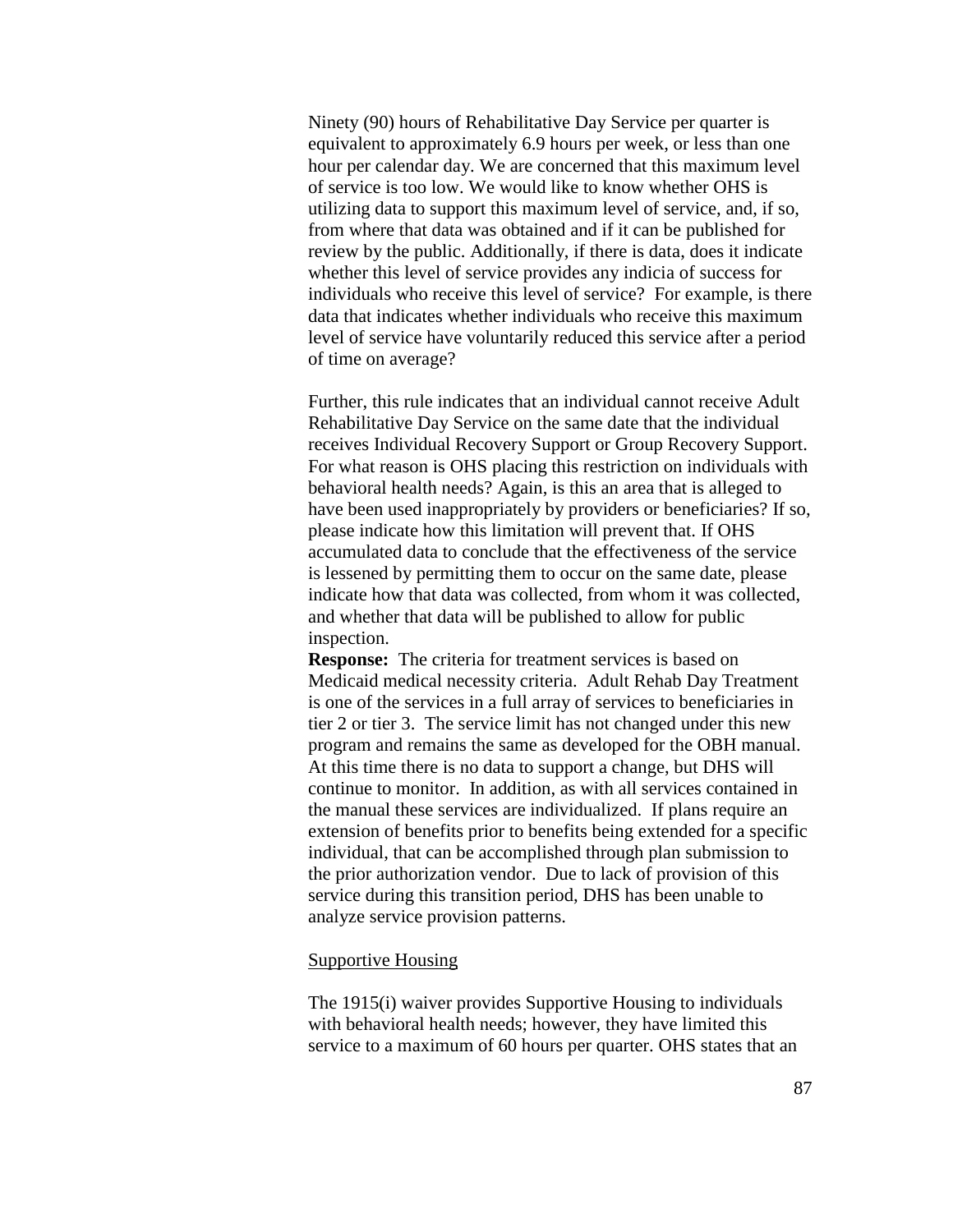Ninety (90) hours of Rehabilitative Day Service per quarter is equivalent to approximately 6.9 hours per week, or less than one hour per calendar day. We are concerned that this maximum level of service is too low. We would like to know whether OHS is utilizing data to support this maximum level of service, and, if so, from where that data was obtained and if it can be published for review by the public. Additionally, if there is data, does it indicate whether this level of service provides any indicia of success for individuals who receive this level of service? For example, is there data that indicates whether individuals who receive this maximum level of service have voluntarily reduced this service after a period of time on average?

Further, this rule indicates that an individual cannot receive Adult Rehabilitative Day Service on the same date that the individual receives Individual Recovery Support or Group Recovery Support. For what reason is OHS placing this restriction on individuals with behavioral health needs? Again, is this an area that is alleged to have been used inappropriately by providers or beneficiaries? If so, please indicate how this limitation will prevent that. If OHS accumulated data to conclude that the effectiveness of the service is lessened by permitting them to occur on the same date, please indicate how that data was collected, from whom it was collected, and whether that data will be published to allow for public inspection.

**Response:** The criteria for treatment services is based on Medicaid medical necessity criteria. Adult Rehab Day Treatment is one of the services in a full array of services to beneficiaries in tier 2 or tier 3. The service limit has not changed under this new program and remains the same as developed for the OBH manual. At this time there is no data to support a change, but DHS will continue to monitor. In addition, as with all services contained in the manual these services are individualized. If plans require an extension of benefits prior to benefits being extended for a specific individual, that can be accomplished through plan submission to the prior authorization vendor. Due to lack of provision of this service during this transition period, DHS has been unable to analyze service provision patterns.

<u>Supportive Housing</u>

The 1915(i) waiver provides Supportive Housing to individuals with behavioral health needs; however, they have limited this service to a maximum of 60 hours per quarter. OHS states that an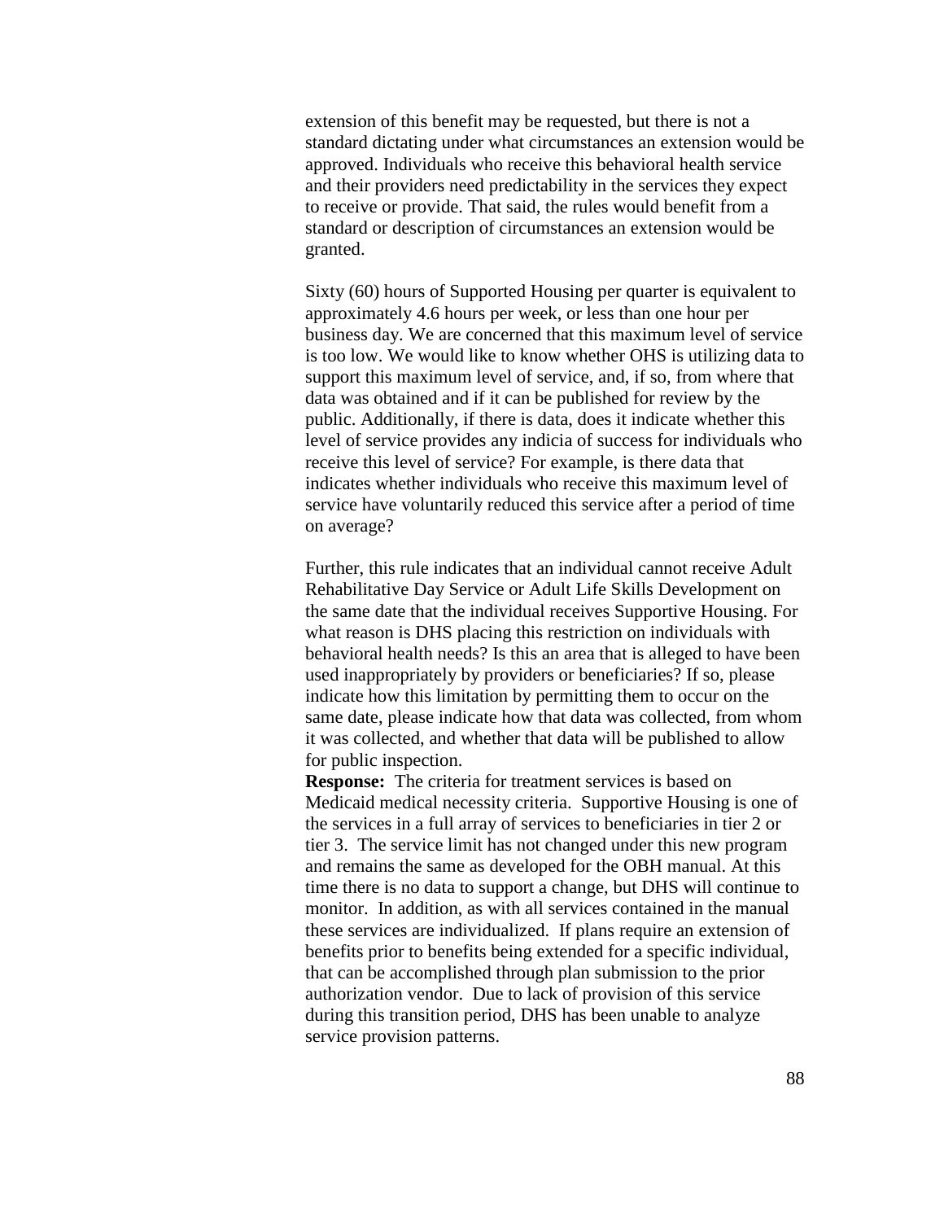extension of this benefit may be requested, but there is not a standard dictating under what circumstances an extension would be approved. Individuals who receive this behavioral health service and their providers need predictability in the services they expect to receive or provide. That said, the rules would benefit from a standard or description of circumstances an extension would be granted.

Sixty (60) hours of Supported Housing per quarter is equivalent to approximately 4.6 hours per week, or less than one hour per business day. We are concerned that this maximum level of service is too low. We would like to know whether OHS is utilizing data to support this maximum level of service, and, if so, from where that data was obtained and if it can be published for review by the public. Additionally, if there is data, does it indicate whether this level of service provides any indicia of success for individuals who receive this level of service? For example, is there data that indicates whether individuals who receive this maximum level of service have voluntarily reduced this service after a period of time on average?

Further, this rule indicates that an individual cannot receive Adult Rehabilitative Day Service or Adult Life Skills Development on the same date that the individual receives Supportive Housing. For what reason is DHS placing this restriction on individuals with behavioral health needs? Is this an area that is alleged to have been used inappropriately by providers or beneficiaries? If so, please indicate how this limitation by permitting them to occur on the same date, please indicate how that data was collected, from whom it was collected, and whether that data will be published to allow for public inspection.

**Response:** The criteria for treatment services is based on Medicaid medical necessity criteria. Supportive Housing is one of the services in a full array of services to beneficiaries in tier 2 or tier 3. The service limit has not changed under this new program and remains the same as developed for the OBH manual. At this time there is no data to support a change, but DHS will continue to monitor. In addition, as with all services contained in the manual these services are individualized. If plans require an extension of benefits prior to benefits being extended for a specific individual, that can be accomplished through plan submission to the prior authorization vendor. Due to lack of provision of this service during this transition period, DHS has been unable to analyze service provision patterns.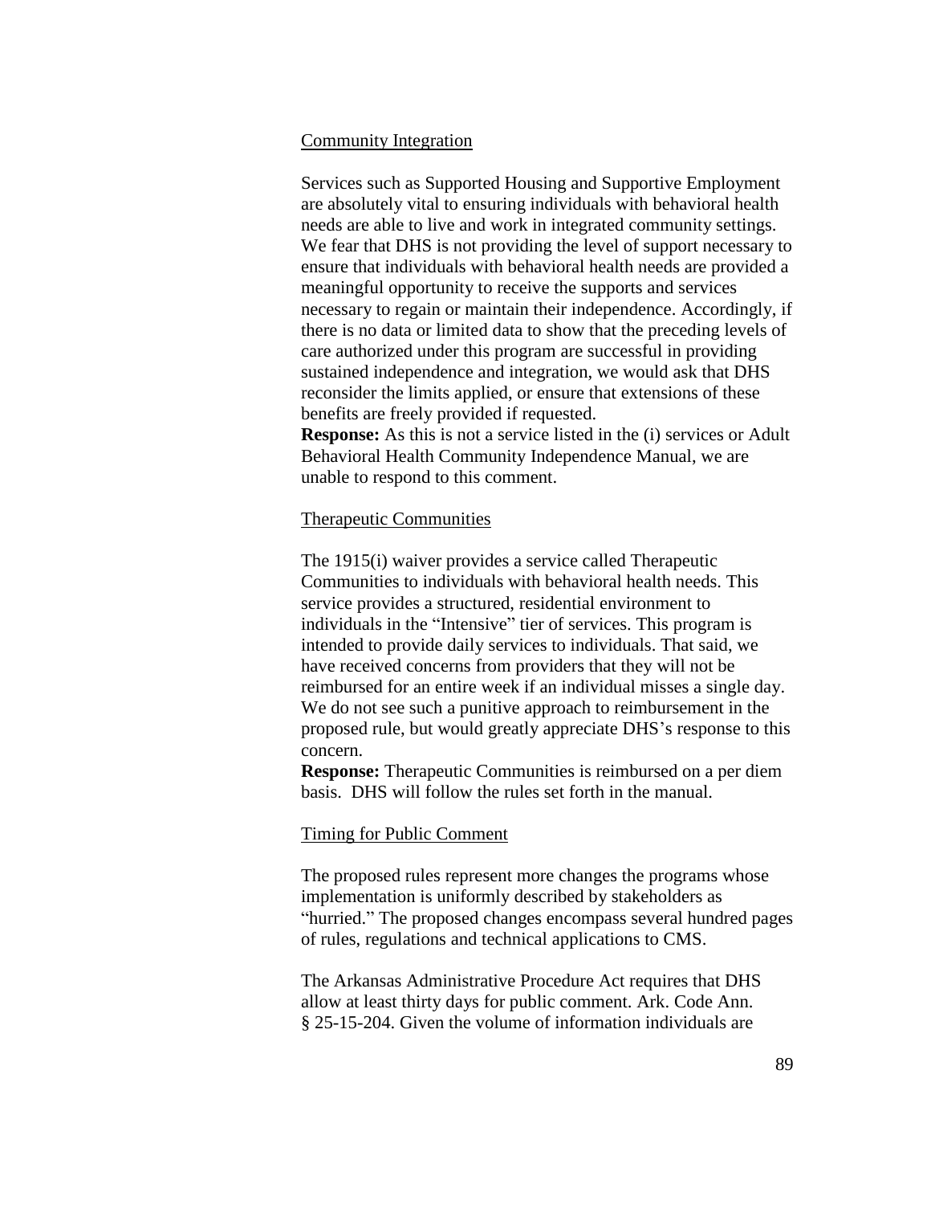Community Integration

Services such as Supported Housing and Supportive Employment are absolutely vital to ensuring individuals with behavioral health needs are able to live and work in integrated community settings. We fear that DHS is not providing the level of support necessary to ensure that individuals with behavioral health needs are provided a meaningful opportunity to receive the supports and services necessary to regain or maintain their independence. Accordingly, if there is no data or limited data to show that the preceding levels of care authorized under this program are successful in providing sustained independence and integration, we would ask that DHS reconsider the limits applied, or ensure that extensions of these benefits are freely provided if requested.

**Response:** As this is not a service listed in the (i) services or Adult Behavioral Health Community Independence Manual, we are unable to respond to this comment.

Therapeutic Communities

The 1915(i) waiver provides a service called Therapeutic Communities to individuals with behavioral health needs. This service provides a structured, residential environment to individuals in the "Intensive" tier of services. This program is intended to provide daily services to individuals. That said, we have received concerns from providers that they will not be reimbursed for an entire week if an individual misses a single day. We do not see such a punitive approach to reimbursement in the proposed rule, but would greatly appreciate DHS's response to this concern.

**Response:** Therapeutic Communities is reimbursed on a per diem basis. DHS will follow the rules set forth in the manual.

Timing for Public Comment

The proposed rules represent more changes the programs whose implementation is uniformly described by stakeholders as "hurried." The proposed changes encompass several hundred pages of rules, regulations and technical applications to CMS.

The Arkansas Administrative Procedure Act requires that DHS allow at least thirty days for public comment. Ark. Code Ann. § 25-15-204. Given the volume of information individuals are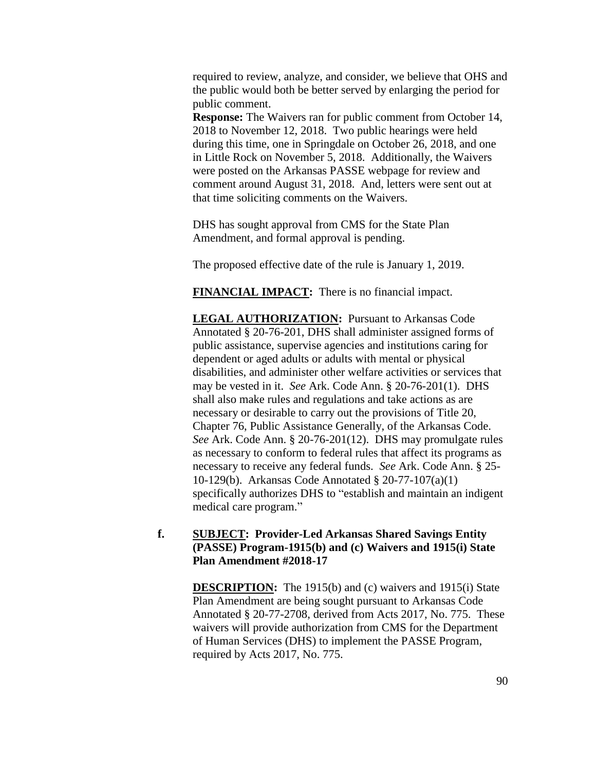required to review, analyze, and consider, we believe that OHS and the public would both be better served by enlarging the period for public comment.

**Response:** The Waivers ran for public comment from October 14, 2018 to November 12, 2018. Two public hearings were held during this time, one in Springdale on October 26, 2018, and one in Little Rock on November 5, 2018. Additionally, the Waivers were posted on the Arkansas PASSE webpage for review and comment around August 31, 2018. And, letters were sent out at that time soliciting comments on the Waivers.

DHS has sought approval from CMS for the State Plan Amendment, and formal approval is pending.

The proposed effective date of the rule is January 1, 2019.

**FINANCIAL IMPACT:** There is no financial impact.

**LEGAL AUTHORIZATION:** Pursuant to Arkansas Code Annotated § 20-76-201, DHS shall administer assigned forms of public assistance, supervise agencies and institutions caring for dependent or aged adults or adults with mental or physical disabilities, and administer other welfare activities or services that may be vested in it. *See* Ark. Code Ann. § 20-76-201(1). DHS shall also make rules and regulations and take actions as are necessary or desirable to carry out the provisions of Title 20, Chapter 76, Public Assistance Generally, of the Arkansas Code. *See* Ark. Code Ann. § 20-76-201(12). DHS may promulgate rules as necessary to conform to federal rules that affect its programs as necessary to receive any federal funds. *See* Ark. Code Ann. § 25-10-129(b). Arkansas Code Annotated § 20-77-107(a)(1) specifically authorizes DHS to "establish and maintain an indigent medical care program."

**f. SUBJECT: Provider-Led Arkansas Shared Savings Entity (PASSE) Program-1915(b) and (c) Waivers and 1915(i) State Plan Amendment #2018-17**

**DESCRIPTION:** The 1915(b) and (c) waivers and 1915(i) State Plan Amendment are being sought pursuant to Arkansas Code Annotated § 20-77-2708, derived from Acts 2017, No. 775. These waivers will provide authorization from CMS for the Department of Human Services (DHS) to implement the PASSE Program, required by Acts 2017, No. 775.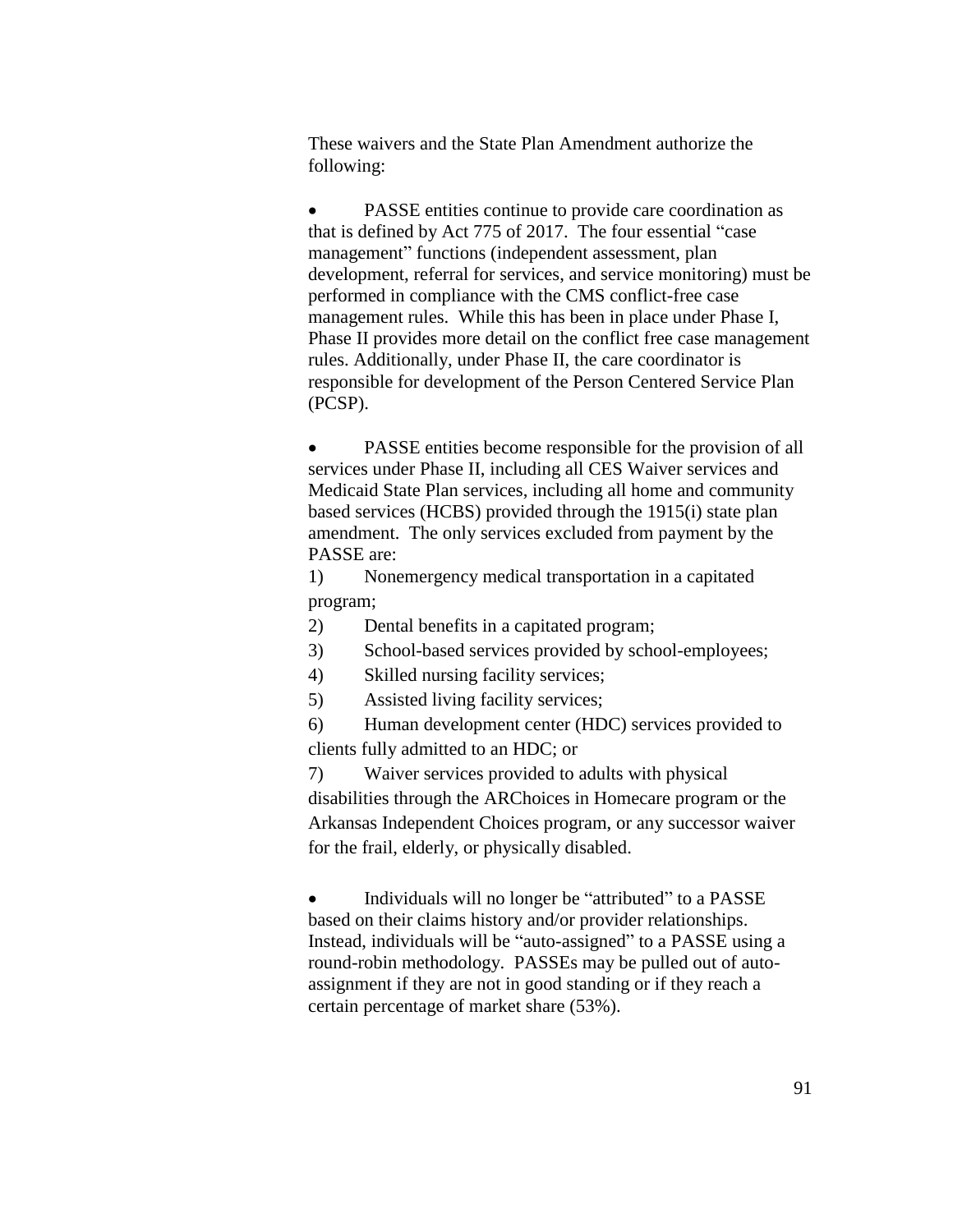These waivers and the State Plan Amendment authorize the following:

- PASSE entities continue to provide care coordination as that is defined by Act 775 of 2017. The four essential "case management" functions (independent assessment, plan development, referral for services, and service monitoring) must be performed in compliance with the CMS conflict-free case management rules. While this has been in place under Phase I, Phase II provides more detail on the conflict free case management rules. Additionally, under Phase II, the care coordinator is responsible for development of the Person Centered Service Plan (PCSP).

- PASSE entities become responsible for the provision of all services under Phase II, including all CES Waiver services and Medicaid State Plan services, including all home and community based services (HCBS) provided through the 1915(i) state plan amendment. The only services excluded from payment by the PASSE are:

  1) Nonemergency medical transportation in a capitated program;
  2) Dental benefits in a capitated program;
  3) School-based services provided by school-employees;
  4) Skilled nursing facility services;
  5) Assisted living facility services;
  6) Human development center (HDC) services provided to clients fully admitted to an HDC; or
  7) Waiver services provided to adults with physical disabilities through the ARChoices in Homecare program or the Arkansas Independent Choices program, or any successor waiver for the frail, elderly, or physically disabled.

- Individuals will no longer be "attributed" to a PASSE based on their claims history and/or provider relationships. Instead, individuals will be "auto-assigned" to a PASSE using a round-robin methodology. PASSEs may be pulled out of auto-assignment if they are not in good standing or if they reach a certain percentage of market share (53%).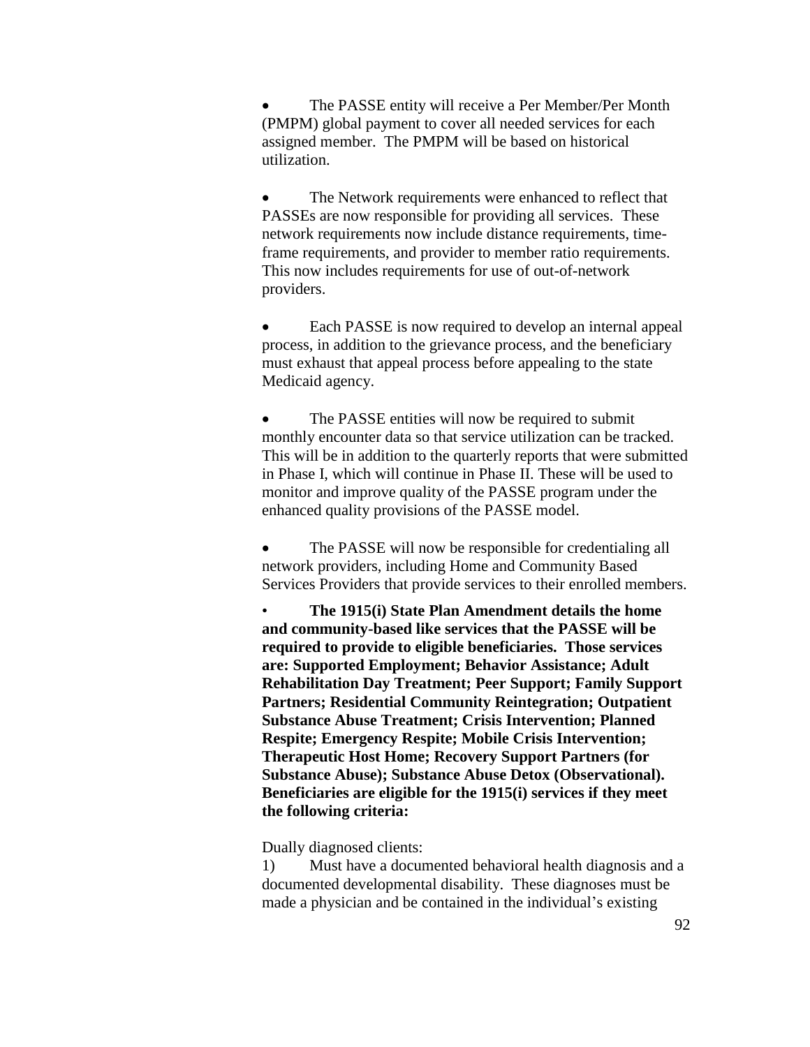- The PASSE entity will receive a Per Member/Per Month (PMPM) global payment to cover all needed services for each assigned member. The PMPM will be based on historical utilization.

- The Network requirements were enhanced to reflect that PASSEs are now responsible for providing all services. These network requirements now include distance requirements, time-frame requirements, and provider to member ratio requirements. This now includes requirements for use of out-of-network providers.

- Each PASSE is now required to develop an internal appeal process, in addition to the grievance process, and the beneficiary must exhaust that appeal process before appealing to the state Medicaid agency.

- The PASSE entities will now be required to submit monthly encounter data so that service utilization can be tracked. This will be in addition to the quarterly reports that were submitted in Phase I, which will continue in Phase II. These will be used to monitor and improve quality of the PASSE program under the enhanced quality provisions of the PASSE model.

- The PASSE will now be responsible for credentialing all network providers, including Home and Community Based Services Providers that provide services to their enrolled members.

- **The 1915(i) State Plan Amendment details the home and community-based like services that the PASSE will be required to provide to eligible beneficiaries. Those services are: Supported Employment; Behavior Assistance; Adult Rehabilitation Day Treatment; Peer Support; Family Support Partners; Residential Community Reintegration; Outpatient Substance Abuse Treatment; Crisis Intervention; Planned Respite; Emergency Respite; Mobile Crisis Intervention; Therapeutic Host Home; Recovery Support Partners (for Substance Abuse); Substance Abuse Detox (Observational). Beneficiaries are eligible for the 1915(i) services if they meet the following criteria:**

Dually diagnosed clients:

1) Must have a documented behavioral health diagnosis and a documented developmental disability. These diagnoses must be made a physician and be contained in the individual's existing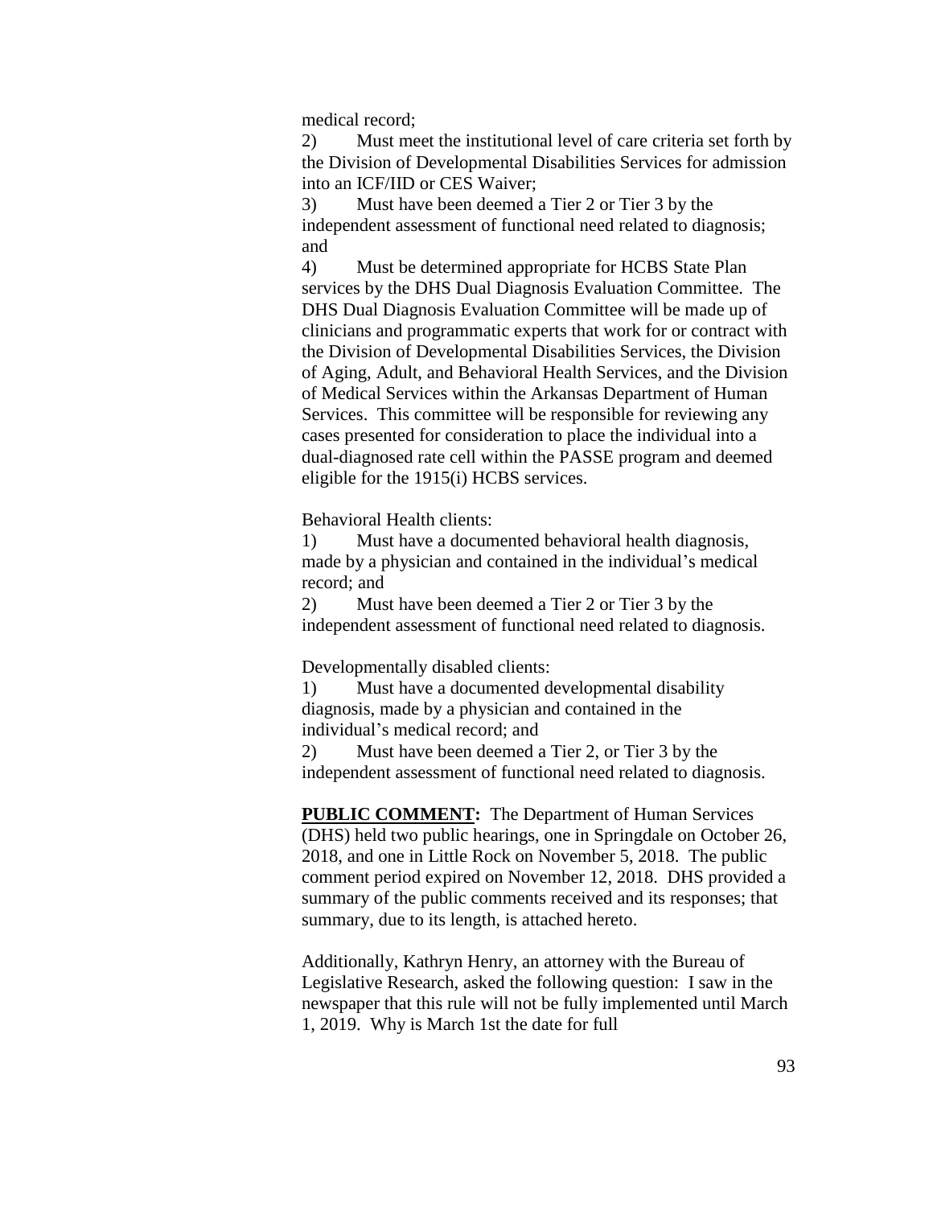medical record;

2) Must meet the institutional level of care criteria set forth by the Division of Developmental Disabilities Services for admission into an ICF/IID or CES Waiver;

3) Must have been deemed a Tier 2 or Tier 3 by the independent assessment of functional need related to diagnosis; and

4) Must be determined appropriate for HCBS State Plan services by the DHS Dual Diagnosis Evaluation Committee. The DHS Dual Diagnosis Evaluation Committee will be made up of clinicians and programmatic experts that work for or contract with the Division of Developmental Disabilities Services, the Division of Aging, Adult, and Behavioral Health Services, and the Division of Medical Services within the Arkansas Department of Human Services. This committee will be responsible for reviewing any cases presented for consideration to place the individual into a dual-diagnosed rate cell within the PASSE program and deemed eligible for the 1915(i) HCBS services.

Behavioral Health clients:

1) Must have a documented behavioral health diagnosis, made by a physician and contained in the individual's medical record; and

2) Must have been deemed a Tier 2 or Tier 3 by the independent assessment of functional need related to diagnosis.

Developmentally disabled clients:

1) Must have a documented developmental disability diagnosis, made by a physician and contained in the individual's medical record; and

2) Must have been deemed a Tier 2, or Tier 3 by the independent assessment of functional need related to diagnosis.

**PUBLIC COMMENT:** The Department of Human Services (DHS) held two public hearings, one in Springdale on October 26, 2018, and one in Little Rock on November 5, 2018. The public comment period expired on November 12, 2018. DHS provided a summary of the public comments received and its responses; that summary, due to its length, is attached hereto.

Additionally, Kathryn Henry, an attorney with the Bureau of Legislative Research, asked the following question: I saw in the newspaper that this rule will not be fully implemented until March 1, 2019. Why is March 1st the date for full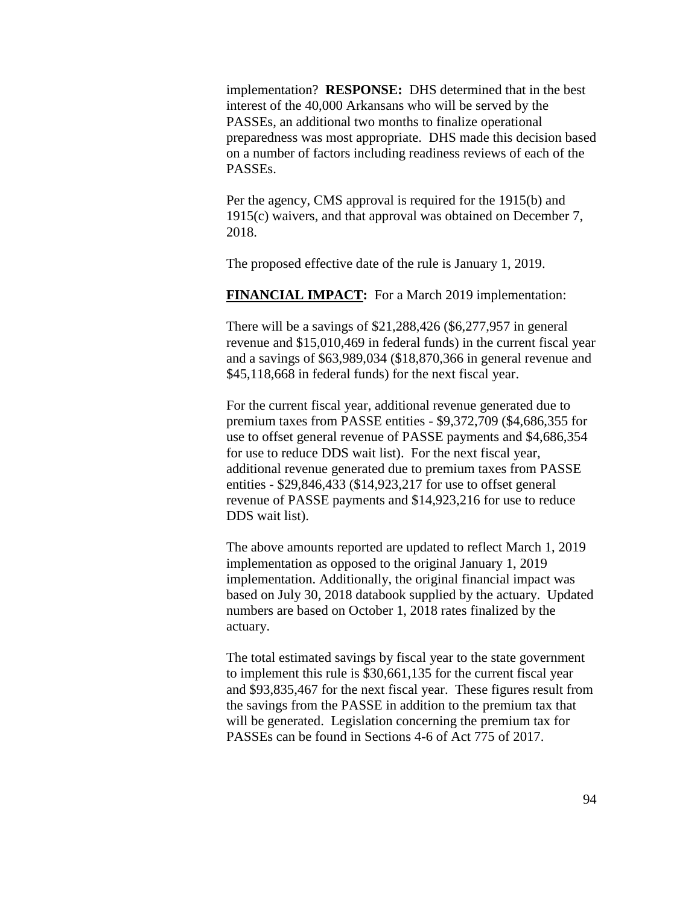implementation? **RESPONSE:** DHS determined that in the best interest of the 40,000 Arkansans who will be served by the PASSEs, an additional two months to finalize operational preparedness was most appropriate. DHS made this decision based on a number of factors including readiness reviews of each of the PASSEs.

Per the agency, CMS approval is required for the 1915(b) and 1915(c) waivers, and that approval was obtained on December 7, 2018.

The proposed effective date of the rule is January 1, 2019.

**FINANCIAL IMPACT:** For a March 2019 implementation:

There will be a savings of $21,288,426 ($6,277,957 in general revenue and $15,010,469 in federal funds) in the current fiscal year and a savings of $63,989,034 ($18,870,366 in general revenue and $45,118,668 in federal funds) for the next fiscal year.

For the current fiscal year, additional revenue generated due to premium taxes from PASSE entities - $9,372,709 ($4,686,355 for use to offset general revenue of PASSE payments and $4,686,354 for use to reduce DDS wait list). For the next fiscal year, additional revenue generated due to premium taxes from PASSE entities - $29,846,433 ($14,923,217 for use to offset general revenue of PASSE payments and $14,923,216 for use to reduce DDS wait list).

The above amounts reported are updated to reflect March 1, 2019 implementation as opposed to the original January 1, 2019 implementation. Additionally, the original financial impact was based on July 30, 2018 databook supplied by the actuary. Updated numbers are based on October 1, 2018 rates finalized by the actuary.

The total estimated savings by fiscal year to the state government to implement this rule is $30,661,135 for the current fiscal year and $93,835,467 for the next fiscal year. These figures result from the savings from the PASSE in addition to the premium tax that will be generated. Legislation concerning the premium tax for PASSEs can be found in Sections 4-6 of Act 775 of 2017.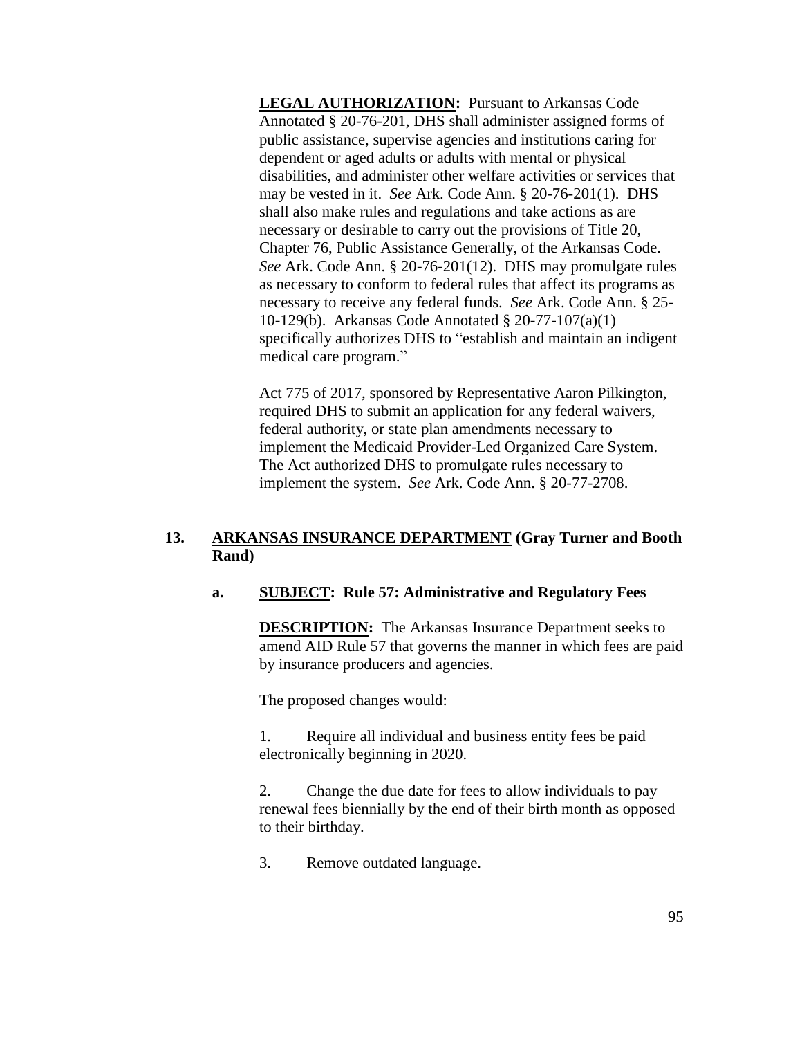**LEGAL AUTHORIZATION:** Pursuant to Arkansas Code Annotated § 20-76-201, DHS shall administer assigned forms of public assistance, supervise agencies and institutions caring for dependent or aged adults or adults with mental or physical disabilities, and administer other welfare activities or services that may be vested in it. *See* Ark. Code Ann. § 20-76-201(1). DHS shall also make rules and regulations and take actions as are necessary or desirable to carry out the provisions of Title 20, Chapter 76, Public Assistance Generally, of the Arkansas Code. *See* Ark. Code Ann. § 20-76-201(12). DHS may promulgate rules as necessary to conform to federal rules that affect its programs as necessary to receive any federal funds. *See* Ark. Code Ann. § 25-10-129(b). Arkansas Code Annotated § 20-77-107(a)(1) specifically authorizes DHS to "establish and maintain an indigent medical care program."

Act 775 of 2017, sponsored by Representative Aaron Pilkington, required DHS to submit an application for any federal waivers, federal authority, or state plan amendments necessary to implement the Medicaid Provider-Led Organized Care System. The Act authorized DHS to promulgate rules necessary to implement the system. *See* Ark. Code Ann. § 20-77-2708.

**13. ARKANSAS INSURANCE DEPARTMENT (Gray Turner and Booth Rand)**

**a. SUBJECT: Rule 57: Administrative and Regulatory Fees**

**DESCRIPTION:** The Arkansas Insurance Department seeks to amend AID Rule 57 that governs the manner in which fees are paid by insurance producers and agencies.

The proposed changes would:

1. Require all individual and business entity fees be paid electronically beginning in 2020.

2. Change the due date for fees to allow individuals to pay renewal fees biennially by the end of their birth month as opposed to their birthday.

3. Remove outdated language.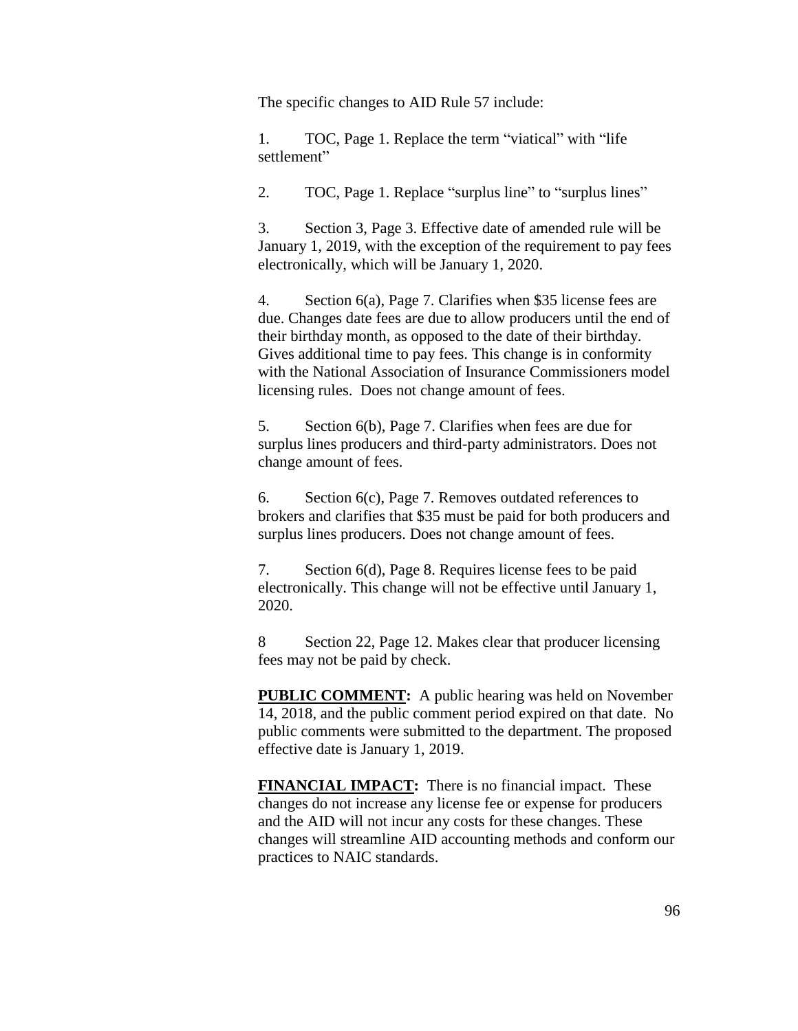The specific changes to AID Rule 57 include:

1. TOC, Page 1. Replace the term "viatical" with "life settlement"

2. TOC, Page 1. Replace "surplus line" to "surplus lines"

3. Section 3, Page 3. Effective date of amended rule will be January 1, 2019, with the exception of the requirement to pay fees electronically, which will be January 1, 2020.

4. Section 6(a), Page 7. Clarifies when $35 license fees are due. Changes date fees are due to allow producers until the end of their birthday month, as opposed to the date of their birthday. Gives additional time to pay fees. This change is in conformity with the National Association of Insurance Commissioners model licensing rules. Does not change amount of fees.

5. Section 6(b), Page 7. Clarifies when fees are due for surplus lines producers and third-party administrators. Does not change amount of fees.

6. Section 6(c), Page 7. Removes outdated references to brokers and clarifies that $35 must be paid for both producers and surplus lines producers. Does not change amount of fees.

7. Section 6(d), Page 8. Requires license fees to be paid electronically. This change will not be effective until January 1, 2020.

8 Section 22, Page 12. Makes clear that producer licensing fees may not be paid by check.

**PUBLIC COMMENT:** A public hearing was held on November 14, 2018, and the public comment period expired on that date. No public comments were submitted to the department. The proposed effective date is January 1, 2019.

**FINANCIAL IMPACT:** There is no financial impact. These changes do not increase any license fee or expense for producers and the AID will not incur any costs for these changes. These changes will streamline AID accounting methods and conform our practices to NAIC standards.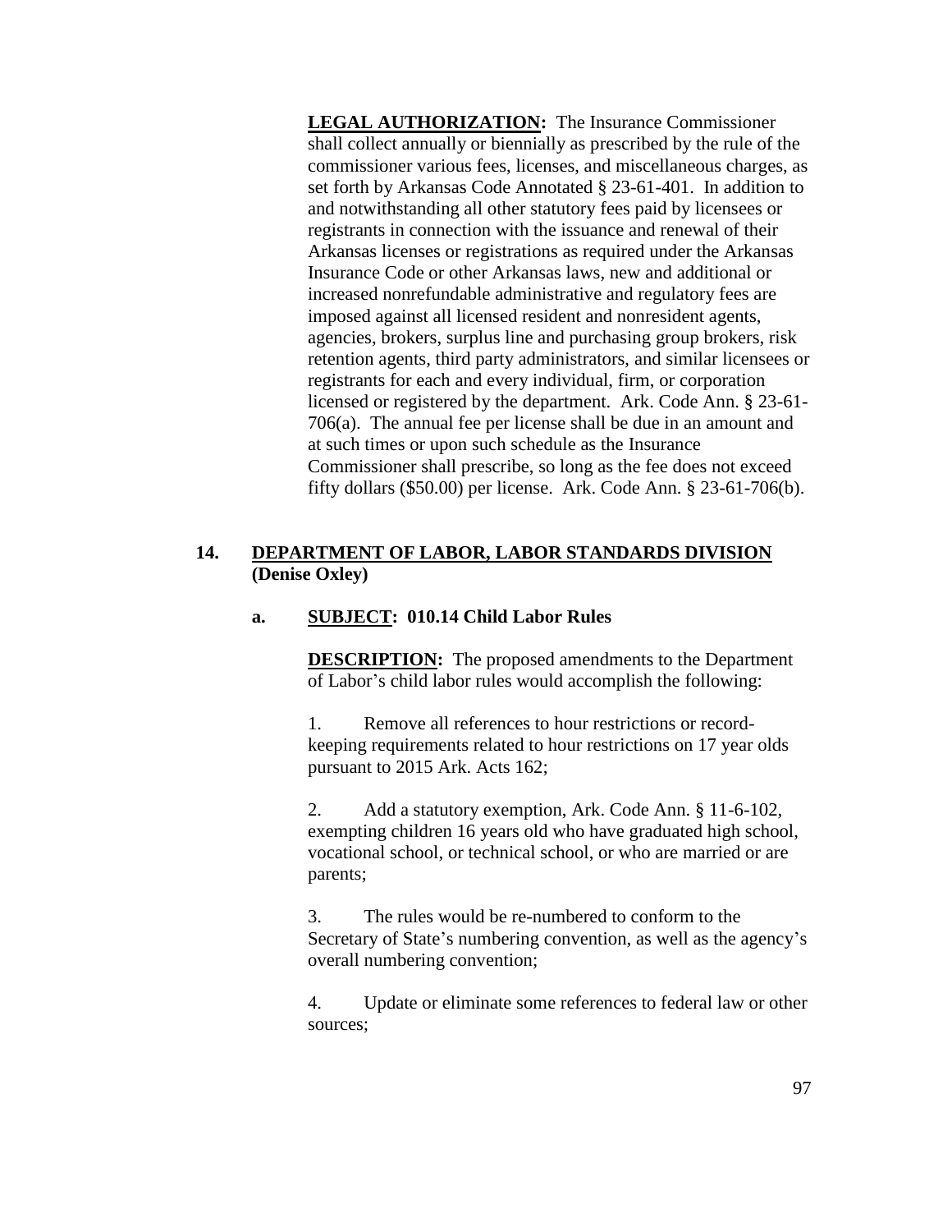**LEGAL AUTHORIZATION:** The Insurance Commissioner shall collect annually or biennially as prescribed by the rule of the commissioner various fees, licenses, and miscellaneous charges, as set forth by Arkansas Code Annotated § 23-61-401. In addition to and notwithstanding all other statutory fees paid by licensees or registrants in connection with the issuance and renewal of their Arkansas licenses or registrations as required under the Arkansas Insurance Code or other Arkansas laws, new and additional or increased nonrefundable administrative and regulatory fees are imposed against all licensed resident and nonresident agents, agencies, brokers, surplus line and purchasing group brokers, risk retention agents, third party administrators, and similar licensees or registrants for each and every individual, firm, or corporation licensed or registered by the department. Ark. Code Ann. § 23-61-706(a). The annual fee per license shall be due in an amount and at such times or upon such schedule as the Insurance Commissioner shall prescribe, so long as the fee does not exceed fifty dollars ($50.00) per license. Ark. Code Ann. § 23-61-706(b).

## 14. DEPARTMENT OF LABOR, LABOR STANDARDS DIVISION (Denise Oxley)

### a. SUBJECT: 010.14 Child Labor Rules

**DESCRIPTION:** The proposed amendments to the Department of Labor's child labor rules would accomplish the following:

1. Remove all references to hour restrictions or record-keeping requirements related to hour restrictions on 17 year olds pursuant to 2015 Ark. Acts 162;

2. Add a statutory exemption, Ark. Code Ann. § 11-6-102, exempting children 16 years old who have graduated high school, vocational school, or technical school, or who are married or are parents;

3. The rules would be re-numbered to conform to the Secretary of State's numbering convention, as well as the agency's overall numbering convention;

4. Update or eliminate some references to federal law or other sources;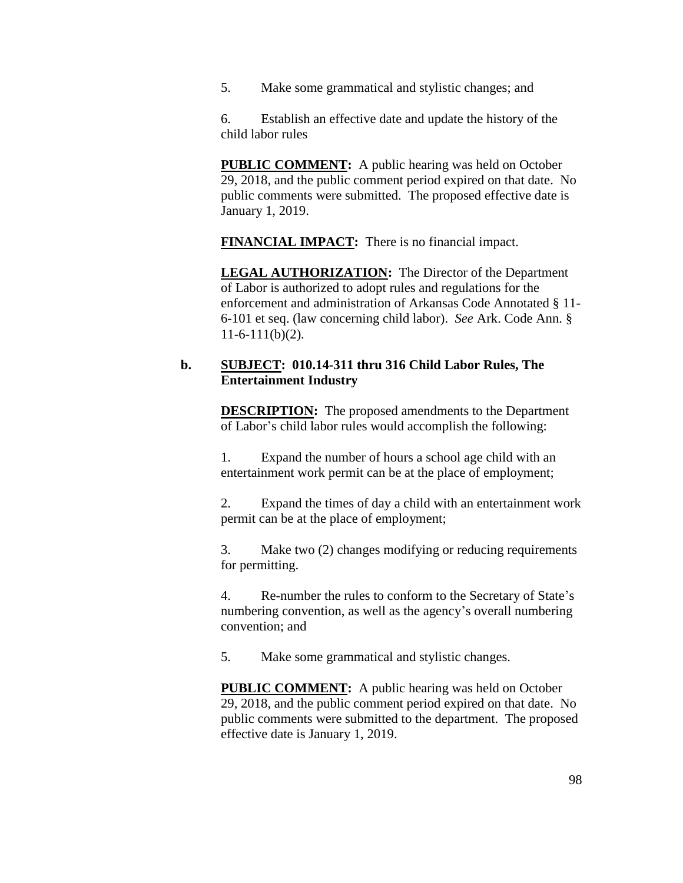5. Make some grammatical and stylistic changes; and

6. Establish an effective date and update the history of the child labor rules

**PUBLIC COMMENT:** A public hearing was held on October 29, 2018, and the public comment period expired on that date. No public comments were submitted. The proposed effective date is January 1, 2019.

**FINANCIAL IMPACT:** There is no financial impact.

**LEGAL AUTHORIZATION:** The Director of the Department of Labor is authorized to adopt rules and regulations for the enforcement and administration of Arkansas Code Annotated § 11-6-101 et seq. (law concerning child labor). *See* Ark. Code Ann. § 11-6-111(b)(2).

**b. SUBJECT: 010.14-311 thru 316 Child Labor Rules, The Entertainment Industry**

**DESCRIPTION:** The proposed amendments to the Department of Labor's child labor rules would accomplish the following:

1. Expand the number of hours a school age child with an entertainment work permit can be at the place of employment;

2. Expand the times of day a child with an entertainment work permit can be at the place of employment;

3. Make two (2) changes modifying or reducing requirements for permitting.

4. Re-number the rules to conform to the Secretary of State's numbering convention, as well as the agency's overall numbering convention; and

5. Make some grammatical and stylistic changes.

**PUBLIC COMMENT:** A public hearing was held on October 29, 2018, and the public comment period expired on that date. No public comments were submitted to the department. The proposed effective date is January 1, 2019.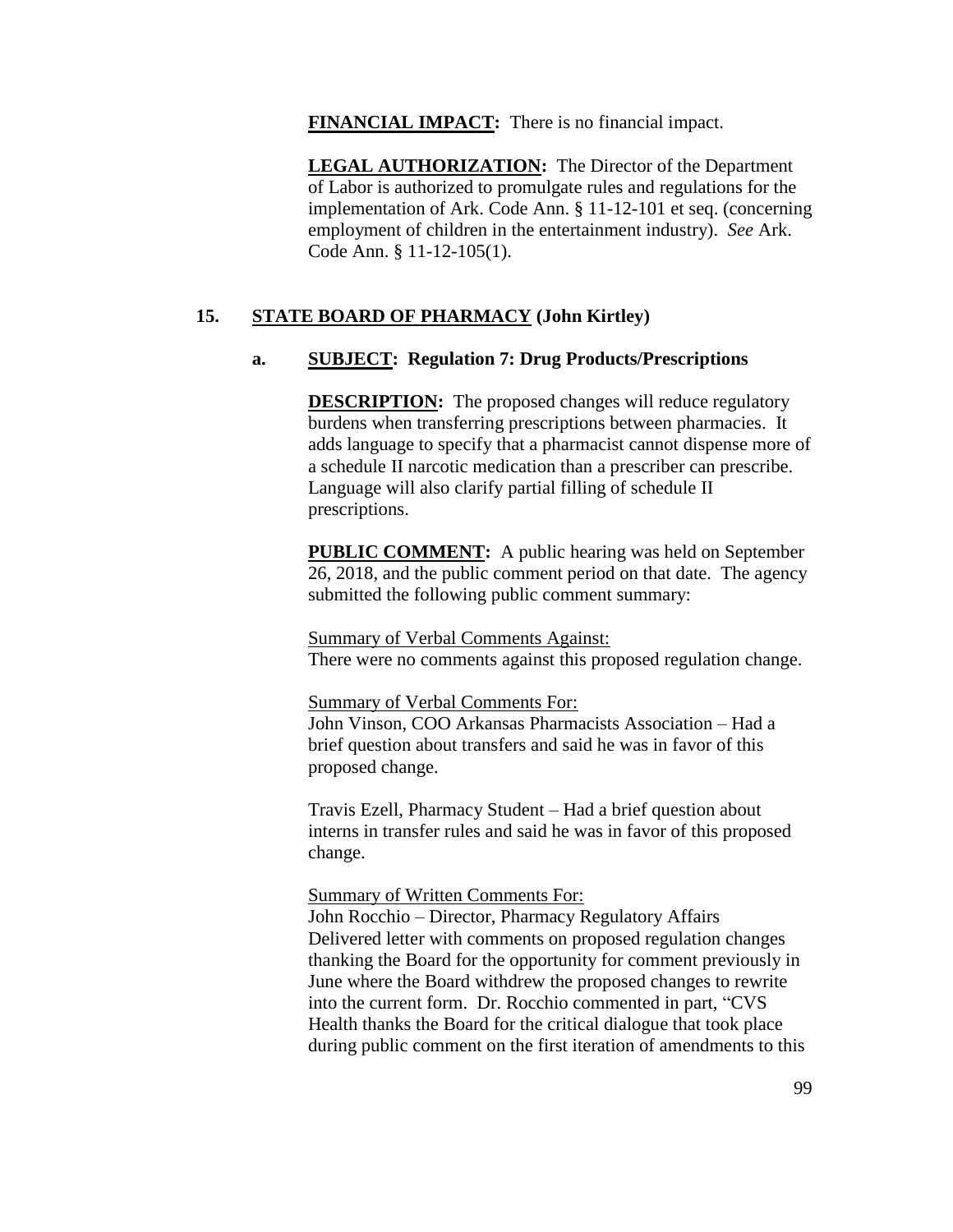**FINANCIAL IMPACT:** There is no financial impact.

**LEGAL AUTHORIZATION:** The Director of the Department of Labor is authorized to promulgate rules and regulations for the implementation of Ark. Code Ann. § 11-12-101 et seq. (concerning employment of children in the entertainment industry). *See* Ark. Code Ann. § 11-12-105(1).

## 15. STATE BOARD OF PHARMACY (John Kirtley)

### a. SUBJECT: Regulation 7: Drug Products/Prescriptions

**DESCRIPTION:** The proposed changes will reduce regulatory burdens when transferring prescriptions between pharmacies. It adds language to specify that a pharmacist cannot dispense more of a schedule II narcotic medication than a prescriber can prescribe. Language will also clarify partial filling of schedule II prescriptions.

**PUBLIC COMMENT:** A public hearing was held on September 26, 2018, and the public comment period on that date. The agency submitted the following public comment summary:

Summary of Verbal Comments Against:
There were no comments against this proposed regulation change.

Summary of Verbal Comments For:
John Vinson, COO Arkansas Pharmacists Association – Had a brief question about transfers and said he was in favor of this proposed change.

Travis Ezell, Pharmacy Student – Had a brief question about interns in transfer rules and said he was in favor of this proposed change.

Summary of Written Comments For:
John Rocchio – Director, Pharmacy Regulatory Affairs
Delivered letter with comments on proposed regulation changes thanking the Board for the opportunity for comment previously in June where the Board withdrew the proposed changes to rewrite into the current form. Dr. Rocchio commented in part, "CVS Health thanks the Board for the critical dialogue that took place during public comment on the first iteration of amendments to this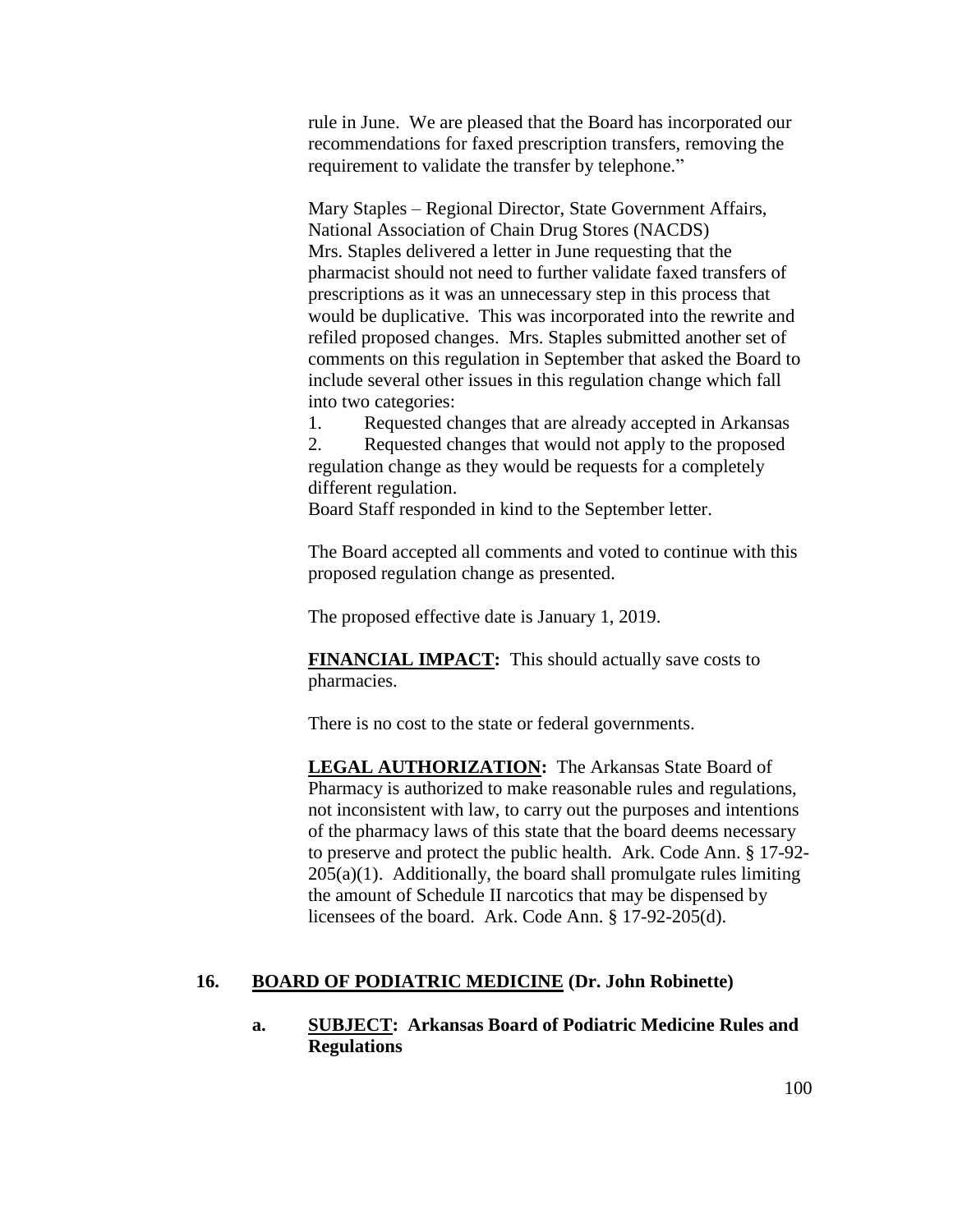rule in June. We are pleased that the Board has incorporated our recommendations for faxed prescription transfers, removing the requirement to validate the transfer by telephone."

Mary Staples – Regional Director, State Government Affairs, National Association of Chain Drug Stores (NACDS)
Mrs. Staples delivered a letter in June requesting that the pharmacist should not need to further validate faxed transfers of prescriptions as it was an unnecessary step in this process that would be duplicative. This was incorporated into the rewrite and refiled proposed changes. Mrs. Staples submitted another set of comments on this regulation in September that asked the Board to include several other issues in this regulation change which fall into two categories:

1. Requested changes that are already accepted in Arkansas
2. Requested changes that would not apply to the proposed regulation change as they would be requests for a completely different regulation.

Board Staff responded in kind to the September letter.

The Board accepted all comments and voted to continue with this proposed regulation change as presented.

The proposed effective date is January 1, 2019.

**FINANCIAL IMPACT:** This should actually save costs to pharmacies.

There is no cost to the state or federal governments.

**LEGAL AUTHORIZATION:** The Arkansas State Board of Pharmacy is authorized to make reasonable rules and regulations, not inconsistent with law, to carry out the purposes and intentions of the pharmacy laws of this state that the board deems necessary to preserve and protect the public health. Ark. Code Ann. § 17-92-205(a)(1). Additionally, the board shall promulgate rules limiting the amount of Schedule II narcotics that may be dispensed by licensees of the board. Ark. Code Ann. § 17-92-205(d).

## 16. BOARD OF PODIATRIC MEDICINE (Dr. John Robinette)

**a. SUBJECT: Arkansas Board of Podiatric Medicine Rules and Regulations**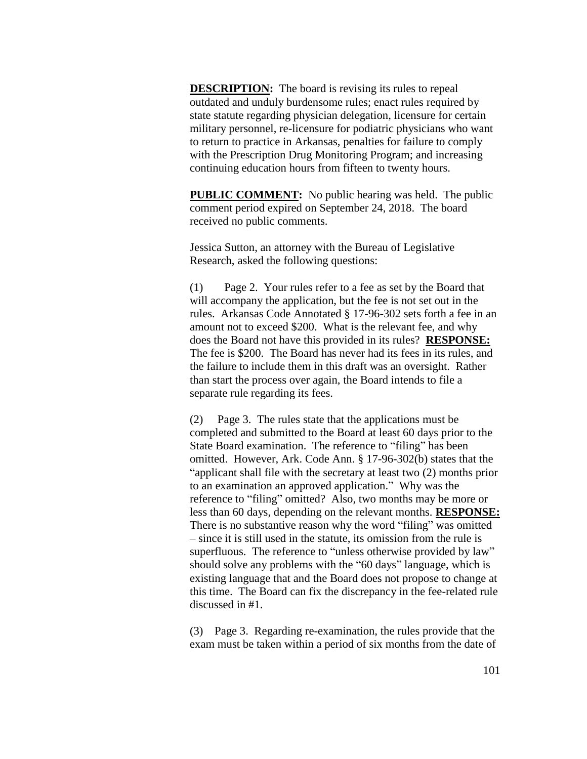**DESCRIPTION:** The board is revising its rules to repeal outdated and unduly burdensome rules; enact rules required by state statute regarding physician delegation, licensure for certain military personnel, re-licensure for podiatric physicians who want to return to practice in Arkansas, penalties for failure to comply with the Prescription Drug Monitoring Program; and increasing continuing education hours from fifteen to twenty hours.

**PUBLIC COMMENT:** No public hearing was held. The public comment period expired on September 24, 2018. The board received no public comments.

Jessica Sutton, an attorney with the Bureau of Legislative Research, asked the following questions:

(1) Page 2. Your rules refer to a fee as set by the Board that will accompany the application, but the fee is not set out in the rules. Arkansas Code Annotated § 17-96-302 sets forth a fee in an amount not to exceed $200. What is the relevant fee, and why does the Board not have this provided in its rules? **RESPONSE:** The fee is $200. The Board has never had its fees in its rules, and the failure to include them in this draft was an oversight. Rather than start the process over again, the Board intends to file a separate rule regarding its fees.

(2) Page 3. The rules state that the applications must be completed and submitted to the Board at least 60 days prior to the State Board examination. The reference to "filing" has been omitted. However, Ark. Code Ann. § 17-96-302(b) states that the "applicant shall file with the secretary at least two (2) months prior to an examination an approved application." Why was the reference to "filing" omitted? Also, two months may be more or less than 60 days, depending on the relevant months. **RESPONSE:** There is no substantive reason why the word "filing" was omitted – since it is still used in the statute, its omission from the rule is superfluous. The reference to "unless otherwise provided by law" should solve any problems with the "60 days" language, which is existing language that and the Board does not propose to change at this time. The Board can fix the discrepancy in the fee-related rule discussed in #1.

(3) Page 3. Regarding re-examination, the rules provide that the exam must be taken within a period of six months from the date of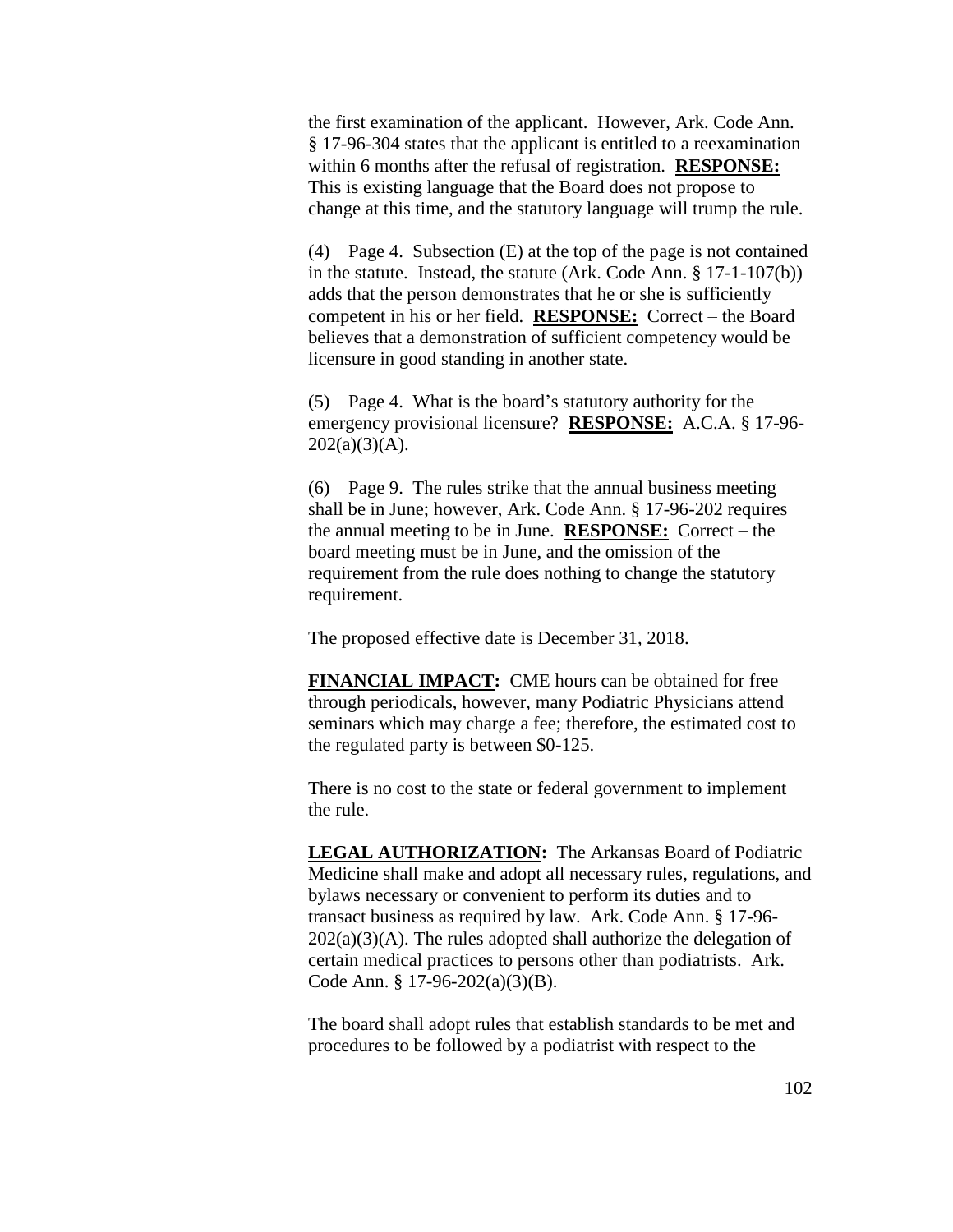the first examination of the applicant. However, Ark. Code Ann. § 17-96-304 states that the applicant is entitled to a reexamination within 6 months after the refusal of registration. **RESPONSE:** This is existing language that the Board does not propose to change at this time, and the statutory language will trump the rule.

(4) Page 4. Subsection (E) at the top of the page is not contained in the statute. Instead, the statute (Ark. Code Ann. § 17-1-107(b)) adds that the person demonstrates that he or she is sufficiently competent in his or her field. **RESPONSE:** Correct – the Board believes that a demonstration of sufficient competency would be licensure in good standing in another state.

(5) Page 4. What is the board's statutory authority for the emergency provisional licensure? **RESPONSE:** A.C.A. § 17-96-202(a)(3)(A).

(6) Page 9. The rules strike that the annual business meeting shall be in June; however, Ark. Code Ann. § 17-96-202 requires the annual meeting to be in June. **RESPONSE:** Correct – the board meeting must be in June, and the omission of the requirement from the rule does nothing to change the statutory requirement.

The proposed effective date is December 31, 2018.

**FINANCIAL IMPACT:** CME hours can be obtained for free through periodicals, however, many Podiatric Physicians attend seminars which may charge a fee; therefore, the estimated cost to the regulated party is between $0-125.

There is no cost to the state or federal government to implement the rule.

**LEGAL AUTHORIZATION:** The Arkansas Board of Podiatric Medicine shall make and adopt all necessary rules, regulations, and bylaws necessary or convenient to perform its duties and to transact business as required by law. Ark. Code Ann. § 17-96-202(a)(3)(A). The rules adopted shall authorize the delegation of certain medical practices to persons other than podiatrists. Ark. Code Ann. § 17-96-202(a)(3)(B).

The board shall adopt rules that establish standards to be met and procedures to be followed by a podiatrist with respect to the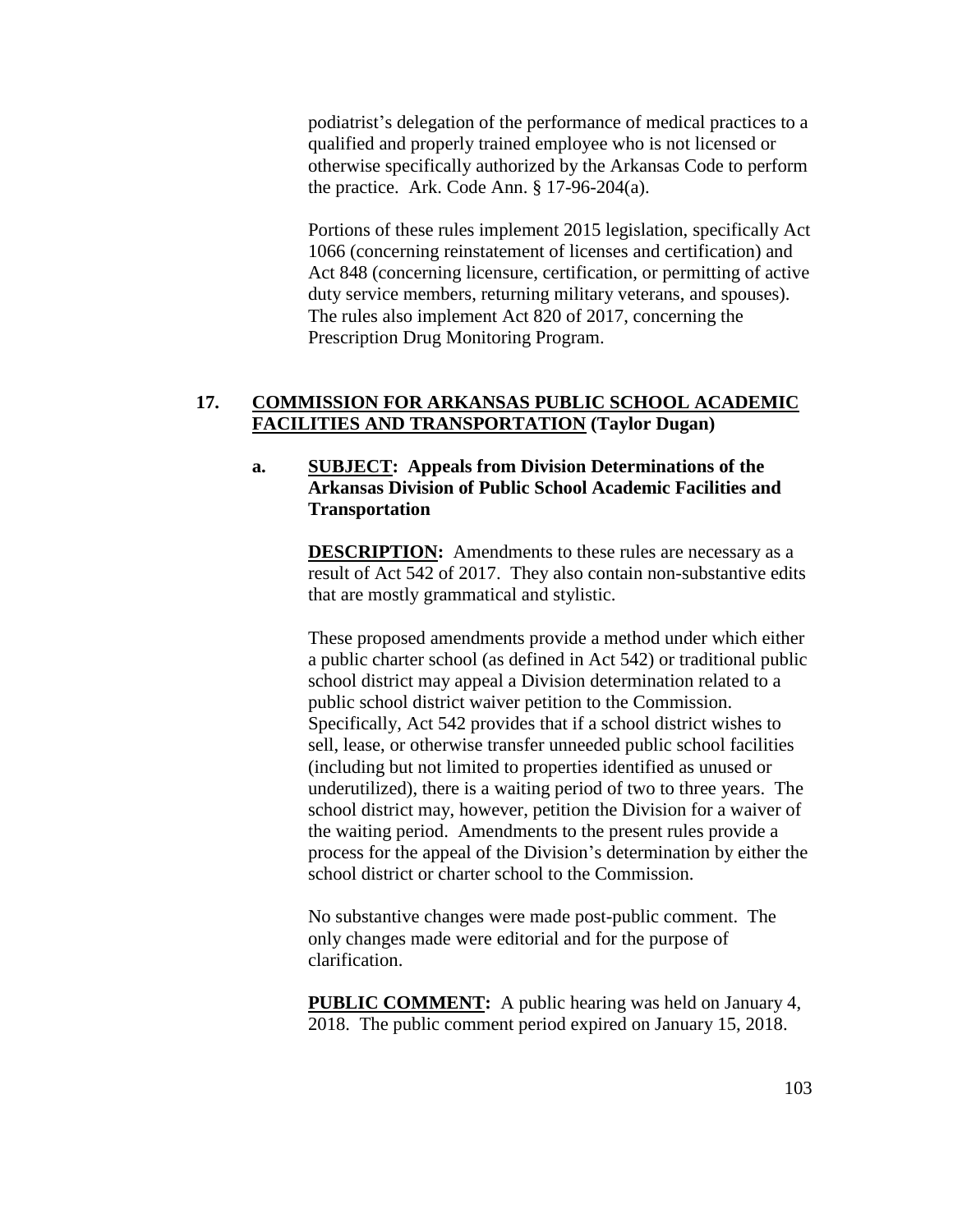podiatrist's delegation of the performance of medical practices to a qualified and properly trained employee who is not licensed or otherwise specifically authorized by the Arkansas Code to perform the practice. Ark. Code Ann. § 17-96-204(a).

Portions of these rules implement 2015 legislation, specifically Act 1066 (concerning reinstatement of licenses and certification) and Act 848 (concerning licensure, certification, or permitting of active duty service members, returning military veterans, and spouses). The rules also implement Act 820 of 2017, concerning the Prescription Drug Monitoring Program.

**17. COMMISSION FOR ARKANSAS PUBLIC SCHOOL ACADEMIC FACILITIES AND TRANSPORTATION (Taylor Dugan)**

**a. SUBJECT: Appeals from Division Determinations of the Arkansas Division of Public School Academic Facilities and Transportation**

**DESCRIPTION:** Amendments to these rules are necessary as a result of Act 542 of 2017. They also contain non-substantive edits that are mostly grammatical and stylistic.

These proposed amendments provide a method under which either a public charter school (as defined in Act 542) or traditional public school district may appeal a Division determination related to a public school district waiver petition to the Commission. Specifically, Act 542 provides that if a school district wishes to sell, lease, or otherwise transfer unneeded public school facilities (including but not limited to properties identified as unused or underutilized), there is a waiting period of two to three years. The school district may, however, petition the Division for a waiver of the waiting period. Amendments to the present rules provide a process for the appeal of the Division's determination by either the school district or charter school to the Commission.

No substantive changes were made post-public comment. The only changes made were editorial and for the purpose of clarification.

**PUBLIC COMMENT:** A public hearing was held on January 4, 2018. The public comment period expired on January 15, 2018.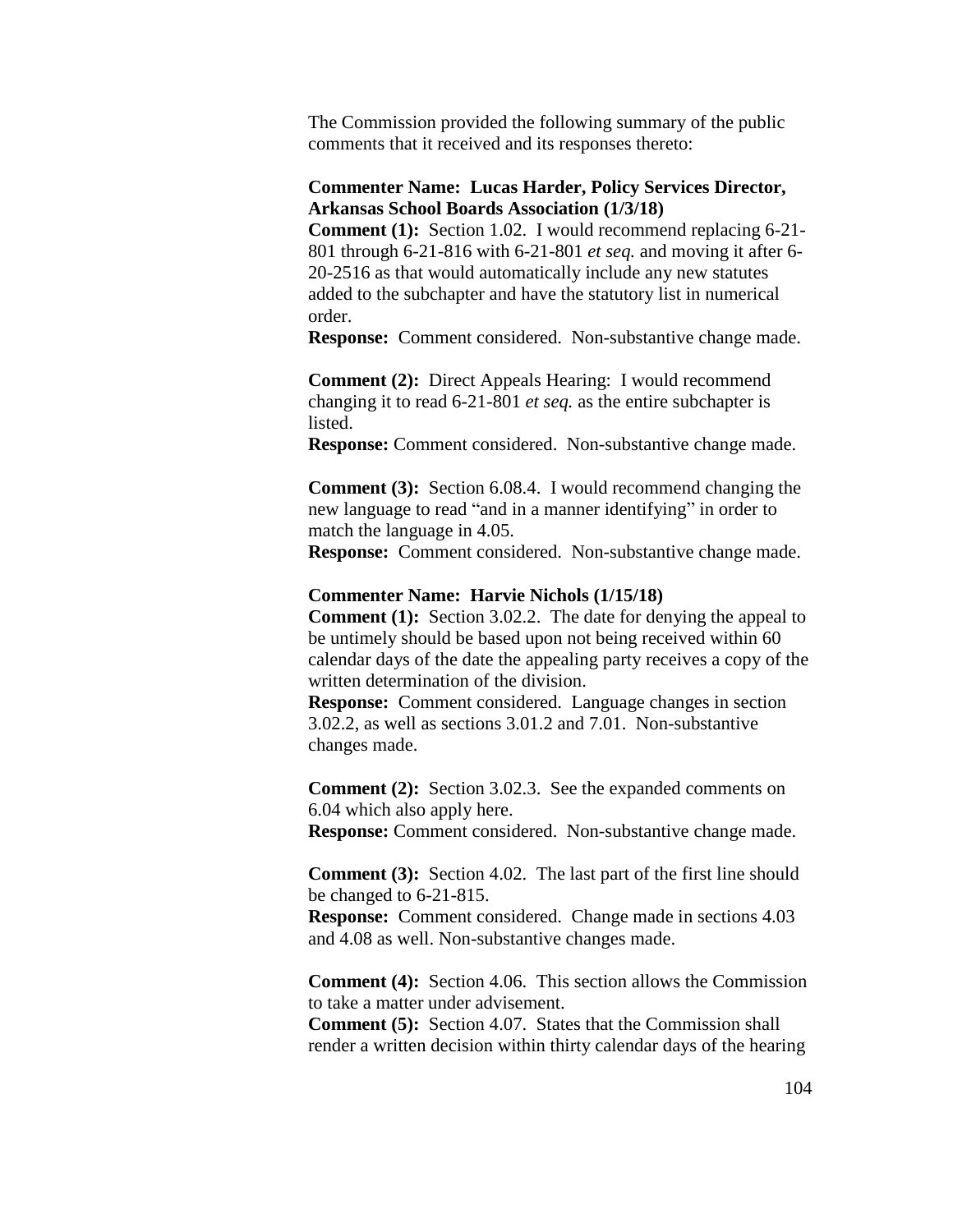The Commission provided the following summary of the public comments that it received and its responses thereto:

**Commenter Name: Lucas Harder, Policy Services Director, Arkansas School Boards Association (1/3/18)**

**Comment (1):** Section 1.02. I would recommend replacing 6-21-801 through 6-21-816 with 6-21-801 *et seq.* and moving it after 6-20-2516 as that would automatically include any new statutes added to the subchapter and have the statutory list in numerical order.

**Response:** Comment considered. Non-substantive change made.

**Comment (2):** Direct Appeals Hearing: I would recommend changing it to read 6-21-801 *et seq.* as the entire subchapter is listed.

**Response:** Comment considered. Non-substantive change made.

**Comment (3):** Section 6.08.4. I would recommend changing the new language to read "and in a manner identifying" in order to match the language in 4.05.

**Response:** Comment considered. Non-substantive change made.

**Commenter Name: Harvie Nichols (1/15/18)**

**Comment (1):** Section 3.02.2. The date for denying the appeal to be untimely should be based upon not being received within 60 calendar days of the date the appealing party receives a copy of the written determination of the division.

**Response:** Comment considered. Language changes in section 3.02.2, as well as sections 3.01.2 and 7.01. Non-substantive changes made.

**Comment (2):** Section 3.02.3. See the expanded comments on 6.04 which also apply here.

**Response:** Comment considered. Non-substantive change made.

**Comment (3):** Section 4.02. The last part of the first line should be changed to 6-21-815.

**Response:** Comment considered. Change made in sections 4.03 and 4.08 as well. Non-substantive changes made.

**Comment (4):** Section 4.06. This section allows the Commission to take a matter under advisement.

**Comment (5):** Section 4.07. States that the Commission shall render a written decision within thirty calendar days of the hearing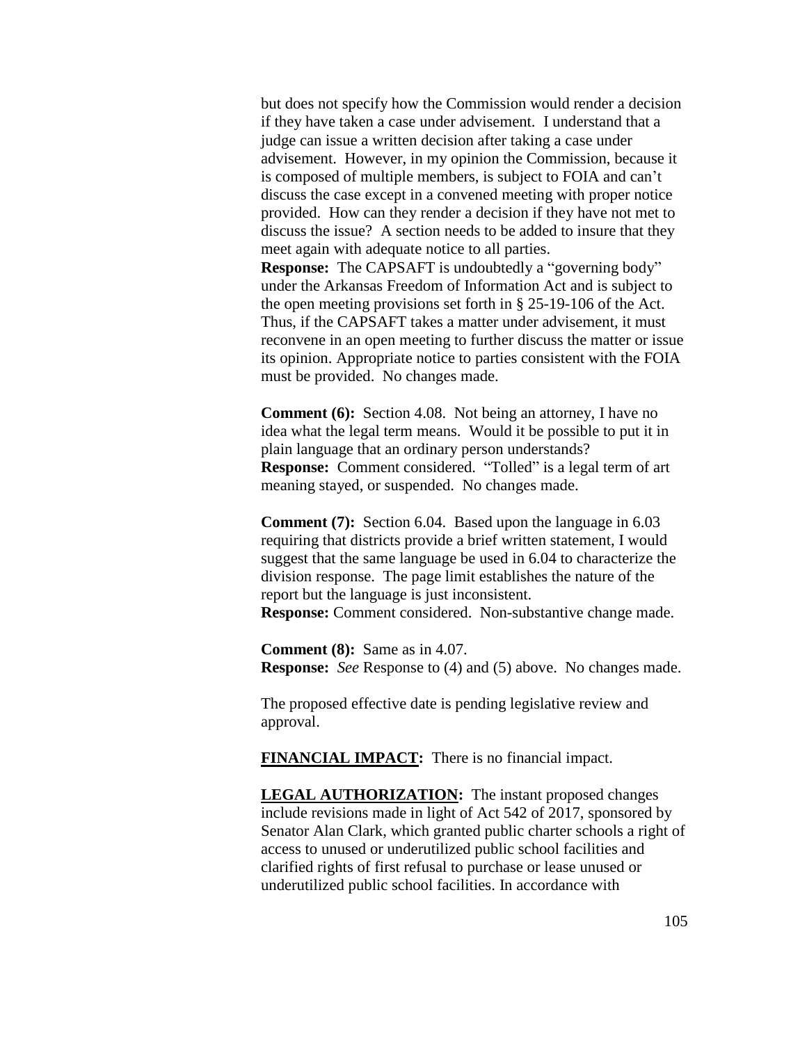but does not specify how the Commission would render a decision if they have taken a case under advisement. I understand that a judge can issue a written decision after taking a case under advisement. However, in my opinion the Commission, because it is composed of multiple members, is subject to FOIA and can't discuss the case except in a convened meeting with proper notice provided. How can they render a decision if they have not met to discuss the issue? A section needs to be added to insure that they meet again with adequate notice to all parties.
**Response:** The CAPSAFT is undoubtedly a "governing body" under the Arkansas Freedom of Information Act and is subject to the open meeting provisions set forth in § 25-19-106 of the Act. Thus, if the CAPSAFT takes a matter under advisement, it must reconvene in an open meeting to further discuss the matter or issue its opinion. Appropriate notice to parties consistent with the FOIA must be provided. No changes made.

**Comment (6):** Section 4.08. Not being an attorney, I have no idea what the legal term means. Would it be possible to put it in plain language that an ordinary person understands?
**Response:** Comment considered. "Tolled" is a legal term of art meaning stayed, or suspended. No changes made.

**Comment (7):** Section 6.04. Based upon the language in 6.03 requiring that districts provide a brief written statement, I would suggest that the same language be used in 6.04 to characterize the division response. The page limit establishes the nature of the report but the language is just inconsistent.
**Response:** Comment considered. Non-substantive change made.

**Comment (8):** Same as in 4.07.
**Response:** *See* Response to (4) and (5) above. No changes made.

The proposed effective date is pending legislative review and approval.

**FINANCIAL IMPACT:** There is no financial impact.

**LEGAL AUTHORIZATION:** The instant proposed changes include revisions made in light of Act 542 of 2017, sponsored by Senator Alan Clark, which granted public charter schools a right of access to unused or underutilized public school facilities and clarified rights of first refusal to purchase or lease unused or underutilized public school facilities. In accordance with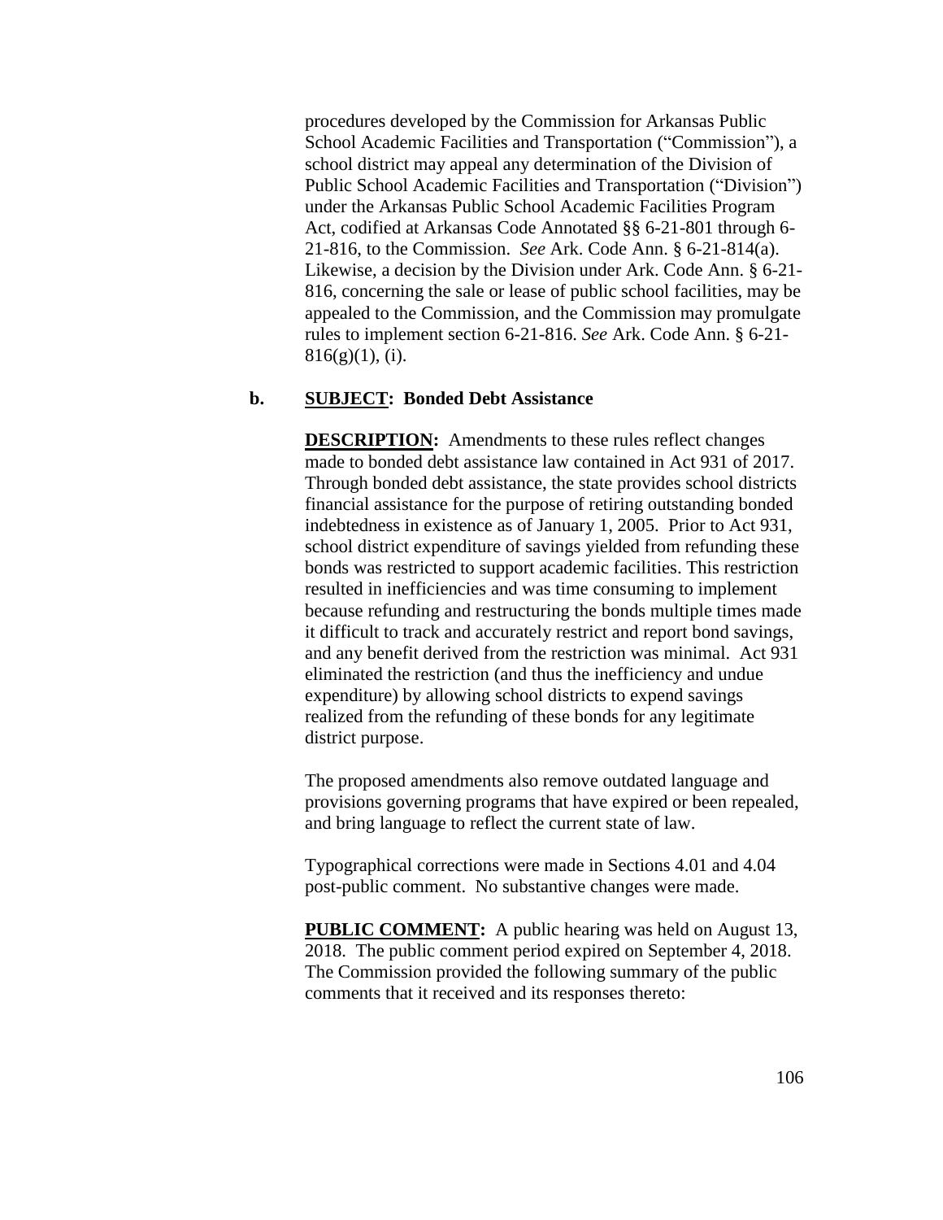procedures developed by the Commission for Arkansas Public School Academic Facilities and Transportation ("Commission"), a school district may appeal any determination of the Division of Public School Academic Facilities and Transportation ("Division") under the Arkansas Public School Academic Facilities Program Act, codified at Arkansas Code Annotated §§ 6-21-801 through 6-21-816, to the Commission. *See* Ark. Code Ann. § 6-21-814(a). Likewise, a decision by the Division under Ark. Code Ann. § 6-21-816, concerning the sale or lease of public school facilities, may be appealed to the Commission, and the Commission may promulgate rules to implement section 6-21-816. *See* Ark. Code Ann. § 6-21-816(g)(1), (i).

**b.** **SUBJECT: Bonded Debt Assistance**

**DESCRIPTION:** Amendments to these rules reflect changes made to bonded debt assistance law contained in Act 931 of 2017. Through bonded debt assistance, the state provides school districts financial assistance for the purpose of retiring outstanding bonded indebtedness in existence as of January 1, 2005. Prior to Act 931, school district expenditure of savings yielded from refunding these bonds was restricted to support academic facilities. This restriction resulted in inefficiencies and was time consuming to implement because refunding and restructuring the bonds multiple times made it difficult to track and accurately restrict and report bond savings, and any benefit derived from the restriction was minimal. Act 931 eliminated the restriction (and thus the inefficiency and undue expenditure) by allowing school districts to expend savings realized from the refunding of these bonds for any legitimate district purpose.

The proposed amendments also remove outdated language and provisions governing programs that have expired or been repealed, and bring language to reflect the current state of law.

Typographical corrections were made in Sections 4.01 and 4.04 post-public comment. No substantive changes were made.

**PUBLIC COMMENT:** A public hearing was held on August 13, 2018. The public comment period expired on September 4, 2018. The Commission provided the following summary of the public comments that it received and its responses thereto: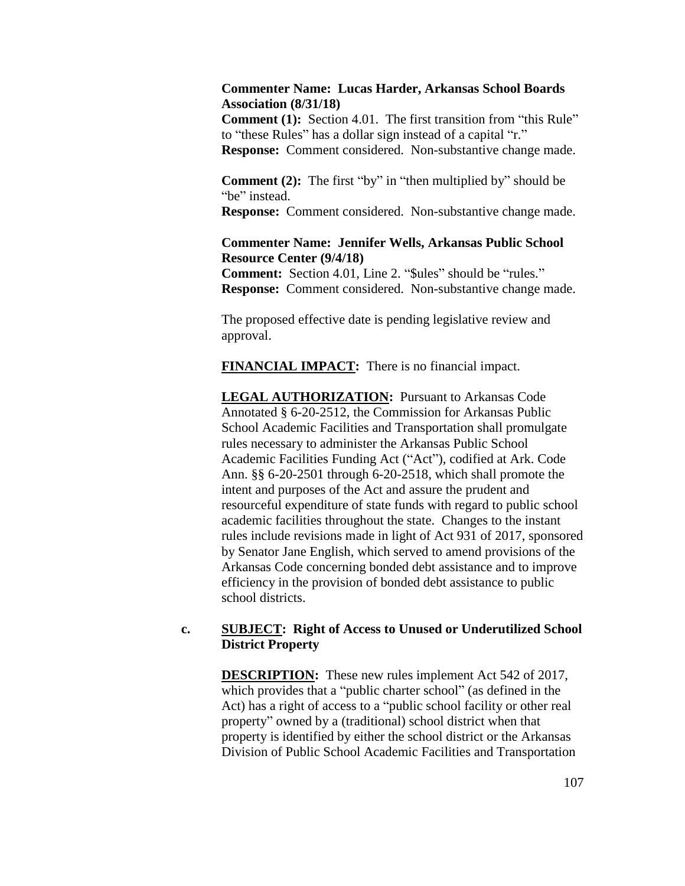**Commenter Name: Lucas Harder, Arkansas School Boards Association (8/31/18)**

**Comment (1):** Section 4.01. The first transition from “this Rule” to “these Rules” has a dollar sign instead of a capital “r.”

**Response:** Comment considered. Non-substantive change made.

**Comment (2):** The first “by” in “then multiplied by” should be “be” instead.

**Response:** Comment considered. Non-substantive change made.

**Commenter Name: Jennifer Wells, Arkansas Public School Resource Center (9/4/18)**

**Comment:** Section 4.01, Line 2. “$ules” should be “rules.”

**Response:** Comment considered. Non-substantive change made.

The proposed effective date is pending legislative review and approval.

**FINANCIAL IMPACT:** There is no financial impact.

**LEGAL AUTHORIZATION:** Pursuant to Arkansas Code Annotated § 6-20-2512, the Commission for Arkansas Public School Academic Facilities and Transportation shall promulgate rules necessary to administer the Arkansas Public School Academic Facilities Funding Act (“Act”), codified at Ark. Code Ann. §§ 6-20-2501 through 6-20-2518, which shall promote the intent and purposes of the Act and assure the prudent and resourceful expenditure of state funds with regard to public school academic facilities throughout the state. Changes to the instant rules include revisions made in light of Act 931 of 2017, sponsored by Senator Jane English, which served to amend provisions of the Arkansas Code concerning bonded debt assistance and to improve efficiency in the provision of bonded debt assistance to public school districts.

**c. SUBJECT: Right of Access to Unused or Underutilized School District Property**

**DESCRIPTION:** These new rules implement Act 542 of 2017, which provides that a “public charter school” (as defined in the Act) has a right of access to a “public school facility or other real property” owned by a (traditional) school district when that property is identified by either the school district or the Arkansas Division of Public School Academic Facilities and Transportation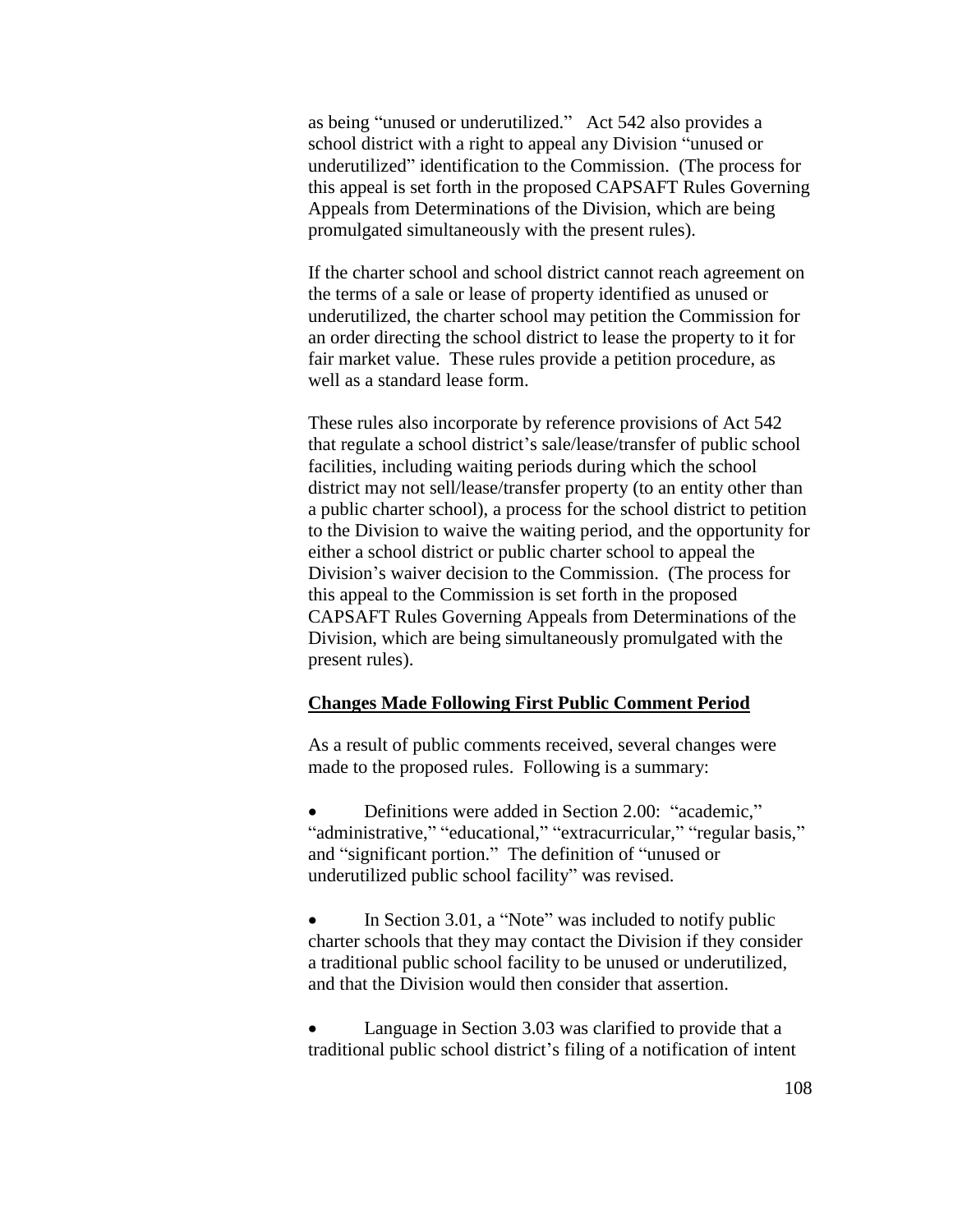as being "unused or underutilized." Act 542 also provides a school district with a right to appeal any Division "unused or underutilized" identification to the Commission. (The process for this appeal is set forth in the proposed CAPSAFT Rules Governing Appeals from Determinations of the Division, which are being promulgated simultaneously with the present rules).

If the charter school and school district cannot reach agreement on the terms of a sale or lease of property identified as unused or underutilized, the charter school may petition the Commission for an order directing the school district to lease the property to it for fair market value. These rules provide a petition procedure, as well as a standard lease form.

These rules also incorporate by reference provisions of Act 542 that regulate a school district's sale/lease/transfer of public school facilities, including waiting periods during which the school district may not sell/lease/transfer property (to an entity other than a public charter school), a process for the school district to petition to the Division to waive the waiting period, and the opportunity for either a school district or public charter school to appeal the Division's waiver decision to the Commission. (The process for this appeal to the Commission is set forth in the proposed CAPSAFT Rules Governing Appeals from Determinations of the Division, which are being simultaneously promulgated with the present rules).

**Changes Made Following First Public Comment Period**

As a result of public comments received, several changes were made to the proposed rules. Following is a summary:

- Definitions were added in Section 2.00: "academic," "administrative," "educational," "extracurricular," "regular basis," and "significant portion." The definition of "unused or underutilized public school facility" was revised.

- In Section 3.01, a "Note" was included to notify public charter schools that they may contact the Division if they consider a traditional public school facility to be unused or underutilized, and that the Division would then consider that assertion.

- Language in Section 3.03 was clarified to provide that a traditional public school district's filing of a notification of intent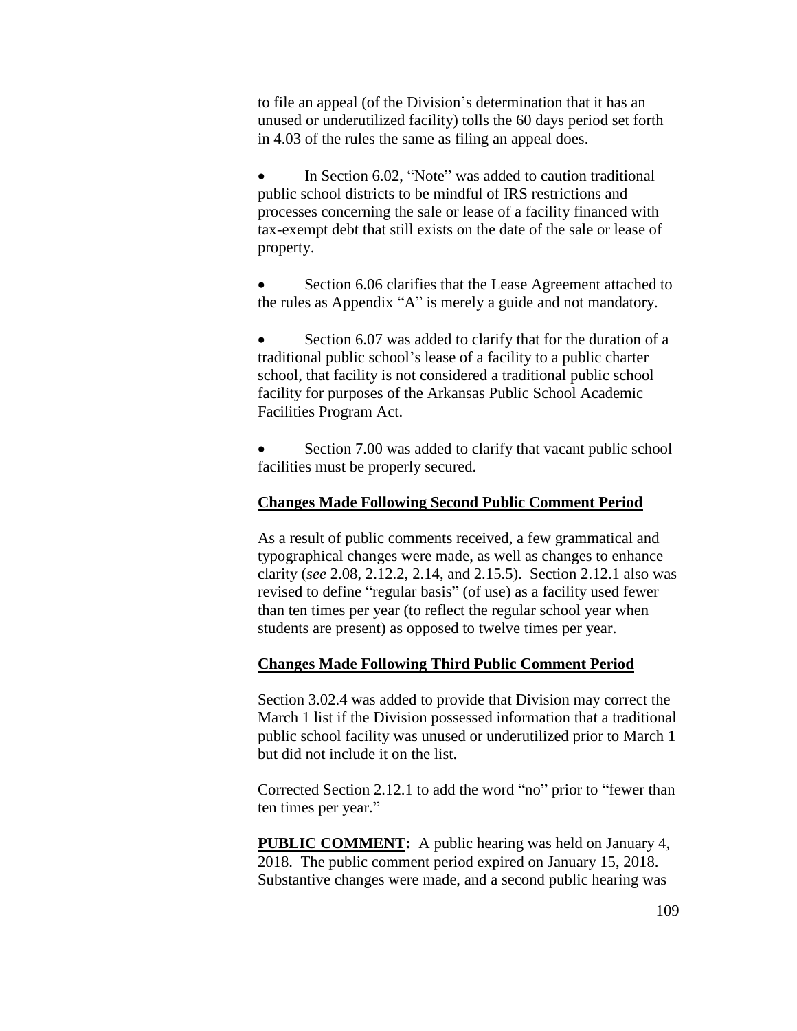to file an appeal (of the Division's determination that it has an unused or underutilized facility) tolls the 60 days period set forth in 4.03 of the rules the same as filing an appeal does.

- In Section 6.02, "Note" was added to caution traditional public school districts to be mindful of IRS restrictions and processes concerning the sale or lease of a facility financed with tax-exempt debt that still exists on the date of the sale or lease of property.
- Section 6.06 clarifies that the Lease Agreement attached to the rules as Appendix "A" is merely a guide and not mandatory.
- Section 6.07 was added to clarify that for the duration of a traditional public school's lease of a facility to a public charter school, that facility is not considered a traditional public school facility for purposes of the Arkansas Public School Academic Facilities Program Act.
- Section 7.00 was added to clarify that vacant public school facilities must be properly secured.

**Changes Made Following Second Public Comment Period**

As a result of public comments received, a few grammatical and typographical changes were made, as well as changes to enhance clarity (*see* 2.08, 2.12.2, 2.14, and 2.15.5). Section 2.12.1 also was revised to define "regular basis" (of use) as a facility used fewer than ten times per year (to reflect the regular school year when students are present) as opposed to twelve times per year.

**Changes Made Following Third Public Comment Period**

Section 3.02.4 was added to provide that Division may correct the March 1 list if the Division possessed information that a traditional public school facility was unused or underutilized prior to March 1 but did not include it on the list.

Corrected Section 2.12.1 to add the word "no" prior to "fewer than ten times per year."

**PUBLIC COMMENT:** A public hearing was held on January 4, 2018. The public comment period expired on January 15, 2018. Substantive changes were made, and a second public hearing was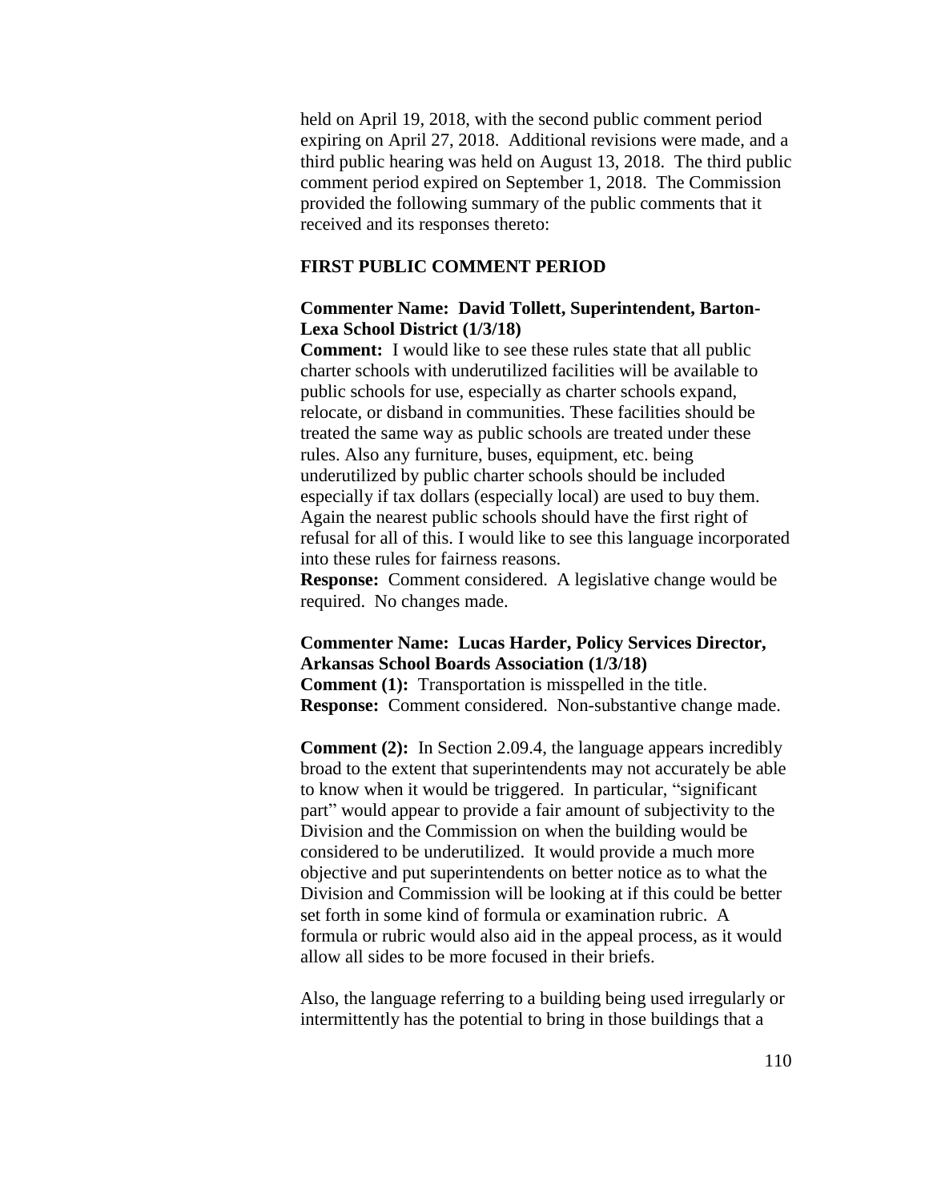held on April 19, 2018, with the second public comment period expiring on April 27, 2018. Additional revisions were made, and a third public hearing was held on August 13, 2018. The third public comment period expired on September 1, 2018. The Commission provided the following summary of the public comments that it received and its responses thereto:

**FIRST PUBLIC COMMENT PERIOD**

**Commenter Name: David Tollett, Superintendent, Barton-Lexa School District (1/3/18)**

**Comment:** I would like to see these rules state that all public charter schools with underutilized facilities will be available to public schools for use, especially as charter schools expand, relocate, or disband in communities. These facilities should be treated the same way as public schools are treated under these rules. Also any furniture, buses, equipment, etc. being underutilized by public charter schools should be included especially if tax dollars (especially local) are used to buy them. Again the nearest public schools should have the first right of refusal for all of this. I would like to see this language incorporated into these rules for fairness reasons.

**Response:** Comment considered. A legislative change would be required. No changes made.

**Commenter Name: Lucas Harder, Policy Services Director, Arkansas School Boards Association (1/3/18)**

**Comment (1):** Transportation is misspelled in the title.

**Response:** Comment considered. Non-substantive change made.

**Comment (2):** In Section 2.09.4, the language appears incredibly broad to the extent that superintendents may not accurately be able to know when it would be triggered. In particular, "significant part" would appear to provide a fair amount of subjectivity to the Division and the Commission on when the building would be considered to be underutilized. It would provide a much more objective and put superintendents on better notice as to what the Division and Commission will be looking at if this could be better set forth in some kind of formula or examination rubric. A formula or rubric would also aid in the appeal process, as it would allow all sides to be more focused in their briefs.

Also, the language referring to a building being used irregularly or intermittently has the potential to bring in those buildings that a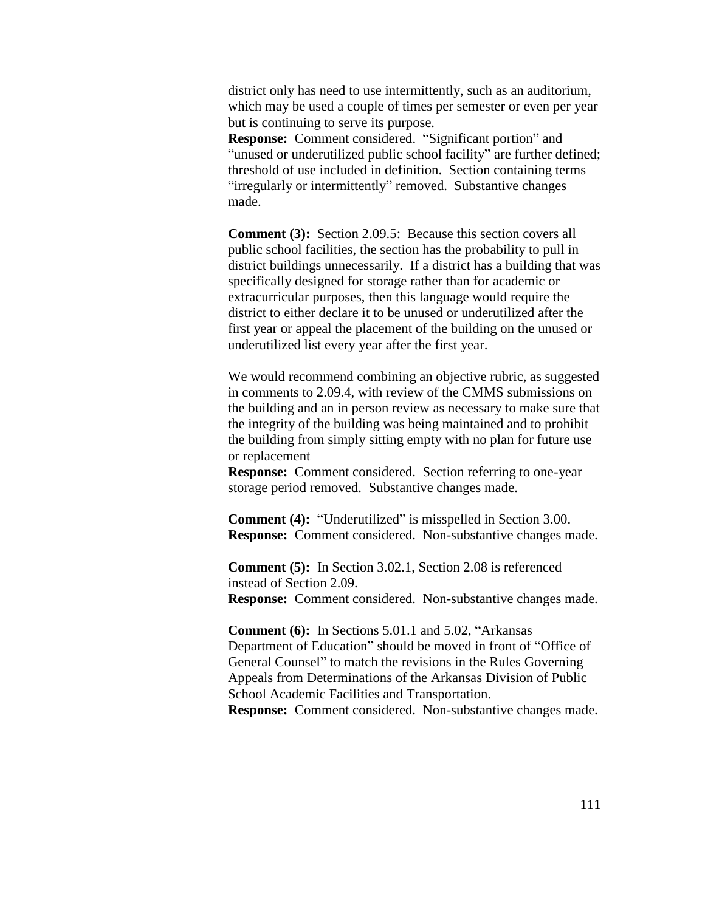district only has need to use intermittently, such as an auditorium, which may be used a couple of times per semester or even per year but is continuing to serve its purpose.
**Response:** Comment considered. "Significant portion" and "unused or underutilized public school facility" are further defined; threshold of use included in definition. Section containing terms "irregularly or intermittently" removed. Substantive changes made.

**Comment (3):** Section 2.09.5: Because this section covers all public school facilities, the section has the probability to pull in district buildings unnecessarily. If a district has a building that was specifically designed for storage rather than for academic or extracurricular purposes, then this language would require the district to either declare it to be unused or underutilized after the first year or appeal the placement of the building on the unused or underutilized list every year after the first year.

We would recommend combining an objective rubric, as suggested in comments to 2.09.4, with review of the CMMS submissions on the building and an in person review as necessary to make sure that the integrity of the building was being maintained and to prohibit the building from simply sitting empty with no plan for future use or replacement
**Response:** Comment considered. Section referring to one-year storage period removed. Substantive changes made.

**Comment (4):** "Underutilized" is misspelled in Section 3.00.
**Response:** Comment considered. Non-substantive changes made.

**Comment (5):** In Section 3.02.1, Section 2.08 is referenced instead of Section 2.09.
**Response:** Comment considered. Non-substantive changes made.

**Comment (6):** In Sections 5.01.1 and 5.02, "Arkansas Department of Education" should be moved in front of "Office of General Counsel" to match the revisions in the Rules Governing Appeals from Determinations of the Arkansas Division of Public School Academic Facilities and Transportation.
**Response:** Comment considered. Non-substantive changes made.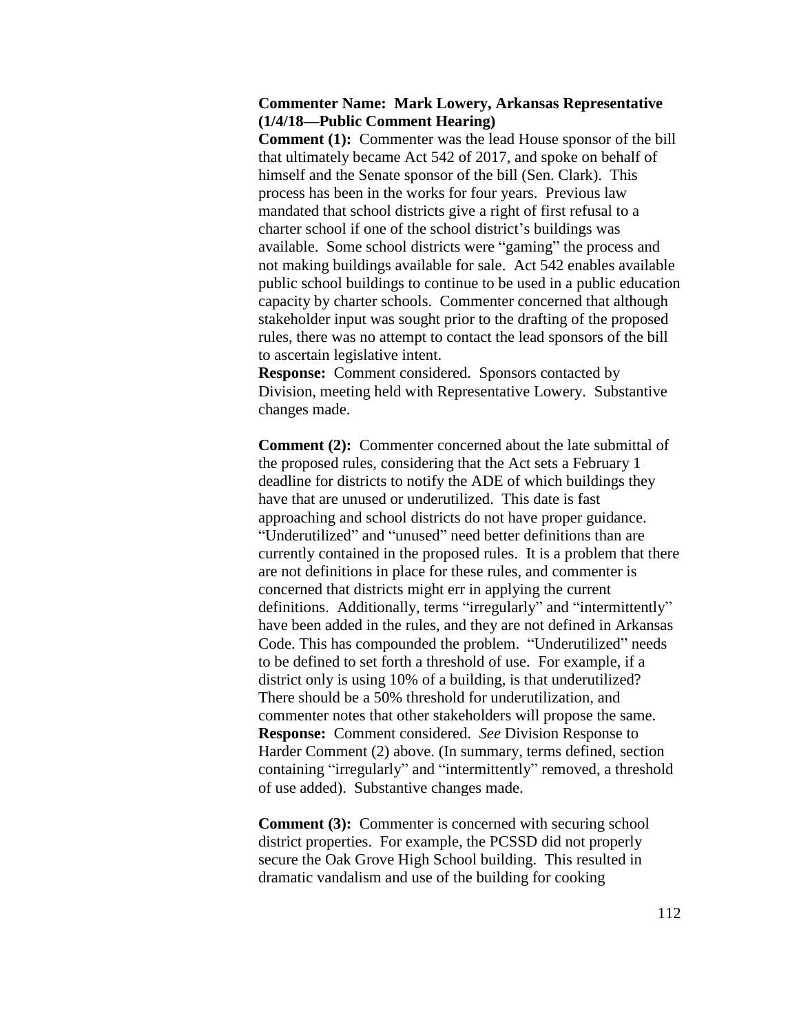**Commenter Name: Mark Lowery, Arkansas Representative (1/4/18—Public Comment Hearing)**

**Comment (1):** Commenter was the lead House sponsor of the bill that ultimately became Act 542 of 2017, and spoke on behalf of himself and the Senate sponsor of the bill (Sen. Clark). This process has been in the works for four years. Previous law mandated that school districts give a right of first refusal to a charter school if one of the school district's buildings was available. Some school districts were "gaming" the process and not making buildings available for sale. Act 542 enables available public school buildings to continue to be used in a public education capacity by charter schools. Commenter concerned that although stakeholder input was sought prior to the drafting of the proposed rules, there was no attempt to contact the lead sponsors of the bill to ascertain legislative intent.

**Response:** Comment considered. Sponsors contacted by Division, meeting held with Representative Lowery. Substantive changes made.

**Comment (2):** Commenter concerned about the late submittal of the proposed rules, considering that the Act sets a February 1 deadline for districts to notify the ADE of which buildings they have that are unused or underutilized. This date is fast approaching and school districts do not have proper guidance. "Underutilized" and "unused" need better definitions than are currently contained in the proposed rules. It is a problem that there are not definitions in place for these rules, and commenter is concerned that districts might err in applying the current definitions. Additionally, terms "irregularly" and "intermittently" have been added in the rules, and they are not defined in Arkansas Code. This has compounded the problem. "Underutilized" needs to be defined to set forth a threshold of use. For example, if a district only is using 10% of a building, is that underutilized? There should be a 50% threshold for underutilization, and commenter notes that other stakeholders will propose the same.

**Response:** Comment considered. *See* Division Response to Harder Comment (2) above. (In summary, terms defined, section containing "irregularly" and "intermittently" removed, a threshold of use added). Substantive changes made.

**Comment (3):** Commenter is concerned with securing school district properties. For example, the PCSSD did not properly secure the Oak Grove High School building. This resulted in dramatic vandalism and use of the building for cooking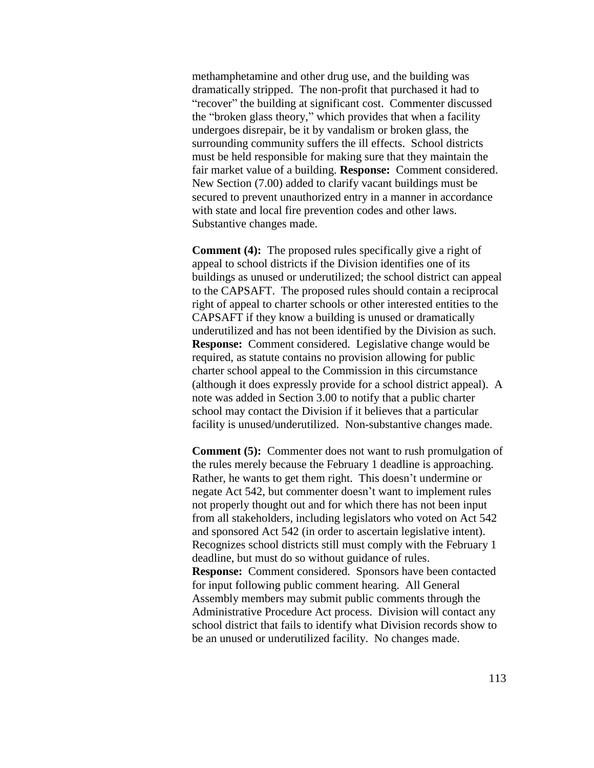methamphetamine and other drug use, and the building was dramatically stripped. The non-profit that purchased it had to "recover" the building at significant cost. Commenter discussed the "broken glass theory," which provides that when a facility undergoes disrepair, be it by vandalism or broken glass, the surrounding community suffers the ill effects. School districts must be held responsible for making sure that they maintain the fair market value of a building. **Response:** Comment considered. New Section (7.00) added to clarify vacant buildings must be secured to prevent unauthorized entry in a manner in accordance with state and local fire prevention codes and other laws. Substantive changes made.

**Comment (4):** The proposed rules specifically give a right of appeal to school districts if the Division identifies one of its buildings as unused or underutilized; the school district can appeal to the CAPSAFT. The proposed rules should contain a reciprocal right of appeal to charter schools or other interested entities to the CAPSAFT if they know a building is unused or dramatically underutilized and has not been identified by the Division as such. **Response:** Comment considered. Legislative change would be required, as statute contains no provision allowing for public charter school appeal to the Commission in this circumstance (although it does expressly provide for a school district appeal). A note was added in Section 3.00 to notify that a public charter school may contact the Division if it believes that a particular facility is unused/underutilized. Non-substantive changes made.

**Comment (5):** Commenter does not want to rush promulgation of the rules merely because the February 1 deadline is approaching. Rather, he wants to get them right. This doesn't undermine or negate Act 542, but commenter doesn't want to implement rules not properly thought out and for which there has not been input from all stakeholders, including legislators who voted on Act 542 and sponsored Act 542 (in order to ascertain legislative intent). Recognizes school districts still must comply with the February 1 deadline, but must do so without guidance of rules.
**Response:** Comment considered. Sponsors have been contacted for input following public comment hearing. All General Assembly members may submit public comments through the Administrative Procedure Act process. Division will contact any school district that fails to identify what Division records show to be an unused or underutilized facility. No changes made.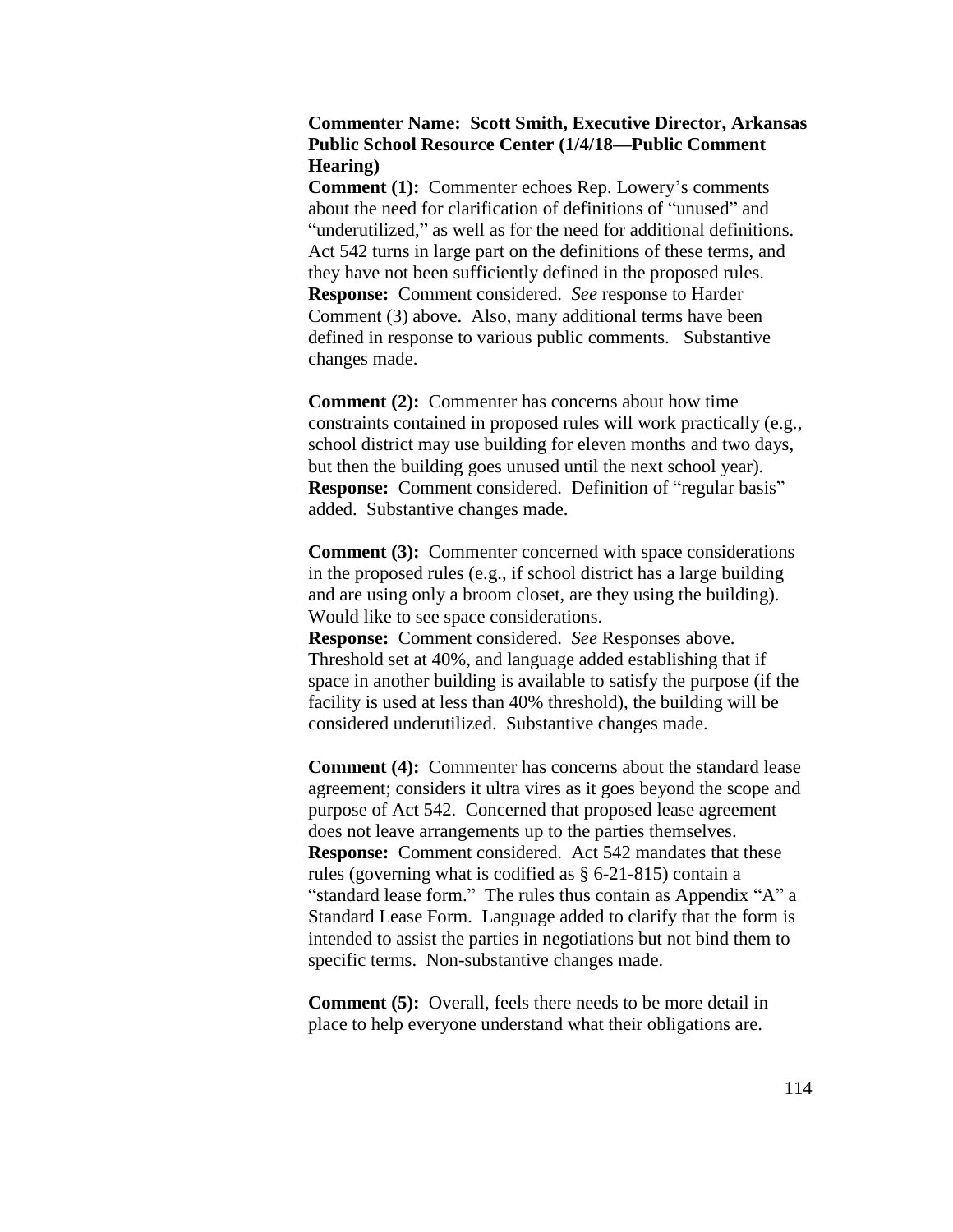**Commenter Name: Scott Smith, Executive Director, Arkansas Public School Resource Center (1/4/18—Public Comment Hearing)**

**Comment (1):** Commenter echoes Rep. Lowery's comments about the need for clarification of definitions of "unused" and "underutilized," as well as for the need for additional definitions. Act 542 turns in large part on the definitions of these terms, and they have not been sufficiently defined in the proposed rules.
**Response:** Comment considered. *See* response to Harder Comment (3) above. Also, many additional terms have been defined in response to various public comments. Substantive changes made.

**Comment (2):** Commenter has concerns about how time constraints contained in proposed rules will work practically (e.g., school district may use building for eleven months and two days, but then the building goes unused until the next school year).
**Response:** Comment considered. Definition of "regular basis" added. Substantive changes made.

**Comment (3):** Commenter concerned with space considerations in the proposed rules (e.g., if school district has a large building and are using only a broom closet, are they using the building). Would like to see space considerations.
**Response:** Comment considered. *See* Responses above. Threshold set at 40%, and language added establishing that if space in another building is available to satisfy the purpose (if the facility is used at less than 40% threshold), the building will be considered underutilized. Substantive changes made.

**Comment (4):** Commenter has concerns about the standard lease agreement; considers it ultra vires as it goes beyond the scope and purpose of Act 542. Concerned that proposed lease agreement does not leave arrangements up to the parties themselves.
**Response:** Comment considered. Act 542 mandates that these rules (governing what is codified as § 6-21-815) contain a "standard lease form." The rules thus contain as Appendix "A" a Standard Lease Form. Language added to clarify that the form is intended to assist the parties in negotiations but not bind them to specific terms. Non-substantive changes made.

**Comment (5):** Overall, feels there needs to be more detail in place to help everyone understand what their obligations are.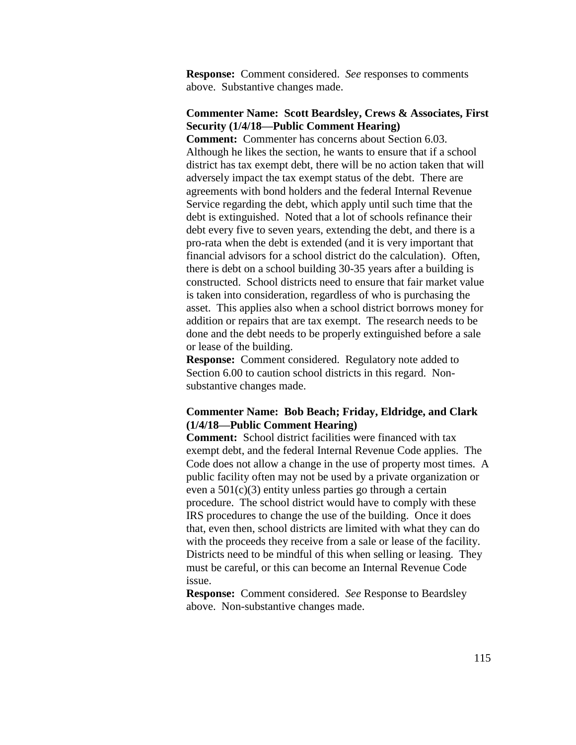**Response:** Comment considered. *See* responses to comments above. Substantive changes made.

**Commenter Name: Scott Beardsley, Crews & Associates, First Security (1/4/18—Public Comment Hearing)**
**Comment:** Commenter has concerns about Section 6.03. Although he likes the section, he wants to ensure that if a school district has tax exempt debt, there will be no action taken that will adversely impact the tax exempt status of the debt. There are agreements with bond holders and the federal Internal Revenue Service regarding the debt, which apply until such time that the debt is extinguished. Noted that a lot of schools refinance their debt every five to seven years, extending the debt, and there is a pro-rata when the debt is extended (and it is very important that financial advisors for a school district do the calculation). Often, there is debt on a school building 30-35 years after a building is constructed. School districts need to ensure that fair market value is taken into consideration, regardless of who is purchasing the asset. This applies also when a school district borrows money for addition or repairs that are tax exempt. The research needs to be done and the debt needs to be properly extinguished before a sale or lease of the building.
**Response:** Comment considered. Regulatory note added to Section 6.00 to caution school districts in this regard. Non-substantive changes made.

**Commenter Name: Bob Beach; Friday, Eldridge, and Clark (1/4/18—Public Comment Hearing)**
**Comment:** School district facilities were financed with tax exempt debt, and the federal Internal Revenue Code applies. The Code does not allow a change in the use of property most times. A public facility often may not be used by a private organization or even a 501(c)(3) entity unless parties go through a certain procedure. The school district would have to comply with these IRS procedures to change the use of the building. Once it does that, even then, school districts are limited with what they can do with the proceeds they receive from a sale or lease of the facility. Districts need to be mindful of this when selling or leasing. They must be careful, or this can become an Internal Revenue Code issue.
**Response:** Comment considered. *See* Response to Beardsley above. Non-substantive changes made.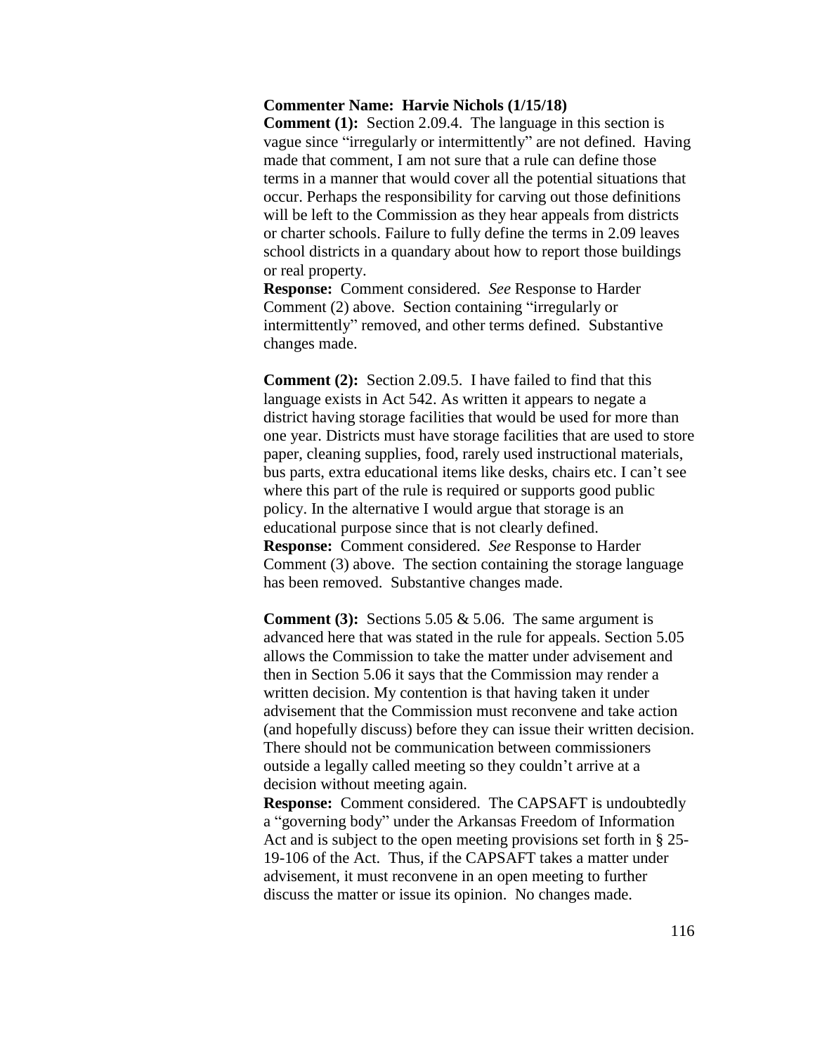**Commenter Name: Harvie Nichols (1/15/18)**

**Comment (1):** Section 2.09.4. The language in this section is vague since "irregularly or intermittently" are not defined. Having made that comment, I am not sure that a rule can define those terms in a manner that would cover all the potential situations that occur. Perhaps the responsibility for carving out those definitions will be left to the Commission as they hear appeals from districts or charter schools. Failure to fully define the terms in 2.09 leaves school districts in a quandary about how to report those buildings or real property.

**Response:** Comment considered. *See* Response to Harder Comment (2) above. Section containing "irregularly or intermittently" removed, and other terms defined. Substantive changes made.

**Comment (2):** Section 2.09.5. I have failed to find that this language exists in Act 542. As written it appears to negate a district having storage facilities that would be used for more than one year. Districts must have storage facilities that are used to store paper, cleaning supplies, food, rarely used instructional materials, bus parts, extra educational items like desks, chairs etc. I can't see where this part of the rule is required or supports good public policy. In the alternative I would argue that storage is an educational purpose since that is not clearly defined.

**Response:** Comment considered. *See* Response to Harder Comment (3) above. The section containing the storage language has been removed. Substantive changes made.

**Comment (3):** Sections 5.05 & 5.06. The same argument is advanced here that was stated in the rule for appeals. Section 5.05 allows the Commission to take the matter under advisement and then in Section 5.06 it says that the Commission may render a written decision. My contention is that having taken it under advisement that the Commission must reconvene and take action (and hopefully discuss) before they can issue their written decision. There should not be communication between commissioners outside a legally called meeting so they couldn't arrive at a decision without meeting again.

**Response:** Comment considered. The CAPSAFT is undoubtedly a "governing body" under the Arkansas Freedom of Information Act and is subject to the open meeting provisions set forth in § 25-19-106 of the Act. Thus, if the CAPSAFT takes a matter under advisement, it must reconvene in an open meeting to further discuss the matter or issue its opinion. No changes made.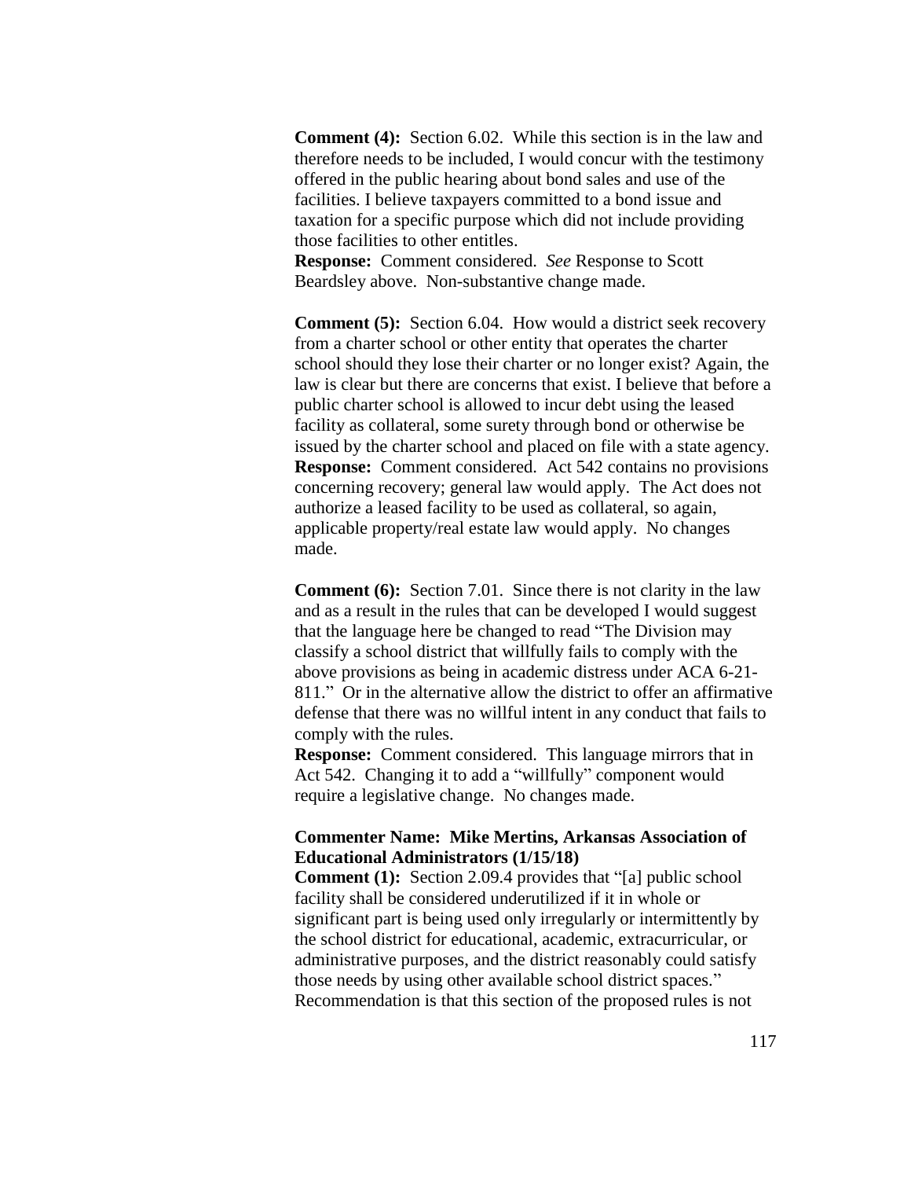**Comment (4):** Section 6.02. While this section is in the law and therefore needs to be included, I would concur with the testimony offered in the public hearing about bond sales and use of the facilities. I believe taxpayers committed to a bond issue and taxation for a specific purpose which did not include providing those facilities to other entitles.
**Response:** Comment considered. *See* Response to Scott Beardsley above. Non-substantive change made.

**Comment (5):** Section 6.04. How would a district seek recovery from a charter school or other entity that operates the charter school should they lose their charter or no longer exist? Again, the law is clear but there are concerns that exist. I believe that before a public charter school is allowed to incur debt using the leased facility as collateral, some surety through bond or otherwise be issued by the charter school and placed on file with a state agency.
**Response:** Comment considered. Act 542 contains no provisions concerning recovery; general law would apply. The Act does not authorize a leased facility to be used as collateral, so again, applicable property/real estate law would apply. No changes made.

**Comment (6):** Section 7.01. Since there is not clarity in the law and as a result in the rules that can be developed I would suggest that the language here be changed to read "The Division may classify a school district that willfully fails to comply with the above provisions as being in academic distress under ACA 6-21-811." Or in the alternative allow the district to offer an affirmative defense that there was no willful intent in any conduct that fails to comply with the rules.
**Response:** Comment considered. This language mirrors that in Act 542. Changing it to add a "willfully" component would require a legislative change. No changes made.

**Commenter Name: Mike Mertins, Arkansas Association of Educational Administrators (1/15/18)**
**Comment (1):** Section 2.09.4 provides that "[a] public school facility shall be considered underutilized if it in whole or significant part is being used only irregularly or intermittently by the school district for educational, academic, extracurricular, or administrative purposes, and the district reasonably could satisfy those needs by using other available school district spaces." Recommendation is that this section of the proposed rules is not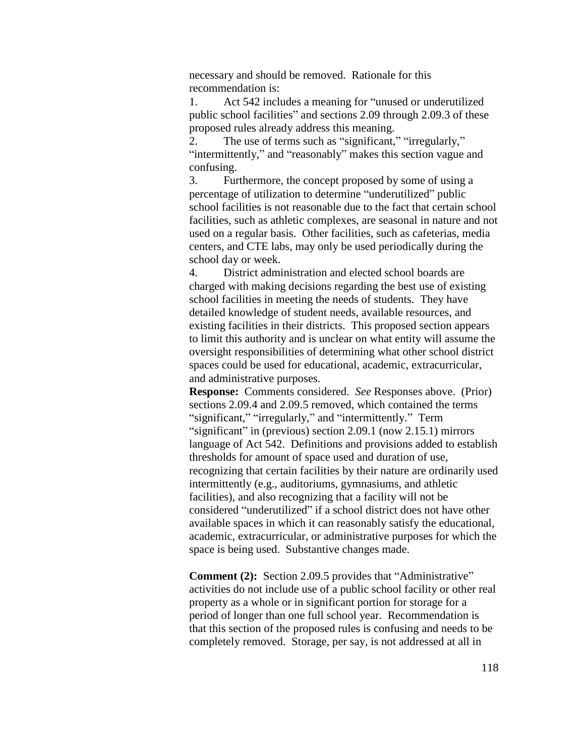necessary and should be removed. Rationale for this recommendation is:

1. Act 542 includes a meaning for "unused or underutilized public school facilities" and sections 2.09 through 2.09.3 of these proposed rules already address this meaning.
2. The use of terms such as "significant," "irregularly," "intermittently," and "reasonably" makes this section vague and confusing.
3. Furthermore, the concept proposed by some of using a percentage of utilization to determine "underutilized" public school facilities is not reasonable due to the fact that certain school facilities, such as athletic complexes, are seasonal in nature and not used on a regular basis. Other facilities, such as cafeterias, media centers, and CTE labs, may only be used periodically during the school day or week.
4. District administration and elected school boards are charged with making decisions regarding the best use of existing school facilities in meeting the needs of students. They have detailed knowledge of student needs, available resources, and existing facilities in their districts. This proposed section appears to limit this authority and is unclear on what entity will assume the oversight responsibilities of determining what other school district spaces could be used for educational, academic, extracurricular, and administrative purposes.

**Response:** Comments considered. *See* Responses above. (Prior) sections 2.09.4 and 2.09.5 removed, which contained the terms "significant," "irregularly," and "intermittently." Term "significant" in (previous) section 2.09.1 (now 2.15.1) mirrors language of Act 542. Definitions and provisions added to establish thresholds for amount of space used and duration of use, recognizing that certain facilities by their nature are ordinarily used intermittently (e.g., auditoriums, gymnasiums, and athletic facilities), and also recognizing that a facility will not be considered "underutilized" if a school district does not have other available spaces in which it can reasonably satisfy the educational, academic, extracurricular, or administrative purposes for which the space is being used. Substantive changes made.

**Comment (2):** Section 2.09.5 provides that "Administrative" activities do not include use of a public school facility or other real property as a whole or in significant portion for storage for a period of longer than one full school year. Recommendation is that this section of the proposed rules is confusing and needs to be completely removed. Storage, per say, is not addressed at all in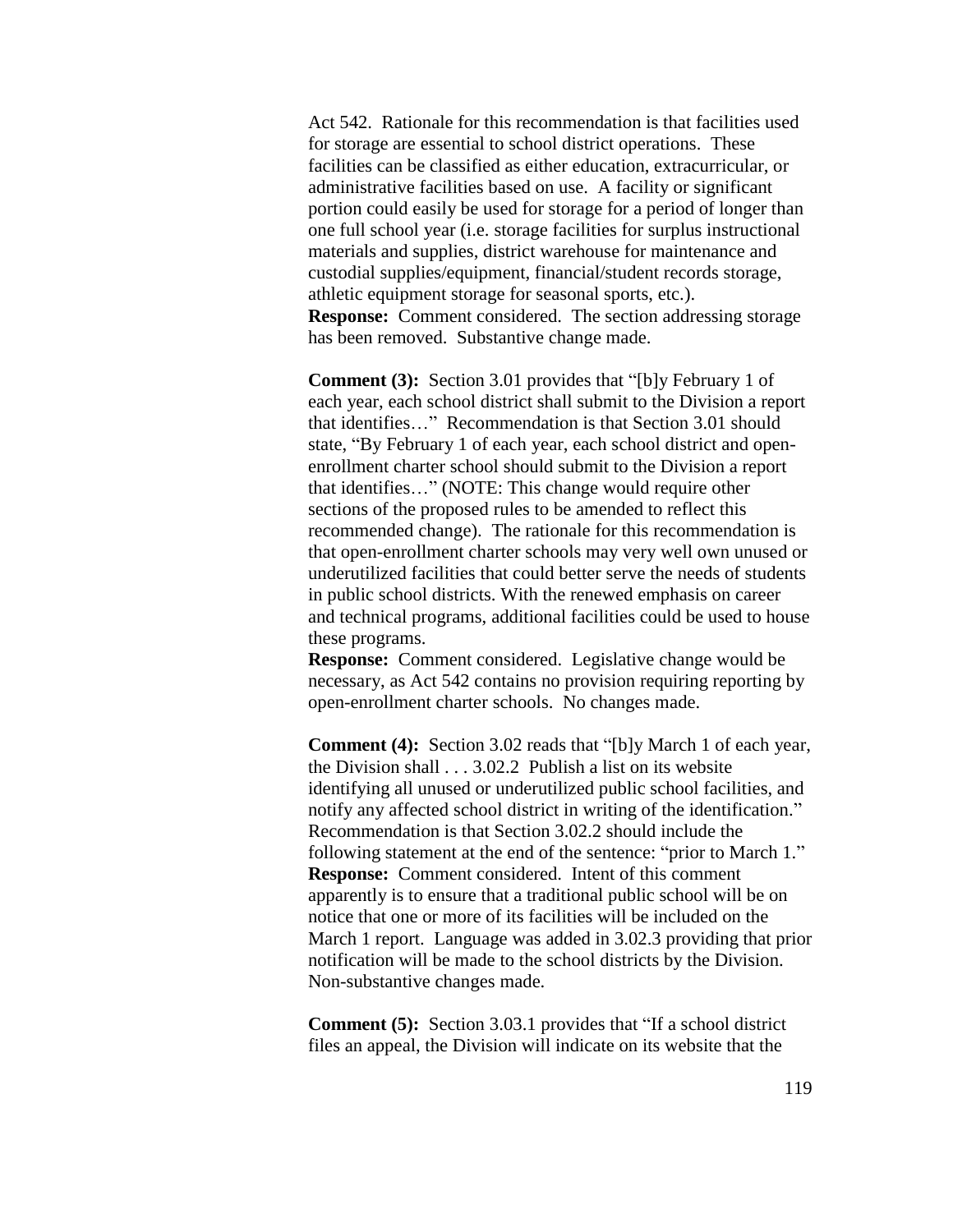Act 542. Rationale for this recommendation is that facilities used for storage are essential to school district operations. These facilities can be classified as either education, extracurricular, or administrative facilities based on use. A facility or significant portion could easily be used for storage for a period of longer than one full school year (i.e. storage facilities for surplus instructional materials and supplies, district warehouse for maintenance and custodial supplies/equipment, financial/student records storage, athletic equipment storage for seasonal sports, etc.).
**Response:** Comment considered. The section addressing storage has been removed. Substantive change made.

**Comment (3):** Section 3.01 provides that "[b]y February 1 of each year, each school district shall submit to the Division a report that identifies…" Recommendation is that Section 3.01 should state, "By February 1 of each year, each school district and open-enrollment charter school should submit to the Division a report that identifies…" (NOTE: This change would require other sections of the proposed rules to be amended to reflect this recommended change). The rationale for this recommendation is that open-enrollment charter schools may very well own unused or underutilized facilities that could better serve the needs of students in public school districts. With the renewed emphasis on career and technical programs, additional facilities could be used to house these programs.
**Response:** Comment considered. Legislative change would be necessary, as Act 542 contains no provision requiring reporting by open-enrollment charter schools. No changes made.

**Comment (4):** Section 3.02 reads that "[b]y March 1 of each year, the Division shall . . . 3.02.2 Publish a list on its website identifying all unused or underutilized public school facilities, and notify any affected school district in writing of the identification." Recommendation is that Section 3.02.2 should include the following statement at the end of the sentence: "prior to March 1."
**Response:** Comment considered. Intent of this comment apparently is to ensure that a traditional public school will be on notice that one or more of its facilities will be included on the March 1 report. Language was added in 3.02.3 providing that prior notification will be made to the school districts by the Division. Non-substantive changes made.

**Comment (5):** Section 3.03.1 provides that "If a school district files an appeal, the Division will indicate on its website that the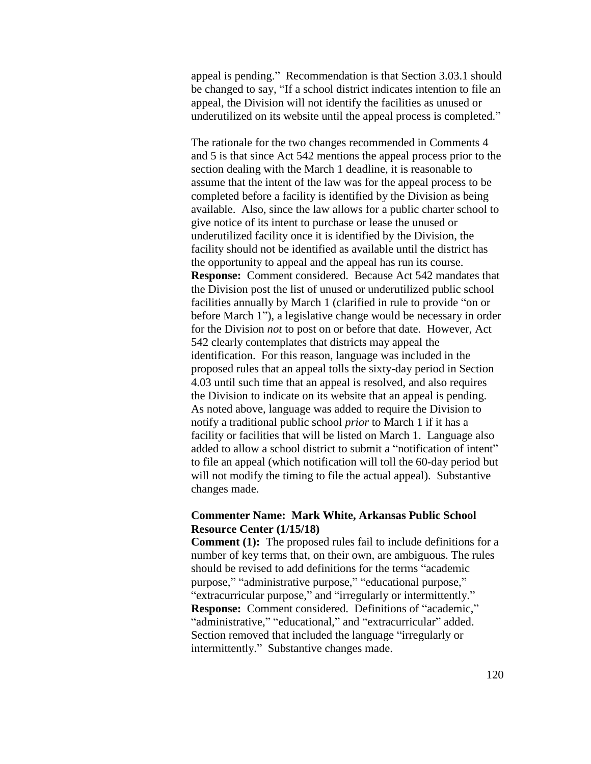appeal is pending." Recommendation is that Section 3.03.1 should be changed to say, "If a school district indicates intention to file an appeal, the Division will not identify the facilities as unused or underutilized on its website until the appeal process is completed."

The rationale for the two changes recommended in Comments 4 and 5 is that since Act 542 mentions the appeal process prior to the section dealing with the March 1 deadline, it is reasonable to assume that the intent of the law was for the appeal process to be completed before a facility is identified by the Division as being available. Also, since the law allows for a public charter school to give notice of its intent to purchase or lease the unused or underutilized facility once it is identified by the Division, the facility should not be identified as available until the district has the opportunity to appeal and the appeal has run its course.
**Response:** Comment considered. Because Act 542 mandates that the Division post the list of unused or underutilized public school facilities annually by March 1 (clarified in rule to provide "on or before March 1"), a legislative change would be necessary in order for the Division *not* to post on or before that date. However, Act 542 clearly contemplates that districts may appeal the identification. For this reason, language was included in the proposed rules that an appeal tolls the sixty-day period in Section 4.03 until such time that an appeal is resolved, and also requires the Division to indicate on its website that an appeal is pending. As noted above, language was added to require the Division to notify a traditional public school *prior* to March 1 if it has a facility or facilities that will be listed on March 1. Language also added to allow a school district to submit a "notification of intent" to file an appeal (which notification will toll the 60-day period but will not modify the timing to file the actual appeal). Substantive changes made.

**Commenter Name: Mark White, Arkansas Public School Resource Center (1/15/18)**
**Comment (1):** The proposed rules fail to include definitions for a number of key terms that, on their own, are ambiguous. The rules should be revised to add definitions for the terms "academic purpose," "administrative purpose," "educational purpose," "extracurricular purpose," and "irregularly or intermittently."
**Response:** Comment considered. Definitions of "academic," "administrative," "educational," and "extracurricular" added. Section removed that included the language "irregularly or intermittently." Substantive changes made.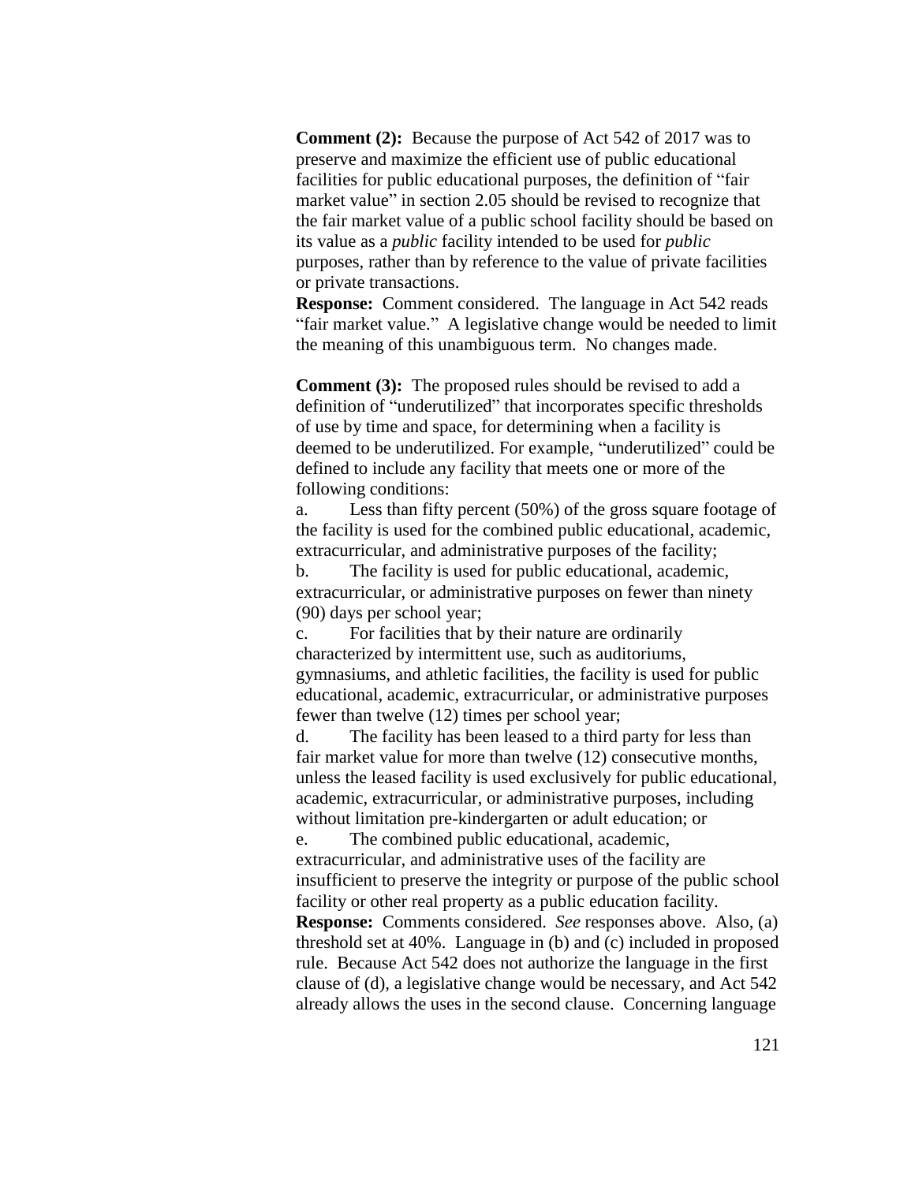**Comment (2):** Because the purpose of Act 542 of 2017 was to preserve and maximize the efficient use of public educational facilities for public educational purposes, the definition of "fair market value" in section 2.05 should be revised to recognize that the fair market value of a public school facility should be based on its value as a *public* facility intended to be used for *public* purposes, rather than by reference to the value of private facilities or private transactions.

**Response:** Comment considered. The language in Act 542 reads "fair market value." A legislative change would be needed to limit the meaning of this unambiguous term. No changes made.

**Comment (3):** The proposed rules should be revised to add a definition of "underutilized" that incorporates specific thresholds of use by time and space, for determining when a facility is deemed to be underutilized. For example, "underutilized" could be defined to include any facility that meets one or more of the following conditions:

a. Less than fifty percent (50%) of the gross square footage of the facility is used for the combined public educational, academic, extracurricular, and administrative purposes of the facility;

b. The facility is used for public educational, academic, extracurricular, or administrative purposes on fewer than ninety (90) days per school year;

c. For facilities that by their nature are ordinarily characterized by intermittent use, such as auditoriums, gymnasiums, and athletic facilities, the facility is used for public educational, academic, extracurricular, or administrative purposes fewer than twelve (12) times per school year;

d. The facility has been leased to a third party for less than fair market value for more than twelve (12) consecutive months, unless the leased facility is used exclusively for public educational, academic, extracurricular, or administrative purposes, including without limitation pre-kindergarten or adult education; or

e. The combined public educational, academic, extracurricular, and administrative uses of the facility are insufficient to preserve the integrity or purpose of the public school facility or other real property as a public education facility.

**Response:** Comments considered. *See* responses above. Also, (a) threshold set at 40%. Language in (b) and (c) included in proposed rule. Because Act 542 does not authorize the language in the first clause of (d), a legislative change would be necessary, and Act 542 already allows the uses in the second clause. Concerning language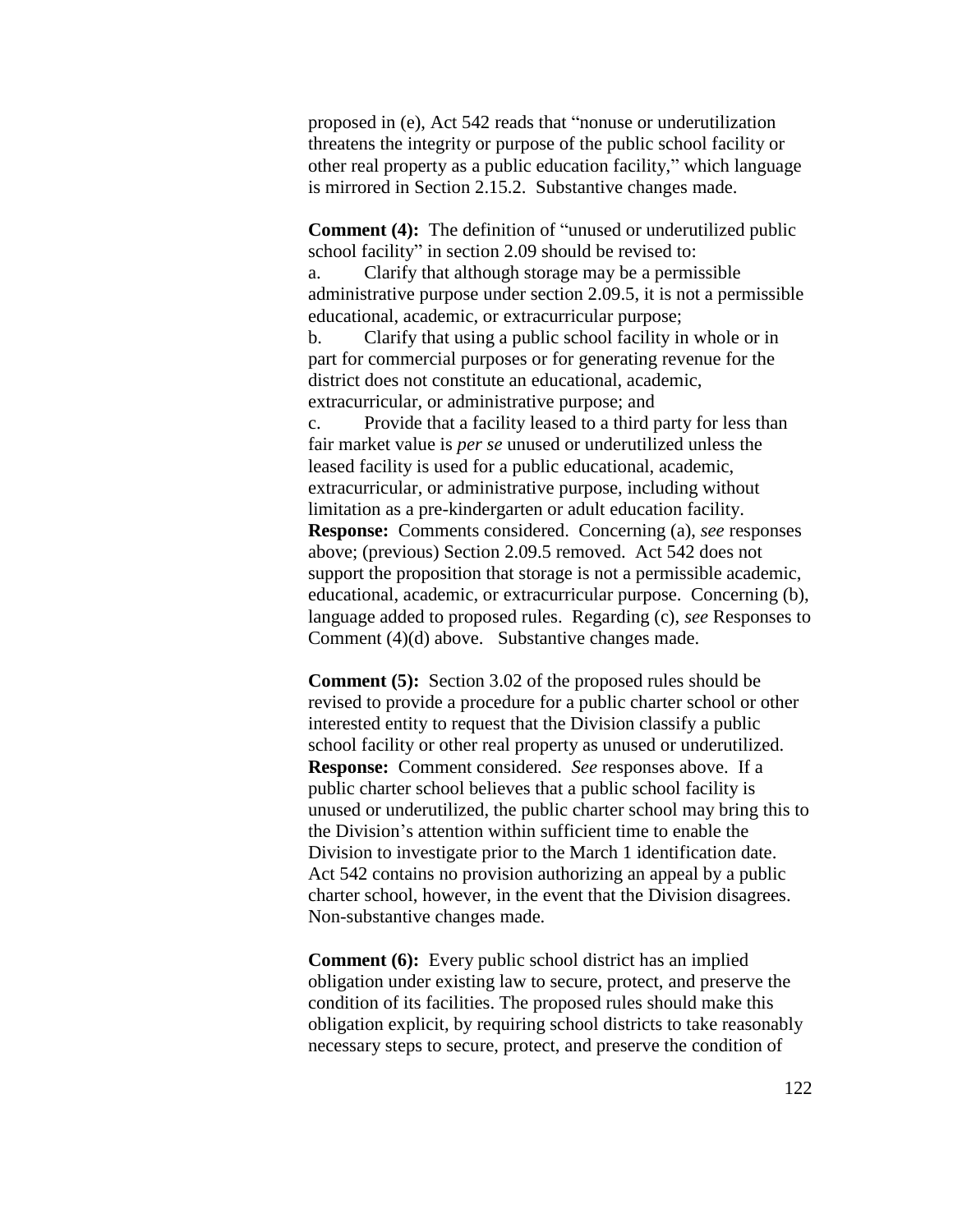proposed in (e), Act 542 reads that "nonuse or underutilization threatens the integrity or purpose of the public school facility or other real property as a public education facility," which language is mirrored in Section 2.15.2. Substantive changes made.

**Comment (4):** The definition of "unused or underutilized public school facility" in section 2.09 should be revised to:

a. Clarify that although storage may be a permissible administrative purpose under section 2.09.5, it is not a permissible educational, academic, or extracurricular purpose;

b. Clarify that using a public school facility in whole or in part for commercial purposes or for generating revenue for the district does not constitute an educational, academic, extracurricular, or administrative purpose; and

c. Provide that a facility leased to a third party for less than fair market value is *per se* unused or underutilized unless the leased facility is used for a public educational, academic, extracurricular, or administrative purpose, including without limitation as a pre-kindergarten or adult education facility.

**Response:** Comments considered. Concerning (a), *see* responses above; (previous) Section 2.09.5 removed. Act 542 does not support the proposition that storage is not a permissible academic, educational, academic, or extracurricular purpose. Concerning (b), language added to proposed rules. Regarding (c), *see* Responses to Comment (4)(d) above. Substantive changes made.

**Comment (5):** Section 3.02 of the proposed rules should be revised to provide a procedure for a public charter school or other interested entity to request that the Division classify a public school facility or other real property as unused or underutilized.

**Response:** Comment considered. *See* responses above. If a public charter school believes that a public school facility is unused or underutilized, the public charter school may bring this to the Division's attention within sufficient time to enable the Division to investigate prior to the March 1 identification date. Act 542 contains no provision authorizing an appeal by a public charter school, however, in the event that the Division disagrees. Non-substantive changes made.

**Comment (6):** Every public school district has an implied obligation under existing law to secure, protect, and preserve the condition of its facilities. The proposed rules should make this obligation explicit, by requiring school districts to take reasonably necessary steps to secure, protect, and preserve the condition of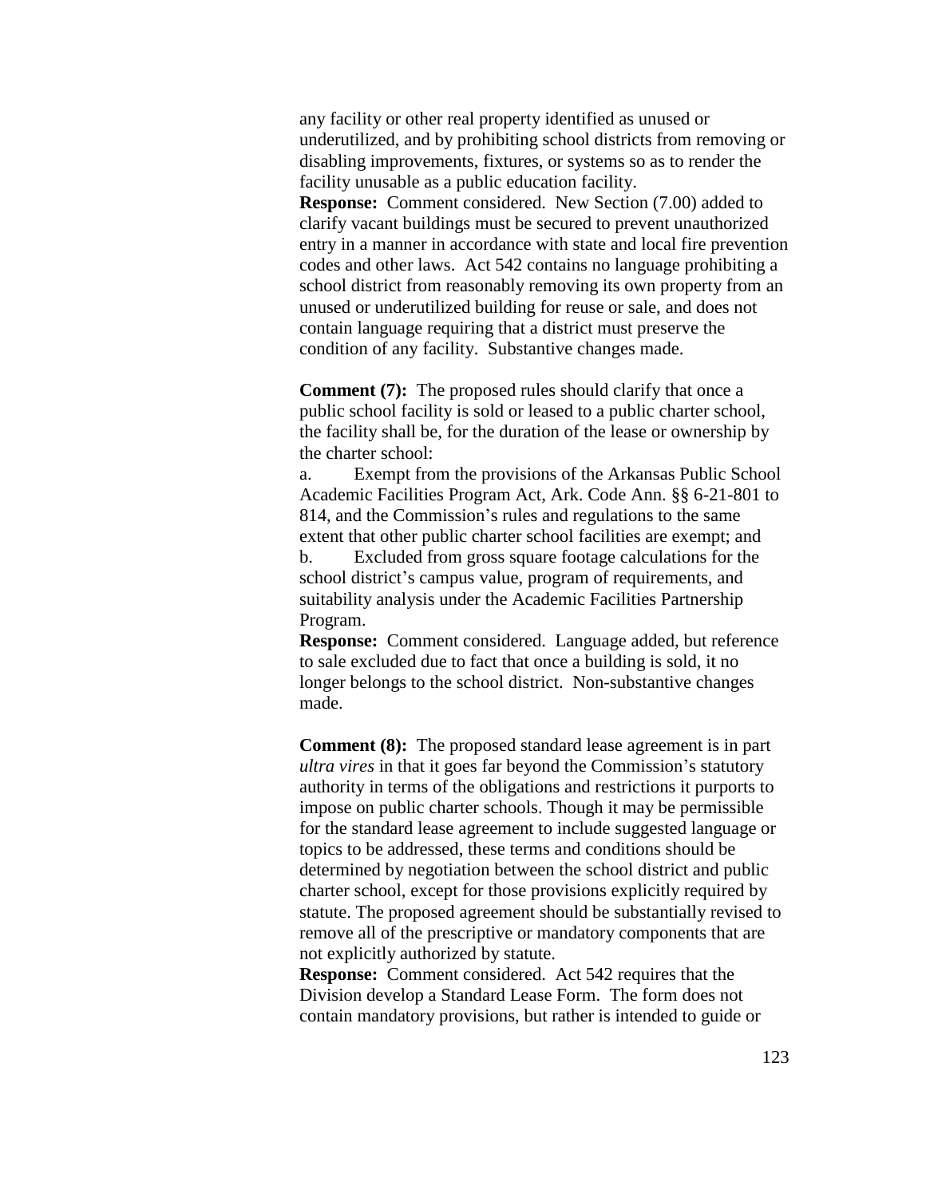any facility or other real property identified as unused or underutilized, and by prohibiting school districts from removing or disabling improvements, fixtures, or systems so as to render the facility unusable as a public education facility.
**Response:** Comment considered. New Section (7.00) added to clarify vacant buildings must be secured to prevent unauthorized entry in a manner in accordance with state and local fire prevention codes and other laws. Act 542 contains no language prohibiting a school district from reasonably removing its own property from an unused or underutilized building for reuse or sale, and does not contain language requiring that a district must preserve the condition of any facility. Substantive changes made.

**Comment (7):** The proposed rules should clarify that once a public school facility is sold or leased to a public charter school, the facility shall be, for the duration of the lease or ownership by the charter school:
a. Exempt from the provisions of the Arkansas Public School Academic Facilities Program Act, Ark. Code Ann. §§ 6-21-801 to 814, and the Commission's rules and regulations to the same extent that other public charter school facilities are exempt; and
b. Excluded from gross square footage calculations for the school district's campus value, program of requirements, and suitability analysis under the Academic Facilities Partnership Program.
**Response:** Comment considered. Language added, but reference to sale excluded due to fact that once a building is sold, it no longer belongs to the school district. Non-substantive changes made.

**Comment (8):** The proposed standard lease agreement is in part *ultra vires* in that it goes far beyond the Commission's statutory authority in terms of the obligations and restrictions it purports to impose on public charter schools. Though it may be permissible for the standard lease agreement to include suggested language or topics to be addressed, these terms and conditions should be determined by negotiation between the school district and public charter school, except for those provisions explicitly required by statute. The proposed agreement should be substantially revised to remove all of the prescriptive or mandatory components that are not explicitly authorized by statute.
**Response:** Comment considered. Act 542 requires that the Division develop a Standard Lease Form. The form does not contain mandatory provisions, but rather is intended to guide or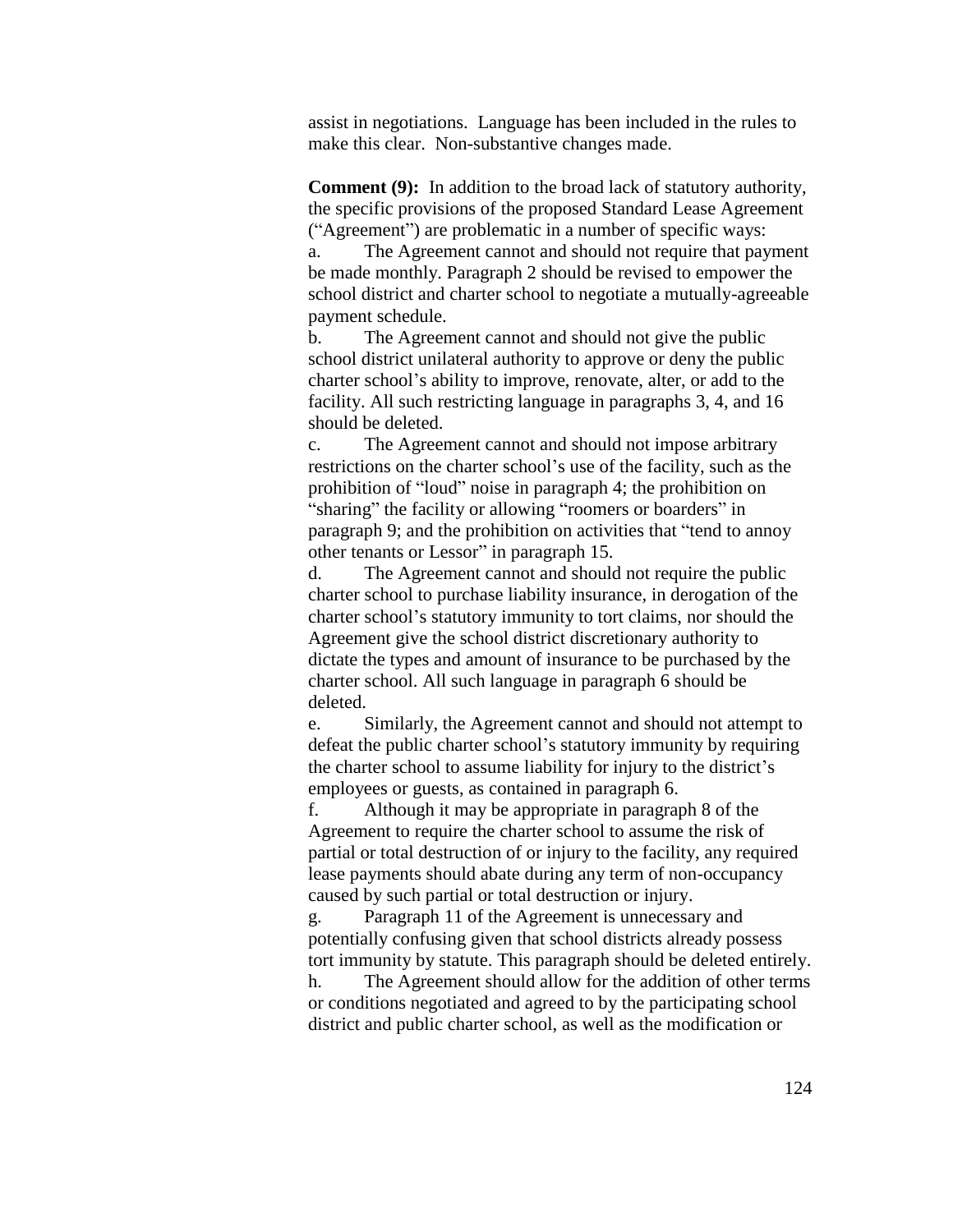assist in negotiations. Language has been included in the rules to make this clear. Non-substantive changes made.

**Comment (9):** In addition to the broad lack of statutory authority, the specific provisions of the proposed Standard Lease Agreement ("Agreement") are problematic in a number of specific ways:

a. The Agreement cannot and should not require that payment be made monthly. Paragraph 2 should be revised to empower the school district and charter school to negotiate a mutually-agreeable payment schedule.

b. The Agreement cannot and should not give the public school district unilateral authority to approve or deny the public charter school's ability to improve, renovate, alter, or add to the facility. All such restricting language in paragraphs 3, 4, and 16 should be deleted.

c. The Agreement cannot and should not impose arbitrary restrictions on the charter school's use of the facility, such as the prohibition of "loud" noise in paragraph 4; the prohibition on "sharing" the facility or allowing "roomers or boarders" in paragraph 9; and the prohibition on activities that "tend to annoy other tenants or Lessor" in paragraph 15.

d. The Agreement cannot and should not require the public charter school to purchase liability insurance, in derogation of the charter school's statutory immunity to tort claims, nor should the Agreement give the school district discretionary authority to dictate the types and amount of insurance to be purchased by the charter school. All such language in paragraph 6 should be deleted.

e. Similarly, the Agreement cannot and should not attempt to defeat the public charter school's statutory immunity by requiring the charter school to assume liability for injury to the district's employees or guests, as contained in paragraph 6.

f. Although it may be appropriate in paragraph 8 of the Agreement to require the charter school to assume the risk of partial or total destruction of or injury to the facility, any required lease payments should abate during any term of non-occupancy caused by such partial or total destruction or injury.

g. Paragraph 11 of the Agreement is unnecessary and potentially confusing given that school districts already possess tort immunity by statute. This paragraph should be deleted entirely.

h. The Agreement should allow for the addition of other terms or conditions negotiated and agreed to by the participating school district and public charter school, as well as the modification or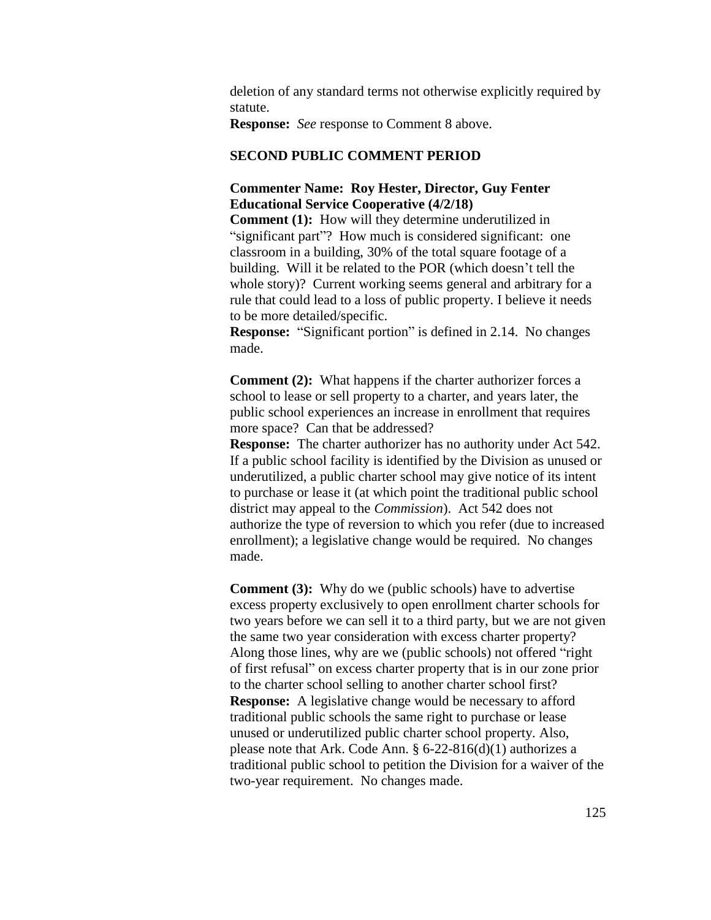deletion of any standard terms not otherwise explicitly required by statute.

**Response:** *See* response to Comment 8 above.

**SECOND PUBLIC COMMENT PERIOD**

**Commenter Name: Roy Hester, Director, Guy Fenter Educational Service Cooperative (4/2/18)**

**Comment (1):** How will they determine underutilized in "significant part"? How much is considered significant: one classroom in a building, 30% of the total square footage of a building. Will it be related to the POR (which doesn't tell the whole story)? Current working seems general and arbitrary for a rule that could lead to a loss of public property. I believe it needs to be more detailed/specific.

**Response:** "Significant portion" is defined in 2.14. No changes made.

**Comment (2):** What happens if the charter authorizer forces a school to lease or sell property to a charter, and years later, the public school experiences an increase in enrollment that requires more space? Can that be addressed?

**Response:** The charter authorizer has no authority under Act 542. If a public school facility is identified by the Division as unused or underutilized, a public charter school may give notice of its intent to purchase or lease it (at which point the traditional public school district may appeal to the *Commission*). Act 542 does not authorize the type of reversion to which you refer (due to increased enrollment); a legislative change would be required. No changes made.

**Comment (3):** Why do we (public schools) have to advertise excess property exclusively to open enrollment charter schools for two years before we can sell it to a third party, but we are not given the same two year consideration with excess charter property? Along those lines, why are we (public schools) not offered "right of first refusal" on excess charter property that is in our zone prior to the charter school selling to another charter school first?

**Response:** A legislative change would be necessary to afford traditional public schools the same right to purchase or lease unused or underutilized public charter school property. Also, please note that Ark. Code Ann. § 6-22-816(d)(1) authorizes a traditional public school to petition the Division for a waiver of the two-year requirement. No changes made.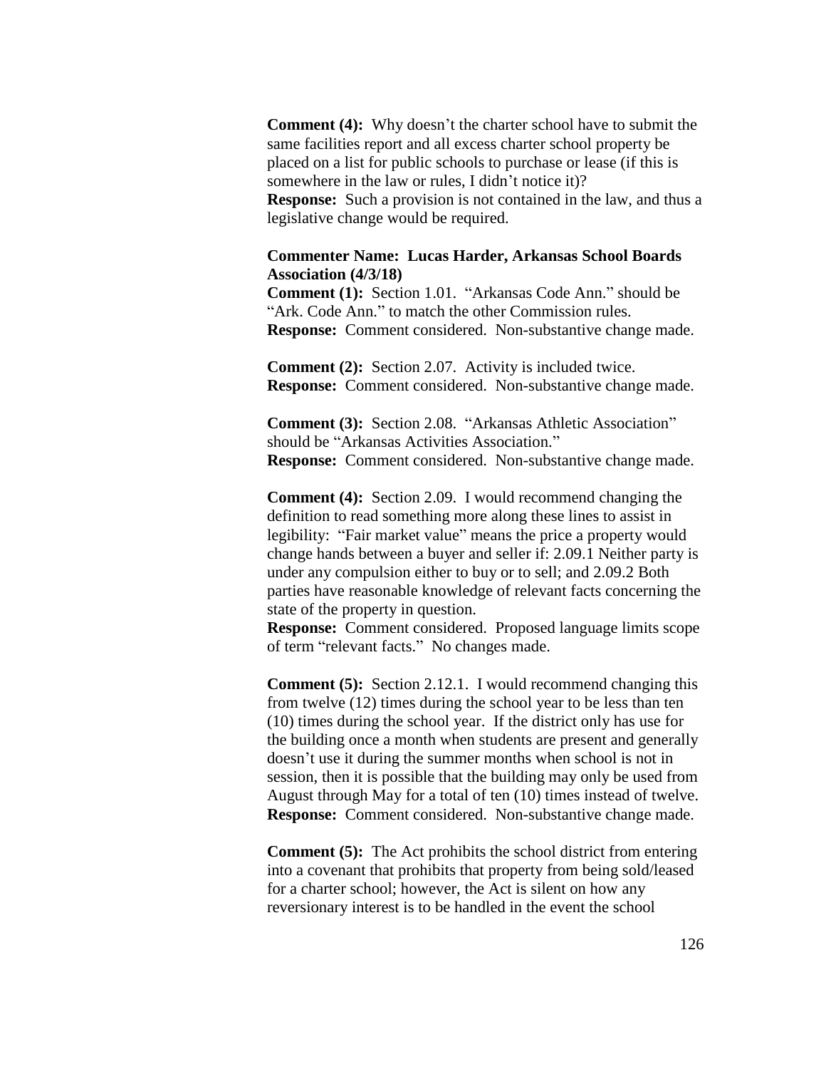**Comment (4):** Why doesn't the charter school have to submit the same facilities report and all excess charter school property be placed on a list for public schools to purchase or lease (if this is somewhere in the law or rules, I didn't notice it)?
**Response:** Such a provision is not contained in the law, and thus a legislative change would be required.

**Commenter Name: Lucas Harder, Arkansas School Boards Association (4/3/18)**
**Comment (1):** Section 1.01. "Arkansas Code Ann." should be "Ark. Code Ann." to match the other Commission rules.
**Response:** Comment considered. Non-substantive change made.

**Comment (2):** Section 2.07. Activity is included twice.
**Response:** Comment considered. Non-substantive change made.

**Comment (3):** Section 2.08. "Arkansas Athletic Association" should be "Arkansas Activities Association."
**Response:** Comment considered. Non-substantive change made.

**Comment (4):** Section 2.09. I would recommend changing the definition to read something more along these lines to assist in legibility: "Fair market value" means the price a property would change hands between a buyer and seller if: 2.09.1 Neither party is under any compulsion either to buy or to sell; and 2.09.2 Both parties have reasonable knowledge of relevant facts concerning the state of the property in question.
**Response:** Comment considered. Proposed language limits scope of term "relevant facts." No changes made.

**Comment (5):** Section 2.12.1. I would recommend changing this from twelve (12) times during the school year to be less than ten (10) times during the school year. If the district only has use for the building once a month when students are present and generally doesn't use it during the summer months when school is not in session, then it is possible that the building may only be used from August through May for a total of ten (10) times instead of twelve.
**Response:** Comment considered. Non-substantive change made.

**Comment (5):** The Act prohibits the school district from entering into a covenant that prohibits that property from being sold/leased for a charter school; however, the Act is silent on how any reversionary interest is to be handled in the event the school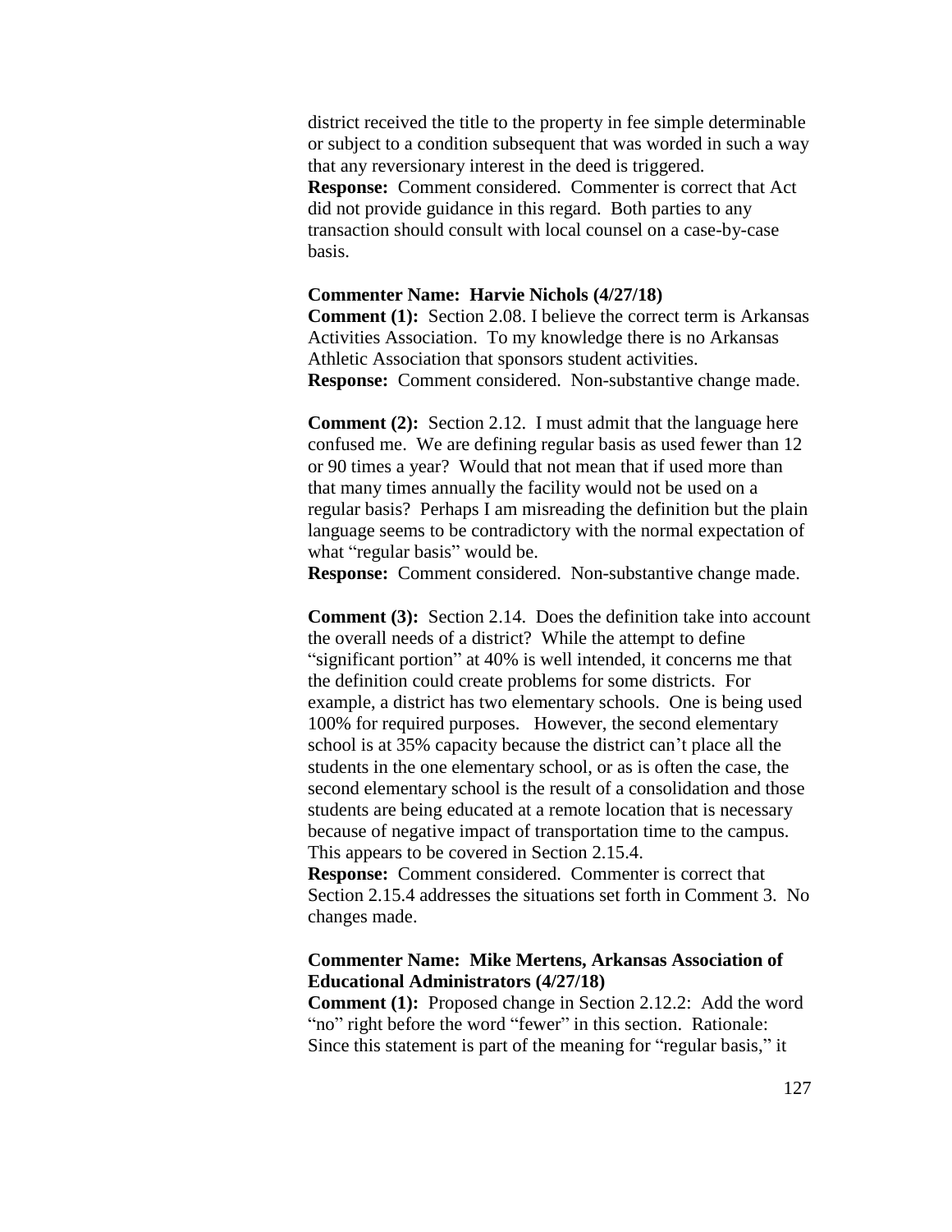district received the title to the property in fee simple determinable or subject to a condition subsequent that was worded in such a way that any reversionary interest in the deed is triggered.
**Response:** Comment considered. Commenter is correct that Act did not provide guidance in this regard. Both parties to any transaction should consult with local counsel on a case-by-case basis.

**Commenter Name: Harvie Nichols (4/27/18)**
**Comment (1):** Section 2.08. I believe the correct term is Arkansas Activities Association. To my knowledge there is no Arkansas Athletic Association that sponsors student activities.
**Response:** Comment considered. Non-substantive change made.

**Comment (2):** Section 2.12. I must admit that the language here confused me. We are defining regular basis as used fewer than 12 or 90 times a year? Would that not mean that if used more than that many times annually the facility would not be used on a regular basis? Perhaps I am misreading the definition but the plain language seems to be contradictory with the normal expectation of what "regular basis" would be.
**Response:** Comment considered. Non-substantive change made.

**Comment (3):** Section 2.14. Does the definition take into account the overall needs of a district? While the attempt to define "significant portion" at 40% is well intended, it concerns me that the definition could create problems for some districts. For example, a district has two elementary schools. One is being used 100% for required purposes. However, the second elementary school is at 35% capacity because the district can't place all the students in the one elementary school, or as is often the case, the second elementary school is the result of a consolidation and those students are being educated at a remote location that is necessary because of negative impact of transportation time to the campus. This appears to be covered in Section 2.15.4.
**Response:** Comment considered. Commenter is correct that Section 2.15.4 addresses the situations set forth in Comment 3. No changes made.

**Commenter Name: Mike Mertens, Arkansas Association of Educational Administrators (4/27/18)**
**Comment (1):** Proposed change in Section 2.12.2: Add the word "no" right before the word "fewer" in this section. Rationale: Since this statement is part of the meaning for "regular basis," it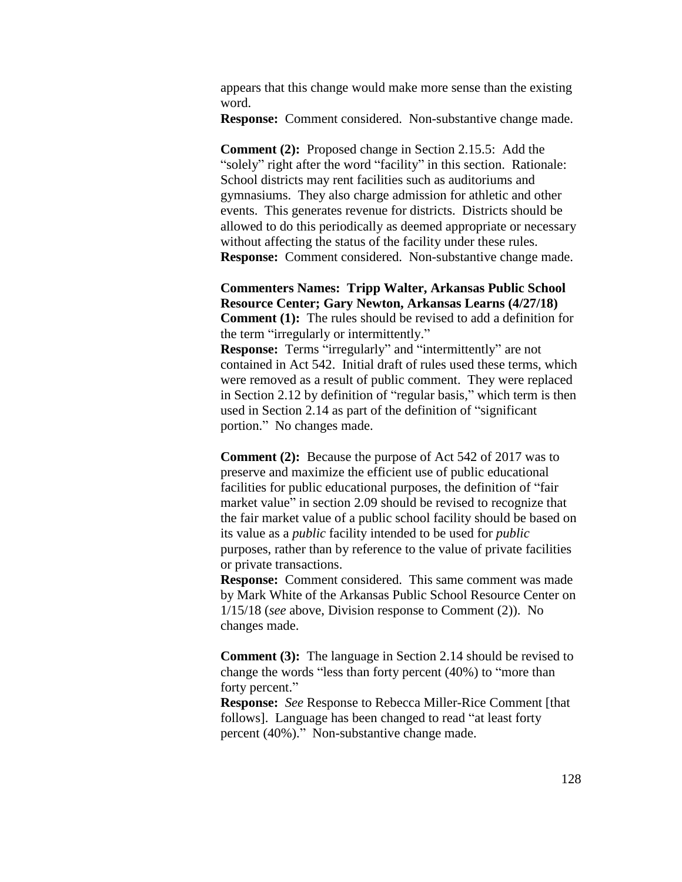appears that this change would make more sense than the existing word.

**Response:** Comment considered. Non-substantive change made.

**Comment (2):** Proposed change in Section 2.15.5: Add the "solely" right after the word "facility" in this section. Rationale: School districts may rent facilities such as auditoriums and gymnasiums. They also charge admission for athletic and other events. This generates revenue for districts. Districts should be allowed to do this periodically as deemed appropriate or necessary without affecting the status of the facility under these rules.

**Response:** Comment considered. Non-substantive change made.

**Commenters Names: Tripp Walter, Arkansas Public School Resource Center; Gary Newton, Arkansas Learns (4/27/18)**

**Comment (1):** The rules should be revised to add a definition for the term "irregularly or intermittently."

**Response:** Terms "irregularly" and "intermittently" are not contained in Act 542. Initial draft of rules used these terms, which were removed as a result of public comment. They were replaced in Section 2.12 by definition of "regular basis," which term is then used in Section 2.14 as part of the definition of "significant portion." No changes made.

**Comment (2):** Because the purpose of Act 542 of 2017 was to preserve and maximize the efficient use of public educational facilities for public educational purposes, the definition of "fair market value" in section 2.09 should be revised to recognize that the fair market value of a public school facility should be based on its value as a *public* facility intended to be used for *public* purposes, rather than by reference to the value of private facilities or private transactions.

**Response:** Comment considered. This same comment was made by Mark White of the Arkansas Public School Resource Center on 1/15/18 (*see* above, Division response to Comment (2)). No changes made.

**Comment (3):** The language in Section 2.14 should be revised to change the words "less than forty percent (40%) to "more than forty percent."

**Response:** *See* Response to Rebecca Miller-Rice Comment [that follows]. Language has been changed to read "at least forty percent (40%)." Non-substantive change made.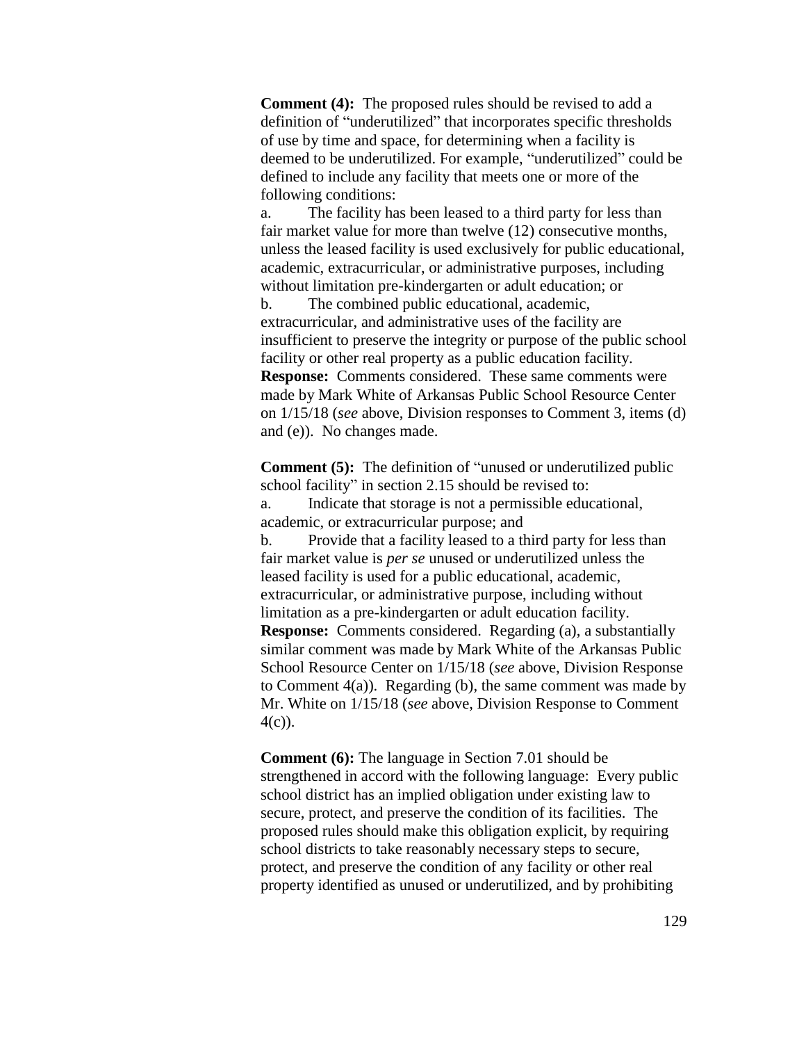**Comment (4):** The proposed rules should be revised to add a definition of "underutilized" that incorporates specific thresholds of use by time and space, for determining when a facility is deemed to be underutilized. For example, "underutilized" could be defined to include any facility that meets one or more of the following conditions:

a. The facility has been leased to a third party for less than fair market value for more than twelve (12) consecutive months, unless the leased facility is used exclusively for public educational, academic, extracurricular, or administrative purposes, including without limitation pre-kindergarten or adult education; or

b. The combined public educational, academic, extracurricular, and administrative uses of the facility are insufficient to preserve the integrity or purpose of the public school facility or other real property as a public education facility.

**Response:** Comments considered. These same comments were made by Mark White of Arkansas Public School Resource Center on 1/15/18 (*see* above, Division responses to Comment 3, items (d) and (e)). No changes made.

**Comment (5):** The definition of "unused or underutilized public school facility" in section 2.15 should be revised to:

a. Indicate that storage is not a permissible educational, academic, or extracurricular purpose; and

b. Provide that a facility leased to a third party for less than fair market value is *per se* unused or underutilized unless the leased facility is used for a public educational, academic, extracurricular, or administrative purpose, including without limitation as a pre-kindergarten or adult education facility.

**Response:** Comments considered. Regarding (a), a substantially similar comment was made by Mark White of the Arkansas Public School Resource Center on 1/15/18 (*see* above, Division Response to Comment 4(a)). Regarding (b), the same comment was made by Mr. White on 1/15/18 (*see* above, Division Response to Comment 4(c)).

**Comment (6):** The language in Section 7.01 should be strengthened in accord with the following language: Every public school district has an implied obligation under existing law to secure, protect, and preserve the condition of its facilities. The proposed rules should make this obligation explicit, by requiring school districts to take reasonably necessary steps to secure, protect, and preserve the condition of any facility or other real property identified as unused or underutilized, and by prohibiting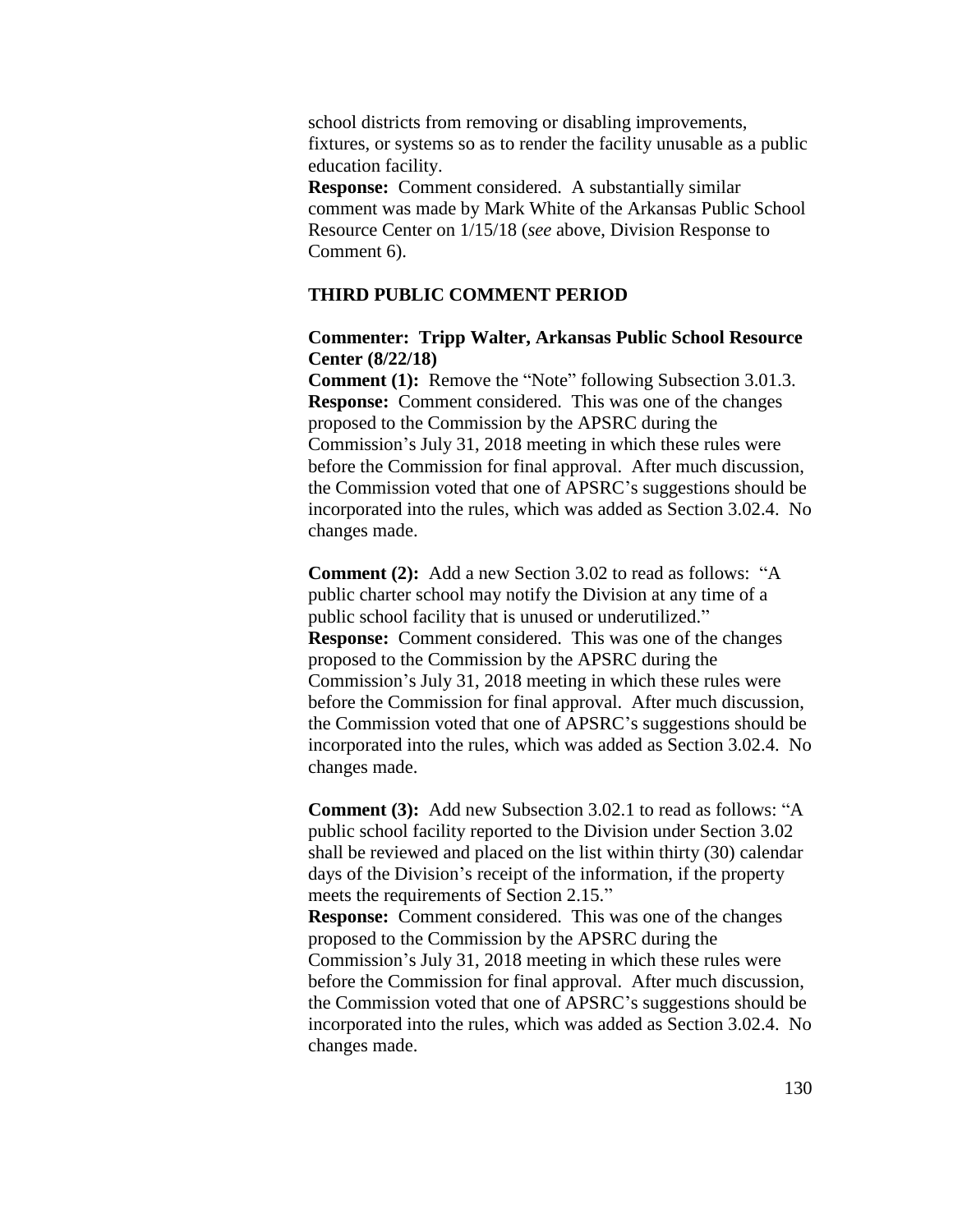school districts from removing or disabling improvements, fixtures, or systems so as to render the facility unusable as a public education facility.

**Response:** Comment considered. A substantially similar comment was made by Mark White of the Arkansas Public School Resource Center on 1/15/18 (*see* above, Division Response to Comment 6).

**THIRD PUBLIC COMMENT PERIOD**

**Commenter: Tripp Walter, Arkansas Public School Resource Center (8/22/18)**

**Comment (1):** Remove the "Note" following Subsection 3.01.3.

**Response:** Comment considered. This was one of the changes proposed to the Commission by the APSRC during the Commission's July 31, 2018 meeting in which these rules were before the Commission for final approval. After much discussion, the Commission voted that one of APSRC's suggestions should be incorporated into the rules, which was added as Section 3.02.4. No changes made.

**Comment (2):** Add a new Section 3.02 to read as follows: "A public charter school may notify the Division at any time of a public school facility that is unused or underutilized."

**Response:** Comment considered. This was one of the changes proposed to the Commission by the APSRC during the Commission's July 31, 2018 meeting in which these rules were before the Commission for final approval. After much discussion, the Commission voted that one of APSRC's suggestions should be incorporated into the rules, which was added as Section 3.02.4. No changes made.

**Comment (3):** Add new Subsection 3.02.1 to read as follows: "A public school facility reported to the Division under Section 3.02 shall be reviewed and placed on the list within thirty (30) calendar days of the Division's receipt of the information, if the property meets the requirements of Section 2.15."

**Response:** Comment considered. This was one of the changes proposed to the Commission by the APSRC during the Commission's July 31, 2018 meeting in which these rules were before the Commission for final approval. After much discussion, the Commission voted that one of APSRC's suggestions should be incorporated into the rules, which was added as Section 3.02.4. No changes made.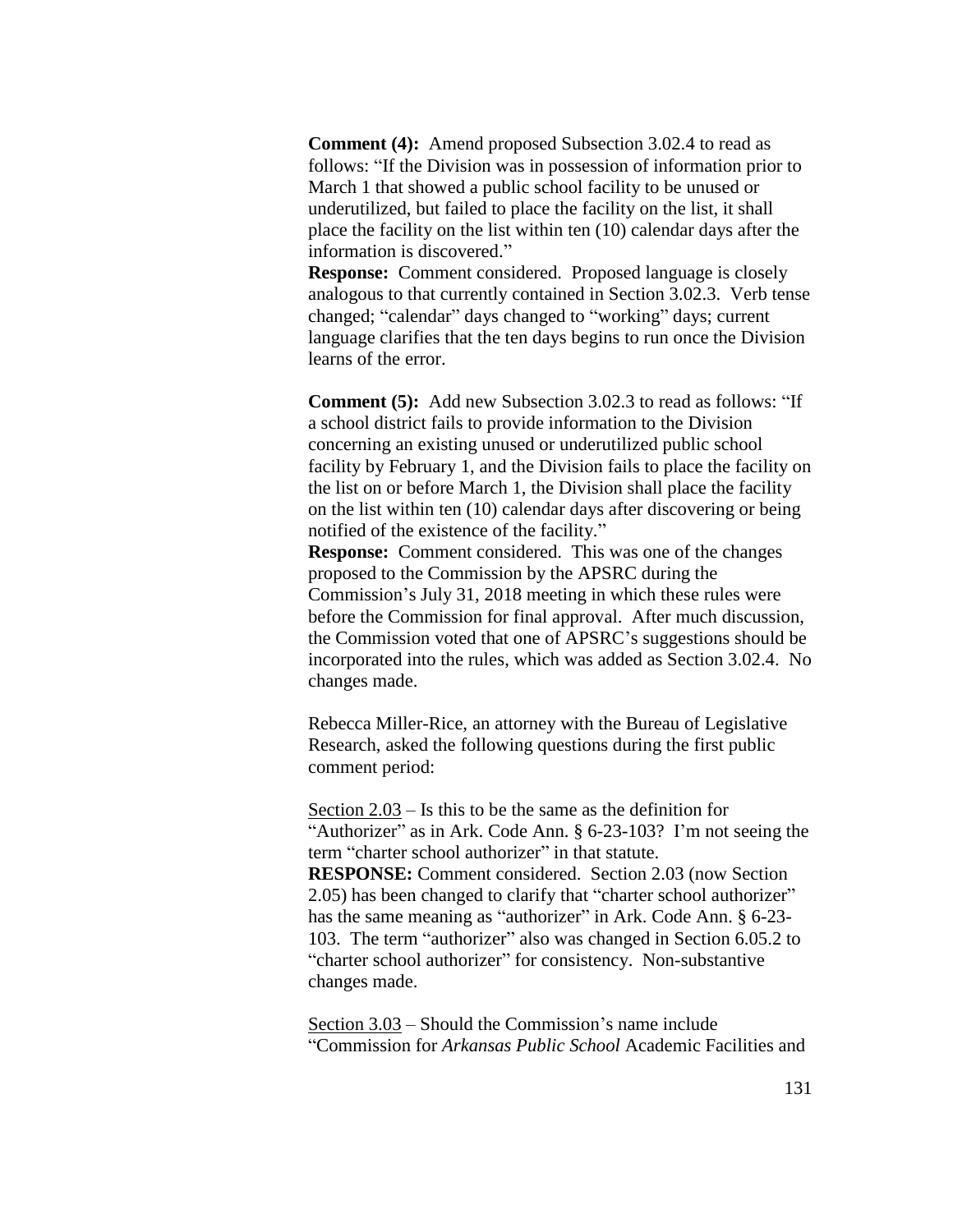**Comment (4):** Amend proposed Subsection 3.02.4 to read as follows: "If the Division was in possession of information prior to March 1 that showed a public school facility to be unused or underutilized, but failed to place the facility on the list, it shall place the facility on the list within ten (10) calendar days after the information is discovered."
**Response:** Comment considered. Proposed language is closely analogous to that currently contained in Section 3.02.3. Verb tense changed; "calendar" days changed to "working" days; current language clarifies that the ten days begins to run once the Division learns of the error.

**Comment (5):** Add new Subsection 3.02.3 to read as follows: "If a school district fails to provide information to the Division concerning an existing unused or underutilized public school facility by February 1, and the Division fails to place the facility on the list on or before March 1, the Division shall place the facility on the list within ten (10) calendar days after discovering or being notified of the existence of the facility."
**Response:** Comment considered. This was one of the changes proposed to the Commission by the APSRC during the Commission's July 31, 2018 meeting in which these rules were before the Commission for final approval. After much discussion, the Commission voted that one of APSRC's suggestions should be incorporated into the rules, which was added as Section 3.02.4. No changes made.

Rebecca Miller-Rice, an attorney with the Bureau of Legislative Research, asked the following questions during the first public comment period:

<u>Section 2.03</u> – Is this to be the same as the definition for "Authorizer" as in Ark. Code Ann. § 6-23-103? I'm not seeing the term "charter school authorizer" in that statute.
**RESPONSE:** Comment considered. Section 2.03 (now Section 2.05) has been changed to clarify that "charter school authorizer" has the same meaning as "authorizer" in Ark. Code Ann. § 6-23-103. The term "authorizer" also was changed in Section 6.05.2 to "charter school authorizer" for consistency. Non-substantive changes made.

<u>Section 3.03</u> – Should the Commission's name include "Commission for *Arkansas Public School* Academic Facilities and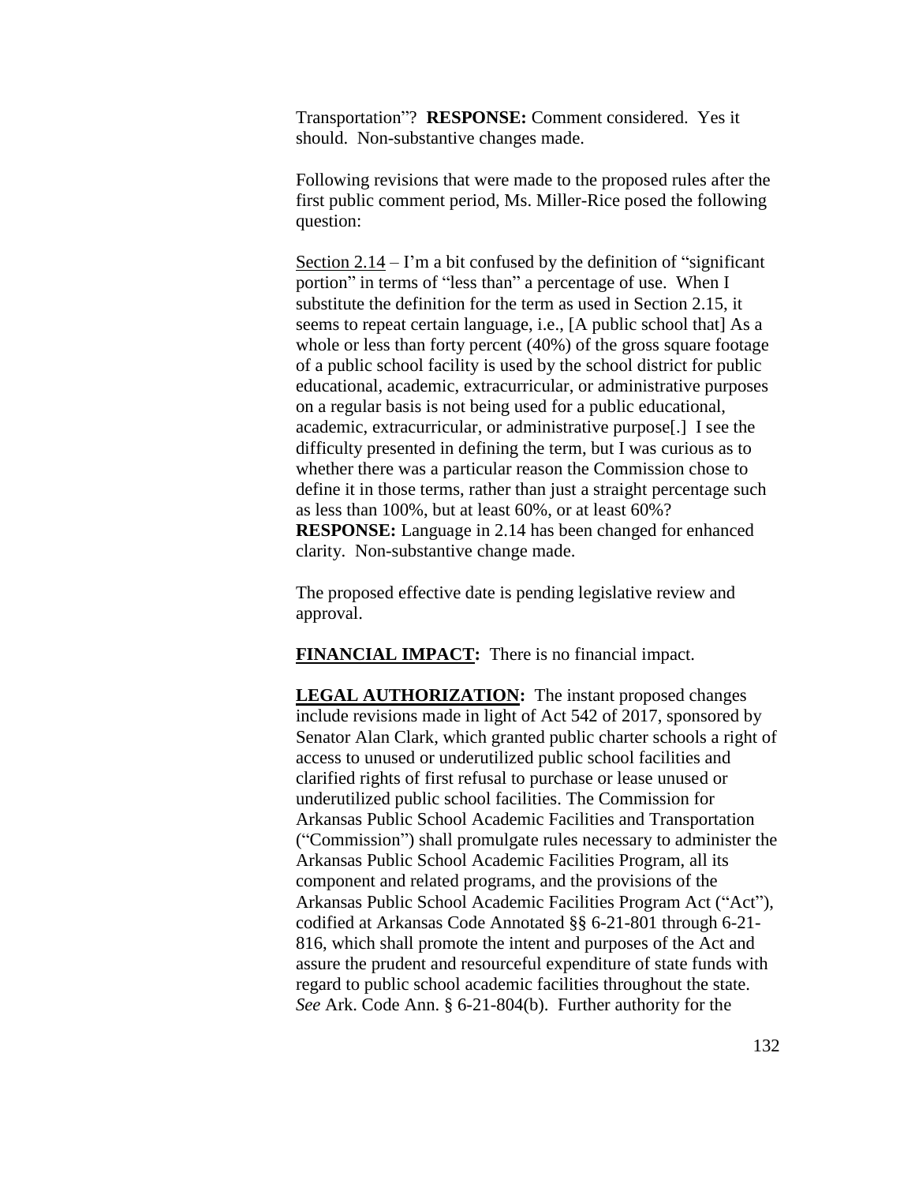Transportation"? **RESPONSE:** Comment considered. Yes it should. Non-substantive changes made.

Following revisions that were made to the proposed rules after the first public comment period, Ms. Miller-Rice posed the following question:

Section 2.14 – I'm a bit confused by the definition of "significant portion" in terms of "less than" a percentage of use. When I substitute the definition for the term as used in Section 2.15, it seems to repeat certain language, i.e., [A public school that] As a whole or less than forty percent (40%) of the gross square footage of a public school facility is used by the school district for public educational, academic, extracurricular, or administrative purposes on a regular basis is not being used for a public educational, academic, extracurricular, or administrative purpose[.] I see the difficulty presented in defining the term, but I was curious as to whether there was a particular reason the Commission chose to define it in those terms, rather than just a straight percentage such as less than 100%, but at least 60%, or at least 60%? **RESPONSE:** Language in 2.14 has been changed for enhanced clarity. Non-substantive change made.

The proposed effective date is pending legislative review and approval.

**FINANCIAL IMPACT:** There is no financial impact.

**LEGAL AUTHORIZATION:** The instant proposed changes include revisions made in light of Act 542 of 2017, sponsored by Senator Alan Clark, which granted public charter schools a right of access to unused or underutilized public school facilities and clarified rights of first refusal to purchase or lease unused or underutilized public school facilities. The Commission for Arkansas Public School Academic Facilities and Transportation ("Commission") shall promulgate rules necessary to administer the Arkansas Public School Academic Facilities Program, all its component and related programs, and the provisions of the Arkansas Public School Academic Facilities Program Act ("Act"), codified at Arkansas Code Annotated §§ 6-21-801 through 6-21-816, which shall promote the intent and purposes of the Act and assure the prudent and resourceful expenditure of state funds with regard to public school academic facilities throughout the state. *See* Ark. Code Ann. § 6-21-804(b). Further authority for the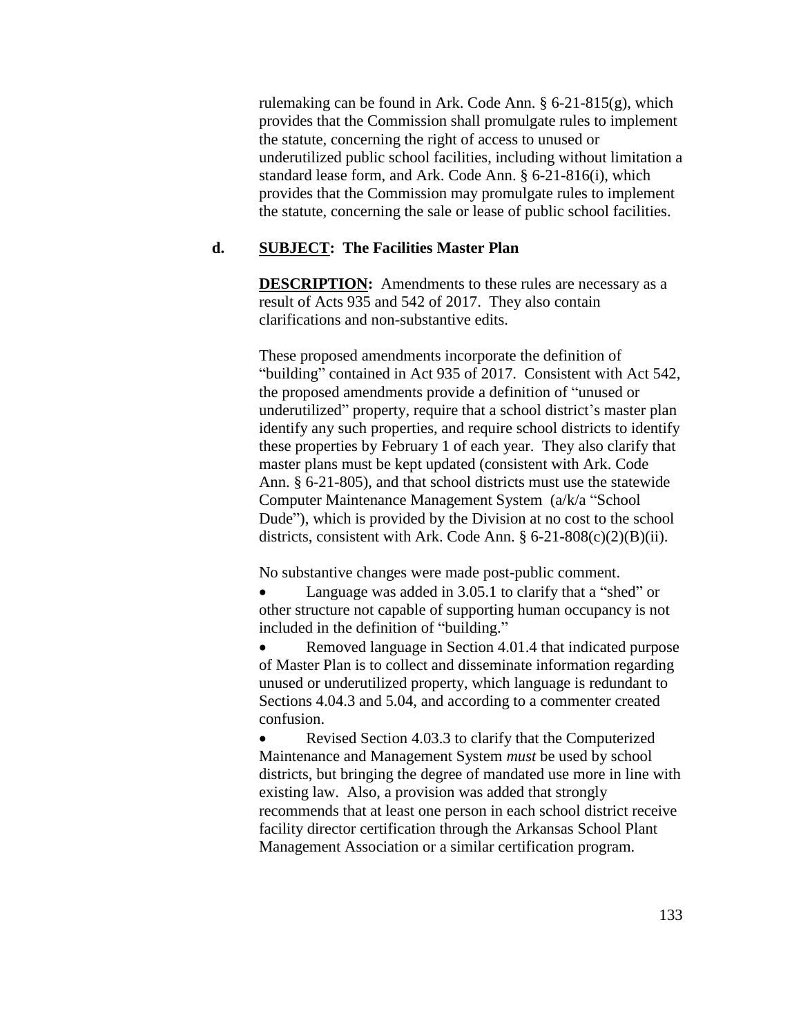rulemaking can be found in Ark. Code Ann. § 6-21-815(g), which provides that the Commission shall promulgate rules to implement the statute, concerning the right of access to unused or underutilized public school facilities, including without limitation a standard lease form, and Ark. Code Ann. § 6-21-816(i), which provides that the Commission may promulgate rules to implement the statute, concerning the sale or lease of public school facilities.

**d. SUBJECT: The Facilities Master Plan**

**DESCRIPTION:** Amendments to these rules are necessary as a result of Acts 935 and 542 of 2017. They also contain clarifications and non-substantive edits.

These proposed amendments incorporate the definition of "building" contained in Act 935 of 2017. Consistent with Act 542, the proposed amendments provide a definition of "unused or underutilized" property, require that a school district's master plan identify any such properties, and require school districts to identify these properties by February 1 of each year. They also clarify that master plans must be kept updated (consistent with Ark. Code Ann. § 6-21-805), and that school districts must use the statewide Computer Maintenance Management System (a/k/a "School Dude"), which is provided by the Division at no cost to the school districts, consistent with Ark. Code Ann. § 6-21-808(c)(2)(B)(ii).

No substantive changes were made post-public comment.

- Language was added in 3.05.1 to clarify that a "shed" or other structure not capable of supporting human occupancy is not included in the definition of "building."
- Removed language in Section 4.01.4 that indicated purpose of Master Plan is to collect and disseminate information regarding unused or underutilized property, which language is redundant to Sections 4.04.3 and 5.04, and according to a commenter created confusion.
- Revised Section 4.03.3 to clarify that the Computerized Maintenance and Management System *must* be used by school districts, but bringing the degree of mandated use more in line with existing law. Also, a provision was added that strongly recommends that at least one person in each school district receive facility director certification through the Arkansas School Plant Management Association or a similar certification program.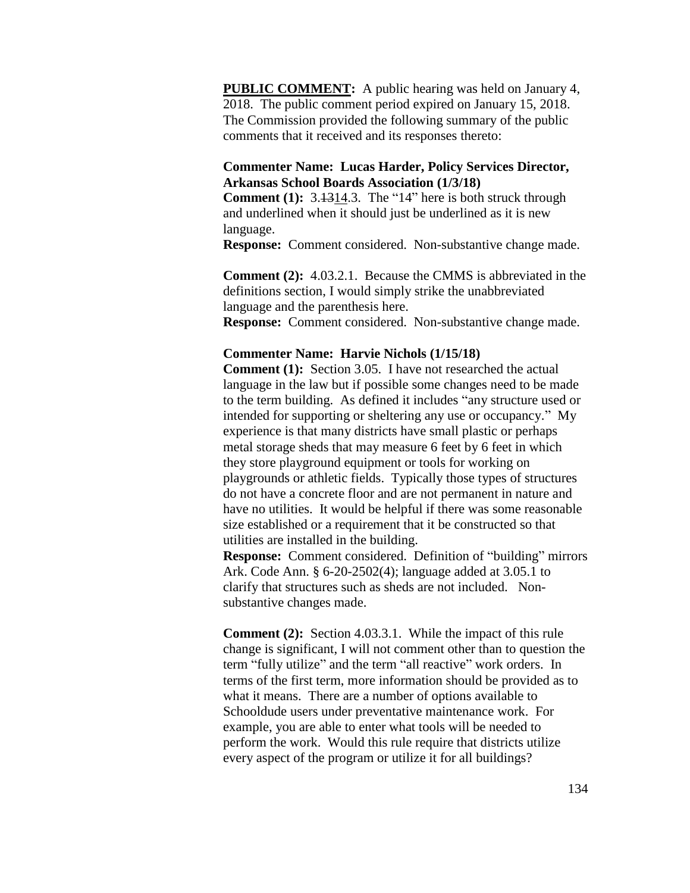**PUBLIC COMMENT:** A public hearing was held on January 4, 2018. The public comment period expired on January 15, 2018. The Commission provided the following summary of the public comments that it received and its responses thereto:

**Commenter Name: Lucas Harder, Policy Services Director, Arkansas School Boards Association (1/3/18)**

**Comment (1):** 3.~~13~~14.3. The "14" here is both struck through and underlined when it should just be underlined as it is new language.

**Response:** Comment considered. Non-substantive change made.

**Comment (2):** 4.03.2.1. Because the CMMS is abbreviated in the definitions section, I would simply strike the unabbreviated language and the parenthesis here.

**Response:** Comment considered. Non-substantive change made.

**Commenter Name: Harvie Nichols (1/15/18)**

**Comment (1):** Section 3.05. I have not researched the actual language in the law but if possible some changes need to be made to the term building. As defined it includes "any structure used or intended for supporting or sheltering any use or occupancy." My experience is that many districts have small plastic or perhaps metal storage sheds that may measure 6 feet by 6 feet in which they store playground equipment or tools for working on playgrounds or athletic fields. Typically those types of structures do not have a concrete floor and are not permanent in nature and have no utilities. It would be helpful if there was some reasonable size established or a requirement that it be constructed so that utilities are installed in the building.

**Response:** Comment considered. Definition of "building" mirrors Ark. Code Ann. § 6-20-2502(4); language added at 3.05.1 to clarify that structures such as sheds are not included. Non-substantive changes made.

**Comment (2):** Section 4.03.3.1. While the impact of this rule change is significant, I will not comment other than to question the term "fully utilize" and the term "all reactive" work orders. In terms of the first term, more information should be provided as to what it means. There are a number of options available to Schooldude users under preventative maintenance work. For example, you are able to enter what tools will be needed to perform the work. Would this rule require that districts utilize every aspect of the program or utilize it for all buildings?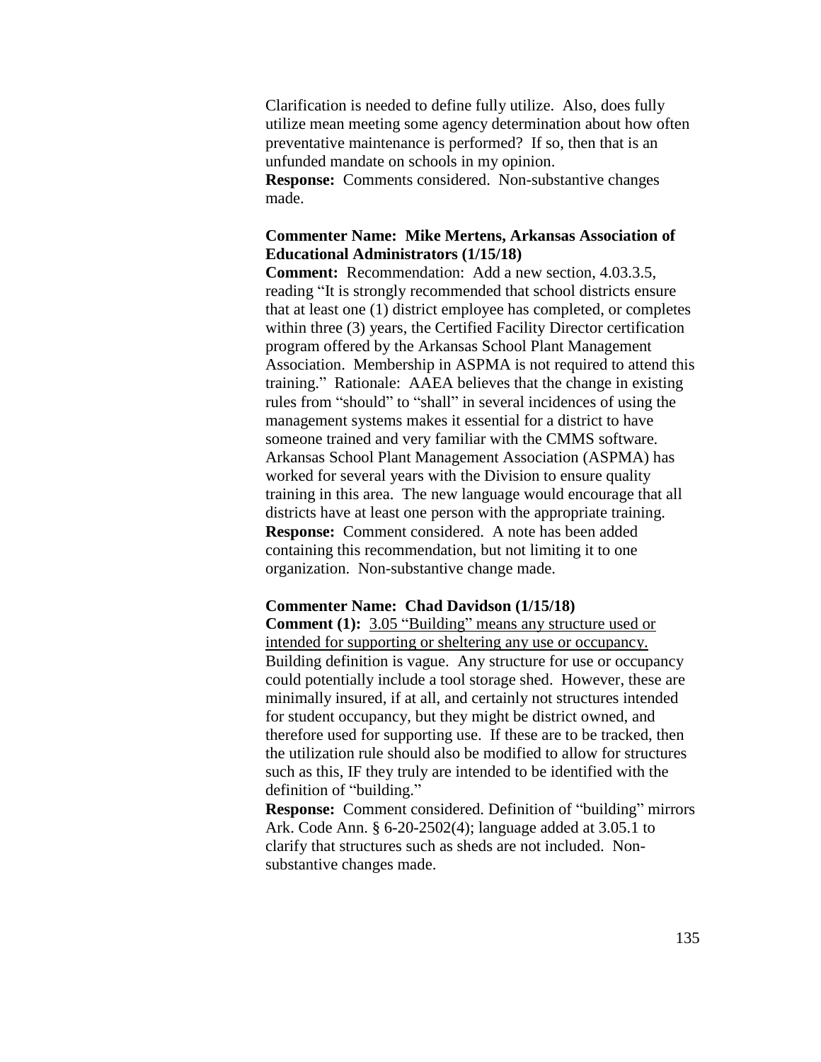Clarification is needed to define fully utilize. Also, does fully utilize mean meeting some agency determination about how often preventative maintenance is performed? If so, then that is an unfunded mandate on schools in my opinion.

**Response:** Comments considered. Non-substantive changes made.

**Commenter Name: Mike Mertens, Arkansas Association of Educational Administrators (1/15/18)**

**Comment:** Recommendation: Add a new section, 4.03.3.5, reading "It is strongly recommended that school districts ensure that at least one (1) district employee has completed, or completes within three (3) years, the Certified Facility Director certification program offered by the Arkansas School Plant Management Association. Membership in ASPMA is not required to attend this training." Rationale: AAEA believes that the change in existing rules from "should" to "shall" in several incidences of using the management systems makes it essential for a district to have someone trained and very familiar with the CMMS software. Arkansas School Plant Management Association (ASPMA) has worked for several years with the Division to ensure quality training in this area. The new language would encourage that all districts have at least one person with the appropriate training.

**Response:** Comment considered. A note has been added containing this recommendation, but not limiting it to one organization. Non-substantive change made.

**Commenter Name: Chad Davidson (1/15/18)**

**Comment (1):** <u>3.05 "Building" means any structure used or intended for supporting or sheltering any use or occupancy.</u> Building definition is vague. Any structure for use or occupancy could potentially include a tool storage shed. However, these are minimally insured, if at all, and certainly not structures intended for student occupancy, but they might be district owned, and therefore used for supporting use. If these are to be tracked, then the utilization rule should also be modified to allow for structures such as this, IF they truly are intended to be identified with the definition of "building."

**Response:** Comment considered. Definition of "building" mirrors Ark. Code Ann. § 6-20-2502(4); language added at 3.05.1 to clarify that structures such as sheds are not included. Non-substantive changes made.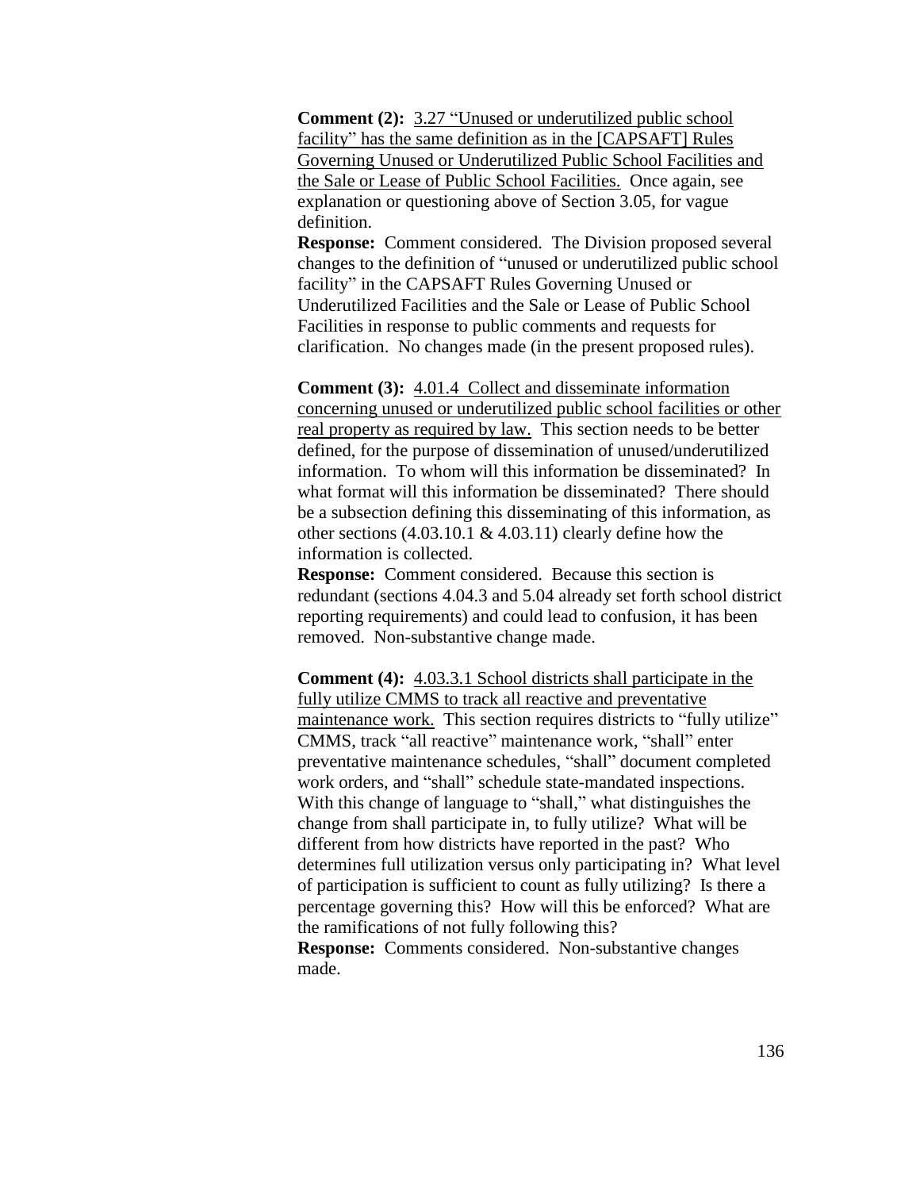**Comment (2):** <u>3.27 "Unused or underutilized public school facility" has the same definition as in the [CAPSAFT] Rules Governing Unused or Underutilized Public School Facilities and the Sale or Lease of Public School Facilities.</u> Once again, see explanation or questioning above of Section 3.05, for vague definition.

**Response:** Comment considered. The Division proposed several changes to the definition of "unused or underutilized public school facility" in the CAPSAFT Rules Governing Unused or Underutilized Facilities and the Sale or Lease of Public School Facilities in response to public comments and requests for clarification. No changes made (in the present proposed rules).

**Comment (3):** <u>4.01.4 Collect and disseminate information concerning unused or underutilized public school facilities or other real property as required by law.</u> This section needs to be better defined, for the purpose of dissemination of unused/underutilized information. To whom will this information be disseminated? In what format will this information be disseminated? There should be a subsection defining this disseminating of this information, as other sections (4.03.10.1 & 4.03.11) clearly define how the information is collected.

**Response:** Comment considered. Because this section is redundant (sections 4.04.3 and 5.04 already set forth school district reporting requirements) and could lead to confusion, it has been removed. Non-substantive change made.

**Comment (4):** <u>4.03.3.1 School districts shall participate in the fully utilize CMMS to track all reactive and preventative maintenance work.</u> This section requires districts to "fully utilize" CMMS, track "all reactive" maintenance work, "shall" enter preventative maintenance schedules, "shall" document completed work orders, and "shall" schedule state-mandated inspections. With this change of language to "shall," what distinguishes the change from shall participate in, to fully utilize? What will be different from how districts have reported in the past? Who determines full utilization versus only participating in? What level of participation is sufficient to count as fully utilizing? Is there a percentage governing this? How will this be enforced? What are the ramifications of not fully following this?

**Response:** Comments considered. Non-substantive changes made.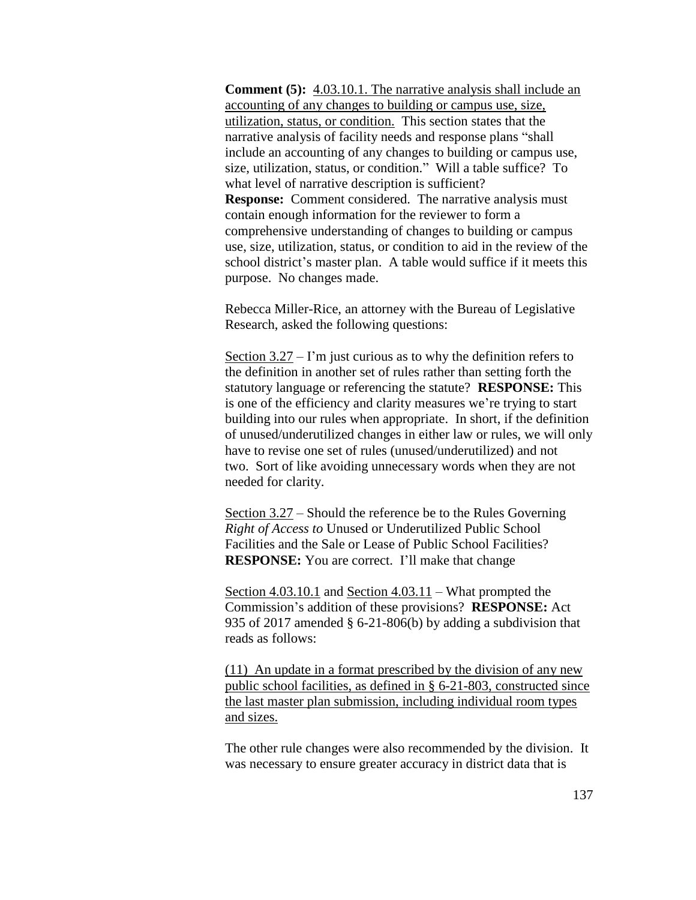**Comment (5):** <u>4.03.10.1. The narrative analysis shall include an accounting of any changes to building or campus use, size, utilization, status, or condition.</u> This section states that the narrative analysis of facility needs and response plans "shall include an accounting of any changes to building or campus use, size, utilization, status, or condition." Will a table suffice? To what level of narrative description is sufficient?
**Response:** Comment considered. The narrative analysis must contain enough information for the reviewer to form a comprehensive understanding of changes to building or campus use, size, utilization, status, or condition to aid in the review of the school district's master plan. A table would suffice if it meets this purpose. No changes made.

Rebecca Miller-Rice, an attorney with the Bureau of Legislative Research, asked the following questions:

<u>Section 3.27</u> – I'm just curious as to why the definition refers to the definition in another set of rules rather than setting forth the statutory language or referencing the statute? **RESPONSE:** This is one of the efficiency and clarity measures we're trying to start building into our rules when appropriate. In short, if the definition of unused/underutilized changes in either law or rules, we will only have to revise one set of rules (unused/underutilized) and not two. Sort of like avoiding unnecessary words when they are not needed for clarity.

<u>Section 3.27</u> – Should the reference be to the Rules Governing *Right of Access to* Unused or Underutilized Public School Facilities and the Sale or Lease of Public School Facilities? **RESPONSE:** You are correct. I'll make that change

<u>Section 4.03.10.1</u> and <u>Section 4.03.11</u> – What prompted the Commission's addition of these provisions? **RESPONSE:** Act 935 of 2017 amended § 6-21-806(b) by adding a subdivision that reads as follows:

<u>(11) An update in a format prescribed by the division of any new public school facilities, as defined in § 6-21-803, constructed since the last master plan submission, including individual room types and sizes.</u>

The other rule changes were also recommended by the division. It was necessary to ensure greater accuracy in district data that is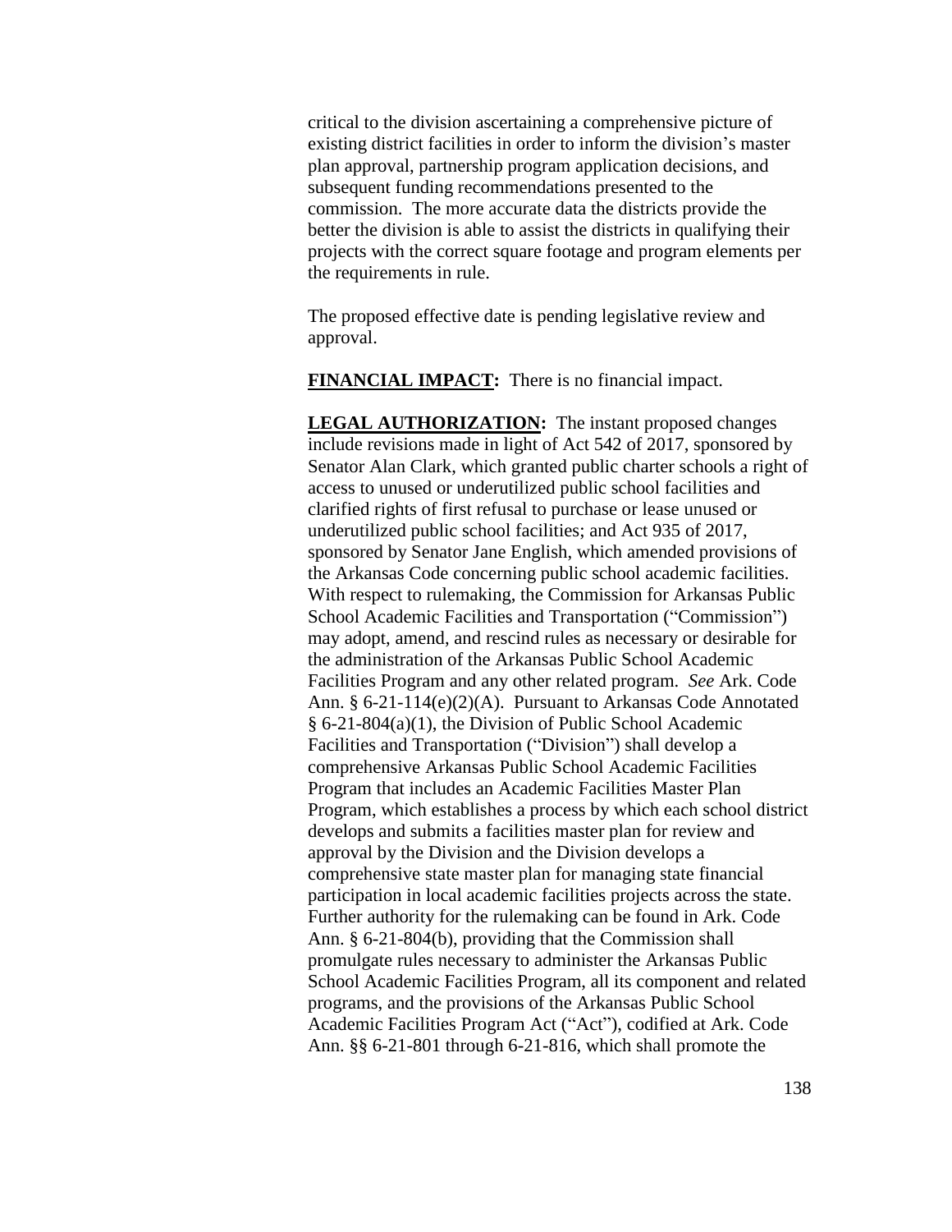critical to the division ascertaining a comprehensive picture of existing district facilities in order to inform the division's master plan approval, partnership program application decisions, and subsequent funding recommendations presented to the commission. The more accurate data the districts provide the better the division is able to assist the districts in qualifying their projects with the correct square footage and program elements per the requirements in rule.

The proposed effective date is pending legislative review and approval.

**FINANCIAL IMPACT:** There is no financial impact.

**LEGAL AUTHORIZATION:** The instant proposed changes include revisions made in light of Act 542 of 2017, sponsored by Senator Alan Clark, which granted public charter schools a right of access to unused or underutilized public school facilities and clarified rights of first refusal to purchase or lease unused or underutilized public school facilities; and Act 935 of 2017, sponsored by Senator Jane English, which amended provisions of the Arkansas Code concerning public school academic facilities. With respect to rulemaking, the Commission for Arkansas Public School Academic Facilities and Transportation ("Commission") may adopt, amend, and rescind rules as necessary or desirable for the administration of the Arkansas Public School Academic Facilities Program and any other related program. *See* Ark. Code Ann. § 6-21-114(e)(2)(A). Pursuant to Arkansas Code Annotated § 6-21-804(a)(1), the Division of Public School Academic Facilities and Transportation ("Division") shall develop a comprehensive Arkansas Public School Academic Facilities Program that includes an Academic Facilities Master Plan Program, which establishes a process by which each school district develops and submits a facilities master plan for review and approval by the Division and the Division develops a comprehensive state master plan for managing state financial participation in local academic facilities projects across the state. Further authority for the rulemaking can be found in Ark. Code Ann. § 6-21-804(b), providing that the Commission shall promulgate rules necessary to administer the Arkansas Public School Academic Facilities Program, all its component and related programs, and the provisions of the Arkansas Public School Academic Facilities Program Act ("Act"), codified at Ark. Code Ann. §§ 6-21-801 through 6-21-816, which shall promote the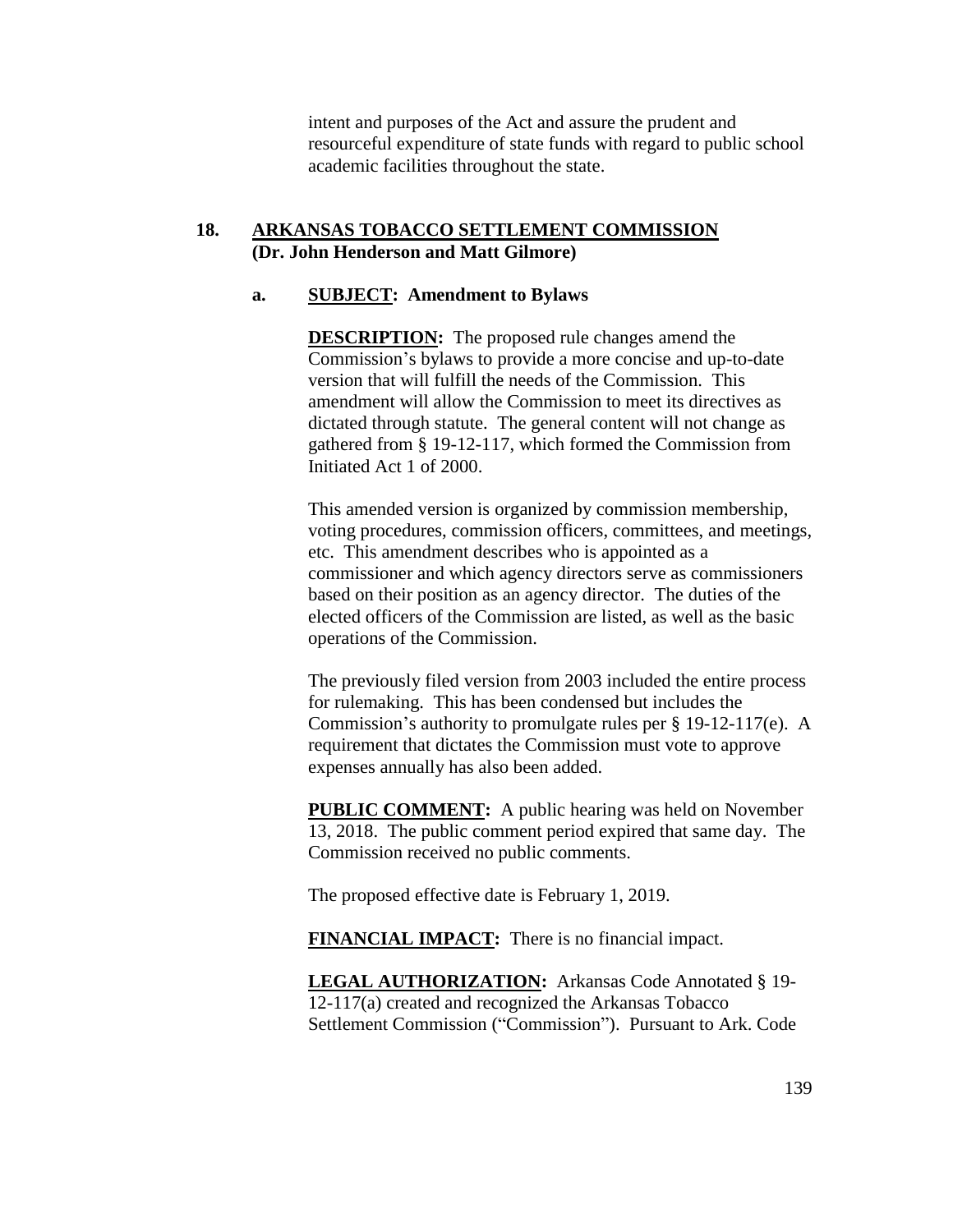intent and purposes of the Act and assure the prudent and resourceful expenditure of state funds with regard to public school academic facilities throughout the state.

## 18. ARKANSAS TOBACCO SETTLEMENT COMMISSION
**(Dr. John Henderson and Matt Gilmore)**

### a. SUBJECT: Amendment to Bylaws

**DESCRIPTION:** The proposed rule changes amend the Commission's bylaws to provide a more concise and up-to-date version that will fulfill the needs of the Commission. This amendment will allow the Commission to meet its directives as dictated through statute. The general content will not change as gathered from § 19-12-117, which formed the Commission from Initiated Act 1 of 2000.

This amended version is organized by commission membership, voting procedures, commission officers, committees, and meetings, etc. This amendment describes who is appointed as a commissioner and which agency directors serve as commissioners based on their position as an agency director. The duties of the elected officers of the Commission are listed, as well as the basic operations of the Commission.

The previously filed version from 2003 included the entire process for rulemaking. This has been condensed but includes the Commission's authority to promulgate rules per § 19-12-117(e). A requirement that dictates the Commission must vote to approve expenses annually has also been added.

**PUBLIC COMMENT:** A public hearing was held on November 13, 2018. The public comment period expired that same day. The Commission received no public comments.

The proposed effective date is February 1, 2019.

**FINANCIAL IMPACT:** There is no financial impact.

**LEGAL AUTHORIZATION:** Arkansas Code Annotated § 19-12-117(a) created and recognized the Arkansas Tobacco Settlement Commission ("Commission"). Pursuant to Ark. Code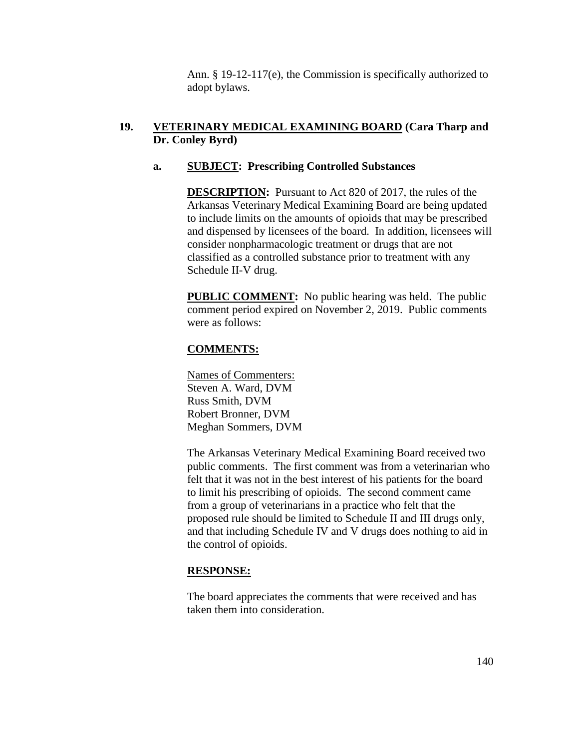Ann. § 19-12-117(e), the Commission is specifically authorized to adopt bylaws.

## 19. VETERINARY MEDICAL EXAMINING BOARD (Cara Tharp and Dr. Conley Byrd)

### a. SUBJECT: Prescribing Controlled Substances

**DESCRIPTION:** Pursuant to Act 820 of 2017, the rules of the Arkansas Veterinary Medical Examining Board are being updated to include limits on the amounts of opioids that may be prescribed and dispensed by licensees of the board. In addition, licensees will consider nonpharmacologic treatment or drugs that are not classified as a controlled substance prior to treatment with any Schedule II-V drug.

**PUBLIC COMMENT:** No public hearing was held. The public comment period expired on November 2, 2019. Public comments were as follows:

**COMMENTS:**

Names of Commenters:
Steven A. Ward, DVM
Russ Smith, DVM
Robert Bronner, DVM
Meghan Sommers, DVM

The Arkansas Veterinary Medical Examining Board received two public comments. The first comment was from a veterinarian who felt that it was not in the best interest of his patients for the board to limit his prescribing of opioids. The second comment came from a group of veterinarians in a practice who felt that the proposed rule should be limited to Schedule II and III drugs only, and that including Schedule IV and V drugs does nothing to aid in the control of opioids.

**RESPONSE:**

The board appreciates the comments that were received and has taken them into consideration.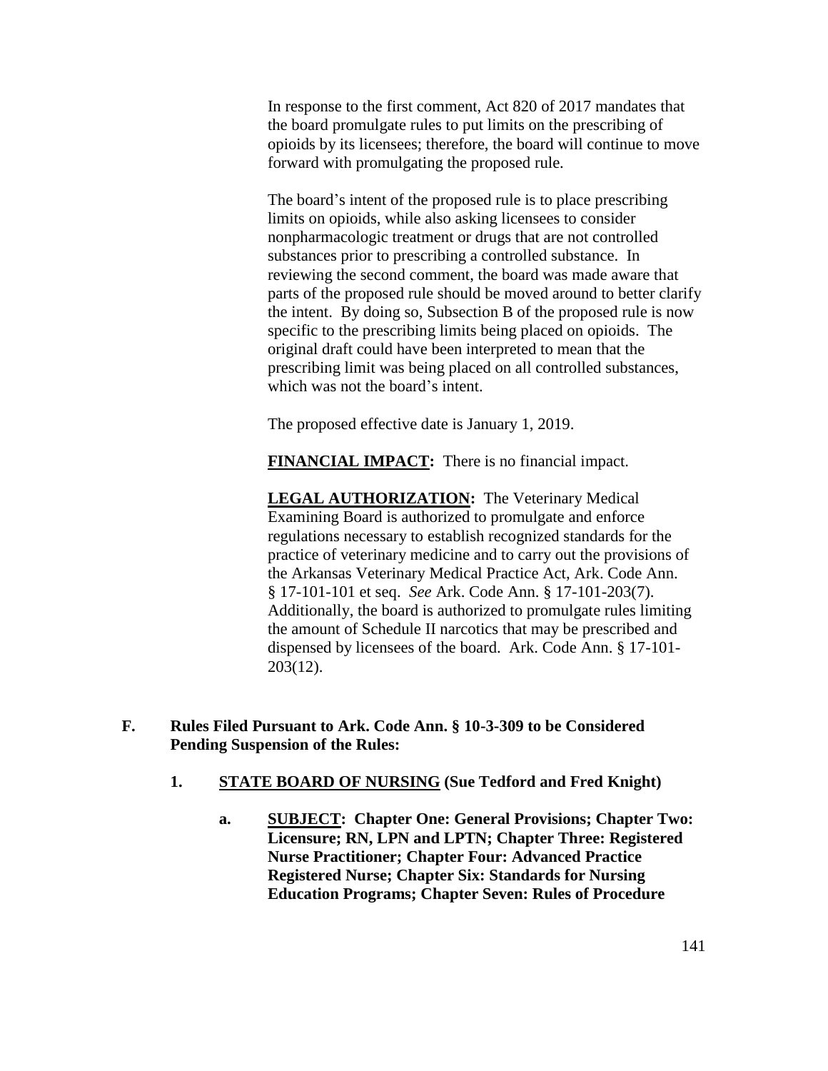In response to the first comment, Act 820 of 2017 mandates that the board promulgate rules to put limits on the prescribing of opioids by its licensees; therefore, the board will continue to move forward with promulgating the proposed rule.

The board's intent of the proposed rule is to place prescribing limits on opioids, while also asking licensees to consider nonpharmacologic treatment or drugs that are not controlled substances prior to prescribing a controlled substance. In reviewing the second comment, the board was made aware that parts of the proposed rule should be moved around to better clarify the intent. By doing so, Subsection B of the proposed rule is now specific to the prescribing limits being placed on opioids. The original draft could have been interpreted to mean that the prescribing limit was being placed on all controlled substances, which was not the board's intent.

The proposed effective date is January 1, 2019.

**FINANCIAL IMPACT:** There is no financial impact.

**LEGAL AUTHORIZATION:** The Veterinary Medical Examining Board is authorized to promulgate and enforce regulations necessary to establish recognized standards for the practice of veterinary medicine and to carry out the provisions of the Arkansas Veterinary Medical Practice Act, Ark. Code Ann. § 17-101-101 et seq. *See* Ark. Code Ann. § 17-101-203(7). Additionally, the board is authorized to promulgate rules limiting the amount of Schedule II narcotics that may be prescribed and dispensed by licensees of the board. Ark. Code Ann. § 17-101-203(12).

**F. Rules Filed Pursuant to Ark. Code Ann. § 10-3-309 to be Considered Pending Suspension of the Rules:**

**1. STATE BOARD OF NURSING (Sue Tedford and Fred Knight)**

**a. SUBJECT: Chapter One: General Provisions; Chapter Two: Licensure; RN, LPN and LPTN; Chapter Three: Registered Nurse Practitioner; Chapter Four: Advanced Practice Registered Nurse; Chapter Six: Standards for Nursing Education Programs; Chapter Seven: Rules of Procedure**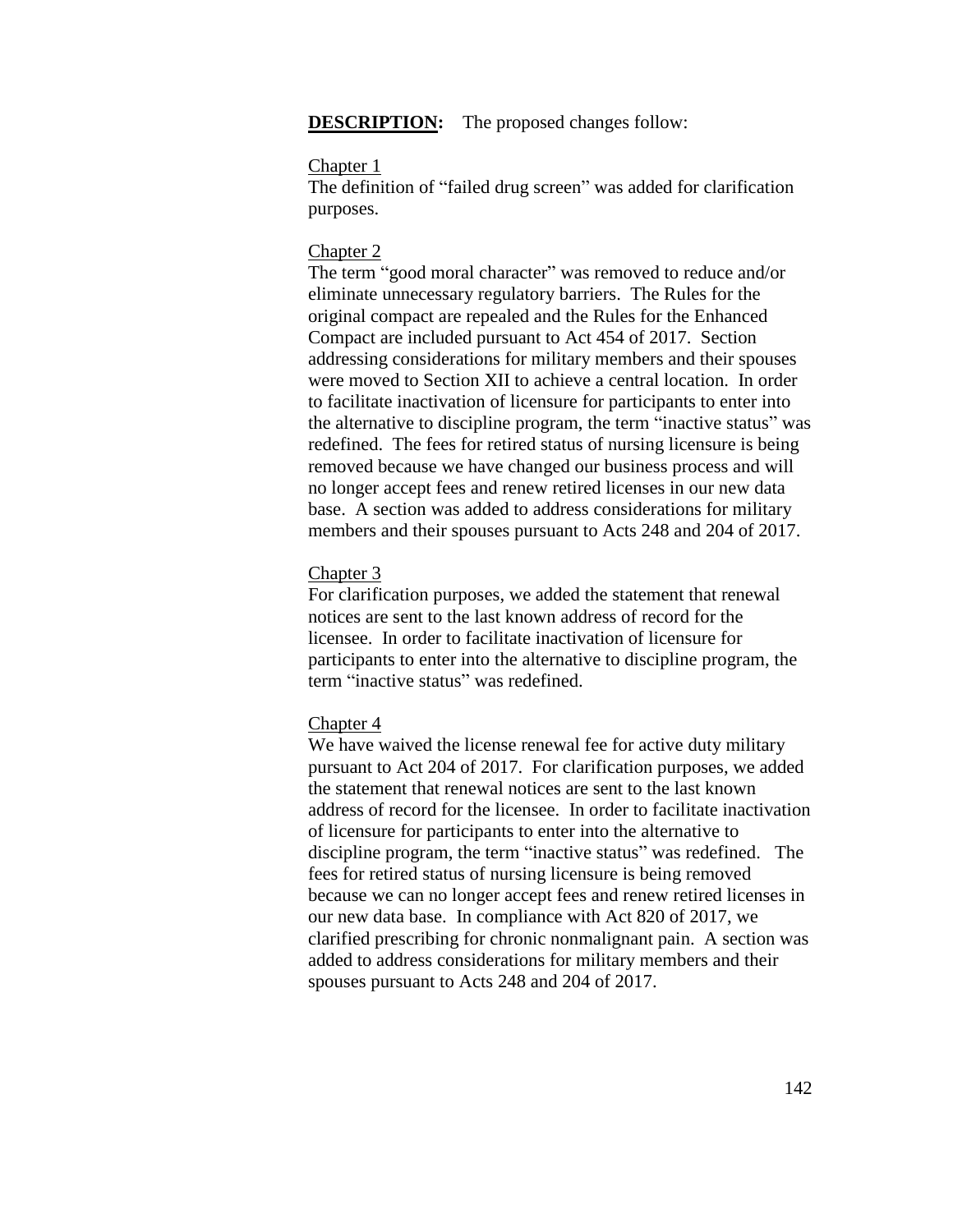**DESCRIPTION:** The proposed changes follow:

Chapter 1

The definition of "failed drug screen" was added for clarification purposes.

Chapter 2

The term "good moral character" was removed to reduce and/or eliminate unnecessary regulatory barriers. The Rules for the original compact are repealed and the Rules for the Enhanced Compact are included pursuant to Act 454 of 2017. Section addressing considerations for military members and their spouses were moved to Section XII to achieve a central location. In order to facilitate inactivation of licensure for participants to enter into the alternative to discipline program, the term "inactive status" was redefined. The fees for retired status of nursing licensure is being removed because we have changed our business process and will no longer accept fees and renew retired licenses in our new data base. A section was added to address considerations for military members and their spouses pursuant to Acts 248 and 204 of 2017.

Chapter 3

For clarification purposes, we added the statement that renewal notices are sent to the last known address of record for the licensee. In order to facilitate inactivation of licensure for participants to enter into the alternative to discipline program, the term "inactive status" was redefined.

Chapter 4

We have waived the license renewal fee for active duty military pursuant to Act 204 of 2017. For clarification purposes, we added the statement that renewal notices are sent to the last known address of record for the licensee. In order to facilitate inactivation of licensure for participants to enter into the alternative to discipline program, the term "inactive status" was redefined. The fees for retired status of nursing licensure is being removed because we can no longer accept fees and renew retired licenses in our new data base. In compliance with Act 820 of 2017, we clarified prescribing for chronic nonmalignant pain. A section was added to address considerations for military members and their spouses pursuant to Acts 248 and 204 of 2017.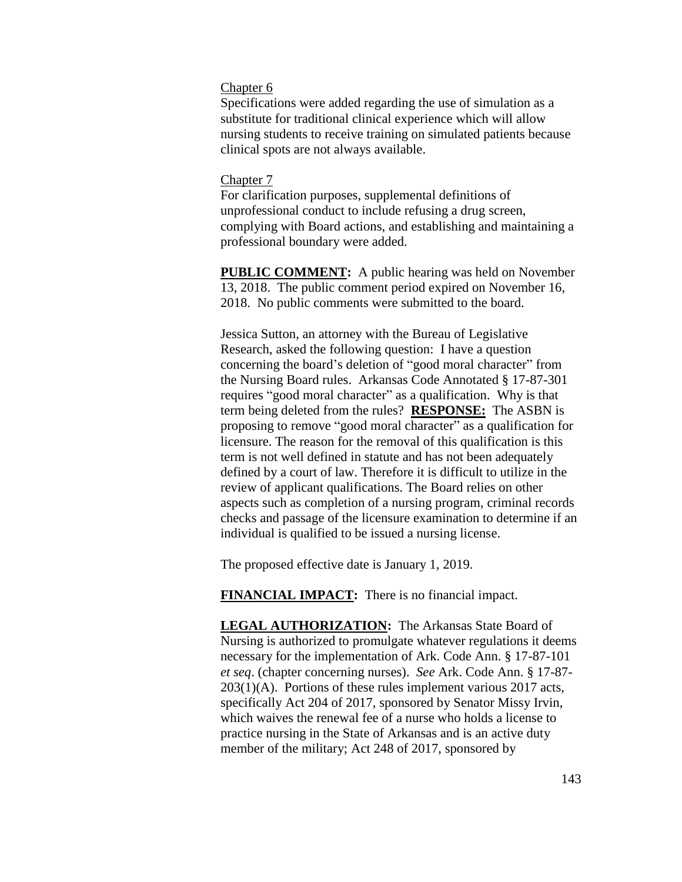Chapter 6

Specifications were added regarding the use of simulation as a substitute for traditional clinical experience which will allow nursing students to receive training on simulated patients because clinical spots are not always available.

Chapter 7

For clarification purposes, supplemental definitions of unprofessional conduct to include refusing a drug screen, complying with Board actions, and establishing and maintaining a professional boundary were added.

**PUBLIC COMMENT:** A public hearing was held on November 13, 2018. The public comment period expired on November 16, 2018. No public comments were submitted to the board.

Jessica Sutton, an attorney with the Bureau of Legislative Research, asked the following question: I have a question concerning the board's deletion of "good moral character" from the Nursing Board rules. Arkansas Code Annotated § 17-87-301 requires "good moral character" as a qualification. Why is that term being deleted from the rules? **RESPONSE:** The ASBN is proposing to remove "good moral character" as a qualification for licensure. The reason for the removal of this qualification is this term is not well defined in statute and has not been adequately defined by a court of law. Therefore it is difficult to utilize in the review of applicant qualifications. The Board relies on other aspects such as completion of a nursing program, criminal records checks and passage of the licensure examination to determine if an individual is qualified to be issued a nursing license.

The proposed effective date is January 1, 2019.

**FINANCIAL IMPACT:** There is no financial impact.

**LEGAL AUTHORIZATION:** The Arkansas State Board of Nursing is authorized to promulgate whatever regulations it deems necessary for the implementation of Ark. Code Ann. § 17-87-101 *et seq*. (chapter concerning nurses). *See* Ark. Code Ann. § 17-87-203(1)(A). Portions of these rules implement various 2017 acts, specifically Act 204 of 2017, sponsored by Senator Missy Irvin, which waives the renewal fee of a nurse who holds a license to practice nursing in the State of Arkansas and is an active duty member of the military; Act 248 of 2017, sponsored by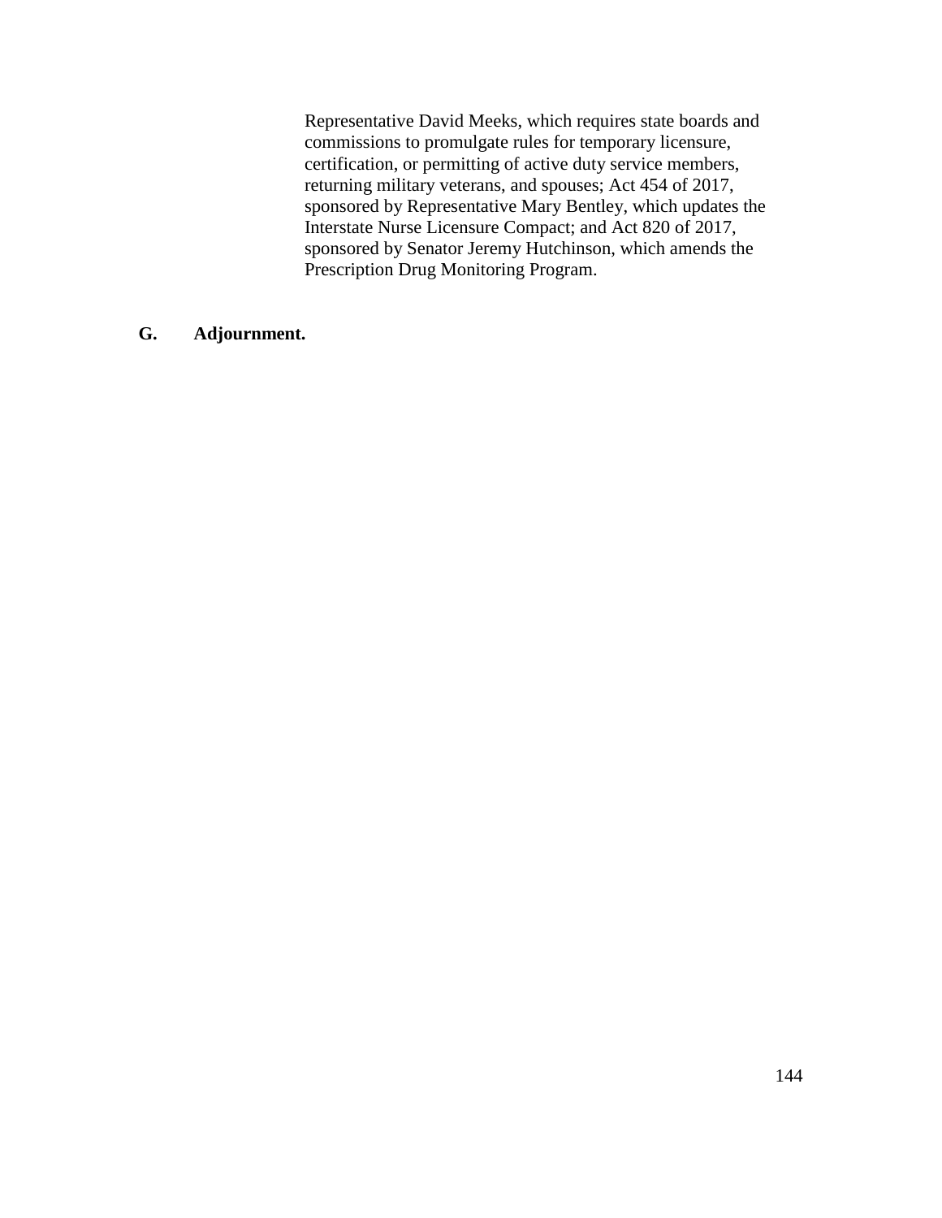Representative David Meeks, which requires state boards and commissions to promulgate rules for temporary licensure, certification, or permitting of active duty service members, returning military veterans, and spouses; Act 454 of 2017, sponsored by Representative Mary Bentley, which updates the Interstate Nurse Licensure Compact; and Act 820 of 2017, sponsored by Senator Jeremy Hutchinson, which amends the Prescription Drug Monitoring Program.

**G. Adjournment.**